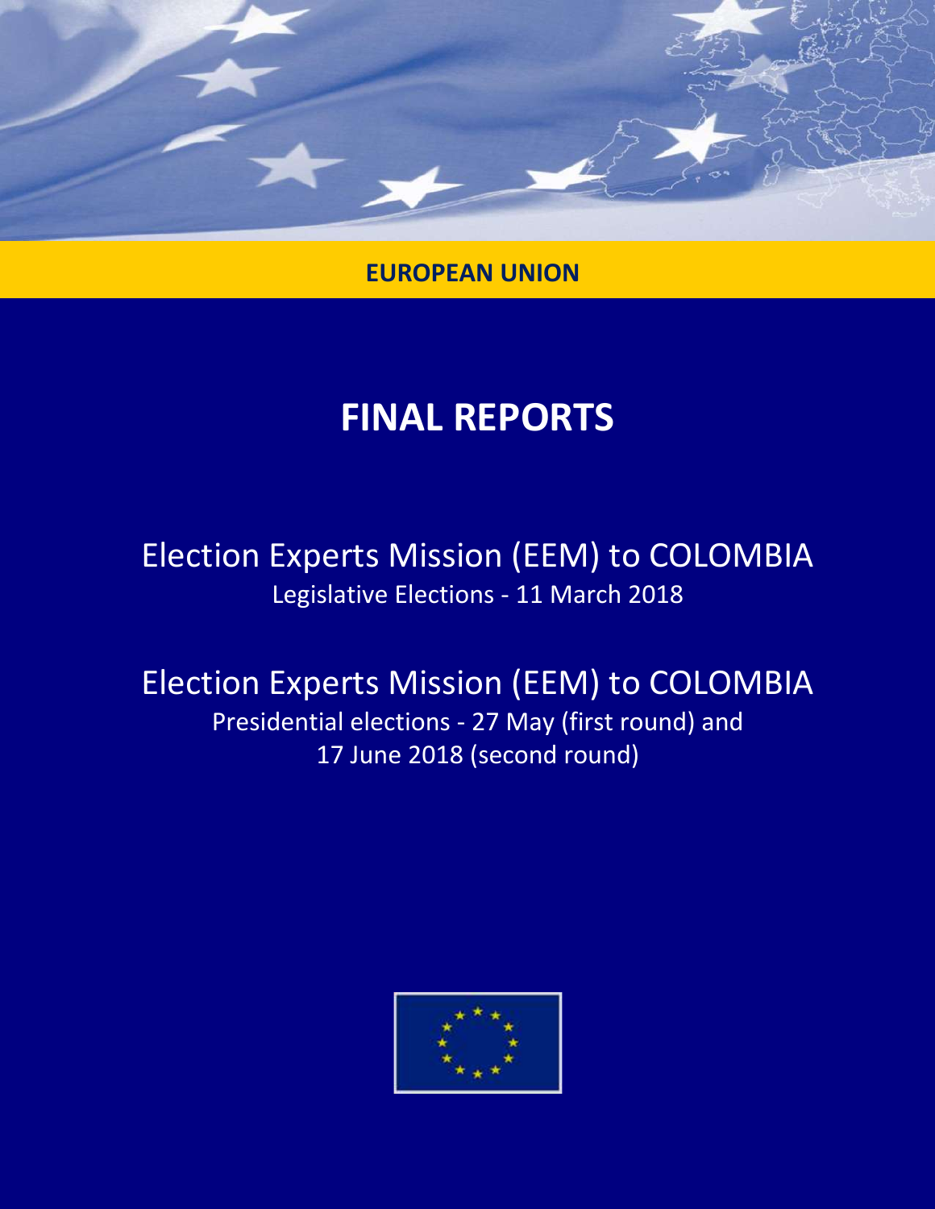EUROPEAN UNION

# FINAL REPORTS

## Election Experts Mission (EEM) to COLOMBIA

Legislative Elections - 11 March 2018

## Election Experts Mission (EEM) to COLOMBIA

Presidential elections - 27 May (first round) and 17 June 2018 (second round)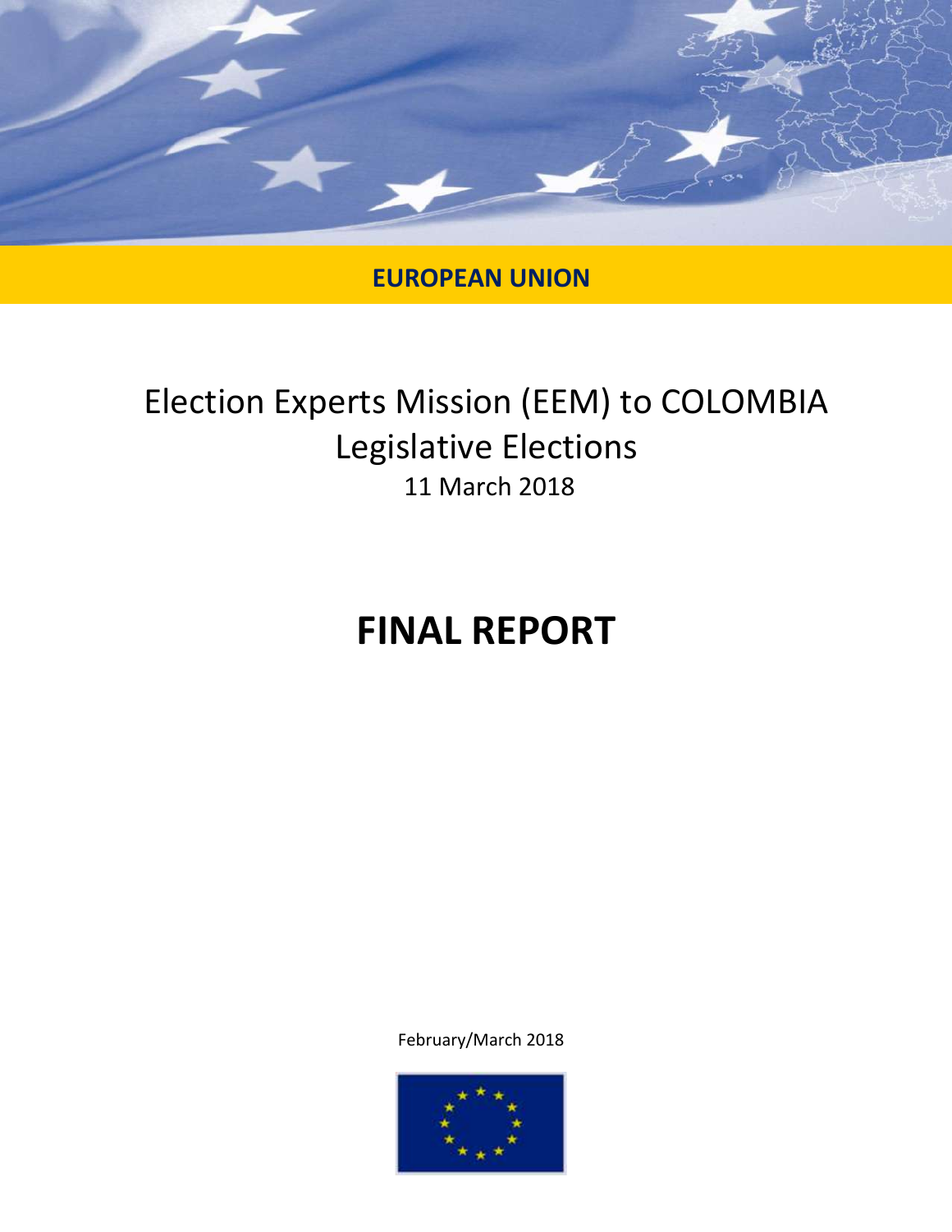EUROPEAN UNION

# Election Experts Mission (EEM) to COLOMBIA Legislative Elections

11 March 2018

# FINAL REPORT

February/March 2018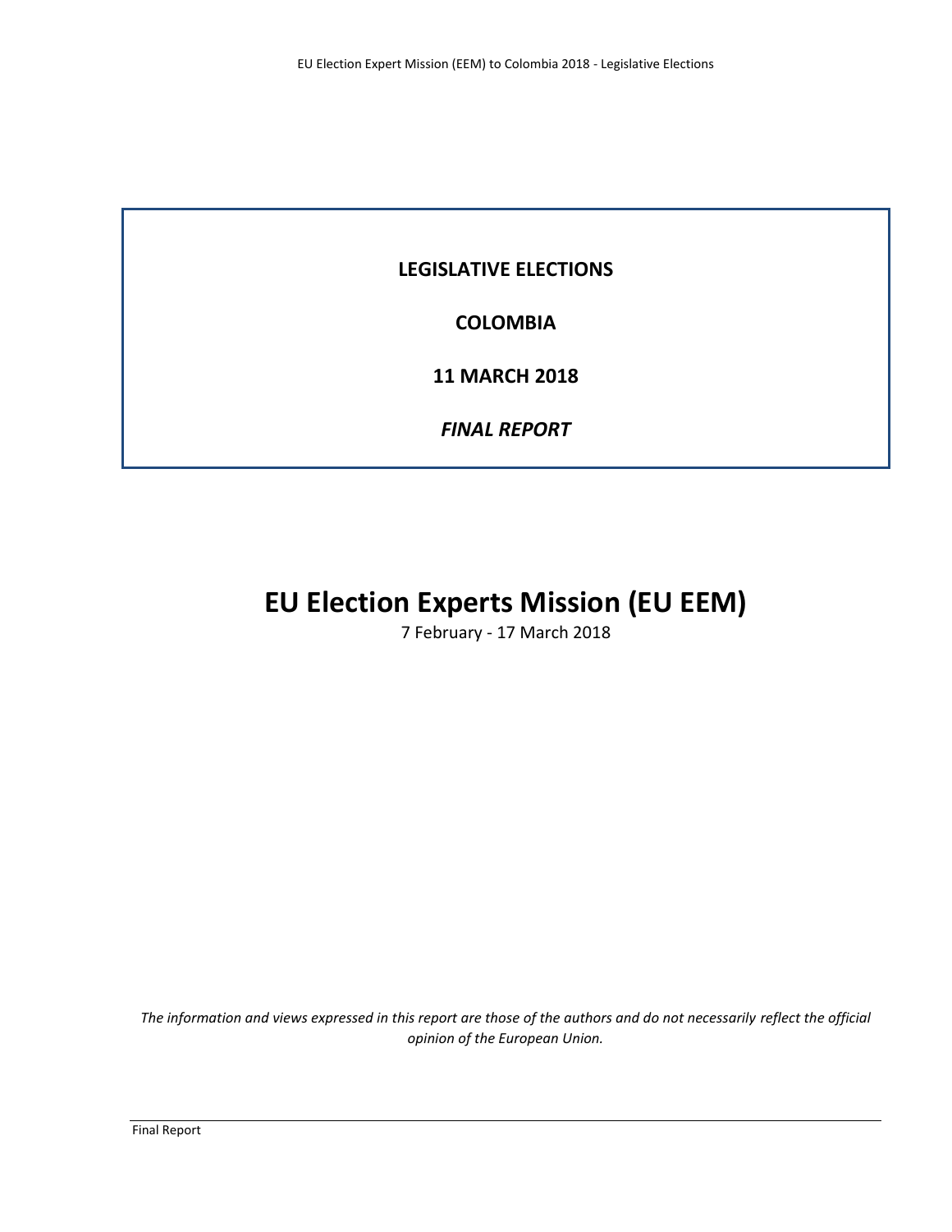**LEGISLATIVE ELECTIONS**

**COLOMBIA**

**11 MARCH 2018**

***FINAL REPORT***

# EU Election Experts Mission (EU EEM)

7 February - 17 March 2018

*The information and views expressed in this report are those of the authors and do not necessarily reflect the official opinion of the European Union.*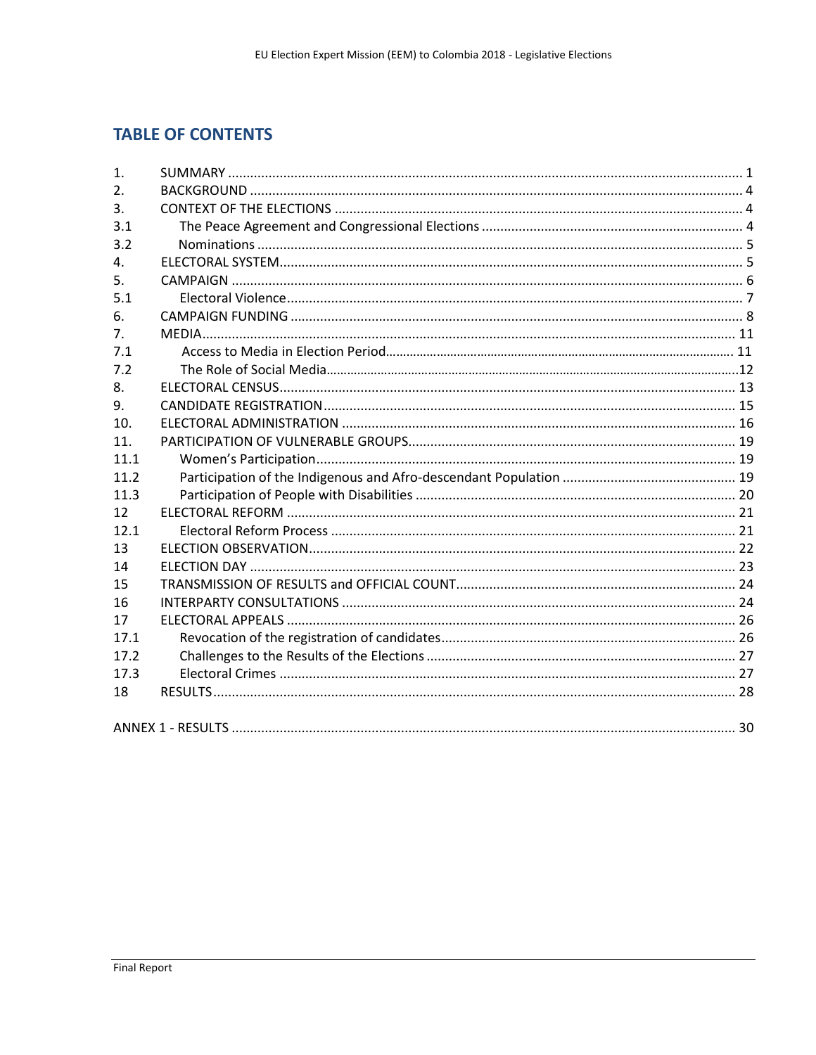## TABLE OF CONTENTS

| | | |
|---|---|---|
| 1. | SUMMARY | 1 |
| 2. | BACKGROUND | 4 |
| 3. | CONTEXT OF THE ELECTIONS | 4 |
| 3.1 | The Peace Agreement and Congressional Elections | 4 |
| 3.2 | Nominations | 5 |
| 4. | ELECTORAL SYSTEM | 5 |
| 5. | CAMPAIGN | 6 |
| 5.1 | Electoral Violence | 7 |
| 6. | CAMPAIGN FUNDING | 8 |
| 7. | MEDIA | 11 |
| 7.1 | Access to Media in Election Period | 11 |
| 7.2 | The Role of Social Media | 12 |
| 8. | ELECTORAL CENSUS | 13 |
| 9. | CANDIDATE REGISTRATION | 15 |
| 10. | ELECTORAL ADMINISTRATION | 16 |
| 11. | PARTICIPATION OF VULNERABLE GROUPS | 19 |
| 11.1 | Women's Participation | 19 |
| 11.2 | Participation of the Indigenous and Afro-descendant Population | 19 |
| 11.3 | Participation of People with Disabilities | 20 |
| 12 | ELECTORAL REFORM | 21 |
| 12.1 | Electoral Reform Process | 21 |
| 13 | ELECTION OBSERVATION | 22 |
| 14 | ELECTION DAY | 23 |
| 15 | TRANSMISSION OF RESULTS and OFFICIAL COUNT | 24 |
| 16 | INTERPARTY CONSULTATIONS | 24 |
| 17 | ELECTORAL APPEALS | 26 |
| 17.1 | Revocation of the registration of candidates | 26 |
| 17.2 | Challenges to the Results of the Elections | 27 |
| 17.3 | Electoral Crimes | 27 |
| 18 | RESULTS | 28 |
| | ANNEX 1 - RESULTS | 30 |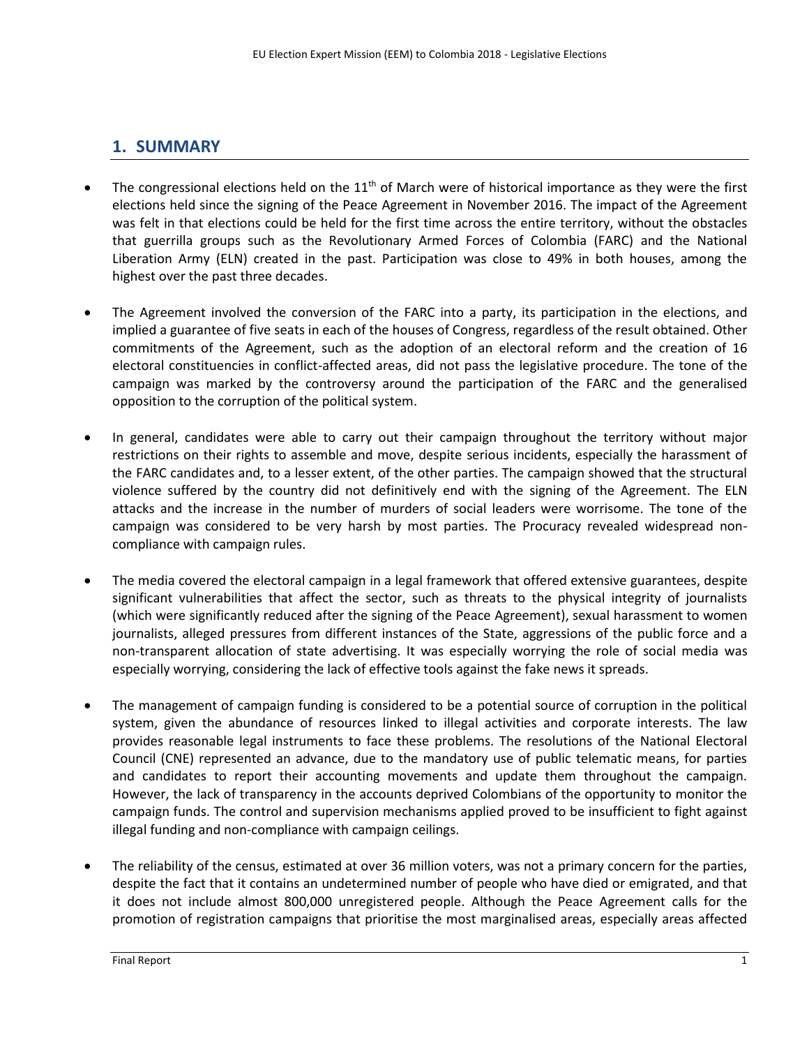## 1. SUMMARY

- The congressional elections held on the 11th of March were of historical importance as they were the first elections held since the signing of the Peace Agreement in November 2016. The impact of the Agreement was felt in that elections could be held for the first time across the entire territory, without the obstacles that guerrilla groups such as the Revolutionary Armed Forces of Colombia (FARC) and the National Liberation Army (ELN) created in the past. Participation was close to 49% in both houses, among the highest over the past three decades.

- The Agreement involved the conversion of the FARC into a party, its participation in the elections, and implied a guarantee of five seats in each of the houses of Congress, regardless of the result obtained. Other commitments of the Agreement, such as the adoption of an electoral reform and the creation of 16 electoral constituencies in conflict-affected areas, did not pass the legislative procedure. The tone of the campaign was marked by the controversy around the participation of the FARC and the generalised opposition to the corruption of the political system.

- In general, candidates were able to carry out their campaign throughout the territory without major restrictions on their rights to assemble and move, despite serious incidents, especially the harassment of the FARC candidates and, to a lesser extent, of the other parties. The campaign showed that the structural violence suffered by the country did not definitively end with the signing of the Agreement. The ELN attacks and the increase in the number of murders of social leaders were worrisome. The tone of the campaign was considered to be very harsh by most parties. The Procuracy revealed widespread non-compliance with campaign rules.

- The media covered the electoral campaign in a legal framework that offered extensive guarantees, despite significant vulnerabilities that affect the sector, such as threats to the physical integrity of journalists (which were significantly reduced after the signing of the Peace Agreement), sexual harassment to women journalists, alleged pressures from different instances of the State, aggressions of the public force and a non-transparent allocation of state advertising. It was especially worrying the role of social media was especially worrying, considering the lack of effective tools against the fake news it spreads.

- The management of campaign funding is considered to be a potential source of corruption in the political system, given the abundance of resources linked to illegal activities and corporate interests. The law provides reasonable legal instruments to face these problems. The resolutions of the National Electoral Council (CNE) represented an advance, due to the mandatory use of public telematic means, for parties and candidates to report their accounting movements and update them throughout the campaign. However, the lack of transparency in the accounts deprived Colombians of the opportunity to monitor the campaign funds. The control and supervision mechanisms applied proved to be insufficient to fight against illegal funding and non-compliance with campaign ceilings.

- The reliability of the census, estimated at over 36 million voters, was not a primary concern for the parties, despite the fact that it contains an undetermined number of people who have died or emigrated, and that it does not include almost 800,000 unregistered people. Although the Peace Agreement calls for the promotion of registration campaigns that prioritise the most marginalised areas, especially areas affected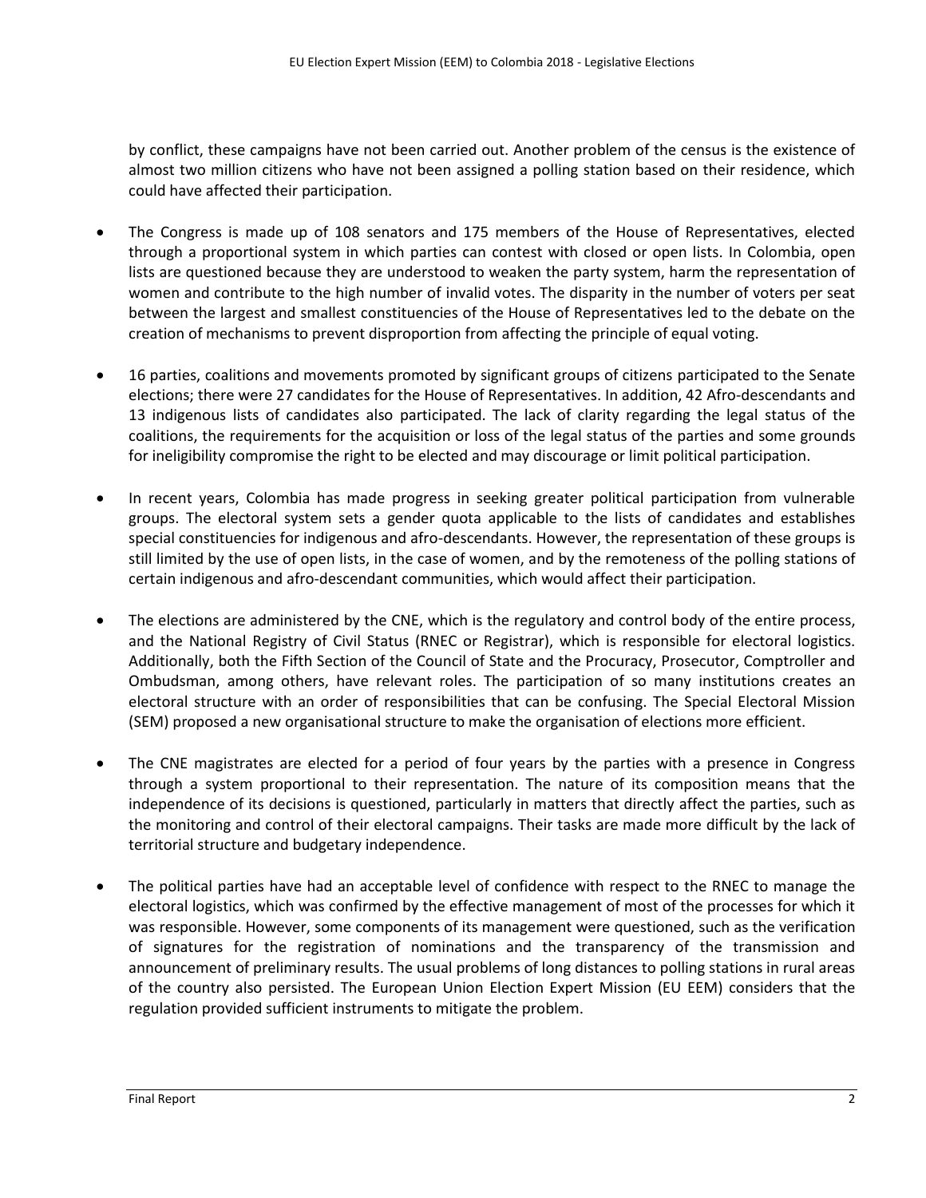by conflict, these campaigns have not been carried out. Another problem of the census is the existence of almost two million citizens who have not been assigned a polling station based on their residence, which could have affected their participation.

- The Congress is made up of 108 senators and 175 members of the House of Representatives, elected through a proportional system in which parties can contest with closed or open lists. In Colombia, open lists are questioned because they are understood to weaken the party system, harm the representation of women and contribute to the high number of invalid votes. The disparity in the number of voters per seat between the largest and smallest constituencies of the House of Representatives led to the debate on the creation of mechanisms to prevent disproportion from affecting the principle of equal voting.

- 16 parties, coalitions and movements promoted by significant groups of citizens participated to the Senate elections; there were 27 candidates for the House of Representatives. In addition, 42 Afro-descendants and 13 indigenous lists of candidates also participated. The lack of clarity regarding the legal status of the coalitions, the requirements for the acquisition or loss of the legal status of the parties and some grounds for ineligibility compromise the right to be elected and may discourage or limit political participation.

- In recent years, Colombia has made progress in seeking greater political participation from vulnerable groups. The electoral system sets a gender quota applicable to the lists of candidates and establishes special constituencies for indigenous and afro-descendants. However, the representation of these groups is still limited by the use of open lists, in the case of women, and by the remoteness of the polling stations of certain indigenous and afro-descendant communities, which would affect their participation.

- The elections are administered by the CNE, which is the regulatory and control body of the entire process, and the National Registry of Civil Status (RNEC or Registrar), which is responsible for electoral logistics. Additionally, both the Fifth Section of the Council of State and the Procuracy, Prosecutor, Comptroller and Ombudsman, among others, have relevant roles. The participation of so many institutions creates an electoral structure with an order of responsibilities that can be confusing. The Special Electoral Mission (SEM) proposed a new organisational structure to make the organisation of elections more efficient.

- The CNE magistrates are elected for a period of four years by the parties with a presence in Congress through a system proportional to their representation. The nature of its composition means that the independence of its decisions is questioned, particularly in matters that directly affect the parties, such as the monitoring and control of their electoral campaigns. Their tasks are made more difficult by the lack of territorial structure and budgetary independence.

- The political parties have had an acceptable level of confidence with respect to the RNEC to manage the electoral logistics, which was confirmed by the effective management of most of the processes for which it was responsible. However, some components of its management were questioned, such as the verification of signatures for the registration of nominations and the transparency of the transmission and announcement of preliminary results. The usual problems of long distances to polling stations in rural areas of the country also persisted. The European Union Election Expert Mission (EU EEM) considers that the regulation provided sufficient instruments to mitigate the problem.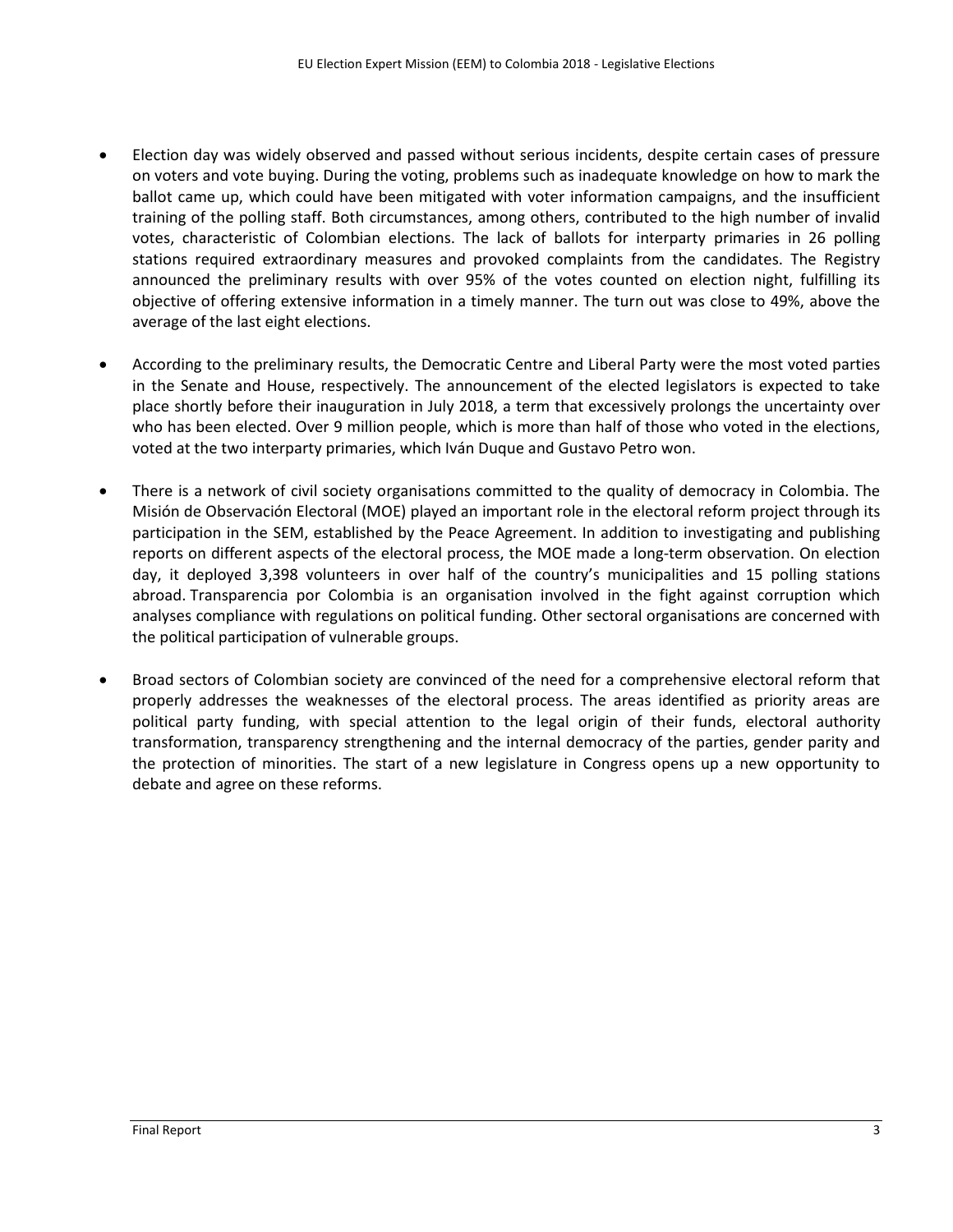- Election day was widely observed and passed without serious incidents, despite certain cases of pressure on voters and vote buying. During the voting, problems such as inadequate knowledge on how to mark the ballot came up, which could have been mitigated with voter information campaigns, and the insufficient training of the polling staff. Both circumstances, among others, contributed to the high number of invalid votes, characteristic of Colombian elections. The lack of ballots for interparty primaries in 26 polling stations required extraordinary measures and provoked complaints from the candidates. The Registry announced the preliminary results with over 95% of the votes counted on election night, fulfilling its objective of offering extensive information in a timely manner. The turn out was close to 49%, above the average of the last eight elections.

- According to the preliminary results, the Democratic Centre and Liberal Party were the most voted parties in the Senate and House, respectively. The announcement of the elected legislators is expected to take place shortly before their inauguration in July 2018, a term that excessively prolongs the uncertainty over who has been elected. Over 9 million people, which is more than half of those who voted in the elections, voted at the two interparty primaries, which Iván Duque and Gustavo Petro won.

- There is a network of civil society organisations committed to the quality of democracy in Colombia. The Misión de Observación Electoral (MOE) played an important role in the electoral reform project through its participation in the SEM, established by the Peace Agreement. In addition to investigating and publishing reports on different aspects of the electoral process, the MOE made a long-term observation. On election day, it deployed 3,398 volunteers in over half of the country's municipalities and 15 polling stations abroad. Transparencia por Colombia is an organisation involved in the fight against corruption which analyses compliance with regulations on political funding. Other sectoral organisations are concerned with the political participation of vulnerable groups.

- Broad sectors of Colombian society are convinced of the need for a comprehensive electoral reform that properly addresses the weaknesses of the electoral process. The areas identified as priority areas are political party funding, with special attention to the legal origin of their funds, electoral authority transformation, transparency strengthening and the internal democracy of the parties, gender parity and the protection of minorities. The start of a new legislature in Congress opens up a new opportunity to debate and agree on these reforms.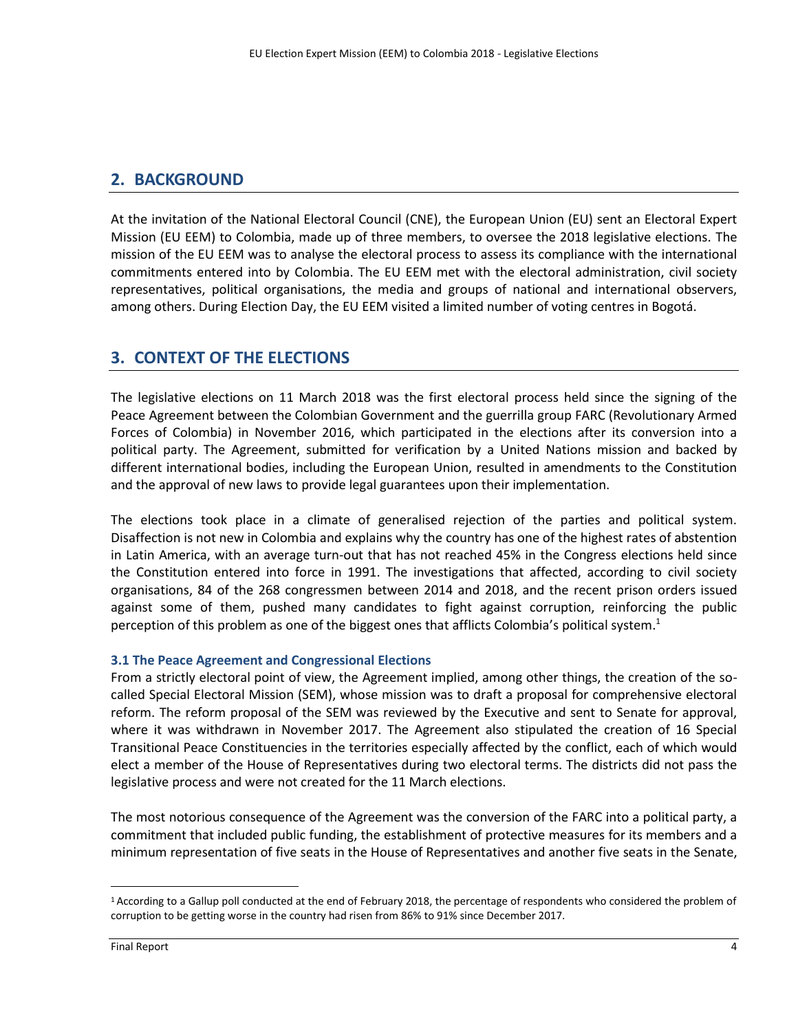## 2. BACKGROUND

At the invitation of the National Electoral Council (CNE), the European Union (EU) sent an Electoral Expert Mission (EU EEM) to Colombia, made up of three members, to oversee the 2018 legislative elections. The mission of the EU EEM was to analyse the electoral process to assess its compliance with the international commitments entered into by Colombia. The EU EEM met with the electoral administration, civil society representatives, political organisations, the media and groups of national and international observers, among others. During Election Day, the EU EEM visited a limited number of voting centres in Bogotá.

## 3. CONTEXT OF THE ELECTIONS

The legislative elections on 11 March 2018 was the first electoral process held since the signing of the Peace Agreement between the Colombian Government and the guerrilla group FARC (Revolutionary Armed Forces of Colombia) in November 2016, which participated in the elections after its conversion into a political party. The Agreement, submitted for verification by a United Nations mission and backed by different international bodies, including the European Union, resulted in amendments to the Constitution and the approval of new laws to provide legal guarantees upon their implementation.

The elections took place in a climate of generalised rejection of the parties and political system. Disaffection is not new in Colombia and explains why the country has one of the highest rates of abstention in Latin America, with an average turn-out that has not reached 45% in the Congress elections held since the Constitution entered into force in 1991. The investigations that affected, according to civil society organisations, 84 of the 268 congressmen between 2014 and 2018, and the recent prison orders issued against some of them, pushed many candidates to fight against corruption, reinforcing the public perception of this problem as one of the biggest ones that afflicts Colombia's political system.[1]

### 3.1 The Peace Agreement and Congressional Elections

From a strictly electoral point of view, the Agreement implied, among other things, the creation of the so-called Special Electoral Mission (SEM), whose mission was to draft a proposal for comprehensive electoral reform. The reform proposal of the SEM was reviewed by the Executive and sent to Senate for approval, where it was withdrawn in November 2017. The Agreement also stipulated the creation of 16 Special Transitional Peace Constituencies in the territories especially affected by the conflict, each of which would elect a member of the House of Representatives during two electoral terms. The districts did not pass the legislative process and were not created for the 11 March elections.

The most notorious consequence of the Agreement was the conversion of the FARC into a political party, a commitment that included public funding, the establishment of protective measures for its members and a minimum representation of five seats in the House of Representatives and another five seats in the Senate,

[1] According to a Gallup poll conducted at the end of February 2018, the percentage of respondents who considered the problem of corruption to be getting worse in the country had risen from 86% to 91% since December 2017.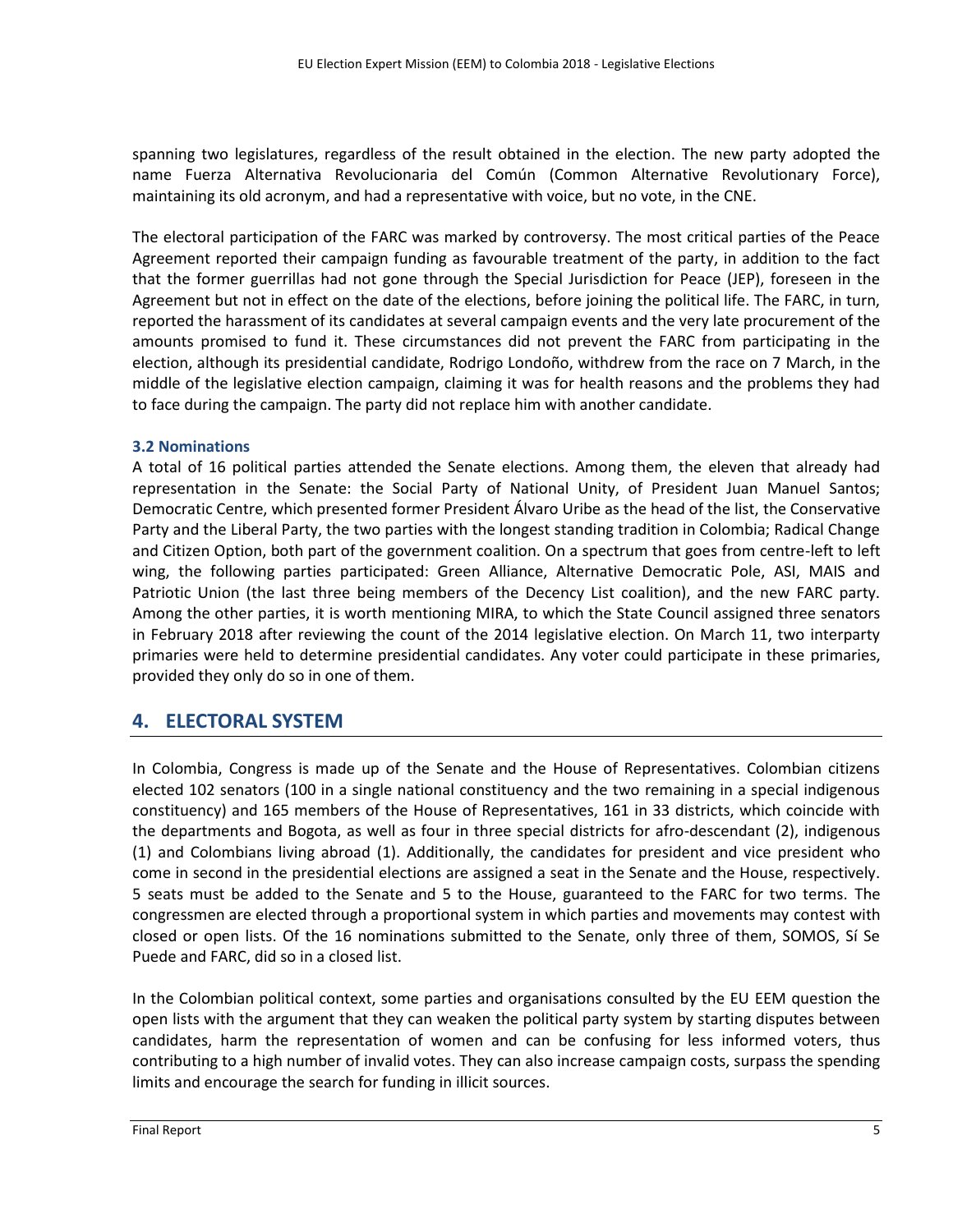spanning two legislatures, regardless of the result obtained in the election. The new party adopted the name Fuerza Alternativa Revolucionaria del Común (Common Alternative Revolutionary Force), maintaining its old acronym, and had a representative with voice, but no vote, in the CNE.

The electoral participation of the FARC was marked by controversy. The most critical parties of the Peace Agreement reported their campaign funding as favourable treatment of the party, in addition to the fact that the former guerrillas had not gone through the Special Jurisdiction for Peace (JEP), foreseen in the Agreement but not in effect on the date of the elections, before joining the political life. The FARC, in turn, reported the harassment of its candidates at several campaign events and the very late procurement of the amounts promised to fund it. These circumstances did not prevent the FARC from participating in the election, although its presidential candidate, Rodrigo Londoño, withdrew from the race on 7 March, in the middle of the legislative election campaign, claiming it was for health reasons and the problems they had to face during the campaign. The party did not replace him with another candidate.

### 3.2 Nominations

A total of 16 political parties attended the Senate elections. Among them, the eleven that already had representation in the Senate: the Social Party of National Unity, of President Juan Manuel Santos; Democratic Centre, which presented former President Álvaro Uribe as the head of the list, the Conservative Party and the Liberal Party, the two parties with the longest standing tradition in Colombia; Radical Change and Citizen Option, both part of the government coalition. On a spectrum that goes from centre-left to left wing, the following parties participated: Green Alliance, Alternative Democratic Pole, ASI, MAIS and Patriotic Union (the last three being members of the Decency List coalition), and the new FARC party. Among the other parties, it is worth mentioning MIRA, to which the State Council assigned three senators in February 2018 after reviewing the count of the 2014 legislative election. On March 11, two interparty primaries were held to determine presidential candidates. Any voter could participate in these primaries, provided they only do so in one of them.

## 4. ELECTORAL SYSTEM

In Colombia, Congress is made up of the Senate and the House of Representatives. Colombian citizens elected 102 senators (100 in a single national constituency and the two remaining in a special indigenous constituency) and 165 members of the House of Representatives, 161 in 33 districts, which coincide with the departments and Bogota, as well as four in three special districts for afro-descendant (2), indigenous (1) and Colombians living abroad (1). Additionally, the candidates for president and vice president who come in second in the presidential elections are assigned a seat in the Senate and the House, respectively. 5 seats must be added to the Senate and 5 to the House, guaranteed to the FARC for two terms. The congressmen are elected through a proportional system in which parties and movements may contest with closed or open lists. Of the 16 nominations submitted to the Senate, only three of them, SOMOS, Sí Se Puede and FARC, did so in a closed list.

In the Colombian political context, some parties and organisations consulted by the EU EEM question the open lists with the argument that they can weaken the political party system by starting disputes between candidates, harm the representation of women and can be confusing for less informed voters, thus contributing to a high number of invalid votes. They can also increase campaign costs, surpass the spending limits and encourage the search for funding in illicit sources.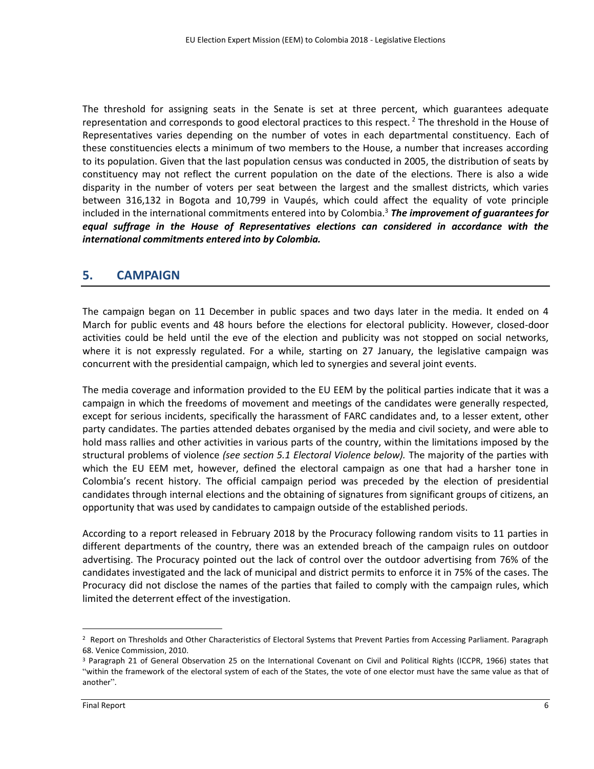The threshold for assigning seats in the Senate is set at three percent, which guarantees adequate representation and corresponds to good electoral practices to this respect. [2] The threshold in the House of Representatives varies depending on the number of votes in each departmental constituency. Each of these constituencies elects a minimum of two members to the House, a number that increases according to its population. Given that the last population census was conducted in 2005, the distribution of seats by constituency may not reflect the current population on the date of the elections. There is also a wide disparity in the number of voters per seat between the largest and the smallest districts, which varies between 316,132 in Bogota and 10,799 in Vaupés, which could affect the equality of vote principle included in the international commitments entered into by Colombia.[3] ***The improvement of guarantees for equal suffrage in the House of Representatives elections can considered in accordance with the international commitments entered into by Colombia.***

## 5. CAMPAIGN

The campaign began on 11 December in public spaces and two days later in the media. It ended on 4 March for public events and 48 hours before the elections for electoral publicity. However, closed-door activities could be held until the eve of the election and publicity was not stopped on social networks, where it is not expressly regulated. For a while, starting on 27 January, the legislative campaign was concurrent with the presidential campaign, which led to synergies and several joint events.

The media coverage and information provided to the EU EEM by the political parties indicate that it was a campaign in which the freedoms of movement and meetings of the candidates were generally respected, except for serious incidents, specifically the harassment of FARC candidates and, to a lesser extent, other party candidates. The parties attended debates organised by the media and civil society, and were able to hold mass rallies and other activities in various parts of the country, within the limitations imposed by the structural problems of violence *(see section 5.1 Electoral Violence below).* The majority of the parties with which the EU EEM met, however, defined the electoral campaign as one that had a harsher tone in Colombia's recent history. The official campaign period was preceded by the election of presidential candidates through internal elections and the obtaining of signatures from significant groups of citizens, an opportunity that was used by candidates to campaign outside of the established periods.

According to a report released in February 2018 by the Procuracy following random visits to 11 parties in different departments of the country, there was an extended breach of the campaign rules on outdoor advertising. The Procuracy pointed out the lack of control over the outdoor advertising from 76% of the candidates investigated and the lack of municipal and district permits to enforce it in 75% of the cases. The Procuracy did not disclose the names of the parties that failed to comply with the campaign rules, which limited the deterrent effect of the investigation.

---

[2] Report on Thresholds and Other Characteristics of Electoral Systems that Prevent Parties from Accessing Parliament. Paragraph 68. Venice Commission, 2010.

[3] Paragraph 21 of General Observation 25 on the International Covenant on Civil and Political Rights (ICCPR, 1966) states that "within the framework of the electoral system of each of the States, the vote of one elector must have the same value as that of another".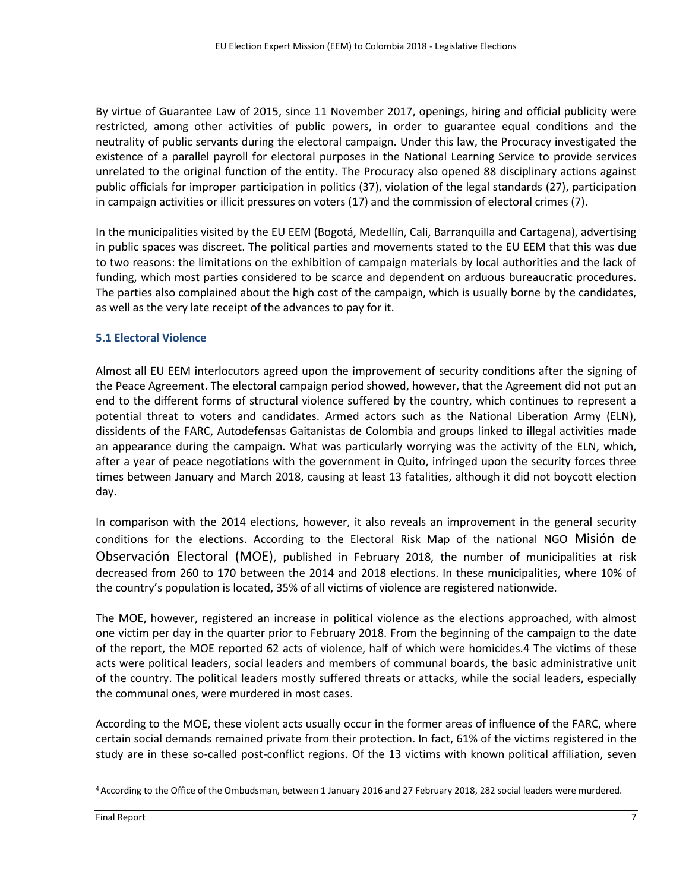By virtue of Guarantee Law of 2015, since 11 November 2017, openings, hiring and official publicity were restricted, among other activities of public powers, in order to guarantee equal conditions and the neutrality of public servants during the electoral campaign. Under this law, the Procuracy investigated the existence of a parallel payroll for electoral purposes in the National Learning Service to provide services unrelated to the original function of the entity. The Procuracy also opened 88 disciplinary actions against public officials for improper participation in politics (37), violation of the legal standards (27), participation in campaign activities or illicit pressures on voters (17) and the commission of electoral crimes (7).

In the municipalities visited by the EU EEM (Bogotá, Medellín, Cali, Barranquilla and Cartagena), advertising in public spaces was discreet. The political parties and movements stated to the EU EEM that this was due to two reasons: the limitations on the exhibition of campaign materials by local authorities and the lack of funding, which most parties considered to be scarce and dependent on arduous bureaucratic procedures. The parties also complained about the high cost of the campaign, which is usually borne by the candidates, as well as the very late receipt of the advances to pay for it.

### 5.1 Electoral Violence

Almost all EU EEM interlocutors agreed upon the improvement of security conditions after the signing of the Peace Agreement. The electoral campaign period showed, however, that the Agreement did not put an end to the different forms of structural violence suffered by the country, which continues to represent a potential threat to voters and candidates. Armed actors such as the National Liberation Army (ELN), dissidents of the FARC, Autodefensas Gaitanistas de Colombia and groups linked to illegal activities made an appearance during the campaign. What was particularly worrying was the activity of the ELN, which, after a year of peace negotiations with the government in Quito, infringed upon the security forces three times between January and March 2018, causing at least 13 fatalities, although it did not boycott election day.

In comparison with the 2014 elections, however, it also reveals an improvement in the general security conditions for the elections. According to the Electoral Risk Map of the national NGO Misión de Observación Electoral (MOE), published in February 2018, the number of municipalities at risk decreased from 260 to 170 between the 2014 and 2018 elections. In these municipalities, where 10% of the country's population is located, 35% of all victims of violence are registered nationwide.

The MOE, however, registered an increase in political violence as the elections approached, with almost one victim per day in the quarter prior to February 2018. From the beginning of the campaign to the date of the report, the MOE reported 62 acts of violence, half of which were homicides.[4] The victims of these acts were political leaders, social leaders and members of communal boards, the basic administrative unit of the country. The political leaders mostly suffered threats or attacks, while the social leaders, especially the communal ones, were murdered in most cases.

According to the MOE, these violent acts usually occur in the former areas of influence of the FARC, where certain social demands remained private from their protection. In fact, 61% of the victims registered in the study are in these so-called post-conflict regions. Of the 13 victims with known political affiliation, seven

[4] According to the Office of the Ombudsman, between 1 January 2016 and 27 February 2018, 282 social leaders were murdered.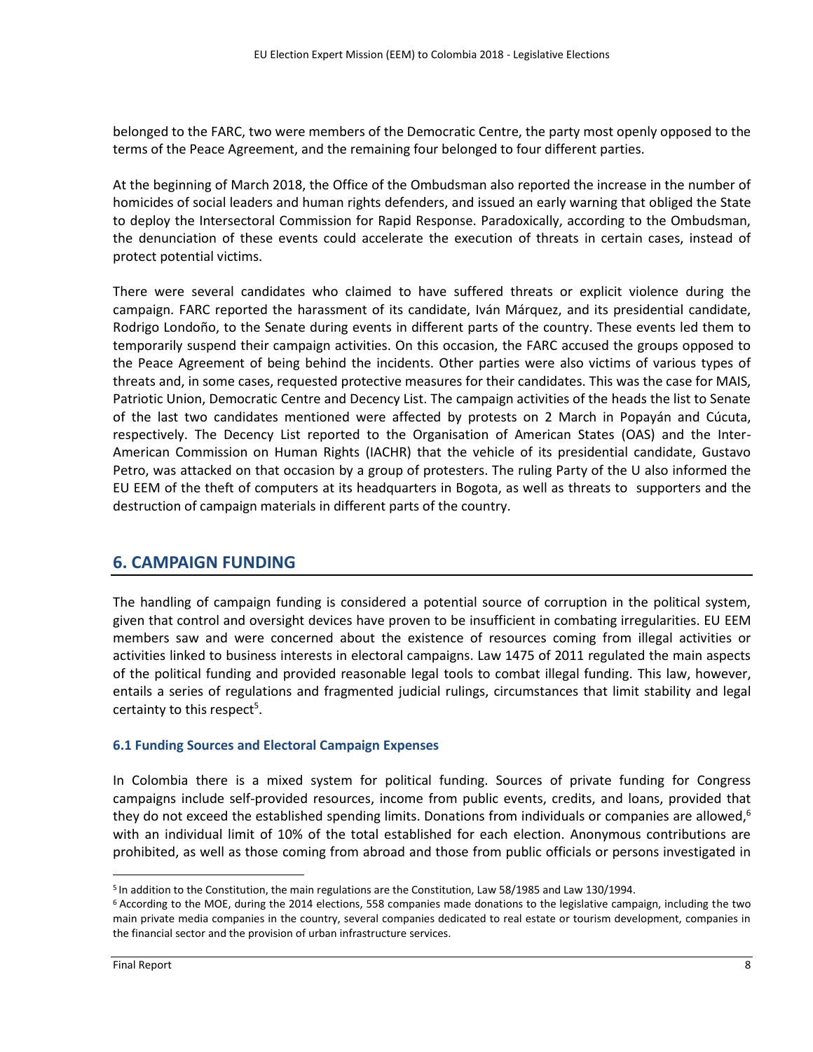belonged to the FARC, two were members of the Democratic Centre, the party most openly opposed to the terms of the Peace Agreement, and the remaining four belonged to four different parties.

At the beginning of March 2018, the Office of the Ombudsman also reported the increase in the number of homicides of social leaders and human rights defenders, and issued an early warning that obliged the State to deploy the Intersectoral Commission for Rapid Response. Paradoxically, according to the Ombudsman, the denunciation of these events could accelerate the execution of threats in certain cases, instead of protect potential victims.

There were several candidates who claimed to have suffered threats or explicit violence during the campaign. FARC reported the harassment of its candidate, Iván Márquez, and its presidential candidate, Rodrigo Londoño, to the Senate during events in different parts of the country. These events led them to temporarily suspend their campaign activities. On this occasion, the FARC accused the groups opposed to the Peace Agreement of being behind the incidents. Other parties were also victims of various types of threats and, in some cases, requested protective measures for their candidates. This was the case for MAIS, Patriotic Union, Democratic Centre and Decency List. The campaign activities of the heads the list to Senate of the last two candidates mentioned were affected by protests on 2 March in Popayán and Cúcuta, respectively. The Decency List reported to the Organisation of American States (OAS) and the Inter-American Commission on Human Rights (IACHR) that the vehicle of its presidential candidate, Gustavo Petro, was attacked on that occasion by a group of protesters. The ruling Party of the U also informed the EU EEM of the theft of computers at its headquarters in Bogota, as well as threats to supporters and the destruction of campaign materials in different parts of the country.

## 6. CAMPAIGN FUNDING

The handling of campaign funding is considered a potential source of corruption in the political system, given that control and oversight devices have proven to be insufficient in combating irregularities. EU EEM members saw and were concerned about the existence of resources coming from illegal activities or activities linked to business interests in electoral campaigns. Law 1475 of 2011 regulated the main aspects of the political funding and provided reasonable legal tools to combat illegal funding. This law, however, entails a series of regulations and fragmented judicial rulings, circumstances that limit stability and legal certainty to this respect[5].

### 6.1 Funding Sources and Electoral Campaign Expenses

In Colombia there is a mixed system for political funding. Sources of private funding for Congress campaigns include self-provided resources, income from public events, credits, and loans, provided that they do not exceed the established spending limits. Donations from individuals or companies are allowed,[6] with an individual limit of 10% of the total established for each election. Anonymous contributions are prohibited, as well as those coming from abroad and those from public officials or persons investigated in

[5] In addition to the Constitution, the main regulations are the Constitution, Law 58/1985 and Law 130/1994.

[6] According to the MOE, during the 2014 elections, 558 companies made donations to the legislative campaign, including the two main private media companies in the country, several companies dedicated to real estate or tourism development, companies in the financial sector and the provision of urban infrastructure services.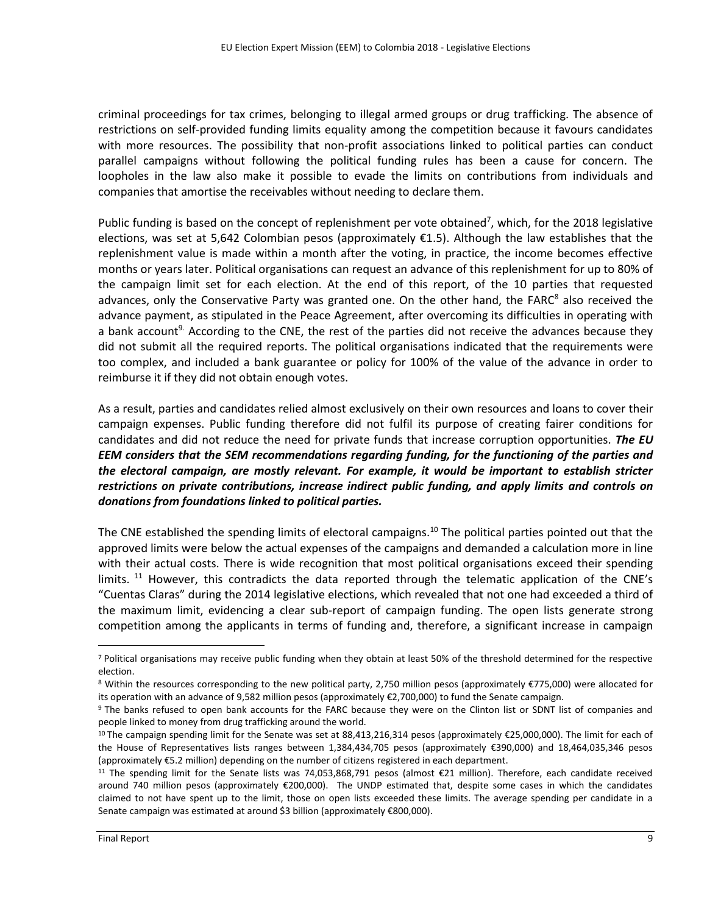criminal proceedings for tax crimes, belonging to illegal armed groups or drug trafficking. The absence of restrictions on self-provided funding limits equality among the competition because it favours candidates with more resources. The possibility that non-profit associations linked to political parties can conduct parallel campaigns without following the political funding rules has been a cause for concern. The loopholes in the law also make it possible to evade the limits on contributions from individuals and companies that amortise the receivables without needing to declare them.

Public funding is based on the concept of replenishment per vote obtained[7], which, for the 2018 legislative elections, was set at 5,642 Colombian pesos (approximately €1.5). Although the law establishes that the replenishment value is made within a month after the voting, in practice, the income becomes effective months or years later. Political organisations can request an advance of this replenishment for up to 80% of the campaign limit set for each election. At the end of this report, of the 10 parties that requested advances, only the Conservative Party was granted one. On the other hand, the FARC[8] also received the advance payment, as stipulated in the Peace Agreement, after overcoming its difficulties in operating with a bank account[9]. According to the CNE, the rest of the parties did not receive the advances because they did not submit all the required reports. The political organisations indicated that the requirements were too complex, and included a bank guarantee or policy for 100% of the value of the advance in order to reimburse it if they did not obtain enough votes.

As a result, parties and candidates relied almost exclusively on their own resources and loans to cover their campaign expenses. Public funding therefore did not fulfil its purpose of creating fairer conditions for candidates and did not reduce the need for private funds that increase corruption opportunities. ***The EU EEM considers that the SEM recommendations regarding funding, for the functioning of the parties and the electoral campaign, are mostly relevant. For example, it would be important to establish stricter restrictions on private contributions, increase indirect public funding, and apply limits and controls on donations from foundations linked to political parties.***

The CNE established the spending limits of electoral campaigns.[10] The political parties pointed out that the approved limits were below the actual expenses of the campaigns and demanded a calculation more in line with their actual costs. There is wide recognition that most political organisations exceed their spending limits. [11] However, this contradicts the data reported through the telematic application of the CNE's "Cuentas Claras" during the 2014 legislative elections, which revealed that not one had exceeded a third of the maximum limit, evidencing a clear sub-report of campaign funding. The open lists generate strong competition among the applicants in terms of funding and, therefore, a significant increase in campaign

---

[7] Political organisations may receive public funding when they obtain at least 50% of the threshold determined for the respective election.

[8] Within the resources corresponding to the new political party, 2,750 million pesos (approximately €775,000) were allocated for its operation with an advance of 9,582 million pesos (approximately €2,700,000) to fund the Senate campaign.

[9] The banks refused to open bank accounts for the FARC because they were on the Clinton list or SDNT list of companies and people linked to money from drug trafficking around the world.

[10] The campaign spending limit for the Senate was set at 88,413,216,314 pesos (approximately €25,000,000). The limit for each of the House of Representatives lists ranges between 1,384,434,705 pesos (approximately €390,000) and 18,464,035,346 pesos (approximately €5.2 million) depending on the number of citizens registered in each department.

[11] The spending limit for the Senate lists was 74,053,868,791 pesos (almost €21 million). Therefore, each candidate received around 740 million pesos (approximately €200,000). The UNDP estimated that, despite some cases in which the candidates claimed to not have spent up to the limit, those on open lists exceeded these limits. The average spending per candidate in a Senate campaign was estimated at around $3 billion (approximately €800,000).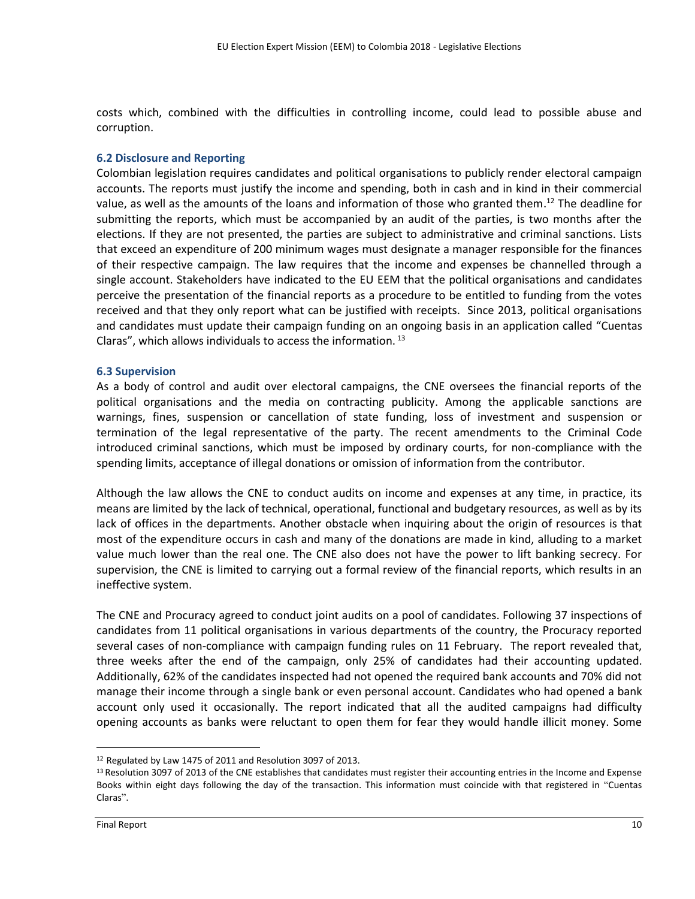costs which, combined with the difficulties in controlling income, could lead to possible abuse and corruption.

### 6.2 Disclosure and Reporting

Colombian legislation requires candidates and political organisations to publicly render electoral campaign accounts. The reports must justify the income and spending, both in cash and in kind in their commercial value, as well as the amounts of the loans and information of those who granted them.[12] The deadline for submitting the reports, which must be accompanied by an audit of the parties, is two months after the elections. If they are not presented, the parties are subject to administrative and criminal sanctions. Lists that exceed an expenditure of 200 minimum wages must designate a manager responsible for the finances of their respective campaign. The law requires that the income and expenses be channelled through a single account. Stakeholders have indicated to the EU EEM that the political organisations and candidates perceive the presentation of the financial reports as a procedure to be entitled to funding from the votes received and that they only report what can be justified with receipts. Since 2013, political organisations and candidates must update their campaign funding on an ongoing basis in an application called "Cuentas Claras", which allows individuals to access the information.[13]

### 6.3 Supervision

As a body of control and audit over electoral campaigns, the CNE oversees the financial reports of the political organisations and the media on contracting publicity. Among the applicable sanctions are warnings, fines, suspension or cancellation of state funding, loss of investment and suspension or termination of the legal representative of the party. The recent amendments to the Criminal Code introduced criminal sanctions, which must be imposed by ordinary courts, for non-compliance with the spending limits, acceptance of illegal donations or omission of information from the contributor.

Although the law allows the CNE to conduct audits on income and expenses at any time, in practice, its means are limited by the lack of technical, operational, functional and budgetary resources, as well as by its lack of offices in the departments. Another obstacle when inquiring about the origin of resources is that most of the expenditure occurs in cash and many of the donations are made in kind, alluding to a market value much lower than the real one. The CNE also does not have the power to lift banking secrecy. For supervision, the CNE is limited to carrying out a formal review of the financial reports, which results in an ineffective system.

The CNE and Procuracy agreed to conduct joint audits on a pool of candidates. Following 37 inspections of candidates from 11 political organisations in various departments of the country, the Procuracy reported several cases of non-compliance with campaign funding rules on 11 February. The report revealed that, three weeks after the end of the campaign, only 25% of candidates had their accounting updated. Additionally, 62% of the candidates inspected had not opened the required bank accounts and 70% did not manage their income through a single bank or even personal account. Candidates who had opened a bank account only used it occasionally. The report indicated that all the audited campaigns had difficulty opening accounts as banks were reluctant to open them for fear they would handle illicit money. Some

[12] Regulated by Law 1475 of 2011 and Resolution 3097 of 2013.

[13] Resolution 3097 of 2013 of the CNE establishes that candidates must register their accounting entries in the Income and Expense Books within eight days following the day of the transaction. This information must coincide with that registered in "Cuentas Claras".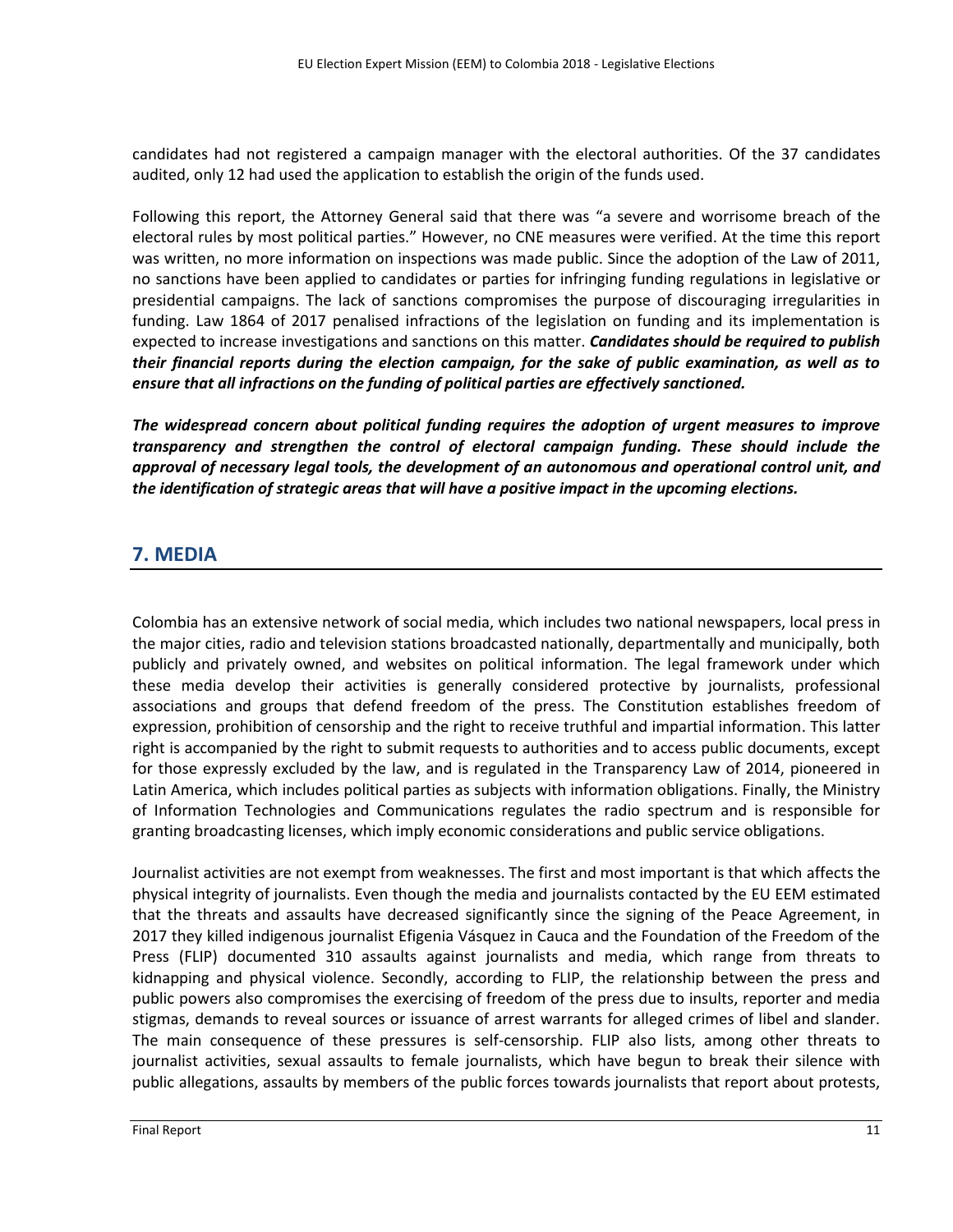candidates had not registered a campaign manager with the electoral authorities. Of the 37 candidates audited, only 12 had used the application to establish the origin of the funds used.

Following this report, the Attorney General said that there was "a severe and worrisome breach of the electoral rules by most political parties." However, no CNE measures were verified. At the time this report was written, no more information on inspections was made public. Since the adoption of the Law of 2011, no sanctions have been applied to candidates or parties for infringing funding regulations in legislative or presidential campaigns. The lack of sanctions compromises the purpose of discouraging irregularities in funding. Law 1864 of 2017 penalised infractions of the legislation on funding and its implementation is expected to increase investigations and sanctions on this matter. ***Candidates should be required to publish their financial reports during the election campaign, for the sake of public examination, as well as to ensure that all infractions on the funding of political parties are effectively sanctioned.***

***The widespread concern about political funding requires the adoption of urgent measures to improve transparency and strengthen the control of electoral campaign funding. These should include the approval of necessary legal tools, the development of an autonomous and operational control unit, and the identification of strategic areas that will have a positive impact in the upcoming elections.***

## 7. MEDIA

Colombia has an extensive network of social media, which includes two national newspapers, local press in the major cities, radio and television stations broadcasted nationally, departmentally and municipally, both publicly and privately owned, and websites on political information. The legal framework under which these media develop their activities is generally considered protective by journalists, professional associations and groups that defend freedom of the press. The Constitution establishes freedom of expression, prohibition of censorship and the right to receive truthful and impartial information. This latter right is accompanied by the right to submit requests to authorities and to access public documents, except for those expressly excluded by the law, and is regulated in the Transparency Law of 2014, pioneered in Latin America, which includes political parties as subjects with information obligations. Finally, the Ministry of Information Technologies and Communications regulates the radio spectrum and is responsible for granting broadcasting licenses, which imply economic considerations and public service obligations.

Journalist activities are not exempt from weaknesses. The first and most important is that which affects the physical integrity of journalists. Even though the media and journalists contacted by the EU EEM estimated that the threats and assaults have decreased significantly since the signing of the Peace Agreement, in 2017 they killed indigenous journalist Efigenia Vásquez in Cauca and the Foundation of the Freedom of the Press (FLIP) documented 310 assaults against journalists and media, which range from threats to kidnapping and physical violence. Secondly, according to FLIP, the relationship between the press and public powers also compromises the exercising of freedom of the press due to insults, reporter and media stigmas, demands to reveal sources or issuance of arrest warrants for alleged crimes of libel and slander. The main consequence of these pressures is self-censorship. FLIP also lists, among other threats to journalist activities, sexual assaults to female journalists, which have begun to break their silence with public allegations, assaults by members of the public forces towards journalists that report about protests,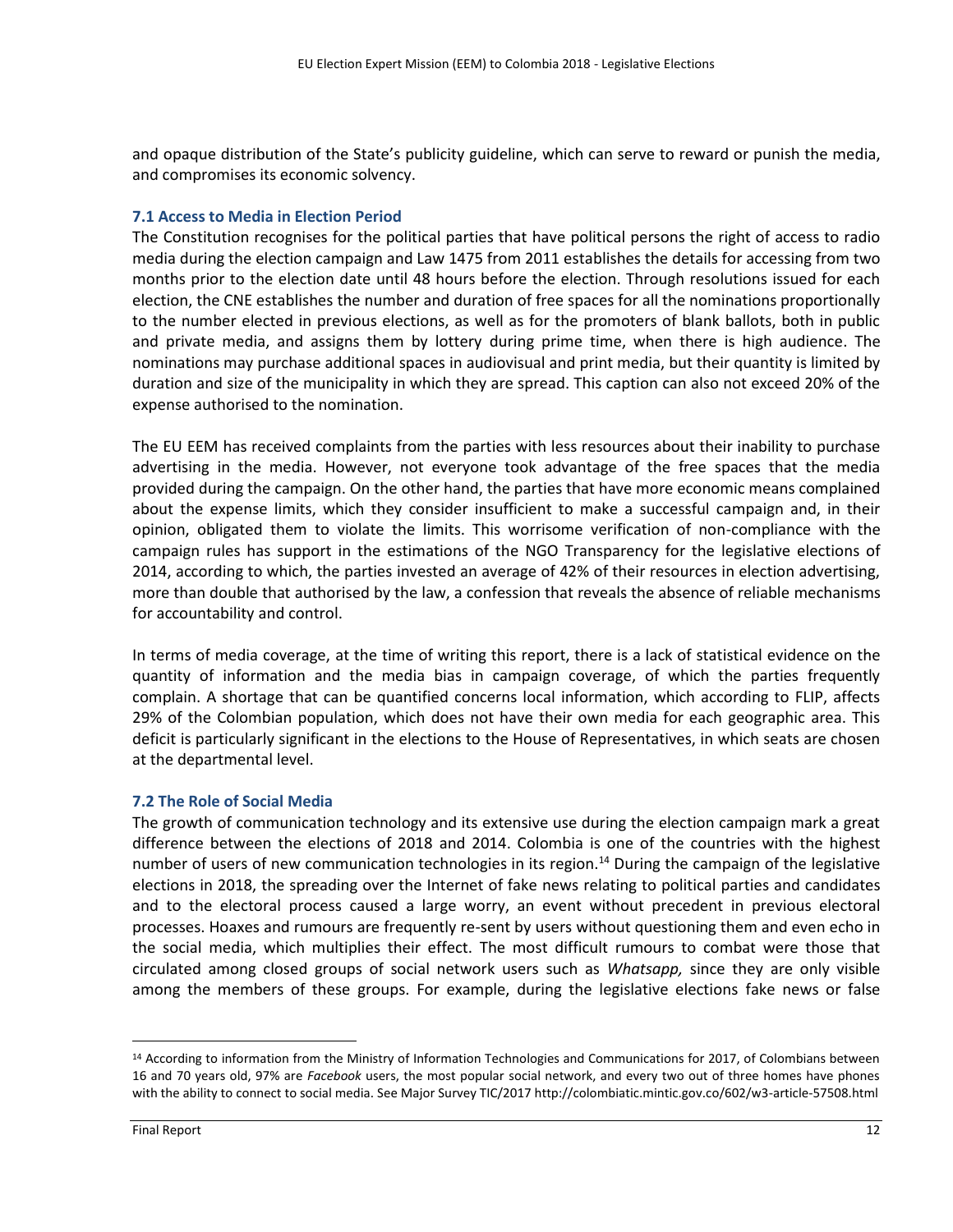and opaque distribution of the State's publicity guideline, which can serve to reward or punish the media, and compromises its economic solvency.

### 7.1 Access to Media in Election Period

The Constitution recognises for the political parties that have political persons the right of access to radio media during the election campaign and Law 1475 from 2011 establishes the details for accessing from two months prior to the election date until 48 hours before the election. Through resolutions issued for each election, the CNE establishes the number and duration of free spaces for all the nominations proportionally to the number elected in previous elections, as well as for the promoters of blank ballots, both in public and private media, and assigns them by lottery during prime time, when there is high audience. The nominations may purchase additional spaces in audiovisual and print media, but their quantity is limited by duration and size of the municipality in which they are spread. This caption can also not exceed 20% of the expense authorised to the nomination.

The EU EEM has received complaints from the parties with less resources about their inability to purchase advertising in the media. However, not everyone took advantage of the free spaces that the media provided during the campaign. On the other hand, the parties that have more economic means complained about the expense limits, which they consider insufficient to make a successful campaign and, in their opinion, obligated them to violate the limits. This worrisome verification of non-compliance with the campaign rules has support in the estimations of the NGO Transparency for the legislative elections of 2014, according to which, the parties invested an average of 42% of their resources in election advertising, more than double that authorised by the law, a confession that reveals the absence of reliable mechanisms for accountability and control.

In terms of media coverage, at the time of writing this report, there is a lack of statistical evidence on the quantity of information and the media bias in campaign coverage, of which the parties frequently complain. A shortage that can be quantified concerns local information, which according to FLIP, affects 29% of the Colombian population, which does not have their own media for each geographic area. This deficit is particularly significant in the elections to the House of Representatives, in which seats are chosen at the departmental level.

### 7.2 The Role of Social Media

The growth of communication technology and its extensive use during the election campaign mark a great difference between the elections of 2018 and 2014. Colombia is one of the countries with the highest number of users of new communication technologies in its region.[14] During the campaign of the legislative elections in 2018, the spreading over the Internet of fake news relating to political parties and candidates and to the electoral process caused a large worry, an event without precedent in previous electoral processes. Hoaxes and rumours are frequently re-sent by users without questioning them and even echo in the social media, which multiplies their effect. The most difficult rumours to combat were those that circulated among closed groups of social network users such as *Whatsapp,* since they are only visible among the members of these groups. For example, during the legislative elections fake news or false

---

[14] According to information from the Ministry of Information Technologies and Communications for 2017, of Colombians between 16 and 70 years old, 97% are *Facebook* users, the most popular social network, and every two out of three homes have phones with the ability to connect to social media. See Major Survey TIC/2017 http://colombiatic.mintic.gov.co/602/w3-article-57508.html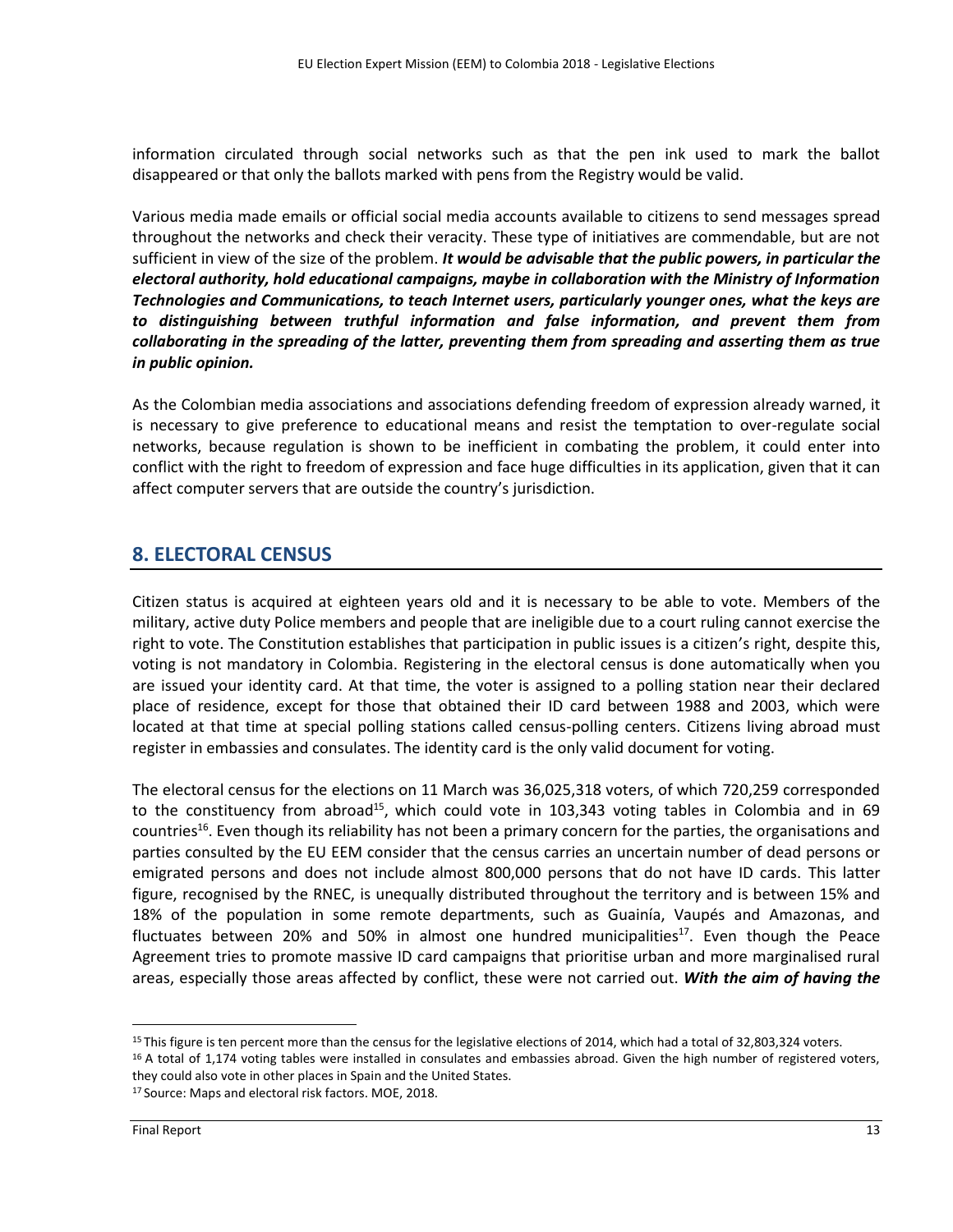information circulated through social networks such as that the pen ink used to mark the ballot disappeared or that only the ballots marked with pens from the Registry would be valid.

Various media made emails or official social media accounts available to citizens to send messages spread throughout the networks and check their veracity. These type of initiatives are commendable, but are not sufficient in view of the size of the problem. ***It would be advisable that the public powers, in particular the electoral authority, hold educational campaigns, maybe in collaboration with the Ministry of Information Technologies and Communications, to teach Internet users, particularly younger ones, what the keys are to distinguishing between truthful information and false information, and prevent them from collaborating in the spreading of the latter, preventing them from spreading and asserting them as true in public opinion.***

As the Colombian media associations and associations defending freedom of expression already warned, it is necessary to give preference to educational means and resist the temptation to over-regulate social networks, because regulation is shown to be inefficient in combating the problem, it could enter into conflict with the right to freedom of expression and face huge difficulties in its application, given that it can affect computer servers that are outside the country's jurisdiction.

## 8. ELECTORAL CENSUS

Citizen status is acquired at eighteen years old and it is necessary to be able to vote. Members of the military, active duty Police members and people that are ineligible due to a court ruling cannot exercise the right to vote. The Constitution establishes that participation in public issues is a citizen's right, despite this, voting is not mandatory in Colombia. Registering in the electoral census is done automatically when you are issued your identity card. At that time, the voter is assigned to a polling station near their declared place of residence, except for those that obtained their ID card between 1988 and 2003, which were located at that time at special polling stations called census-polling centers. Citizens living abroad must register in embassies and consulates. The identity card is the only valid document for voting.

The electoral census for the elections on 11 March was 36,025,318 voters, of which 720,259 corresponded to the constituency from abroad[15], which could vote in 103,343 voting tables in Colombia and in 69 countries[16]. Even though its reliability has not been a primary concern for the parties, the organisations and parties consulted by the EU EEM consider that the census carries an uncertain number of dead persons or emigrated persons and does not include almost 800,000 persons that do not have ID cards. This latter figure, recognised by the RNEC, is unequally distributed throughout the territory and is between 15% and 18% of the population in some remote departments, such as Guainía, Vaupés and Amazonas, and fluctuates between 20% and 50% in almost one hundred municipalities[17]. Even though the Peace Agreement tries to promote massive ID card campaigns that prioritise urban and more marginalised rural areas, especially those areas affected by conflict, these were not carried out. ***With the aim of having the***

[15] This figure is ten percent more than the census for the legislative elections of 2014, which had a total of 32,803,324 voters.

[16] A total of 1,174 voting tables were installed in consulates and embassies abroad. Given the high number of registered voters, they could also vote in other places in Spain and the United States.

[17] Source: Maps and electoral risk factors. MOE, 2018.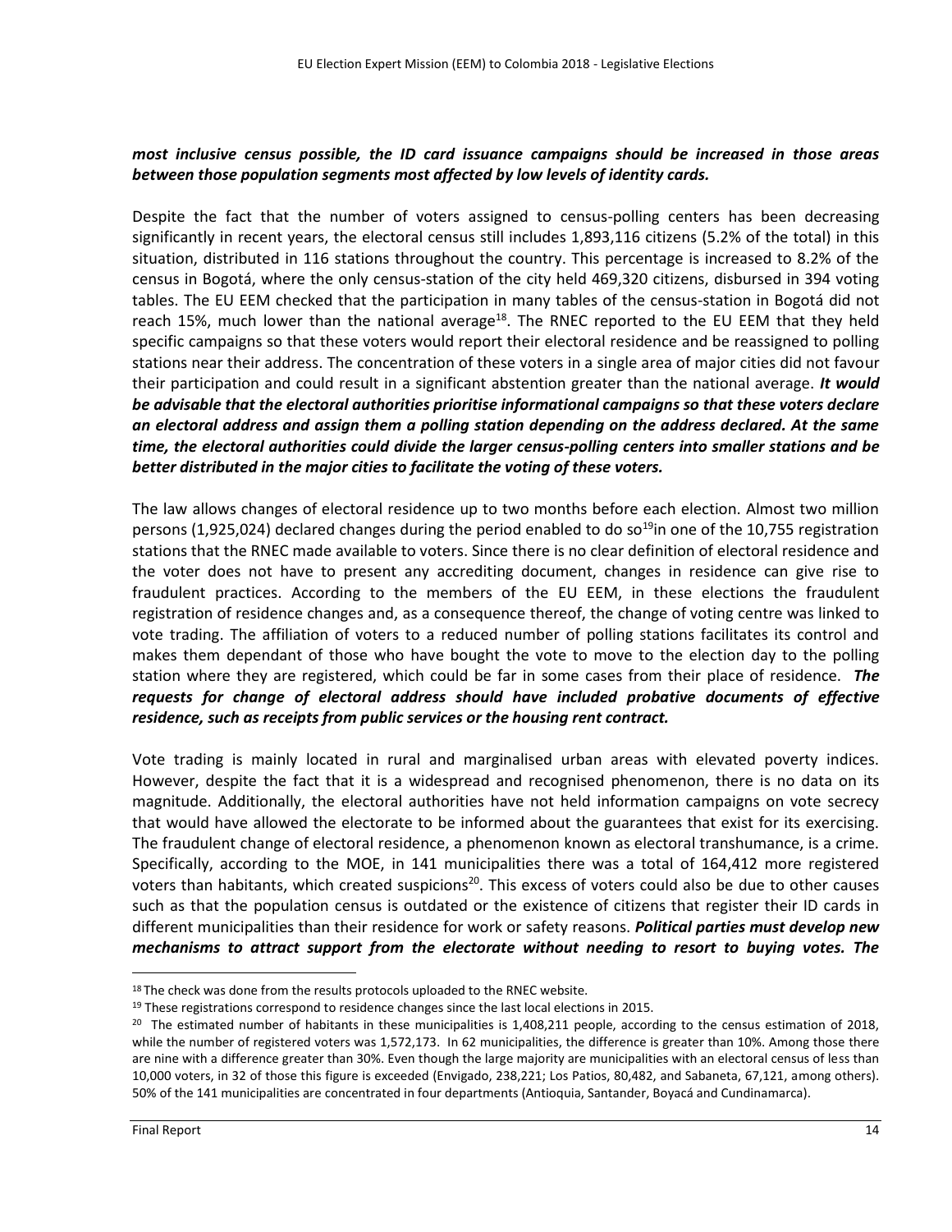***most inclusive census possible, the ID card issuance campaigns should be increased in those areas between those population segments most affected by low levels of identity cards.***

Despite the fact that the number of voters assigned to census-polling centers has been decreasing significantly in recent years, the electoral census still includes 1,893,116 citizens (5.2% of the total) in this situation, distributed in 116 stations throughout the country. This percentage is increased to 8.2% of the census in Bogotá, where the only census-station of the city held 469,320 citizens, disbursed in 394 voting tables. The EU EEM checked that the participation in many tables of the census-station in Bogotá did not reach 15%, much lower than the national average[18]. The RNEC reported to the EU EEM that they held specific campaigns so that these voters would report their electoral residence and be reassigned to polling stations near their address. The concentration of these voters in a single area of major cities did not favour their participation and could result in a significant abstention greater than the national average. ***It would be advisable that the electoral authorities prioritise informational campaigns so that these voters declare an electoral address and assign them a polling station depending on the address declared. At the same time, the electoral authorities could divide the larger census-polling centers into smaller stations and be better distributed in the major cities to facilitate the voting of these voters.***

The law allows changes of electoral residence up to two months before each election. Almost two million persons (1,925,024) declared changes during the period enabled to do so[19]in one of the 10,755 registration stations that the RNEC made available to voters. Since there is no clear definition of electoral residence and the voter does not have to present any accrediting document, changes in residence can give rise to fraudulent practices. According to the members of the EU EEM, in these elections the fraudulent registration of residence changes and, as a consequence thereof, the change of voting centre was linked to vote trading. The affiliation of voters to a reduced number of polling stations facilitates its control and makes them dependant of those who have bought the vote to move to the election day to the polling station where they are registered, which could be far in some cases from their place of residence. ***The requests for change of electoral address should have included probative documents of effective residence, such as receipts from public services or the housing rent contract.***

Vote trading is mainly located in rural and marginalised urban areas with elevated poverty indices. However, despite the fact that it is a widespread and recognised phenomenon, there is no data on its magnitude. Additionally, the electoral authorities have not held information campaigns on vote secrecy that would have allowed the electorate to be informed about the guarantees that exist for its exercising. The fraudulent change of electoral residence, a phenomenon known as electoral transhumance, is a crime. Specifically, according to the MOE, in 141 municipalities there was a total of 164,412 more registered voters than habitants, which created suspicions[20]. This excess of voters could also be due to other causes such as that the population census is outdated or the existence of citizens that register their ID cards in different municipalities than their residence for work or safety reasons. ***Political parties must develop new mechanisms to attract support from the electorate without needing to resort to buying votes. The***

---

[18] The check was done from the results protocols uploaded to the RNEC website.

[19] These registrations correspond to residence changes since the last local elections in 2015.

[20] The estimated number of habitants in these municipalities is 1,408,211 people, according to the census estimation of 2018, while the number of registered voters was 1,572,173. In 62 municipalities, the difference is greater than 10%. Among those there are nine with a difference greater than 30%. Even though the large majority are municipalities with an electoral census of less than 10,000 voters, in 32 of those this figure is exceeded (Envigado, 238,221; Los Patios, 80,482, and Sabaneta, 67,121, among others). 50% of the 141 municipalities are concentrated in four departments (Antioquia, Santander, Boyacá and Cundinamarca).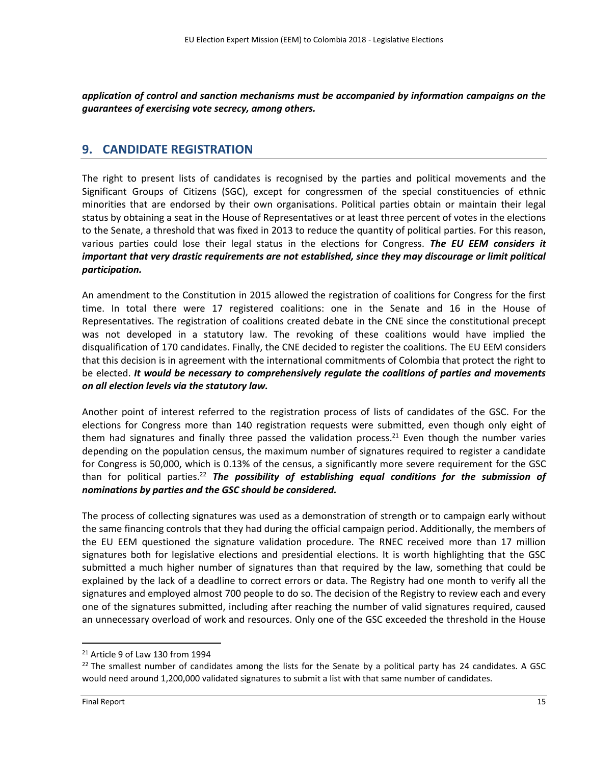***application of control and sanction mechanisms must be accompanied by information campaigns on the guarantees of exercising vote secrecy, among others.***

## 9. CANDIDATE REGISTRATION

The right to present lists of candidates is recognised by the parties and political movements and the Significant Groups of Citizens (SGC), except for congressmen of the special constituencies of ethnic minorities that are endorsed by their own organisations. Political parties obtain or maintain their legal status by obtaining a seat in the House of Representatives or at least three percent of votes in the elections to the Senate, a threshold that was fixed in 2013 to reduce the quantity of political parties. For this reason, various parties could lose their legal status in the elections for Congress. ***The EU EEM considers it important that very drastic requirements are not established, since they may discourage or limit political participation.***

An amendment to the Constitution in 2015 allowed the registration of coalitions for Congress for the first time. In total there were 17 registered coalitions: one in the Senate and 16 in the House of Representatives. The registration of coalitions created debate in the CNE since the constitutional precept was not developed in a statutory law. The revoking of these coalitions would have implied the disqualification of 170 candidates. Finally, the CNE decided to register the coalitions. The EU EEM considers that this decision is in agreement with the international commitments of Colombia that protect the right to be elected. ***It would be necessary to comprehensively regulate the coalitions of parties and movements on all election levels via the statutory law.***

Another point of interest referred to the registration process of lists of candidates of the GSC. For the elections for Congress more than 140 registration requests were submitted, even though only eight of them had signatures and finally three passed the validation process.[21] Even though the number varies depending on the population census, the maximum number of signatures required to register a candidate for Congress is 50,000, which is 0.13% of the census, a significantly more severe requirement for the GSC than for political parties.[22] ***The possibility of establishing equal conditions for the submission of nominations by parties and the GSC should be considered.***

The process of collecting signatures was used as a demonstration of strength or to campaign early without the same financing controls that they had during the official campaign period. Additionally, the members of the EU EEM questioned the signature validation procedure. The RNEC received more than 17 million signatures both for legislative elections and presidential elections. It is worth highlighting that the GSC submitted a much higher number of signatures than that required by the law, something that could be explained by the lack of a deadline to correct errors or data. The Registry had one month to verify all the signatures and employed almost 700 people to do so. The decision of the Registry to review each and every one of the signatures submitted, including after reaching the number of valid signatures required, caused an unnecessary overload of work and resources. Only one of the GSC exceeded the threshold in the House

[21] Article 9 of Law 130 from 1994

[22] The smallest number of candidates among the lists for the Senate by a political party has 24 candidates. A GSC would need around 1,200,000 validated signatures to submit a list with that same number of candidates.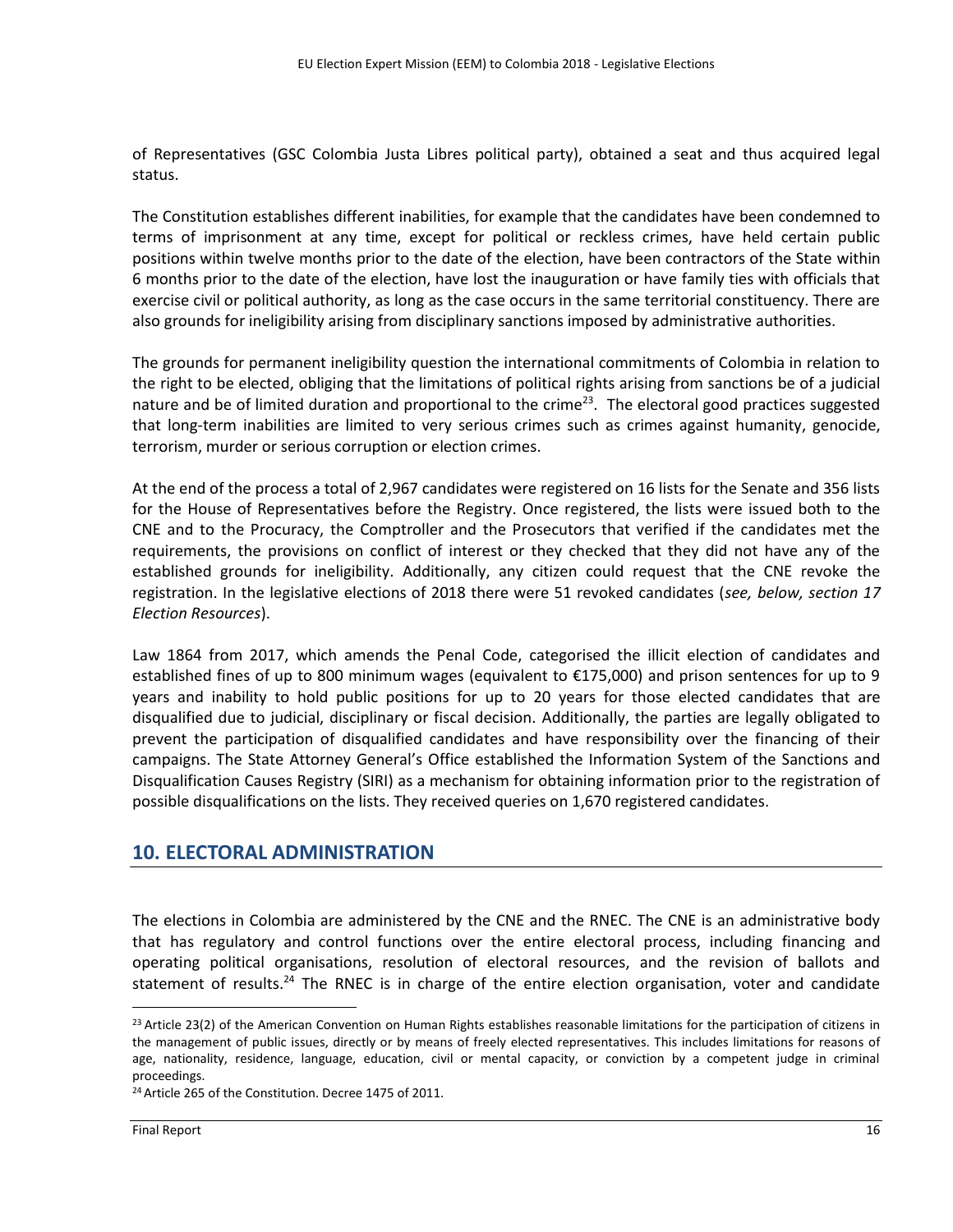of Representatives (GSC Colombia Justa Libres political party), obtained a seat and thus acquired legal status.

The Constitution establishes different inabilities, for example that the candidates have been condemned to terms of imprisonment at any time, except for political or reckless crimes, have held certain public positions within twelve months prior to the date of the election, have been contractors of the State within 6 months prior to the date of the election, have lost the inauguration or have family ties with officials that exercise civil or political authority, as long as the case occurs in the same territorial constituency. There are also grounds for ineligibility arising from disciplinary sanctions imposed by administrative authorities.

The grounds for permanent ineligibility question the international commitments of Colombia in relation to the right to be elected, obliging that the limitations of political rights arising from sanctions be of a judicial nature and be of limited duration and proportional to the crime[23]. The electoral good practices suggested that long-term inabilities are limited to very serious crimes such as crimes against humanity, genocide, terrorism, murder or serious corruption or election crimes.

At the end of the process a total of 2,967 candidates were registered on 16 lists for the Senate and 356 lists for the House of Representatives before the Registry. Once registered, the lists were issued both to the CNE and to the Procuracy, the Comptroller and the Prosecutors that verified if the candidates met the requirements, the provisions on conflict of interest or they checked that they did not have any of the established grounds for ineligibility. Additionally, any citizen could request that the CNE revoke the registration. In the legislative elections of 2018 there were 51 revoked candidates (*see, below, section 17 Election Resources*).

Law 1864 from 2017, which amends the Penal Code, categorised the illicit election of candidates and established fines of up to 800 minimum wages (equivalent to €175,000) and prison sentences for up to 9 years and inability to hold public positions for up to 20 years for those elected candidates that are disqualified due to judicial, disciplinary or fiscal decision. Additionally, the parties are legally obligated to prevent the participation of disqualified candidates and have responsibility over the financing of their campaigns. The State Attorney General's Office established the Information System of the Sanctions and Disqualification Causes Registry (SIRI) as a mechanism for obtaining information prior to the registration of possible disqualifications on the lists. They received queries on 1,670 registered candidates.

## 10. ELECTORAL ADMINISTRATION

The elections in Colombia are administered by the CNE and the RNEC. The CNE is an administrative body that has regulatory and control functions over the entire electoral process, including financing and operating political organisations, resolution of electoral resources, and the revision of ballots and statement of results.[24] The RNEC is in charge of the entire election organisation, voter and candidate

[23] Article 23(2) of the American Convention on Human Rights establishes reasonable limitations for the participation of citizens in the management of public issues, directly or by means of freely elected representatives. This includes limitations for reasons of age, nationality, residence, language, education, civil or mental capacity, or conviction by a competent judge in criminal proceedings.

[24] Article 265 of the Constitution. Decree 1475 of 2011.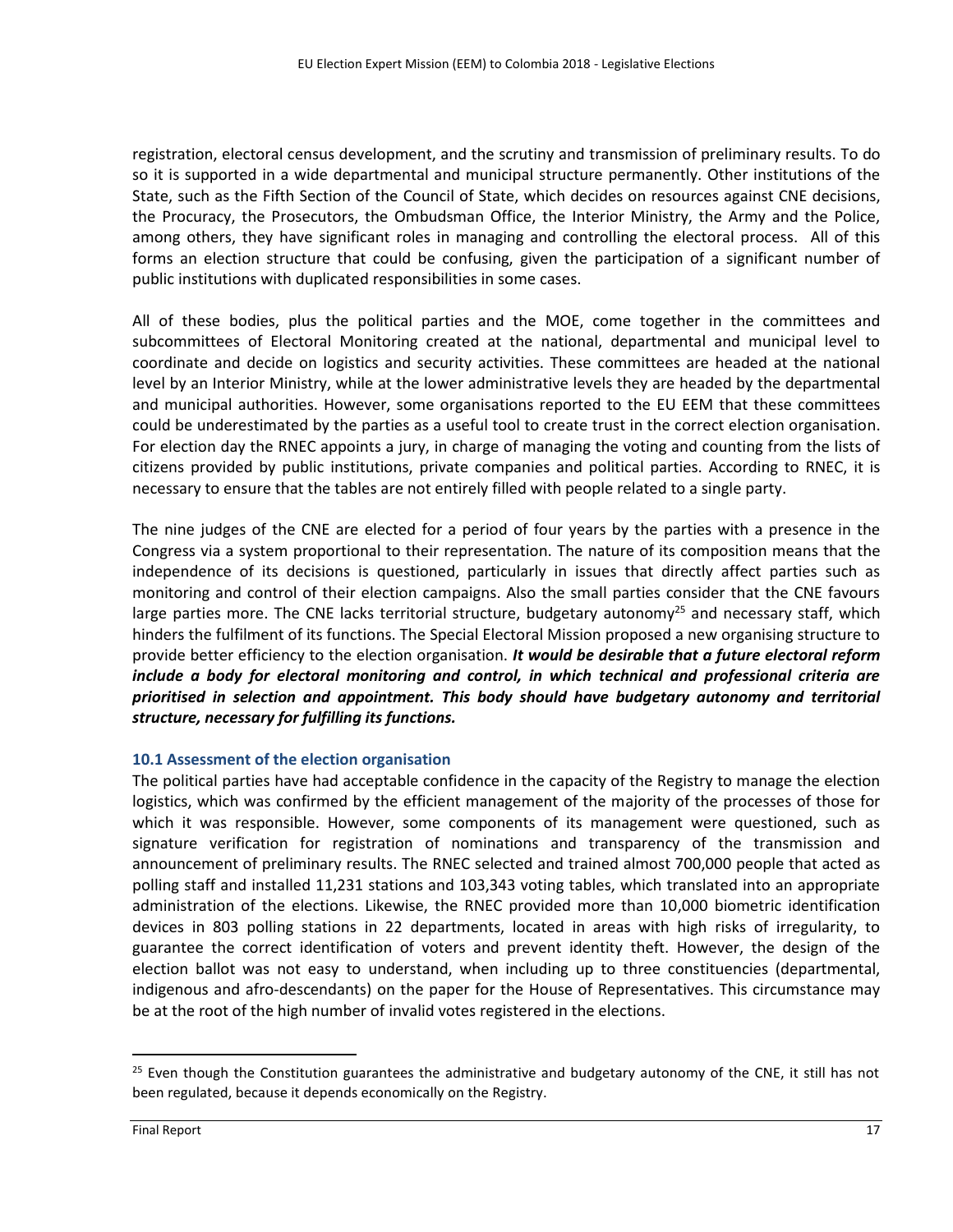registration, electoral census development, and the scrutiny and transmission of preliminary results. To do so it is supported in a wide departmental and municipal structure permanently. Other institutions of the State, such as the Fifth Section of the Council of State, which decides on resources against CNE decisions, the Procuracy, the Prosecutors, the Ombudsman Office, the Interior Ministry, the Army and the Police, among others, they have significant roles in managing and controlling the electoral process. All of this forms an election structure that could be confusing, given the participation of a significant number of public institutions with duplicated responsibilities in some cases.

All of these bodies, plus the political parties and the MOE, come together in the committees and subcommittees of Electoral Monitoring created at the national, departmental and municipal level to coordinate and decide on logistics and security activities. These committees are headed at the national level by an Interior Ministry, while at the lower administrative levels they are headed by the departmental and municipal authorities. However, some organisations reported to the EU EEM that these committees could be underestimated by the parties as a useful tool to create trust in the correct election organisation. For election day the RNEC appoints a jury, in charge of managing the voting and counting from the lists of citizens provided by public institutions, private companies and political parties. According to RNEC, it is necessary to ensure that the tables are not entirely filled with people related to a single party.

The nine judges of the CNE are elected for a period of four years by the parties with a presence in the Congress via a system proportional to their representation. The nature of its composition means that the independence of its decisions is questioned, particularly in issues that directly affect parties such as monitoring and control of their election campaigns. Also the small parties consider that the CNE favours large parties more. The CNE lacks territorial structure, budgetary autonomy[25] and necessary staff, which hinders the fulfilment of its functions. The Special Electoral Mission proposed a new organising structure to provide better efficiency to the election organisation. ***It would be desirable that a future electoral reform include a body for electoral monitoring and control, in which technical and professional criteria are prioritised in selection and appointment. This body should have budgetary autonomy and territorial structure, necessary for fulfilling its functions.***

### 10.1 Assessment of the election organisation

The political parties have had acceptable confidence in the capacity of the Registry to manage the election logistics, which was confirmed by the efficient management of the majority of the processes of those for which it was responsible. However, some components of its management were questioned, such as signature verification for registration of nominations and transparency of the transmission and announcement of preliminary results. The RNEC selected and trained almost 700,000 people that acted as polling staff and installed 11,231 stations and 103,343 voting tables, which translated into an appropriate administration of the elections. Likewise, the RNEC provided more than 10,000 biometric identification devices in 803 polling stations in 22 departments, located in areas with high risks of irregularity, to guarantee the correct identification of voters and prevent identity theft. However, the design of the election ballot was not easy to understand, when including up to three constituencies (departmental, indigenous and afro-descendants) on the paper for the House of Representatives. This circumstance may be at the root of the high number of invalid votes registered in the elections.

[25] Even though the Constitution guarantees the administrative and budgetary autonomy of the CNE, it still has not been regulated, because it depends economically on the Registry.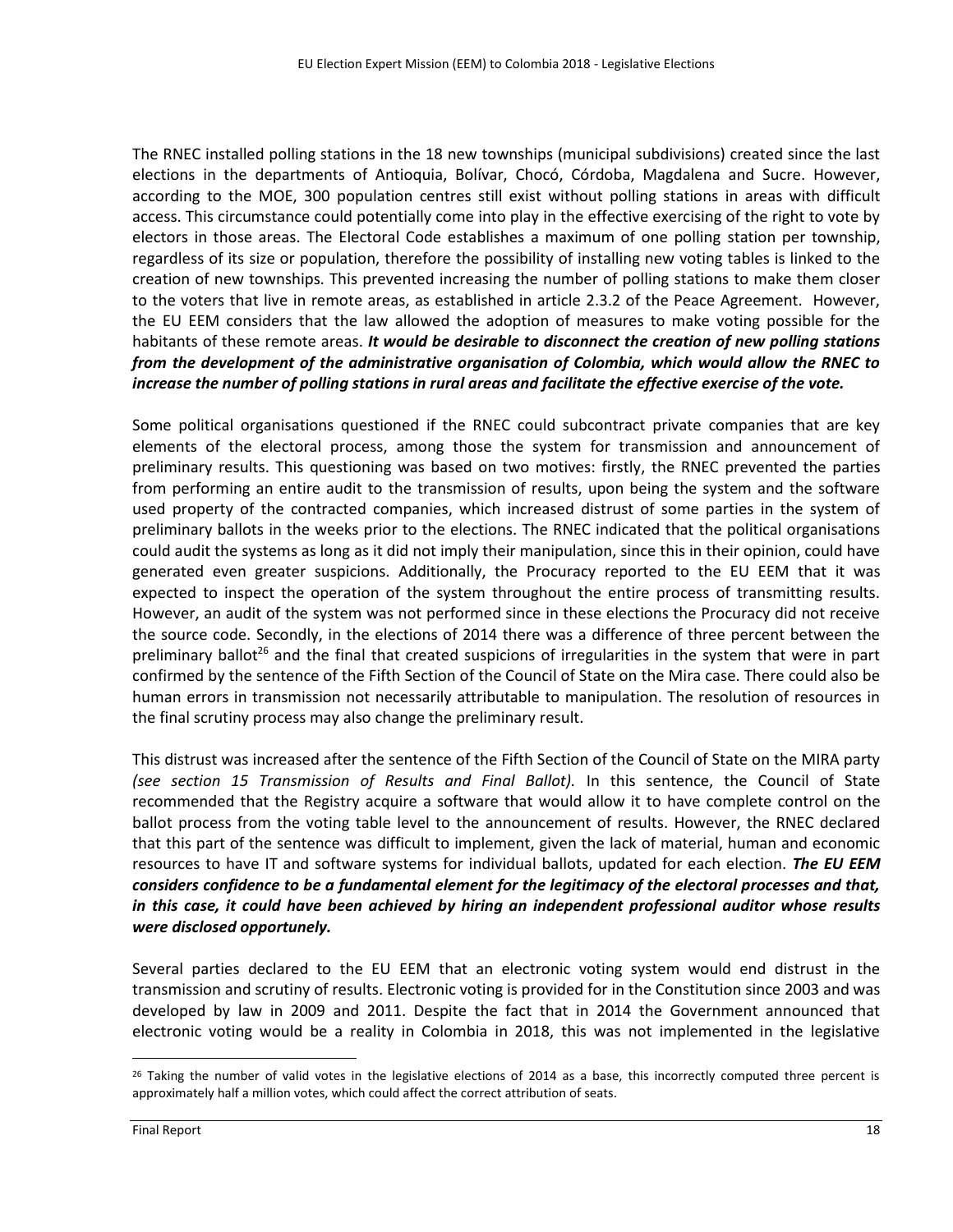The RNEC installed polling stations in the 18 new townships (municipal subdivisions) created since the last elections in the departments of Antioquia, Bolívar, Chocó, Córdoba, Magdalena and Sucre. However, according to the MOE, 300 population centres still exist without polling stations in areas with difficult access. This circumstance could potentially come into play in the effective exercising of the right to vote by electors in those areas. The Electoral Code establishes a maximum of one polling station per township, regardless of its size or population, therefore the possibility of installing new voting tables is linked to the creation of new townships. This prevented increasing the number of polling stations to make them closer to the voters that live in remote areas, as established in article 2.3.2 of the Peace Agreement. However, the EU EEM considers that the law allowed the adoption of measures to make voting possible for the habitants of these remote areas. ***It would be desirable to disconnect the creation of new polling stations from the development of the administrative organisation of Colombia, which would allow the RNEC to increase the number of polling stations in rural areas and facilitate the effective exercise of the vote.***

Some political organisations questioned if the RNEC could subcontract private companies that are key elements of the electoral process, among those the system for transmission and announcement of preliminary results. This questioning was based on two motives: firstly, the RNEC prevented the parties from performing an entire audit to the transmission of results, upon being the system and the software used property of the contracted companies, which increased distrust of some parties in the system of preliminary ballots in the weeks prior to the elections. The RNEC indicated that the political organisations could audit the systems as long as it did not imply their manipulation, since this in their opinion, could have generated even greater suspicions. Additionally, the Procuracy reported to the EU EEM that it was expected to inspect the operation of the system throughout the entire process of transmitting results. However, an audit of the system was not performed since in these elections the Procuracy did not receive the source code. Secondly, in the elections of 2014 there was a difference of three percent between the preliminary ballot[26] and the final that created suspicions of irregularities in the system that were in part confirmed by the sentence of the Fifth Section of the Council of State on the Mira case. There could also be human errors in transmission not necessarily attributable to manipulation. The resolution of resources in the final scrutiny process may also change the preliminary result.

This distrust was increased after the sentence of the Fifth Section of the Council of State on the MIRA party *(see section 15 Transmission of Results and Final Ballot).* In this sentence, the Council of State recommended that the Registry acquire a software that would allow it to have complete control on the ballot process from the voting table level to the announcement of results. However, the RNEC declared that this part of the sentence was difficult to implement, given the lack of material, human and economic resources to have IT and software systems for individual ballots, updated for each election. ***The EU EEM considers confidence to be a fundamental element for the legitimacy of the electoral processes and that, in this case, it could have been achieved by hiring an independent professional auditor whose results were disclosed opportunely.***

Several parties declared to the EU EEM that an electronic voting system would end distrust in the transmission and scrutiny of results. Electronic voting is provided for in the Constitution since 2003 and was developed by law in 2009 and 2011. Despite the fact that in 2014 the Government announced that electronic voting would be a reality in Colombia in 2018, this was not implemented in the legislative

---

[26] Taking the number of valid votes in the legislative elections of 2014 as a base, this incorrectly computed three percent is approximately half a million votes, which could affect the correct attribution of seats.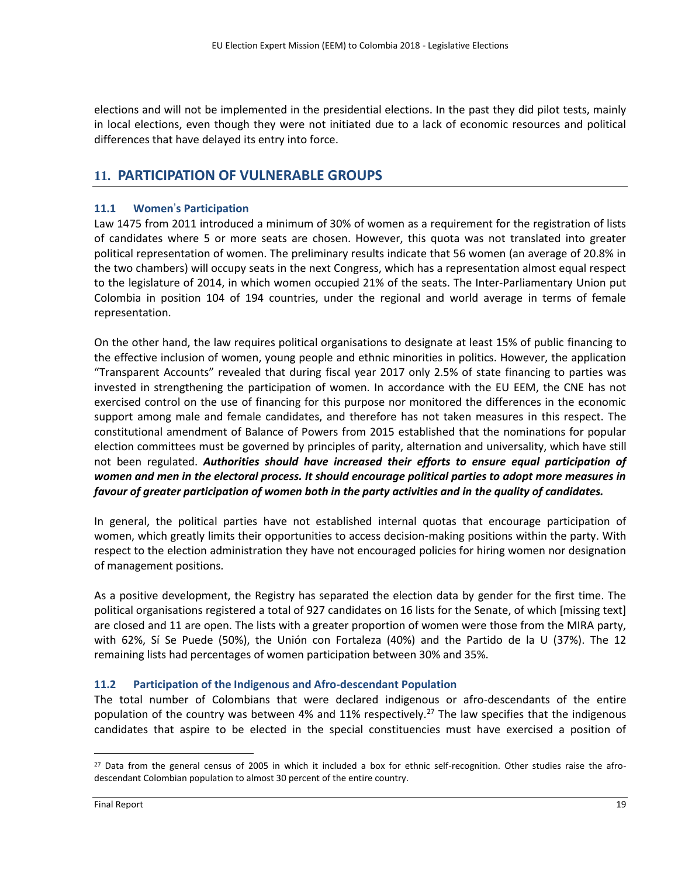elections and will not be implemented in the presidential elections. In the past they did pilot tests, mainly in local elections, even though they were not initiated due to a lack of economic resources and political differences that have delayed its entry into force.

## 11. PARTICIPATION OF VULNERABLE GROUPS

### 11.1 Women's Participation

Law 1475 from 2011 introduced a minimum of 30% of women as a requirement for the registration of lists of candidates where 5 or more seats are chosen. However, this quota was not translated into greater political representation of women. The preliminary results indicate that 56 women (an average of 20.8% in the two chambers) will occupy seats in the next Congress, which has a representation almost equal respect to the legislature of 2014, in which women occupied 21% of the seats. The Inter-Parliamentary Union put Colombia in position 104 of 194 countries, under the regional and world average in terms of female representation.

On the other hand, the law requires political organisations to designate at least 15% of public financing to the effective inclusion of women, young people and ethnic minorities in politics. However, the application "Transparent Accounts" revealed that during fiscal year 2017 only 2.5% of state financing to parties was invested in strengthening the participation of women. In accordance with the EU EEM, the CNE has not exercised control on the use of financing for this purpose nor monitored the differences in the economic support among male and female candidates, and therefore has not taken measures in this respect. The constitutional amendment of Balance of Powers from 2015 established that the nominations for popular election committees must be governed by principles of parity, alternation and universality, which have still not been regulated. ***Authorities should have increased their efforts to ensure equal participation of women and men in the electoral process. It should encourage political parties to adopt more measures in favour of greater participation of women both in the party activities and in the quality of candidates.***

In general, the political parties have not established internal quotas that encourage participation of women, which greatly limits their opportunities to access decision-making positions within the party. With respect to the election administration they have not encouraged policies for hiring women nor designation of management positions.

As a positive development, the Registry has separated the election data by gender for the first time. The political organisations registered a total of 927 candidates on 16 lists for the Senate, of which [missing text] are closed and 11 are open. The lists with a greater proportion of women were those from the MIRA party, with 62%, Sí Se Puede (50%), the Unión con Fortaleza (40%) and the Partido de la U (37%). The 12 remaining lists had percentages of women participation between 30% and 35%.

### 11.2 Participation of the Indigenous and Afro-descendant Population

The total number of Colombians that were declared indigenous or afro-descendants of the entire population of the country was between 4% and 11% respectively.[27] The law specifies that the indigenous candidates that aspire to be elected in the special constituencies must have exercised a position of

[27] Data from the general census of 2005 in which it included a box for ethnic self-recognition. Other studies raise the afro-descendant Colombian population to almost 30 percent of the entire country.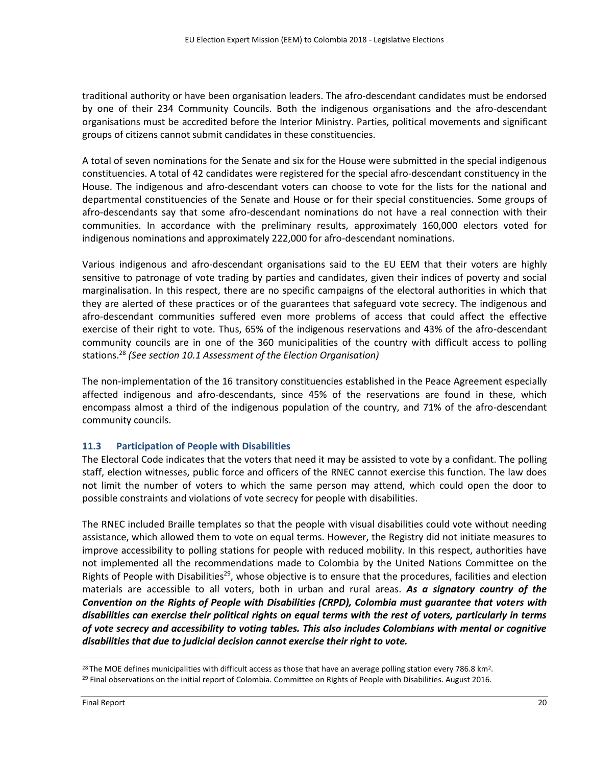traditional authority or have been organisation leaders. The afro-descendant candidates must be endorsed by one of their 234 Community Councils. Both the indigenous organisations and the afro-descendant organisations must be accredited before the Interior Ministry. Parties, political movements and significant groups of citizens cannot submit candidates in these constituencies.

A total of seven nominations for the Senate and six for the House were submitted in the special indigenous constituencies. A total of 42 candidates were registered for the special afro-descendant constituency in the House. The indigenous and afro-descendant voters can choose to vote for the lists for the national and departmental constituencies of the Senate and House or for their special constituencies. Some groups of afro-descendants say that some afro-descendant nominations do not have a real connection with their communities. In accordance with the preliminary results, approximately 160,000 electors voted for indigenous nominations and approximately 222,000 for afro-descendant nominations.

Various indigenous and afro-descendant organisations said to the EU EEM that their voters are highly sensitive to patronage of vote trading by parties and candidates, given their indices of poverty and social marginalisation. In this respect, there are no specific campaigns of the electoral authorities in which that they are alerted of these practices or of the guarantees that safeguard vote secrecy. The indigenous and afro-descendant communities suffered even more problems of access that could affect the effective exercise of their right to vote. Thus, 65% of the indigenous reservations and 43% of the afro-descendant community councils are in one of the 360 municipalities of the country with difficult access to polling stations.[28] *(See section 10.1 Assessment of the Election Organisation)*

The non-implementation of the 16 transitory constituencies established in the Peace Agreement especially affected indigenous and afro-descendants, since 45% of the reservations are found in these, which encompass almost a third of the indigenous population of the country, and 71% of the afro-descendant community councils.

### 11.3 Participation of People with Disabilities

The Electoral Code indicates that the voters that need it may be assisted to vote by a confidant. The polling staff, election witnesses, public force and officers of the RNEC cannot exercise this function. The law does not limit the number of voters to which the same person may attend, which could open the door to possible constraints and violations of vote secrecy for people with disabilities.

The RNEC included Braille templates so that the people with visual disabilities could vote without needing assistance, which allowed them to vote on equal terms. However, the Registry did not initiate measures to improve accessibility to polling stations for people with reduced mobility. In this respect, authorities have not implemented all the recommendations made to Colombia by the United Nations Committee on the Rights of People with Disabilities[29], whose objective is to ensure that the procedures, facilities and election materials are accessible to all voters, both in urban and rural areas. ***As a signatory country of the Convention on the Rights of People with Disabilities (CRPD), Colombia must guarantee that voters with disabilities can exercise their political rights on equal terms with the rest of voters, particularly in terms of vote secrecy and accessibility to voting tables. This also includes Colombians with mental or cognitive disabilities that due to judicial decision cannot exercise their right to vote.***

---

[28] The MOE defines municipalities with difficult access as those that have an average polling station every 786.8 km$^2$.

[29] Final observations on the initial report of Colombia. Committee on Rights of People with Disabilities. August 2016.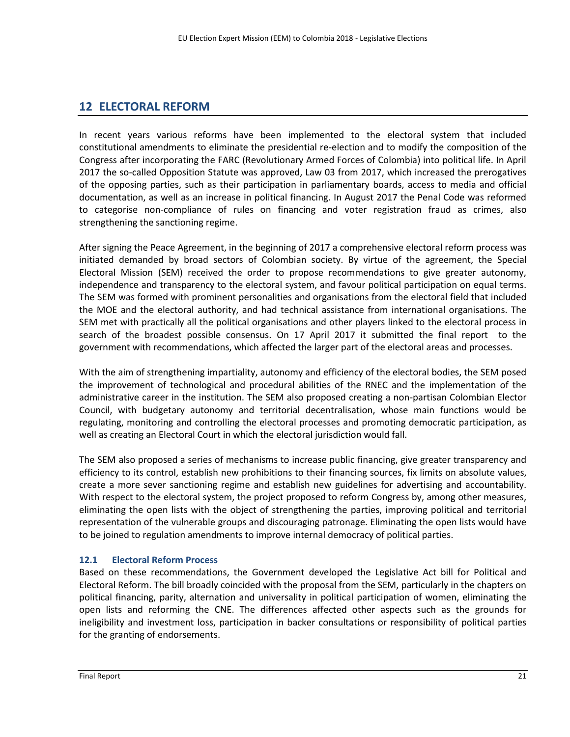# 12 ELECTORAL REFORM

In recent years various reforms have been implemented to the electoral system that included constitutional amendments to eliminate the presidential re-election and to modify the composition of the Congress after incorporating the FARC (Revolutionary Armed Forces of Colombia) into political life. In April 2017 the so-called Opposition Statute was approved, Law 03 from 2017, which increased the prerogatives of the opposing parties, such as their participation in parliamentary boards, access to media and official documentation, as well as an increase in political financing. In August 2017 the Penal Code was reformed to categorise non-compliance of rules on financing and voter registration fraud as crimes, also strengthening the sanctioning regime.

After signing the Peace Agreement, in the beginning of 2017 a comprehensive electoral reform process was initiated demanded by broad sectors of Colombian society. By virtue of the agreement, the Special Electoral Mission (SEM) received the order to propose recommendations to give greater autonomy, independence and transparency to the electoral system, and favour political participation on equal terms. The SEM was formed with prominent personalities and organisations from the electoral field that included the MOE and the electoral authority, and had technical assistance from international organisations. The SEM met with practically all the political organisations and other players linked to the electoral process in search of the broadest possible consensus. On 17 April 2017 it submitted the final report to the government with recommendations, which affected the larger part of the electoral areas and processes.

With the aim of strengthening impartiality, autonomy and efficiency of the electoral bodies, the SEM posed the improvement of technological and procedural abilities of the RNEC and the implementation of the administrative career in the institution. The SEM also proposed creating a non-partisan Colombian Elector Council, with budgetary autonomy and territorial decentralisation, whose main functions would be regulating, monitoring and controlling the electoral processes and promoting democratic participation, as well as creating an Electoral Court in which the electoral jurisdiction would fall.

The SEM also proposed a series of mechanisms to increase public financing, give greater transparency and efficiency to its control, establish new prohibitions to their financing sources, fix limits on absolute values, create a more sever sanctioning regime and establish new guidelines for advertising and accountability. With respect to the electoral system, the project proposed to reform Congress by, among other measures, eliminating the open lists with the object of strengthening the parties, improving political and territorial representation of the vulnerable groups and discouraging patronage. Eliminating the open lists would have to be joined to regulation amendments to improve internal democracy of political parties.

## 12.1 Electoral Reform Process

Based on these recommendations, the Government developed the Legislative Act bill for Political and Electoral Reform. The bill broadly coincided with the proposal from the SEM, particularly in the chapters on political financing, parity, alternation and universality in political participation of women, eliminating the open lists and reforming the CNE. The differences affected other aspects such as the grounds for ineligibility and investment loss, participation in backer consultations or responsibility of political parties for the granting of endorsements.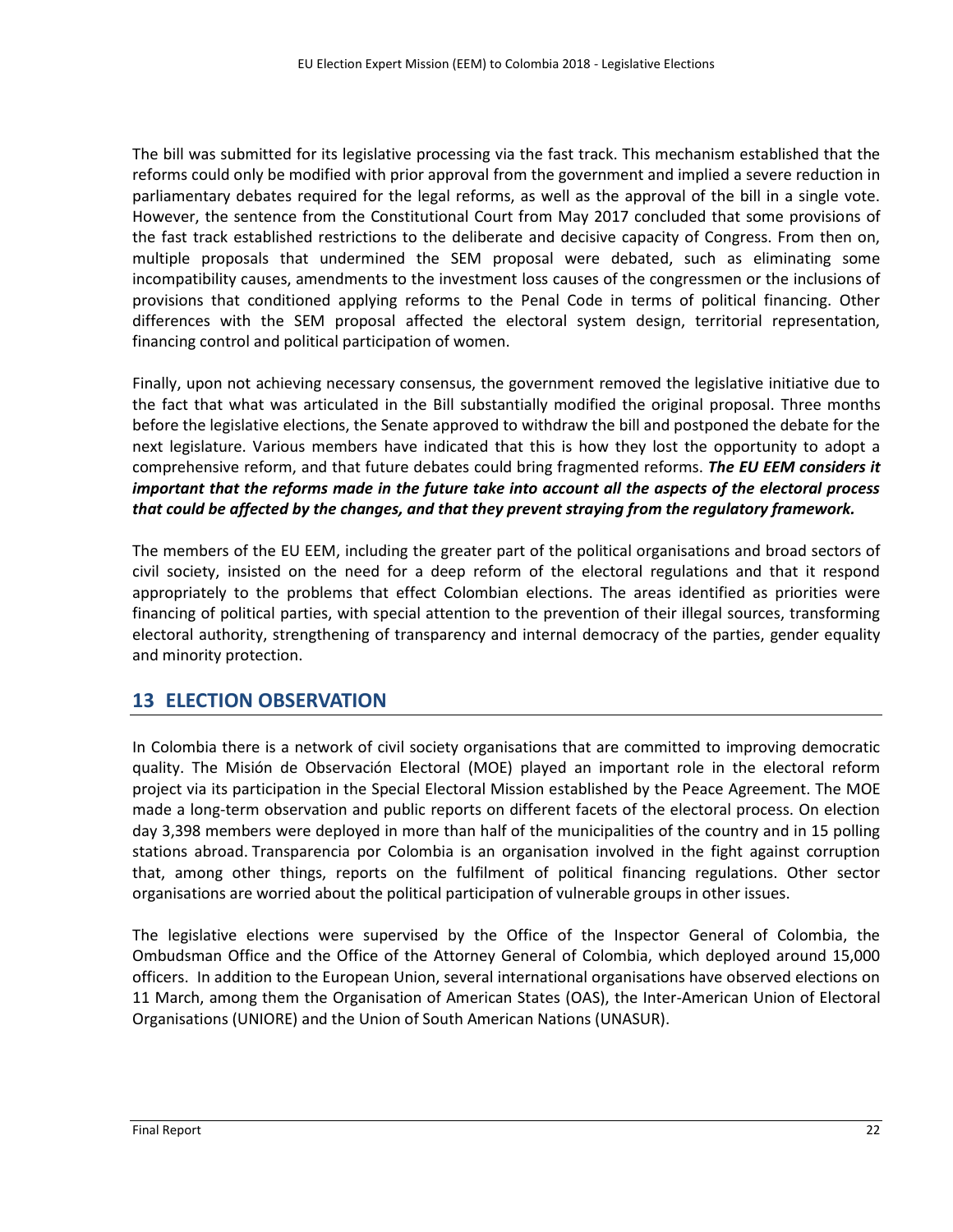The bill was submitted for its legislative processing via the fast track. This mechanism established that the reforms could only be modified with prior approval from the government and implied a severe reduction in parliamentary debates required for the legal reforms, as well as the approval of the bill in a single vote. However, the sentence from the Constitutional Court from May 2017 concluded that some provisions of the fast track established restrictions to the deliberate and decisive capacity of Congress. From then on, multiple proposals that undermined the SEM proposal were debated, such as eliminating some incompatibility causes, amendments to the investment loss causes of the congressmen or the inclusions of provisions that conditioned applying reforms to the Penal Code in terms of political financing. Other differences with the SEM proposal affected the electoral system design, territorial representation, financing control and political participation of women.

Finally, upon not achieving necessary consensus, the government removed the legislative initiative due to the fact that what was articulated in the Bill substantially modified the original proposal. Three months before the legislative elections, the Senate approved to withdraw the bill and postponed the debate for the next legislature. Various members have indicated that this is how they lost the opportunity to adopt a comprehensive reform, and that future debates could bring fragmented reforms. ***The EU EEM considers it important that the reforms made in the future take into account all the aspects of the electoral process that could be affected by the changes, and that they prevent straying from the regulatory framework.***

The members of the EU EEM, including the greater part of the political organisations and broad sectors of civil society, insisted on the need for a deep reform of the electoral regulations and that it respond appropriately to the problems that effect Colombian elections. The areas identified as priorities were financing of political parties, with special attention to the prevention of their illegal sources, transforming electoral authority, strengthening of transparency and internal democracy of the parties, gender equality and minority protection.

## 13 ELECTION OBSERVATION

In Colombia there is a network of civil society organisations that are committed to improving democratic quality. The Misión de Observación Electoral (MOE) played an important role in the electoral reform project via its participation in the Special Electoral Mission established by the Peace Agreement. The MOE made a long-term observation and public reports on different facets of the electoral process. On election day 3,398 members were deployed in more than half of the municipalities of the country and in 15 polling stations abroad. Transparencia por Colombia is an organisation involved in the fight against corruption that, among other things, reports on the fulfilment of political financing regulations. Other sector organisations are worried about the political participation of vulnerable groups in other issues.

The legislative elections were supervised by the Office of the Inspector General of Colombia, the Ombudsman Office and the Office of the Attorney General of Colombia, which deployed around 15,000 officers. In addition to the European Union, several international organisations have observed elections on 11 March, among them the Organisation of American States (OAS), the Inter-American Union of Electoral Organisations (UNIORE) and the Union of South American Nations (UNASUR).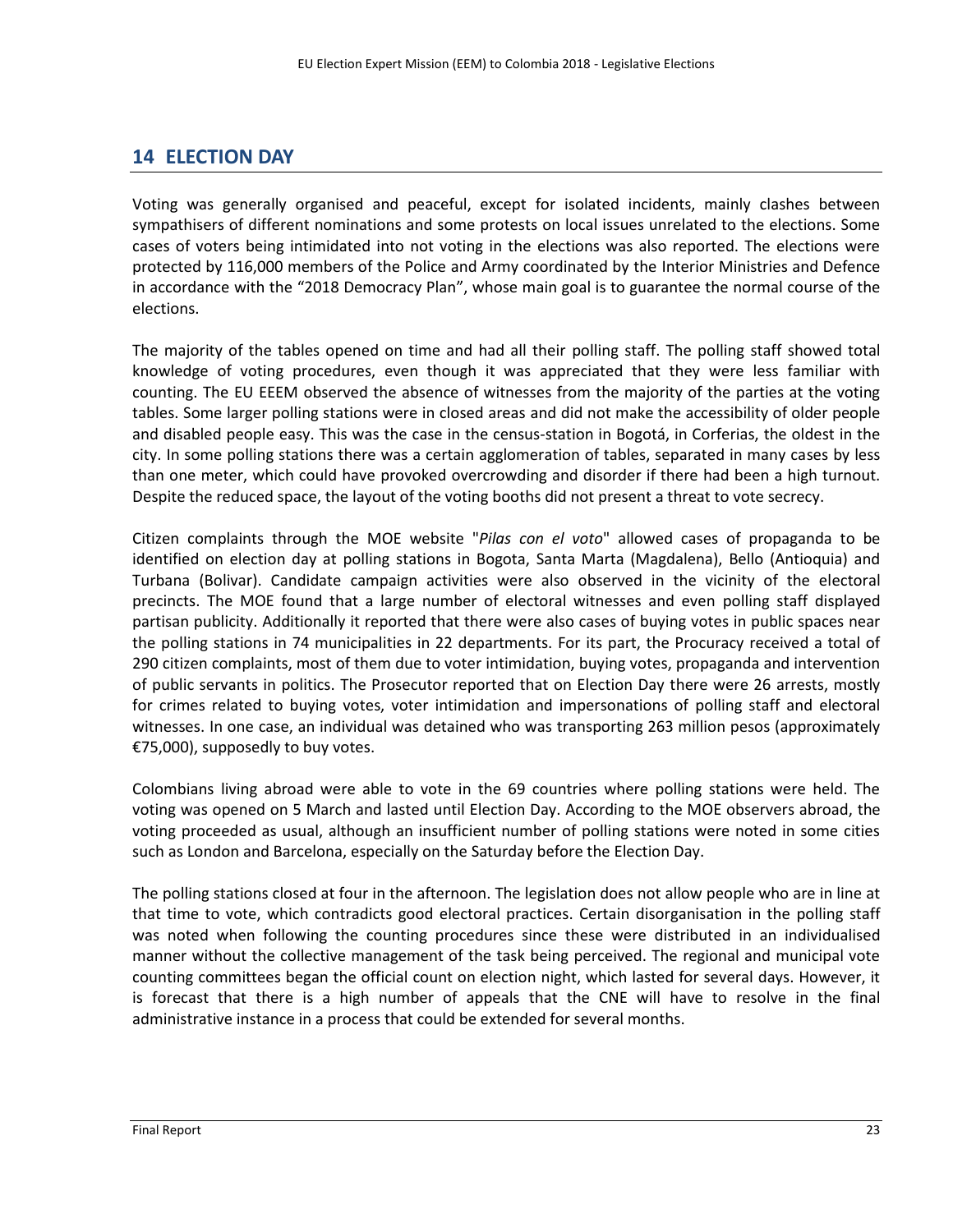# 14 ELECTION DAY

Voting was generally organised and peaceful, except for isolated incidents, mainly clashes between sympathisers of different nominations and some protests on local issues unrelated to the elections. Some cases of voters being intimidated into not voting in the elections was also reported. The elections were protected by 116,000 members of the Police and Army coordinated by the Interior Ministries and Defence in accordance with the "2018 Democracy Plan", whose main goal is to guarantee the normal course of the elections.

The majority of the tables opened on time and had all their polling staff. The polling staff showed total knowledge of voting procedures, even though it was appreciated that they were less familiar with counting. The EU EEEM observed the absence of witnesses from the majority of the parties at the voting tables. Some larger polling stations were in closed areas and did not make the accessibility of older people and disabled people easy. This was the case in the census-station in Bogotá, in Corferias, the oldest in the city. In some polling stations there was a certain agglomeration of tables, separated in many cases by less than one meter, which could have provoked overcrowding and disorder if there had been a high turnout. Despite the reduced space, the layout of the voting booths did not present a threat to vote secrecy.

Citizen complaints through the MOE website "*Pilas con el voto*" allowed cases of propaganda to be identified on election day at polling stations in Bogota, Santa Marta (Magdalena), Bello (Antioquia) and Turbana (Bolivar). Candidate campaign activities were also observed in the vicinity of the electoral precincts. The MOE found that a large number of electoral witnesses and even polling staff displayed partisan publicity. Additionally it reported that there were also cases of buying votes in public spaces near the polling stations in 74 municipalities in 22 departments. For its part, the Procuracy received a total of 290 citizen complaints, most of them due to voter intimidation, buying votes, propaganda and intervention of public servants in politics. The Prosecutor reported that on Election Day there were 26 arrests, mostly for crimes related to buying votes, voter intimidation and impersonations of polling staff and electoral witnesses. In one case, an individual was detained who was transporting 263 million pesos (approximately €75,000), supposedly to buy votes.

Colombians living abroad were able to vote in the 69 countries where polling stations were held. The voting was opened on 5 March and lasted until Election Day. According to the MOE observers abroad, the voting proceeded as usual, although an insufficient number of polling stations were noted in some cities such as London and Barcelona, especially on the Saturday before the Election Day.

The polling stations closed at four in the afternoon. The legislation does not allow people who are in line at that time to vote, which contradicts good electoral practices. Certain disorganisation in the polling staff was noted when following the counting procedures since these were distributed in an individualised manner without the collective management of the task being perceived. The regional and municipal vote counting committees began the official count on election night, which lasted for several days. However, it is forecast that there is a high number of appeals that the CNE will have to resolve in the final administrative instance in a process that could be extended for several months.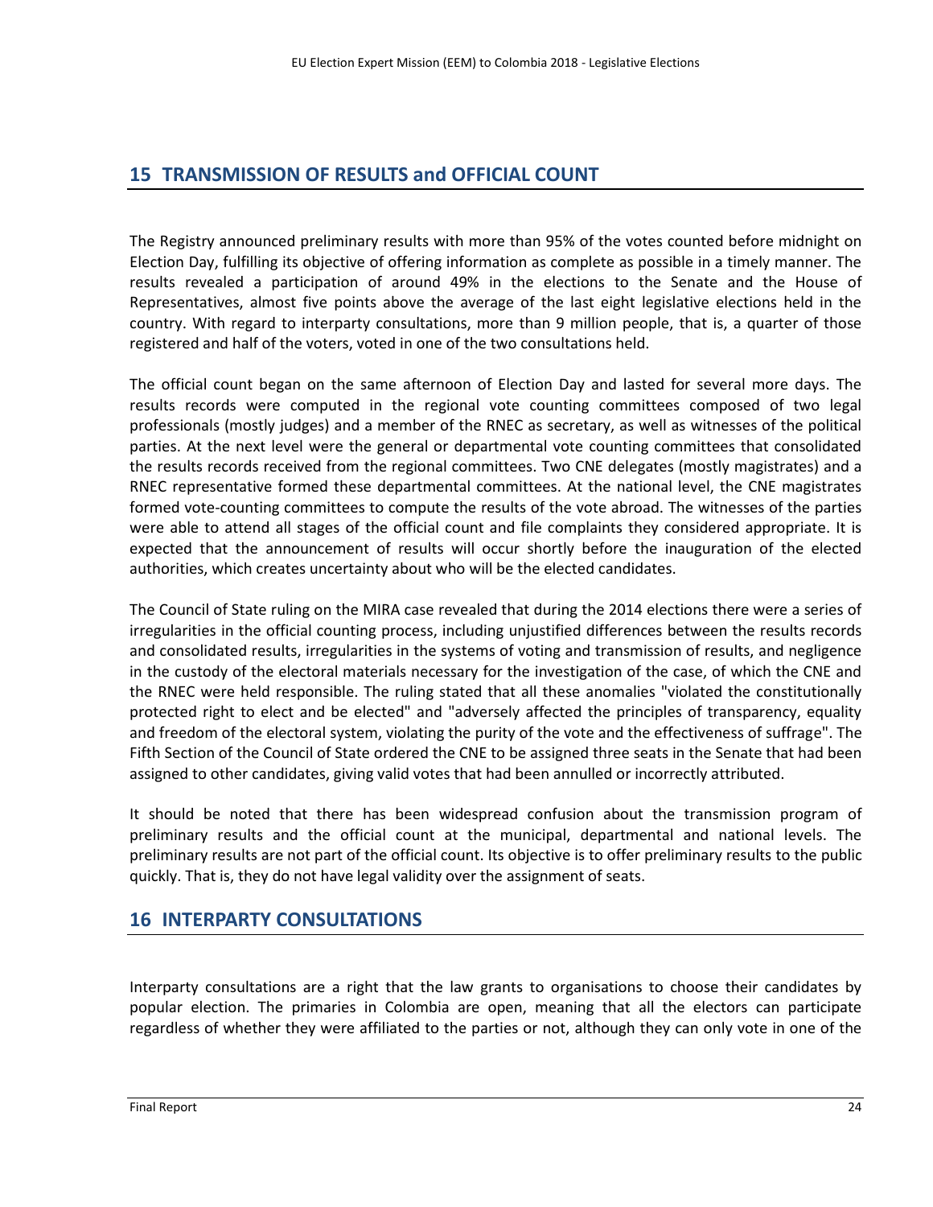## 15 TRANSMISSION OF RESULTS and OFFICIAL COUNT

The Registry announced preliminary results with more than 95% of the votes counted before midnight on Election Day, fulfilling its objective of offering information as complete as possible in a timely manner. The results revealed a participation of around 49% in the elections to the Senate and the House of Representatives, almost five points above the average of the last eight legislative elections held in the country. With regard to interparty consultations, more than 9 million people, that is, a quarter of those registered and half of the voters, voted in one of the two consultations held.

The official count began on the same afternoon of Election Day and lasted for several more days. The results records were computed in the regional vote counting committees composed of two legal professionals (mostly judges) and a member of the RNEC as secretary, as well as witnesses of the political parties. At the next level were the general or departmental vote counting committees that consolidated the results records received from the regional committees. Two CNE delegates (mostly magistrates) and a RNEC representative formed these departmental committees. At the national level, the CNE magistrates formed vote-counting committees to compute the results of the vote abroad. The witnesses of the parties were able to attend all stages of the official count and file complaints they considered appropriate. It is expected that the announcement of results will occur shortly before the inauguration of the elected authorities, which creates uncertainty about who will be the elected candidates.

The Council of State ruling on the MIRA case revealed that during the 2014 elections there were a series of irregularities in the official counting process, including unjustified differences between the results records and consolidated results, irregularities in the systems of voting and transmission of results, and negligence in the custody of the electoral materials necessary for the investigation of the case, of which the CNE and the RNEC were held responsible. The ruling stated that all these anomalies "violated the constitutionally protected right to elect and be elected" and "adversely affected the principles of transparency, equality and freedom of the electoral system, violating the purity of the vote and the effectiveness of suffrage". The Fifth Section of the Council of State ordered the CNE to be assigned three seats in the Senate that had been assigned to other candidates, giving valid votes that had been annulled or incorrectly attributed.

It should be noted that there has been widespread confusion about the transmission program of preliminary results and the official count at the municipal, departmental and national levels. The preliminary results are not part of the official count. Its objective is to offer preliminary results to the public quickly. That is, they do not have legal validity over the assignment of seats.

## 16 INTERPARTY CONSULTATIONS

Interparty consultations are a right that the law grants to organisations to choose their candidates by popular election. The primaries in Colombia are open, meaning that all the electors can participate regardless of whether they were affiliated to the parties or not, although they can only vote in one of the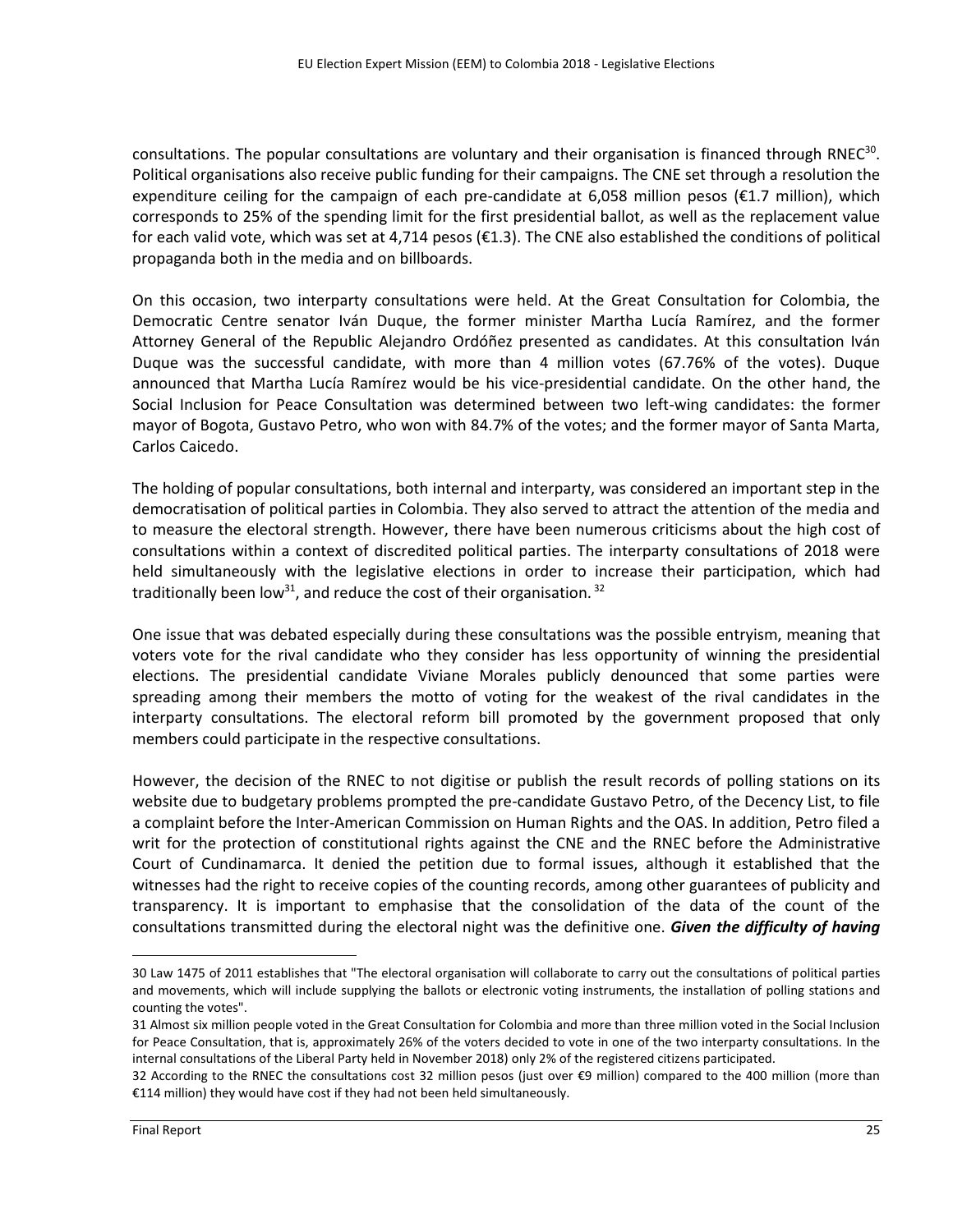consultations. The popular consultations are voluntary and their organisation is financed through RNEC[30]. Political organisations also receive public funding for their campaigns. The CNE set through a resolution the expenditure ceiling for the campaign of each pre-candidate at 6,058 million pesos (€1.7 million), which corresponds to 25% of the spending limit for the first presidential ballot, as well as the replacement value for each valid vote, which was set at 4,714 pesos (€1.3). The CNE also established the conditions of political propaganda both in the media and on billboards.

On this occasion, two interparty consultations were held. At the Great Consultation for Colombia, the Democratic Centre senator Iván Duque, the former minister Martha Lucía Ramírez, and the former Attorney General of the Republic Alejandro Ordóñez presented as candidates. At this consultation Iván Duque was the successful candidate, with more than 4 million votes (67.76% of the votes). Duque announced that Martha Lucía Ramírez would be his vice-presidential candidate. On the other hand, the Social Inclusion for Peace Consultation was determined between two left-wing candidates: the former mayor of Bogota, Gustavo Petro, who won with 84.7% of the votes; and the former mayor of Santa Marta, Carlos Caicedo.

The holding of popular consultations, both internal and interparty, was considered an important step in the democratisation of political parties in Colombia. They also served to attract the attention of the media and to measure the electoral strength. However, there have been numerous criticisms about the high cost of consultations within a context of discredited political parties. The interparty consultations of 2018 were held simultaneously with the legislative elections in order to increase their participation, which had traditionally been low[31], and reduce the cost of their organisation.[32]

One issue that was debated especially during these consultations was the possible entryism, meaning that voters vote for the rival candidate who they consider has less opportunity of winning the presidential elections. The presidential candidate Viviane Morales publicly denounced that some parties were spreading among their members the motto of voting for the weakest of the rival candidates in the interparty consultations. The electoral reform bill promoted by the government proposed that only members could participate in the respective consultations.

However, the decision of the RNEC to not digitise or publish the result records of polling stations on its website due to budgetary problems prompted the pre-candidate Gustavo Petro, of the Decency List, to file a complaint before the Inter-American Commission on Human Rights and the OAS. In addition, Petro filed a writ for the protection of constitutional rights against the CNE and the RNEC before the Administrative Court of Cundinamarca. It denied the petition due to formal issues, although it established that the witnesses had the right to receive copies of the counting records, among other guarantees of publicity and transparency. It is important to emphasise that the consolidation of the data of the count of the consultations transmitted during the electoral night was the definitive one. ***Given the difficulty of having***

---

30 Law 1475 of 2011 establishes that "The electoral organisation will collaborate to carry out the consultations of political parties and movements, which will include supplying the ballots or electronic voting instruments, the installation of polling stations and counting the votes".

31 Almost six million people voted in the Great Consultation for Colombia and more than three million voted in the Social Inclusion for Peace Consultation, that is, approximately 26% of the voters decided to vote in one of the two interparty consultations. In the internal consultations of the Liberal Party held in November 2018) only 2% of the registered citizens participated.

32 According to the RNEC the consultations cost 32 million pesos (just over €9 million) compared to the 400 million (more than €114 million) they would have cost if they had not been held simultaneously.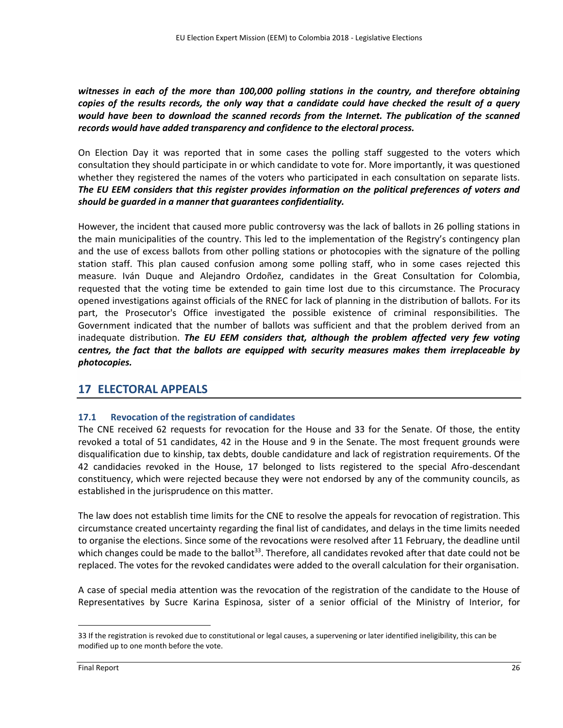***witnesses in each of the more than 100,000 polling stations in the country, and therefore obtaining copies of the results records, the only way that a candidate could have checked the result of a query would have been to download the scanned records from the Internet. The publication of the scanned records would have added transparency and confidence to the electoral process.***

On Election Day it was reported that in some cases the polling staff suggested to the voters which consultation they should participate in or which candidate to vote for. More importantly, it was questioned whether they registered the names of the voters who participated in each consultation on separate lists. ***The EU EEM considers that this register provides information on the political preferences of voters and should be guarded in a manner that guarantees confidentiality.***

However, the incident that caused more public controversy was the lack of ballots in 26 polling stations in the main municipalities of the country. This led to the implementation of the Registry's contingency plan and the use of excess ballots from other polling stations or photocopies with the signature of the polling station staff. This plan caused confusion among some polling staff, who in some cases rejected this measure. Iván Duque and Alejandro Ordoñez, candidates in the Great Consultation for Colombia, requested that the voting time be extended to gain time lost due to this circumstance. The Procuracy opened investigations against officials of the RNEC for lack of planning in the distribution of ballots. For its part, the Prosecutor's Office investigated the possible existence of criminal responsibilities. The Government indicated that the number of ballots was sufficient and that the problem derived from an inadequate distribution. ***The EU EEM considers that, although the problem affected very few voting centres, the fact that the ballots are equipped with security measures makes them irreplaceable by photocopies.***

# 17 ELECTORAL APPEALS

## 17.1 Revocation of the registration of candidates

The CNE received 62 requests for revocation for the House and 33 for the Senate. Of those, the entity revoked a total of 51 candidates, 42 in the House and 9 in the Senate. The most frequent grounds were disqualification due to kinship, tax debts, double candidature and lack of registration requirements. Of the 42 candidacies revoked in the House, 17 belonged to lists registered to the special Afro-descendant constituency, which were rejected because they were not endorsed by any of the community councils, as established in the jurisprudence on this matter.

The law does not establish time limits for the CNE to resolve the appeals for revocation of registration. This circumstance created uncertainty regarding the final list of candidates, and delays in the time limits needed to organise the elections. Since some of the revocations were resolved after 11 February, the deadline until which changes could be made to the ballot[33]. Therefore, all candidates revoked after that date could not be replaced. The votes for the revoked candidates were added to the overall calculation for their organisation.

A case of special media attention was the revocation of the registration of the candidate to the House of Representatives by Sucre Karina Espinosa, sister of a senior official of the Ministry of Interior, for

33 If the registration is revoked due to constitutional or legal causes, a supervening or later identified ineligibility, this can be modified up to one month before the vote.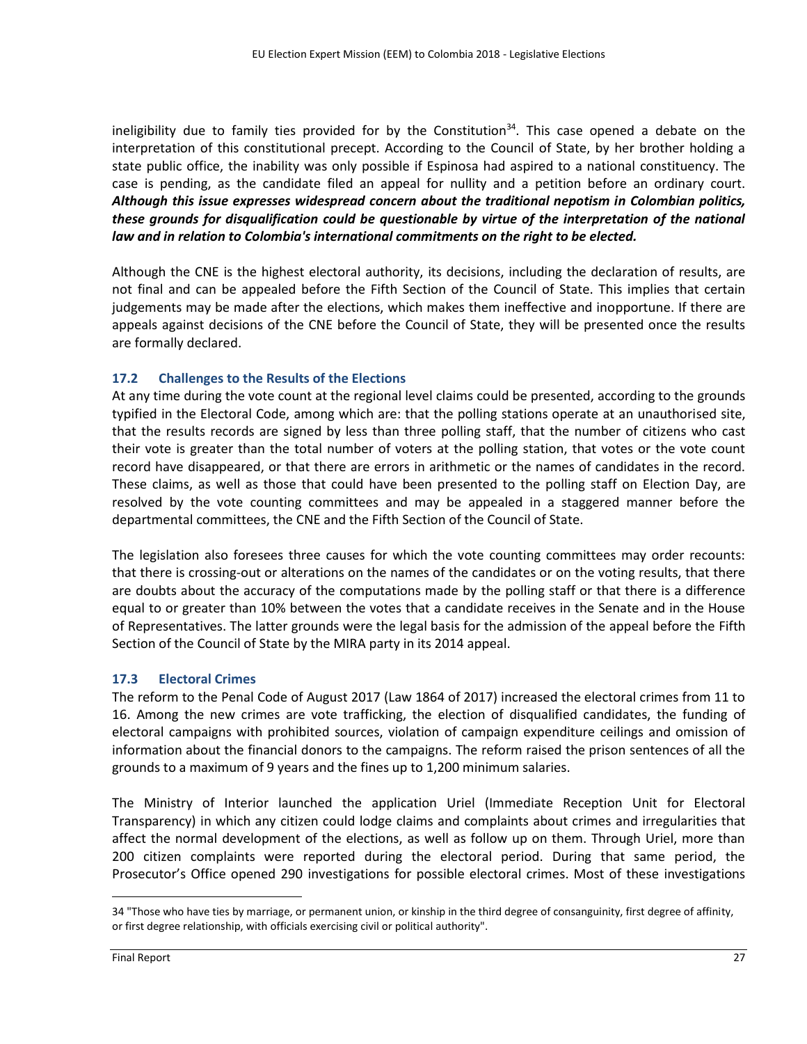ineligibility due to family ties provided for by the Constitution[34]. This case opened a debate on the interpretation of this constitutional precept. According to the Council of State, by her brother holding a state public office, the inability was only possible if Espinosa had aspired to a national constituency. The case is pending, as the candidate filed an appeal for nullity and a petition before an ordinary court. ***Although this issue expresses widespread concern about the traditional nepotism in Colombian politics, these grounds for disqualification could be questionable by virtue of the interpretation of the national law and in relation to Colombia's international commitments on the right to be elected.***

Although the CNE is the highest electoral authority, its decisions, including the declaration of results, are not final and can be appealed before the Fifth Section of the Council of State. This implies that certain judgements may be made after the elections, which makes them ineffective and inopportune. If there are appeals against decisions of the CNE before the Council of State, they will be presented once the results are formally declared.

### 17.2 Challenges to the Results of the Elections

At any time during the vote count at the regional level claims could be presented, according to the grounds typified in the Electoral Code, among which are: that the polling stations operate at an unauthorised site, that the results records are signed by less than three polling staff, that the number of citizens who cast their vote is greater than the total number of voters at the polling station, that votes or the vote count record have disappeared, or that there are errors in arithmetic or the names of candidates in the record. These claims, as well as those that could have been presented to the polling staff on Election Day, are resolved by the vote counting committees and may be appealed in a staggered manner before the departmental committees, the CNE and the Fifth Section of the Council of State.

The legislation also foresees three causes for which the vote counting committees may order recounts: that there is crossing-out or alterations on the names of the candidates or on the voting results, that there are doubts about the accuracy of the computations made by the polling staff or that there is a difference equal to or greater than 10% between the votes that a candidate receives in the Senate and in the House of Representatives. The latter grounds were the legal basis for the admission of the appeal before the Fifth Section of the Council of State by the MIRA party in its 2014 appeal.

### 17.3 Electoral Crimes

The reform to the Penal Code of August 2017 (Law 1864 of 2017) increased the electoral crimes from 11 to 16. Among the new crimes are vote trafficking, the election of disqualified candidates, the funding of electoral campaigns with prohibited sources, violation of campaign expenditure ceilings and omission of information about the financial donors to the campaigns. The reform raised the prison sentences of all the grounds to a maximum of 9 years and the fines up to 1,200 minimum salaries.

The Ministry of Interior launched the application Uriel (Immediate Reception Unit for Electoral Transparency) in which any citizen could lodge claims and complaints about crimes and irregularities that affect the normal development of the elections, as well as follow up on them. Through Uriel, more than 200 citizen complaints were reported during the electoral period. During that same period, the Prosecutor's Office opened 290 investigations for possible electoral crimes. Most of these investigations

---

34 "Those who have ties by marriage, or permanent union, or kinship in the third degree of consanguinity, first degree of affinity, or first degree relationship, with officials exercising civil or political authority".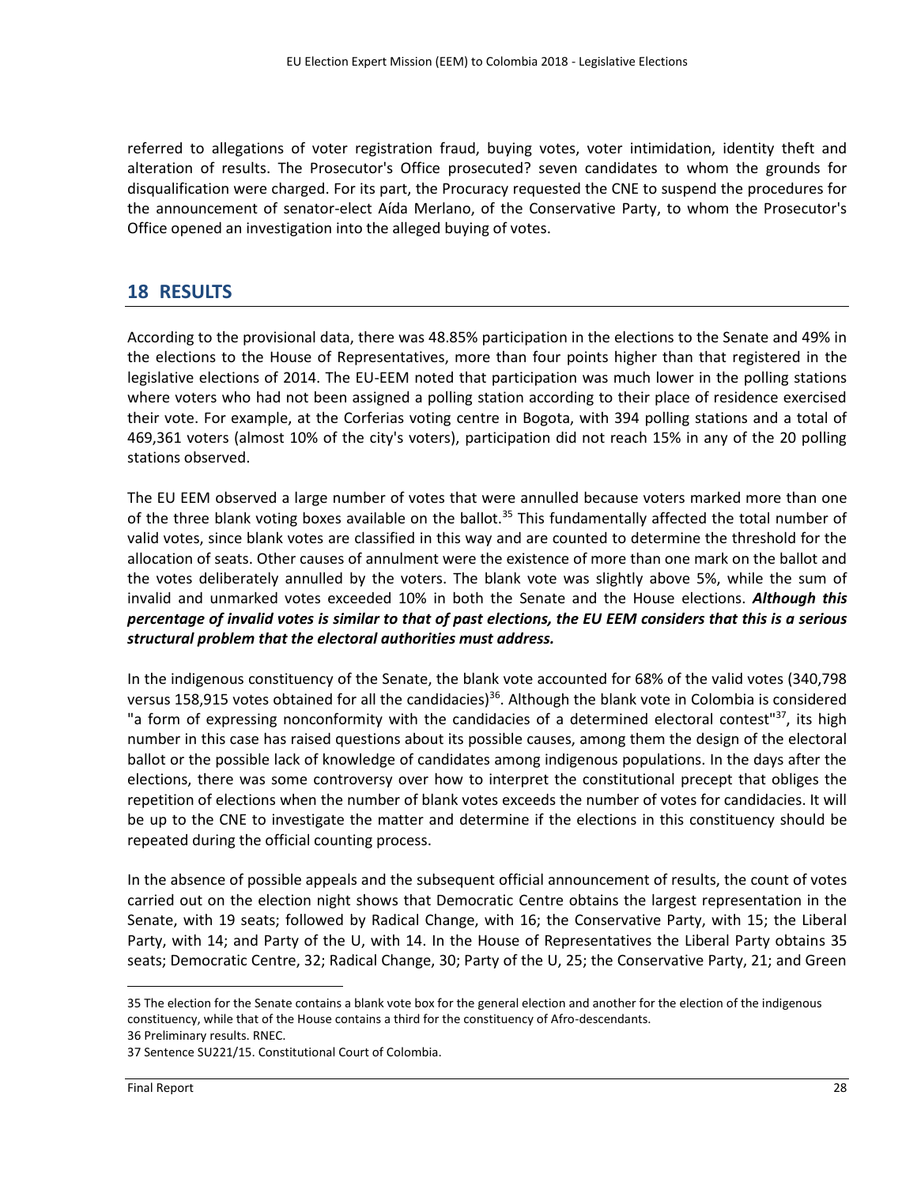referred to allegations of voter registration fraud, buying votes, voter intimidation, identity theft and alteration of results. The Prosecutor's Office prosecuted? seven candidates to whom the grounds for disqualification were charged. For its part, the Procuracy requested the CNE to suspend the procedures for the announcement of senator-elect Aída Merlano, of the Conservative Party, to whom the Prosecutor's Office opened an investigation into the alleged buying of votes.

# 18 RESULTS

According to the provisional data, there was 48.85% participation in the elections to the Senate and 49% in the elections to the House of Representatives, more than four points higher than that registered in the legislative elections of 2014. The EU-EEM noted that participation was much lower in the polling stations where voters who had not been assigned a polling station according to their place of residence exercised their vote. For example, at the Corferias voting centre in Bogota, with 394 polling stations and a total of 469,361 voters (almost 10% of the city's voters), participation did not reach 15% in any of the 20 polling stations observed.

The EU EEM observed a large number of votes that were annulled because voters marked more than one of the three blank voting boxes available on the ballot.[35] This fundamentally affected the total number of valid votes, since blank votes are classified in this way and are counted to determine the threshold for the allocation of seats. Other causes of annulment were the existence of more than one mark on the ballot and the votes deliberately annulled by the voters. The blank vote was slightly above 5%, while the sum of invalid and unmarked votes exceeded 10% in both the Senate and the House elections. ***Although this percentage of invalid votes is similar to that of past elections, the EU EEM considers that this is a serious structural problem that the electoral authorities must address.***

In the indigenous constituency of the Senate, the blank vote accounted for 68% of the valid votes (340,798 versus 158,915 votes obtained for all the candidacies)[36]. Although the blank vote in Colombia is considered "a form of expressing nonconformity with the candidacies of a determined electoral contest"[37], its high number in this case has raised questions about its possible causes, among them the design of the electoral ballot or the possible lack of knowledge of candidates among indigenous populations. In the days after the elections, there was some controversy over how to interpret the constitutional precept that obliges the repetition of elections when the number of blank votes exceeds the number of votes for candidacies. It will be up to the CNE to investigate the matter and determine if the elections in this constituency should be repeated during the official counting process.

In the absence of possible appeals and the subsequent official announcement of results, the count of votes carried out on the election night shows that Democratic Centre obtains the largest representation in the Senate, with 19 seats; followed by Radical Change, with 16; the Conservative Party, with 15; the Liberal Party, with 14; and Party of the U, with 14. In the House of Representatives the Liberal Party obtains 35 seats; Democratic Centre, 32; Radical Change, 30; Party of the U, 25; the Conservative Party, 21; and Green

---

35 The election for the Senate contains a blank vote box for the general election and another for the election of the indigenous constituency, while that of the House contains a third for the constituency of Afro-descendants.

36 Preliminary results. RNEC.

37 Sentence SU221/15. Constitutional Court of Colombia.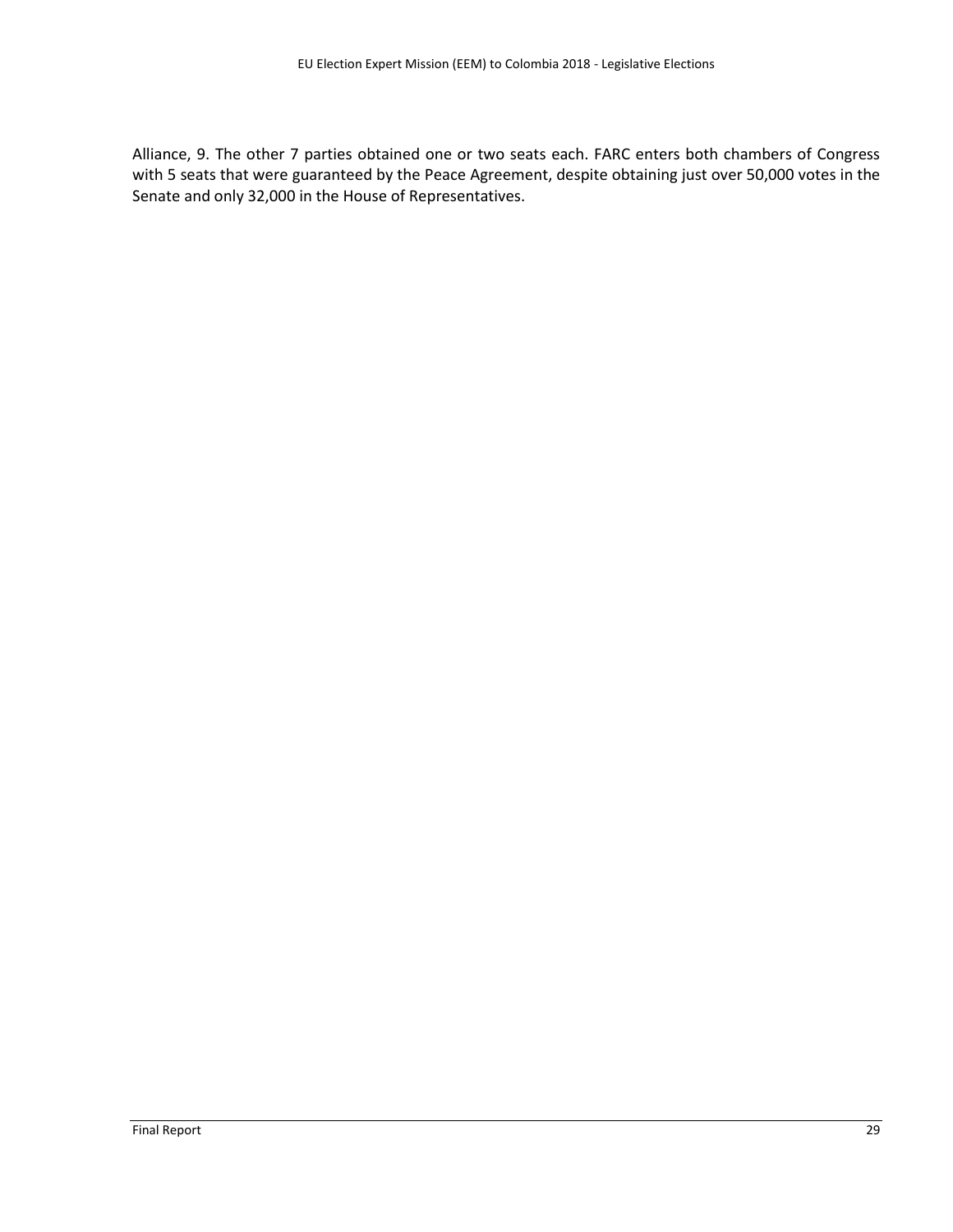Alliance, 9. The other 7 parties obtained one or two seats each. FARC enters both chambers of Congress with 5 seats that were guaranteed by the Peace Agreement, despite obtaining just over 50,000 votes in the Senate and only 32,000 in the House of Representatives.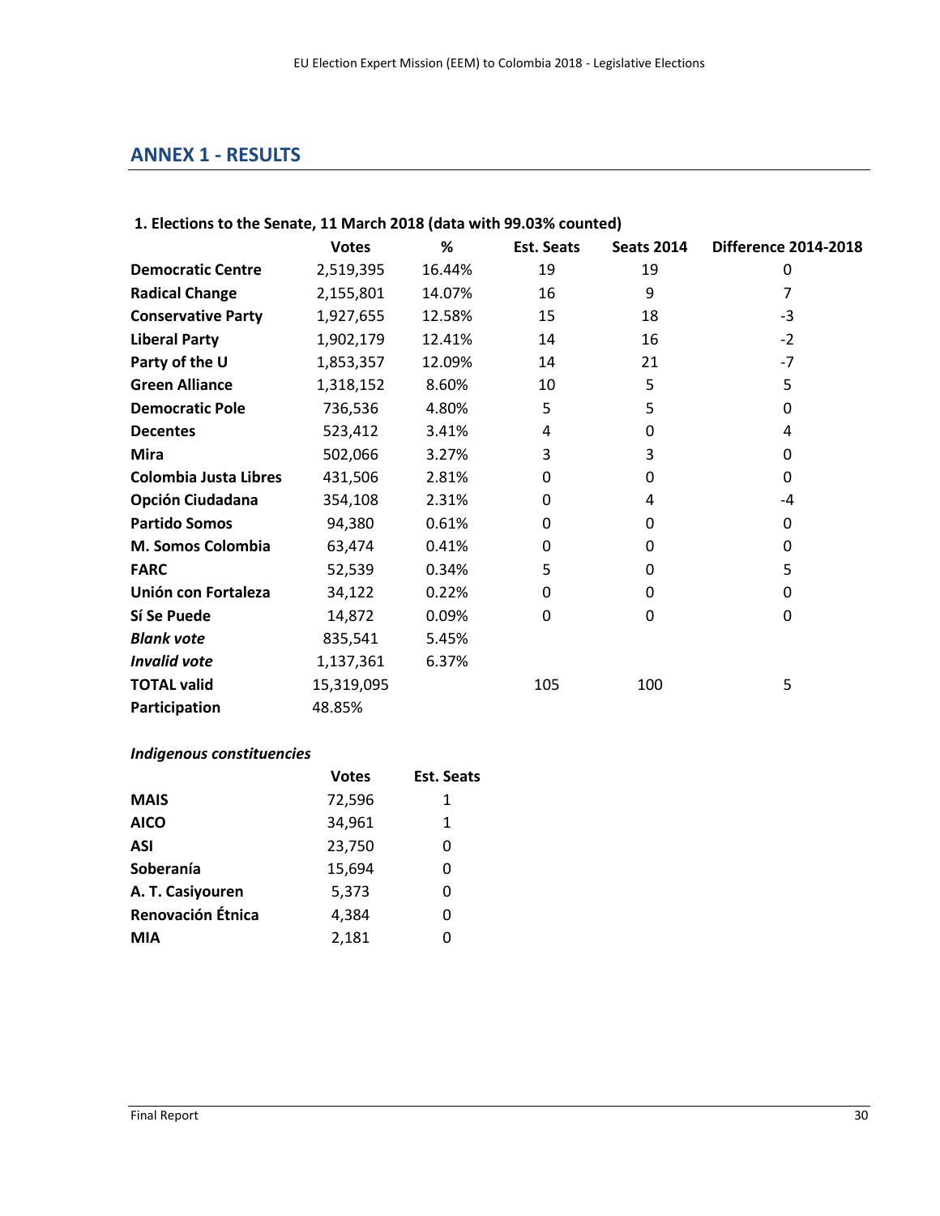## ANNEX 1 - RESULTS

### 1. Elections to the Senate, 11 March 2018 (data with 99.03% counted)

| | Votes | % | Est. Seats | Seats 2014 | Difference 2014-2018 |
|---|---|---|---|---|---|
| **Democratic Centre** | 2,519,395 | 16.44% | 19 | 19 | 0 |
| **Radical Change** | 2,155,801 | 14.07% | 16 | 9 | 7 |
| **Conservative Party** | 1,927,655 | 12.58% | 15 | 18 | -3 |
| **Liberal Party** | 1,902,179 | 12.41% | 14 | 16 | -2 |
| **Party of the U** | 1,853,357 | 12.09% | 14 | 21 | -7 |
| **Green Alliance** | 1,318,152 | 8.60% | 10 | 5 | 5 |
| **Democratic Pole** | 736,536 | 4.80% | 5 | 5 | 0 |
| **Decentes** | 523,412 | 3.41% | 4 | 0 | 4 |
| **Mira** | 502,066 | 3.27% | 3 | 3 | 0 |
| **Colombia Justa Libres** | 431,506 | 2.81% | 0 | 0 | 0 |
| **Opción Ciudadana** | 354,108 | 2.31% | 0 | 4 | -4 |
| **Partido Somos** | 94,380 | 0.61% | 0 | 0 | 0 |
| **M. Somos Colombia** | 63,474 | 0.41% | 0 | 0 | 0 |
| **FARC** | 52,539 | 0.34% | 5 | 0 | 5 |
| **Unión con Fortaleza** | 34,122 | 0.22% | 0 | 0 | 0 |
| **Sí Se Puede** | 14,872 | 0.09% | 0 | 0 | 0 |
| ***Blank vote*** | 835,541 | 5.45% | | | |
| ***Invalid vote*** | 1,137,361 | 6.37% | | | |
| **TOTAL valid** | 15,319,095 | | 105 | 100 | 5 |
| **Participation** | 48.85% | | | | |

***Indigenous constituencies***

| | Votes | Est. Seats |
|---|---|---|
| **MAIS** | 72,596 | 1 |
| **AICO** | 34,961 | 1 |
| **ASI** | 23,750 | 0 |
| **Soberanía** | 15,694 | 0 |
| **A. T. Casiyouren** | 5,373 | 0 |
| **Renovación Étnica** | 4,384 | 0 |
| **MIA** | 2,181 | 0 |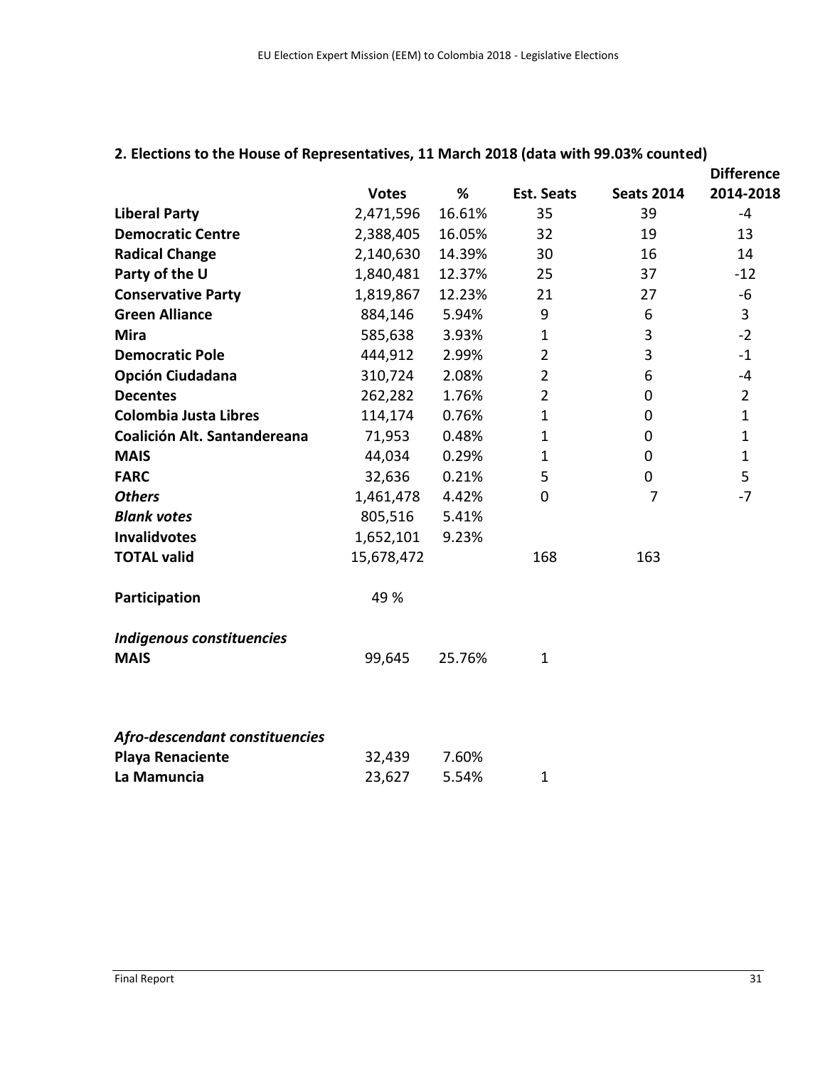## 2. Elections to the House of Representatives, 11 March 2018 (data with 99.03% counted)

| | Votes | % | Est. Seats | Seats 2014 | Difference 2014-2018 |
|---|---|---|---|---|---|
| **Liberal Party** | 2,471,596 | 16.61% | 35 | 39 | -4 |
| **Democratic Centre** | 2,388,405 | 16.05% | 32 | 19 | 13 |
| **Radical Change** | 2,140,630 | 14.39% | 30 | 16 | 14 |
| **Party of the U** | 1,840,481 | 12.37% | 25 | 37 | -12 |
| **Conservative Party** | 1,819,867 | 12.23% | 21 | 27 | -6 |
| **Green Alliance** | 884,146 | 5.94% | 9 | 6 | 3 |
| **Mira** | 585,638 | 3.93% | 1 | 3 | -2 |
| **Democratic Pole** | 444,912 | 2.99% | 2 | 3 | -1 |
| **Opción Ciudadana** | 310,724 | 2.08% | 2 | 6 | -4 |
| **Decentes** | 262,282 | 1.76% | 2 | 0 | 2 |
| **Colombia Justa Libres** | 114,174 | 0.76% | 1 | 0 | 1 |
| **Coalición Alt. Santandereana** | 71,953 | 0.48% | 1 | 0 | 1 |
| **MAIS** | 44,034 | 0.29% | 1 | 0 | 1 |
| **FARC** | 32,636 | 0.21% | 5 | 0 | 5 |
| ***Others*** | 1,461,478 | 4.42% | 0 | 7 | -7 |
| ***Blank votes*** | 805,516 | 5.41% | | | |
| **Invalidvotes** | 1,652,101 | 9.23% | | | |
| **TOTAL valid** | 15,678,472 | | 168 | 163 | |
| | | | | | |
| **Participation** | 49 % | | | | |
| | | | | | |
| ***Indigenous constituencies*** | | | | | |
| **MAIS** | 99,645 | 25.76% | 1 | | |
| | | | | | |
| ***Afro-descendant constituencies*** | | | | | |
| **Playa Renaciente** | 32,439 | 7.60% | | | |
| **La Mamuncia** | 23,627 | 5.54% | 1 | | |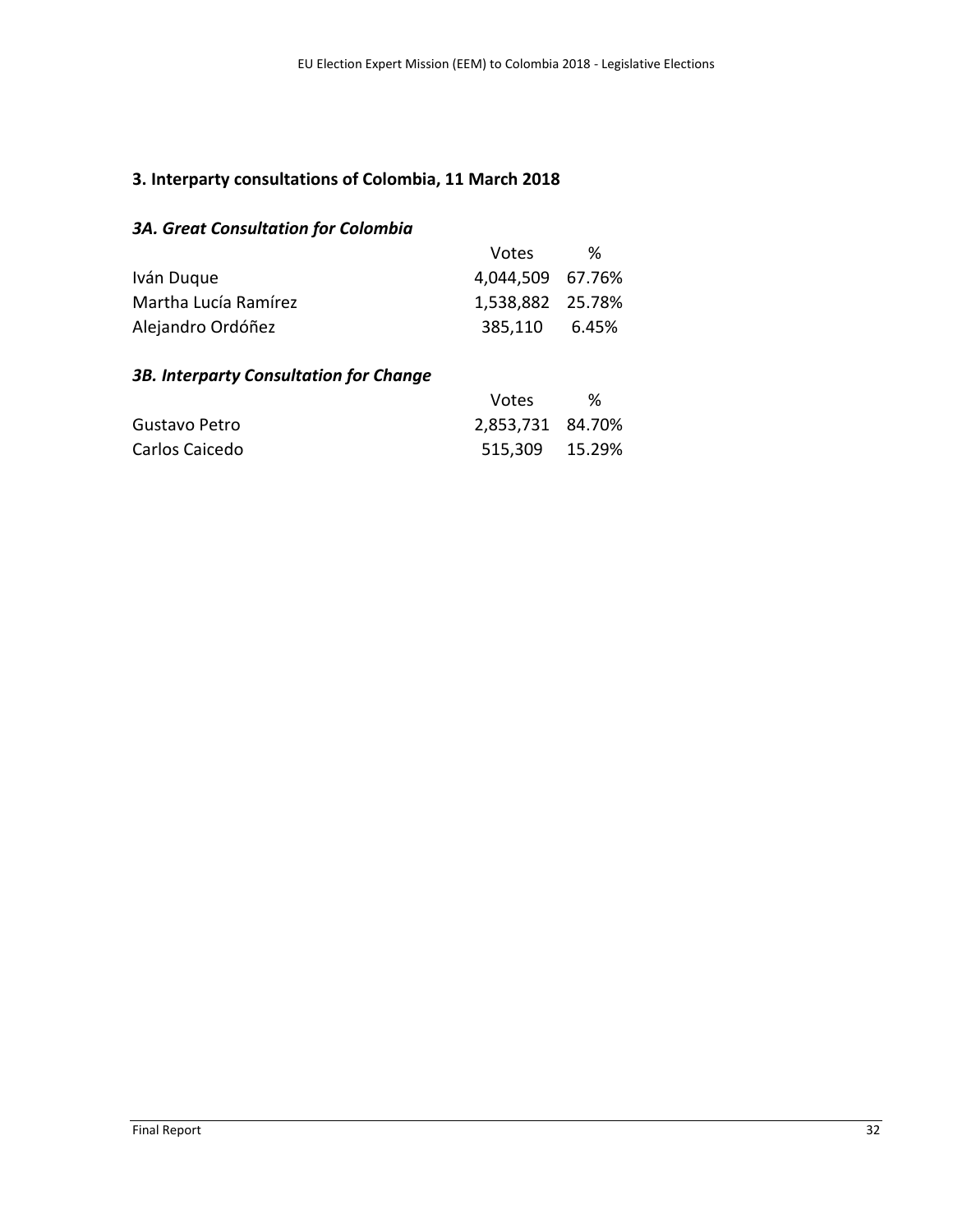## 3. Interparty consultations of Colombia, 11 March 2018

### *3A. Great Consultation for Colombia*

| | Votes | % |
|---|---|---|
| Iván Duque | 4,044,509 | 67.76% |
| Martha Lucía Ramírez | 1,538,882 | 25.78% |
| Alejandro Ordóñez | 385,110 | 6.45% |

### *3B. Interparty Consultation for Change*

| | Votes | % |
|---|---|---|
| Gustavo Petro | 2,853,731 | 84.70% |
| Carlos Caicedo | 515,309 | 15.29% |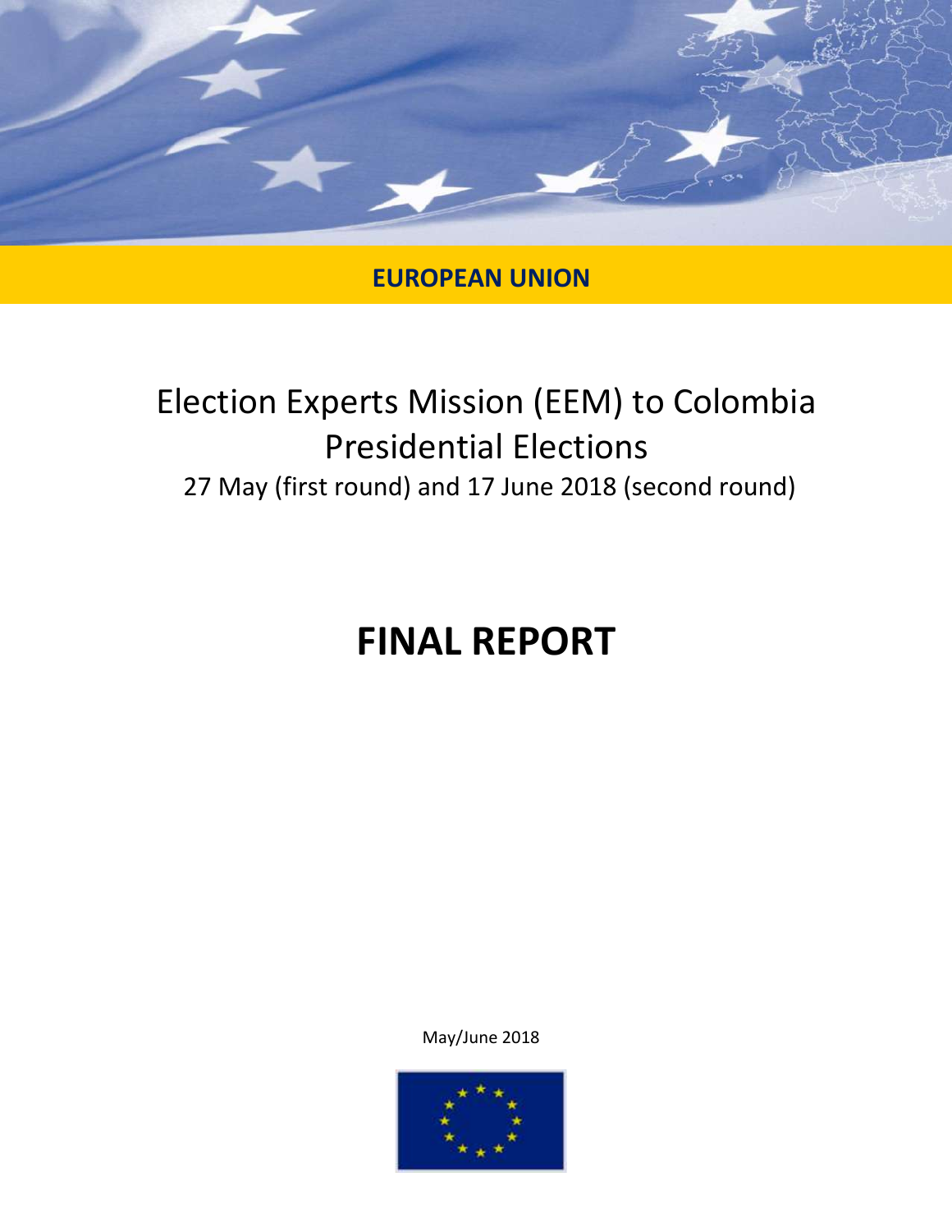EUROPEAN UNION

# Election Experts Mission (EEM) to Colombia Presidential Elections

27 May (first round) and 17 June 2018 (second round)

# FINAL REPORT

May/June 2018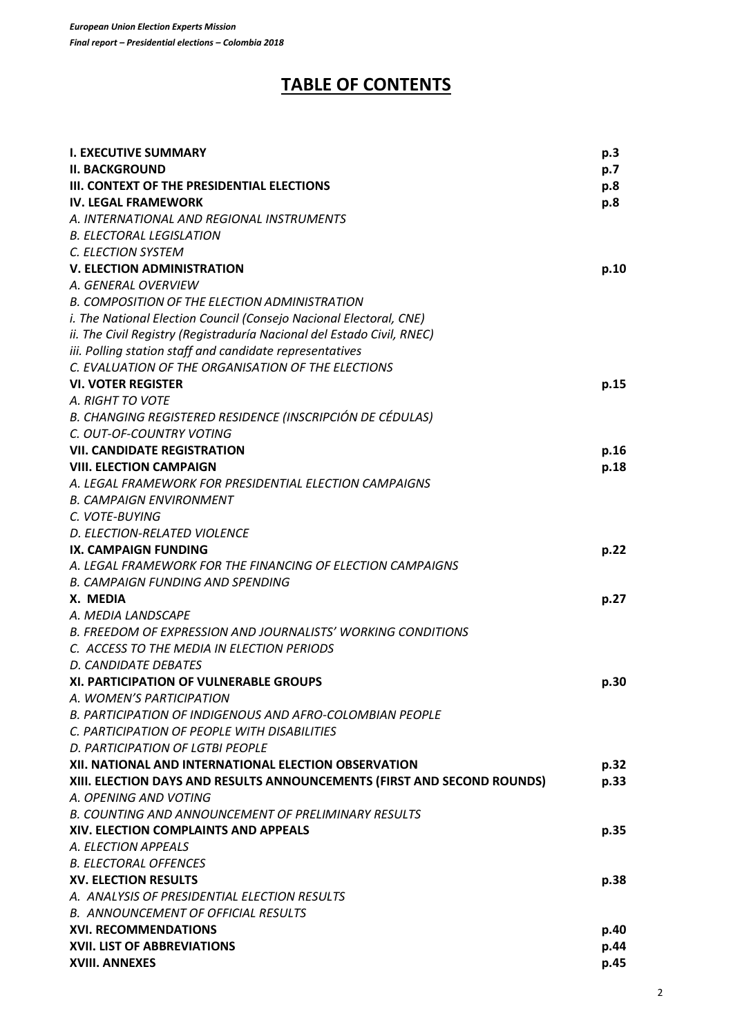# TABLE OF CONTENTS

| | |
|---|---|
| **I. EXECUTIVE SUMMARY** | **p.3** |
| **II. BACKGROUND** | **p.7** |
| **III. CONTEXT OF THE PRESIDENTIAL ELECTIONS** | **p.8** |
| **IV. LEGAL FRAMEWORK** | **p.8** |
| *A. INTERNATIONAL AND REGIONAL INSTRUMENTS* | |
| *B. ELECTORAL LEGISLATION* | |
| *C. ELECTION SYSTEM* | |
| **V. ELECTION ADMINISTRATION** | **p.10** |
| *A. GENERAL OVERVIEW* | |
| *B. COMPOSITION OF THE ELECTION ADMINISTRATION* | |
| *i. The National Election Council (Consejo Nacional Electoral, CNE)* | |
| *ii. The Civil Registry (Registraduría Nacional del Estado Civil, RNEC)* | |
| *iii. Polling station staff and candidate representatives* | |
| *C. EVALUATION OF THE ORGANISATION OF THE ELECTIONS* | |
| **VI. VOTER REGISTER** | **p.15** |
| *A. RIGHT TO VOTE* | |
| *B. CHANGING REGISTERED RESIDENCE (INSCRIPCIÓN DE CÉDULAS)* | |
| *C. OUT-OF-COUNTRY VOTING* | |
| **VII. CANDIDATE REGISTRATION** | **p.16** |
| **VIII. ELECTION CAMPAIGN** | **p.18** |
| *A. LEGAL FRAMEWORK FOR PRESIDENTIAL ELECTION CAMPAIGNS* | |
| *B. CAMPAIGN ENVIRONMENT* | |
| *C. VOTE-BUYING* | |
| *D. ELECTION-RELATED VIOLENCE* | |
| **IX. CAMPAIGN FUNDING** | **p.22** |
| *A. LEGAL FRAMEWORK FOR THE FINANCING OF ELECTION CAMPAIGNS* | |
| *B. CAMPAIGN FUNDING AND SPENDING* | |
| **X. MEDIA** | **p.27** |
| *A. MEDIA LANDSCAPE* | |
| *B. FREEDOM OF EXPRESSION AND JOURNALISTS' WORKING CONDITIONS* | |
| *C. ACCESS TO THE MEDIA IN ELECTION PERIODS* | |
| *D. CANDIDATE DEBATES* | |
| **XI. PARTICIPATION OF VULNERABLE GROUPS** | **p.30** |
| *A. WOMEN'S PARTICIPATION* | |
| *B. PARTICIPATION OF INDIGENOUS AND AFRO-COLOMBIAN PEOPLE* | |
| *C. PARTICIPATION OF PEOPLE WITH DISABILITIES* | |
| *D. PARTICIPATION OF LGTBI PEOPLE* | |
| **XII. NATIONAL AND INTERNATIONAL ELECTION OBSERVATION** | **p.32** |
| **XIII. ELECTION DAYS AND RESULTS ANNOUNCEMENTS (FIRST AND SECOND ROUNDS)** | **p.33** |
| *A. OPENING AND VOTING* | |
| *B. COUNTING AND ANNOUNCEMENT OF PRELIMINARY RESULTS* | |
| **XIV. ELECTION COMPLAINTS AND APPEALS** | **p.35** |
| *A. ELECTION APPEALS* | |
| *B. ELECTORAL OFFENCES* | |
| **XV. ELECTION RESULTS** | **p.38** |
| *A. ANALYSIS OF PRESIDENTIAL ELECTION RESULTS* | |
| *B. ANNOUNCEMENT OF OFFICIAL RESULTS* | |
| **XVI. RECOMMENDATIONS** | **p.40** |
| **XVII. LIST OF ABBREVIATIONS** | **p.44** |
| **XVIII. ANNEXES** | **p.45** |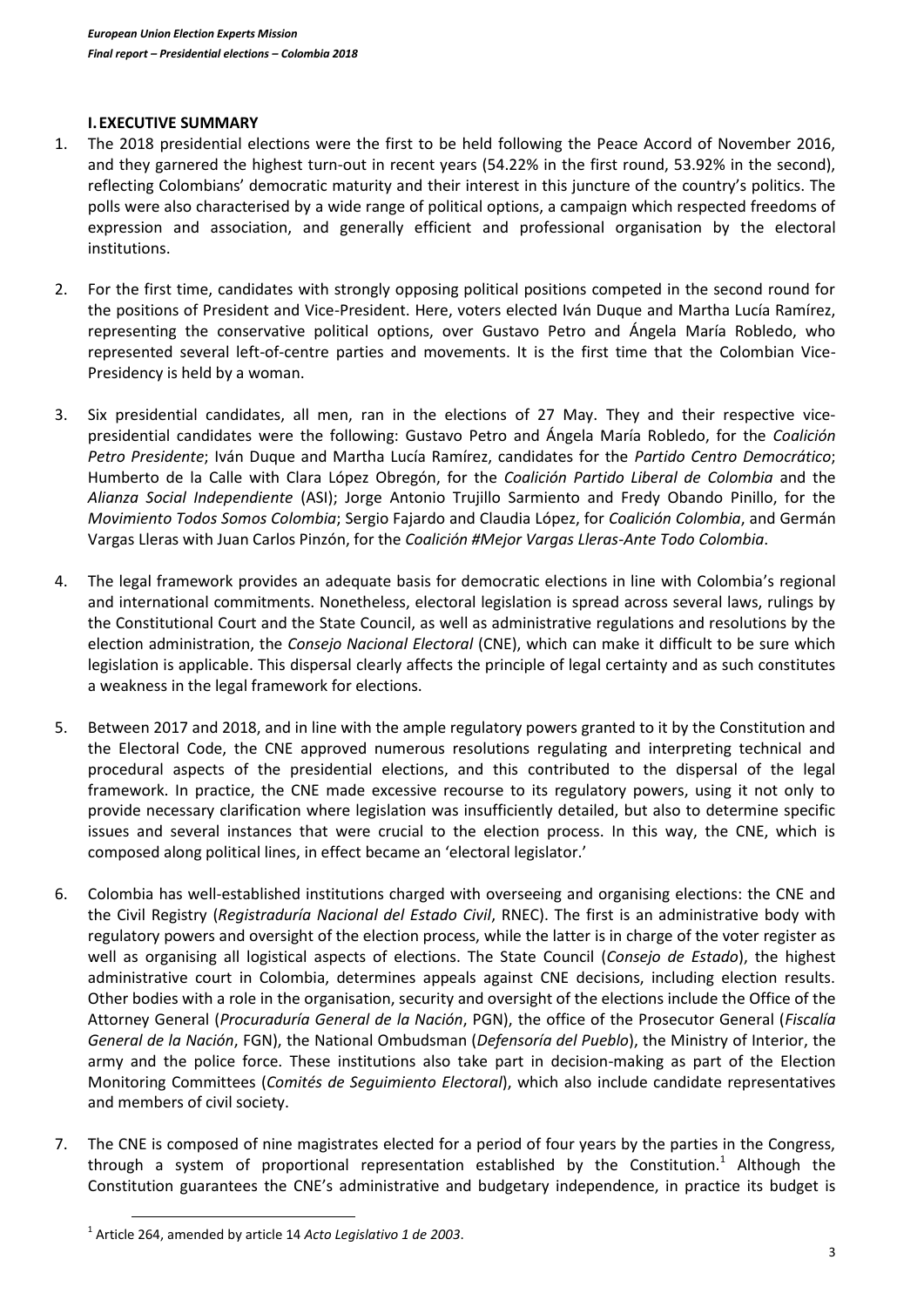### I. EXECUTIVE SUMMARY

1. The 2018 presidential elections were the first to be held following the Peace Accord of November 2016, and they garnered the highest turn-out in recent years (54.22% in the first round, 53.92% in the second), reflecting Colombians' democratic maturity and their interest in this juncture of the country's politics. The polls were also characterised by a wide range of political options, a campaign which respected freedoms of expression and association, and generally efficient and professional organisation by the electoral institutions.

2. For the first time, candidates with strongly opposing political positions competed in the second round for the positions of President and Vice-President. Here, voters elected Iván Duque and Martha Lucía Ramírez, representing the conservative political options, over Gustavo Petro and Ángela María Robledo, who represented several left-of-centre parties and movements. It is the first time that the Colombian Vice-Presidency is held by a woman.

3. Six presidential candidates, all men, ran in the elections of 27 May. They and their respective vice-presidential candidates were the following: Gustavo Petro and Ángela María Robledo, for the *Coalición Petro Presidente*; Iván Duque and Martha Lucía Ramírez, candidates for the *Partido Centro Democrático*; Humberto de la Calle with Clara López Obregón, for the *Coalición Partido Liberal de Colombia* and the *Alianza Social Independiente* (ASI); Jorge Antonio Trujillo Sarmiento and Fredy Obando Pinillo, for the *Movimiento Todos Somos Colombia*; Sergio Fajardo and Claudia López, for *Coalición Colombia*, and Germán Vargas Lleras with Juan Carlos Pinzón, for the *Coalición #Mejor Vargas Lleras-Ante Todo Colombia*.

4. The legal framework provides an adequate basis for democratic elections in line with Colombia's regional and international commitments. Nonetheless, electoral legislation is spread across several laws, rulings by the Constitutional Court and the State Council, as well as administrative regulations and resolutions by the election administration, the *Consejo Nacional Electoral* (CNE), which can make it difficult to be sure which legislation is applicable. This dispersal clearly affects the principle of legal certainty and as such constitutes a weakness in the legal framework for elections.

5. Between 2017 and 2018, and in line with the ample regulatory powers granted to it by the Constitution and the Electoral Code, the CNE approved numerous resolutions regulating and interpreting technical and procedural aspects of the presidential elections, and this contributed to the dispersal of the legal framework. In practice, the CNE made excessive recourse to its regulatory powers, using it not only to provide necessary clarification where legislation was insufficiently detailed, but also to determine specific issues and several instances that were crucial to the election process. In this way, the CNE, which is composed along political lines, in effect became an 'electoral legislator.'

6. Colombia has well-established institutions charged with overseeing and organising elections: the CNE and the Civil Registry (*Registraduría Nacional del Estado Civil*, RNEC). The first is an administrative body with regulatory powers and oversight of the election process, while the latter is in charge of the voter register as well as organising all logistical aspects of elections. The State Council (*Consejo de Estado*), the highest administrative court in Colombia, determines appeals against CNE decisions, including election results. Other bodies with a role in the organisation, security and oversight of the elections include the Office of the Attorney General (*Procuraduría General de la Nación*, PGN), the office of the Prosecutor General (*Fiscalía General de la Nación*, FGN), the National Ombudsman (*Defensoría del Pueblo*), the Ministry of Interior, the army and the police force. These institutions also take part in decision-making as part of the Election Monitoring Committees (*Comités de Seguimiento Electoral*), which also include candidate representatives and members of civil society.

7. The CNE is composed of nine magistrates elected for a period of four years by the parties in the Congress, through a system of proportional representation established by the Constitution.[1] Although the Constitution guarantees the CNE's administrative and budgetary independence, in practice its budget is

[1] Article 264, amended by article 14 *Acto Legislativo 1 de 2003*.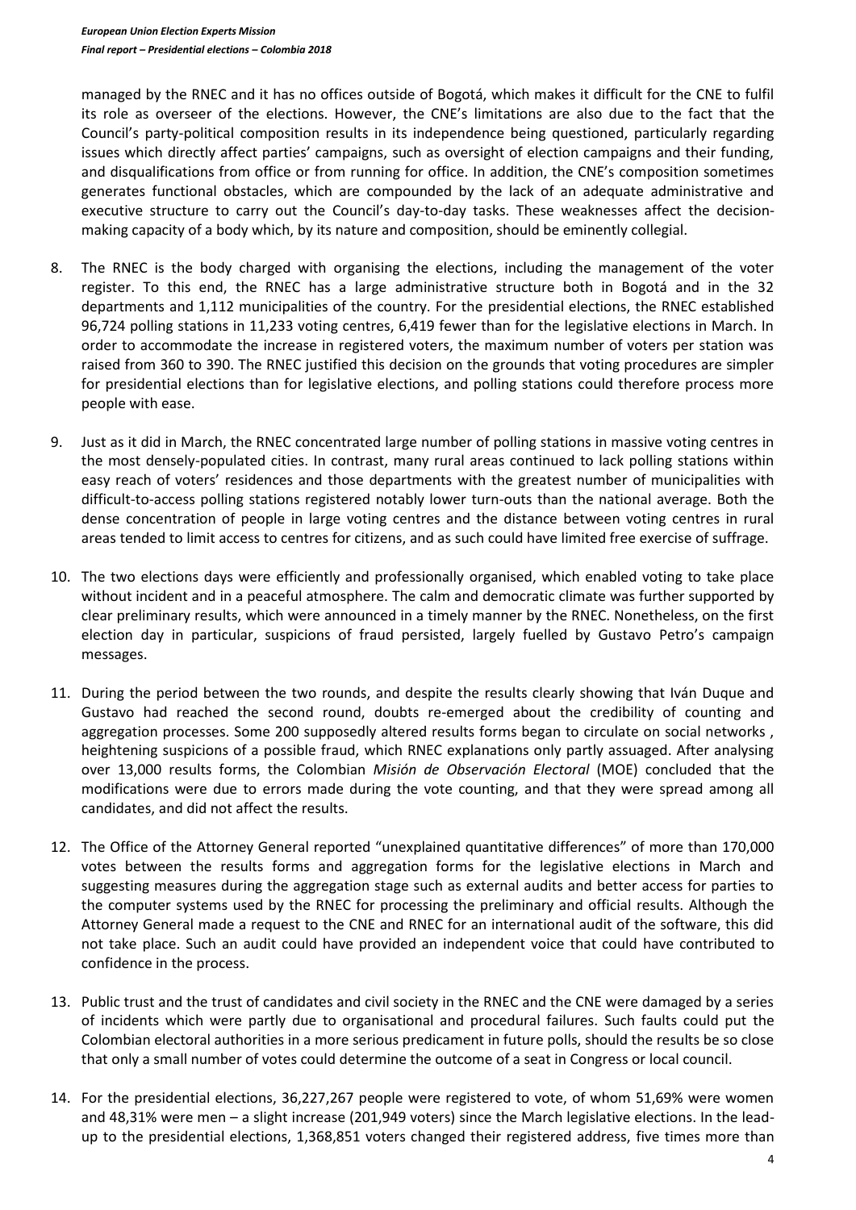managed by the RNEC and it has no offices outside of Bogotá, which makes it difficult for the CNE to fulfil its role as overseer of the elections. However, the CNE's limitations are also due to the fact that the Council's party-political composition results in its independence being questioned, particularly regarding issues which directly affect parties' campaigns, such as oversight of election campaigns and their funding, and disqualifications from office or from running for office. In addition, the CNE's composition sometimes generates functional obstacles, which are compounded by the lack of an adequate administrative and executive structure to carry out the Council's day-to-day tasks. These weaknesses affect the decision-making capacity of a body which, by its nature and composition, should be eminently collegial.

8. The RNEC is the body charged with organising the elections, including the management of the voter register. To this end, the RNEC has a large administrative structure both in Bogotá and in the 32 departments and 1,112 municipalities of the country. For the presidential elections, the RNEC established 96,724 polling stations in 11,233 voting centres, 6,419 fewer than for the legislative elections in March. In order to accommodate the increase in registered voters, the maximum number of voters per station was raised from 360 to 390. The RNEC justified this decision on the grounds that voting procedures are simpler for presidential elections than for legislative elections, and polling stations could therefore process more people with ease.

9. Just as it did in March, the RNEC concentrated large number of polling stations in massive voting centres in the most densely-populated cities. In contrast, many rural areas continued to lack polling stations within easy reach of voters' residences and those departments with the greatest number of municipalities with difficult-to-access polling stations registered notably lower turn-outs than the national average. Both the dense concentration of people in large voting centres and the distance between voting centres in rural areas tended to limit access to centres for citizens, and as such could have limited free exercise of suffrage.

10. The two elections days were efficiently and professionally organised, which enabled voting to take place without incident and in a peaceful atmosphere. The calm and democratic climate was further supported by clear preliminary results, which were announced in a timely manner by the RNEC. Nonetheless, on the first election day in particular, suspicions of fraud persisted, largely fuelled by Gustavo Petro's campaign messages.

11. During the period between the two rounds, and despite the results clearly showing that Iván Duque and Gustavo had reached the second round, doubts re-emerged about the credibility of counting and aggregation processes. Some 200 supposedly altered results forms began to circulate on social networks , heightening suspicions of a possible fraud, which RNEC explanations only partly assuaged. After analysing over 13,000 results forms, the Colombian *Misión de Observación Electoral* (MOE) concluded that the modifications were due to errors made during the vote counting, and that they were spread among all candidates, and did not affect the results.

12. The Office of the Attorney General reported "unexplained quantitative differences" of more than 170,000 votes between the results forms and aggregation forms for the legislative elections in March and suggesting measures during the aggregation stage such as external audits and better access for parties to the computer systems used by the RNEC for processing the preliminary and official results. Although the Attorney General made a request to the CNE and RNEC for an international audit of the software, this did not take place. Such an audit could have provided an independent voice that could have contributed to confidence in the process.

13. Public trust and the trust of candidates and civil society in the RNEC and the CNE were damaged by a series of incidents which were partly due to organisational and procedural failures. Such faults could put the Colombian electoral authorities in a more serious predicament in future polls, should the results be so close that only a small number of votes could determine the outcome of a seat in Congress or local council.

14. For the presidential elections, 36,227,267 people were registered to vote, of whom 51,69% were women and 48,31% were men – a slight increase (201,949 voters) since the March legislative elections. In the lead-up to the presidential elections, 1,368,851 voters changed their registered address, five times more than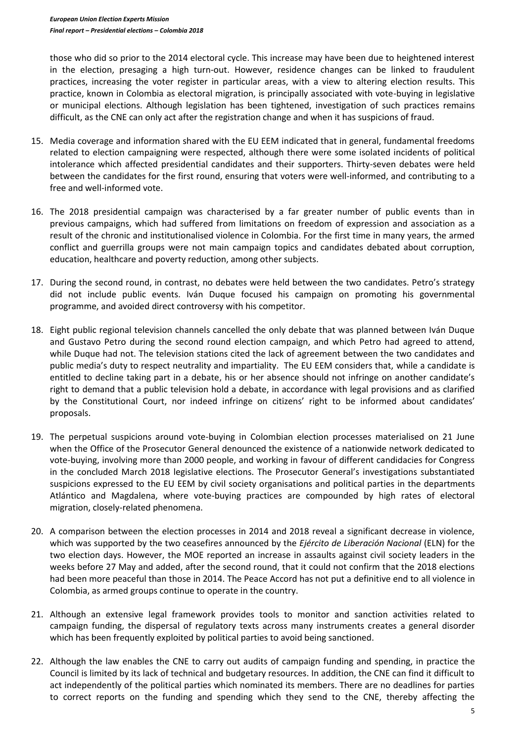those who did so prior to the 2014 electoral cycle. This increase may have been due to heightened interest in the election, presaging a high turn-out. However, residence changes can be linked to fraudulent practices, increasing the voter register in particular areas, with a view to altering election results. This practice, known in Colombia as electoral migration, is principally associated with vote-buying in legislative or municipal elections. Although legislation has been tightened, investigation of such practices remains difficult, as the CNE can only act after the registration change and when it has suspicions of fraud.

15. Media coverage and information shared with the EU EEM indicated that in general, fundamental freedoms related to election campaigning were respected, although there were some isolated incidents of political intolerance which affected presidential candidates and their supporters. Thirty-seven debates were held between the candidates for the first round, ensuring that voters were well-informed, and contributing to a free and well-informed vote.

16. The 2018 presidential campaign was characterised by a far greater number of public events than in previous campaigns, which had suffered from limitations on freedom of expression and association as a result of the chronic and institutionalised violence in Colombia. For the first time in many years, the armed conflict and guerrilla groups were not main campaign topics and candidates debated about corruption, education, healthcare and poverty reduction, among other subjects.

17. During the second round, in contrast, no debates were held between the two candidates. Petro's strategy did not include public events. Iván Duque focused his campaign on promoting his governmental programme, and avoided direct controversy with his competitor.

18. Eight public regional television channels cancelled the only debate that was planned between Iván Duque and Gustavo Petro during the second round election campaign, and which Petro had agreed to attend, while Duque had not. The television stations cited the lack of agreement between the two candidates and public media's duty to respect neutrality and impartiality. The EU EEM considers that, while a candidate is entitled to decline taking part in a debate, his or her absence should not infringe on another candidate's right to demand that a public television hold a debate, in accordance with legal provisions and as clarified by the Constitutional Court, nor indeed infringe on citizens' right to be informed about candidates' proposals.

19. The perpetual suspicions around vote-buying in Colombian election processes materialised on 21 June when the Office of the Prosecutor General denounced the existence of a nationwide network dedicated to vote-buying, involving more than 2000 people, and working in favour of different candidacies for Congress in the concluded March 2018 legislative elections. The Prosecutor General's investigations substantiated suspicions expressed to the EU EEM by civil society organisations and political parties in the departments Atlántico and Magdalena, where vote-buying practices are compounded by high rates of electoral migration, closely-related phenomena.

20. A comparison between the election processes in 2014 and 2018 reveal a significant decrease in violence, which was supported by the two ceasefires announced by the *Ejército de Liberación Nacional* (ELN) for the two election days. However, the MOE reported an increase in assaults against civil society leaders in the weeks before 27 May and added, after the second round, that it could not confirm that the 2018 elections had been more peaceful than those in 2014. The Peace Accord has not put a definitive end to all violence in Colombia, as armed groups continue to operate in the country.

21. Although an extensive legal framework provides tools to monitor and sanction activities related to campaign funding, the dispersal of regulatory texts across many instruments creates a general disorder which has been frequently exploited by political parties to avoid being sanctioned.

22. Although the law enables the CNE to carry out audits of campaign funding and spending, in practice the Council is limited by its lack of technical and budgetary resources. In addition, the CNE can find it difficult to act independently of the political parties which nominated its members. There are no deadlines for parties to correct reports on the funding and spending which they send to the CNE, thereby affecting the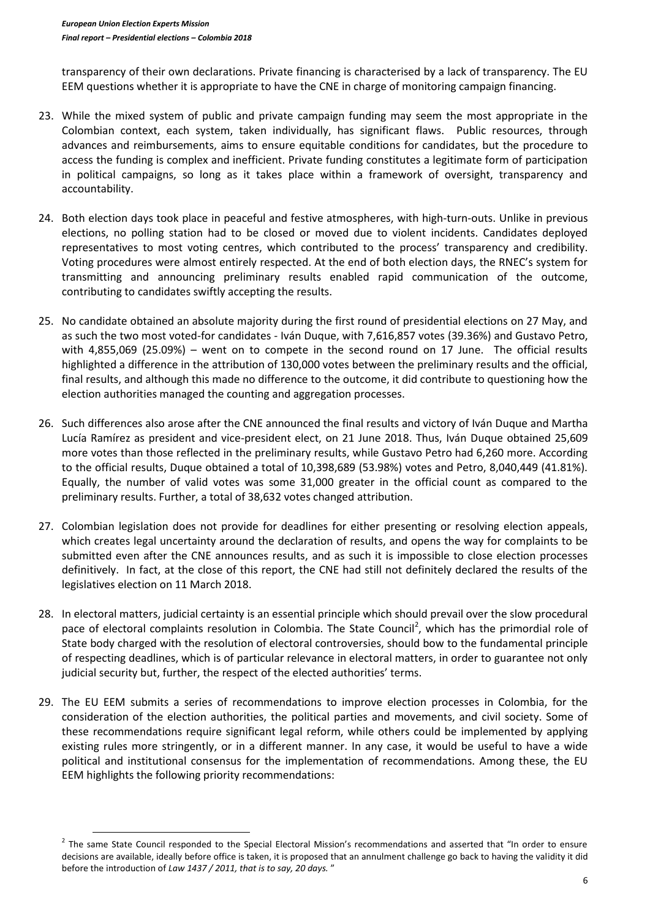transparency of their own declarations. Private financing is characterised by a lack of transparency. The EU EEM questions whether it is appropriate to have the CNE in charge of monitoring campaign financing.

23. While the mixed system of public and private campaign funding may seem the most appropriate in the Colombian context, each system, taken individually, has significant flaws. Public resources, through advances and reimbursements, aims to ensure equitable conditions for candidates, but the procedure to access the funding is complex and inefficient. Private funding constitutes a legitimate form of participation in political campaigns, so long as it takes place within a framework of oversight, transparency and accountability.

24. Both election days took place in peaceful and festive atmospheres, with high-turn-outs. Unlike in previous elections, no polling station had to be closed or moved due to violent incidents. Candidates deployed representatives to most voting centres, which contributed to the process' transparency and credibility. Voting procedures were almost entirely respected. At the end of both election days, the RNEC's system for transmitting and announcing preliminary results enabled rapid communication of the outcome, contributing to candidates swiftly accepting the results.

25. No candidate obtained an absolute majority during the first round of presidential elections on 27 May, and as such the two most voted-for candidates - Iván Duque, with 7,616,857 votes (39.36%) and Gustavo Petro, with 4,855,069 (25.09%) – went on to compete in the second round on 17 June. The official results highlighted a difference in the attribution of 130,000 votes between the preliminary results and the official, final results, and although this made no difference to the outcome, it did contribute to questioning how the election authorities managed the counting and aggregation processes.

26. Such differences also arose after the CNE announced the final results and victory of Iván Duque and Martha Lucía Ramírez as president and vice-president elect, on 21 June 2018. Thus, Iván Duque obtained 25,609 more votes than those reflected in the preliminary results, while Gustavo Petro had 6,260 more. According to the official results, Duque obtained a total of 10,398,689 (53.98%) votes and Petro, 8,040,449 (41.81%). Equally, the number of valid votes was some 31,000 greater in the official count as compared to the preliminary results. Further, a total of 38,632 votes changed attribution.

27. Colombian legislation does not provide for deadlines for either presenting or resolving election appeals, which creates legal uncertainty around the declaration of results, and opens the way for complaints to be submitted even after the CNE announces results, and as such it is impossible to close election processes definitively. In fact, at the close of this report, the CNE had still not definitely declared the results of the legislatives election on 11 March 2018.

28. In electoral matters, judicial certainty is an essential principle which should prevail over the slow procedural pace of electoral complaints resolution in Colombia. The State Council[2], which has the primordial role of State body charged with the resolution of electoral controversies, should bow to the fundamental principle of respecting deadlines, which is of particular relevance in electoral matters, in order to guarantee not only judicial security but, further, the respect of the elected authorities' terms.

29. The EU EEM submits a series of recommendations to improve election processes in Colombia, for the consideration of the election authorities, the political parties and movements, and civil society. Some of these recommendations require significant legal reform, while others could be implemented by applying existing rules more stringently, or in a different manner. In any case, it would be useful to have a wide political and institutional consensus for the implementation of recommendations. Among these, the EU EEM highlights the following priority recommendations:

---

[2] The same State Council responded to the Special Electoral Mission's recommendations and asserted that "In order to ensure decisions are available, ideally before office is taken, it is proposed that an annulment challenge go back to having the validity it did before the introduction of *Law 1437 / 2011, that is to say, 20 days.*"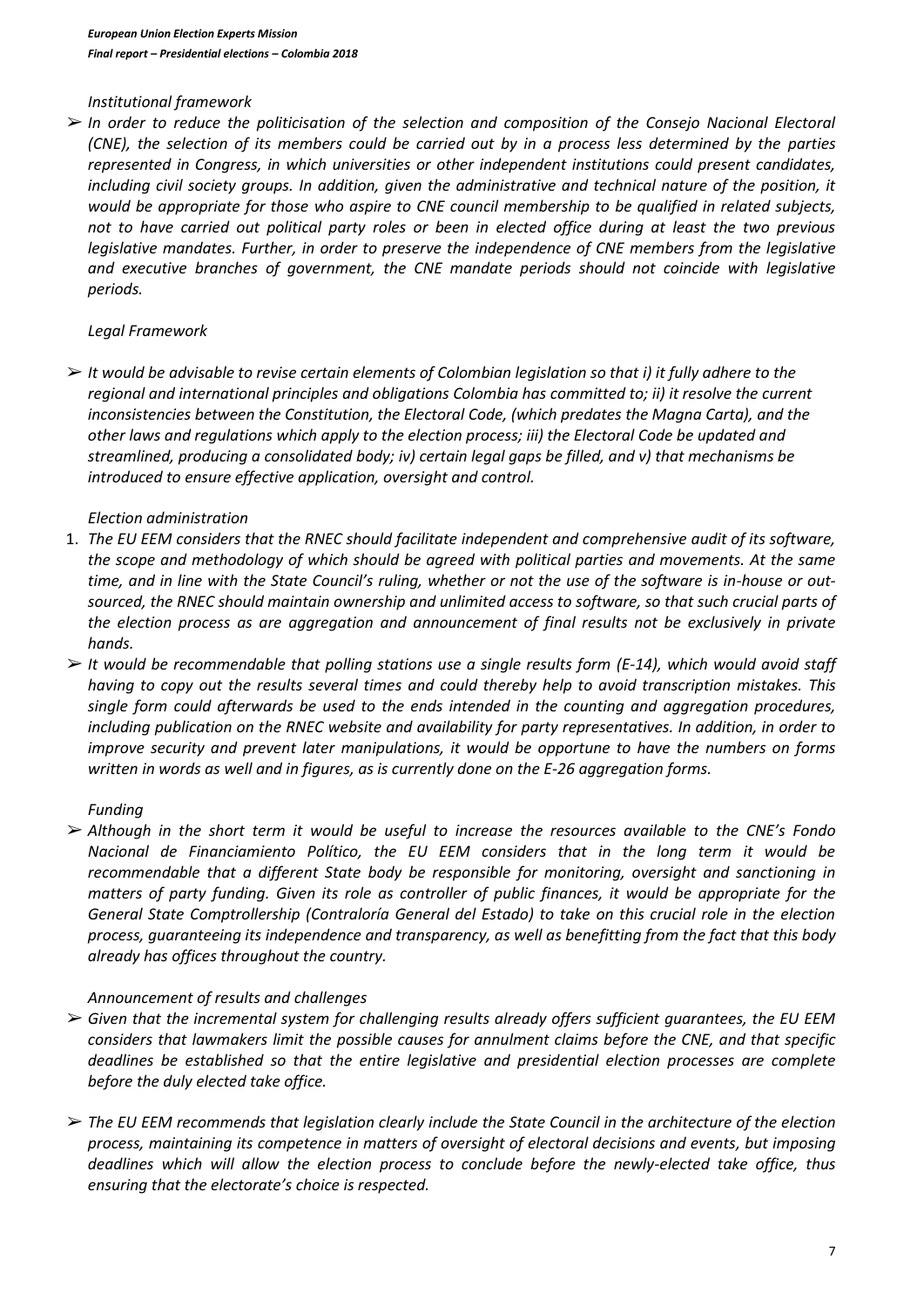*Institutional framework*

➢ *In order to reduce the politicisation of the selection and composition of the Consejo Nacional Electoral (CNE), the selection of its members could be carried out by in a process less determined by the parties represented in Congress, in which universities or other independent institutions could present candidates, including civil society groups. In addition, given the administrative and technical nature of the position, it would be appropriate for those who aspire to CNE council membership to be qualified in related subjects, not to have carried out political party roles or been in elected office during at least the two previous legislative mandates. Further, in order to preserve the independence of CNE members from the legislative and executive branches of government, the CNE mandate periods should not coincide with legislative periods.*

*Legal Framework*

➢ *It would be advisable to revise certain elements of Colombian legislation so that i) it fully adhere to the regional and international principles and obligations Colombia has committed to; ii) it resolve the current inconsistencies between the Constitution, the Electoral Code, (which predates the Magna Carta), and the other laws and regulations which apply to the election process; iii) the Electoral Code be updated and streamlined, producing a consolidated body; iv) certain legal gaps be filled, and v) that mechanisms be introduced to ensure effective application, oversight and control.*

*Election administration*

1. *The EU EEM considers that the RNEC should facilitate independent and comprehensive audit of its software, the scope and methodology of which should be agreed with political parties and movements. At the same time, and in line with the State Council's ruling, whether or not the use of the software is in-house or out-sourced, the RNEC should maintain ownership and unlimited access to software, so that such crucial parts of the election process as are aggregation and announcement of final results not be exclusively in private hands.*

➢ *It would be recommendable that polling stations use a single results form (E-14), which would avoid staff having to copy out the results several times and could thereby help to avoid transcription mistakes. This single form could afterwards be used to the ends intended in the counting and aggregation procedures, including publication on the RNEC website and availability for party representatives. In addition, in order to improve security and prevent later manipulations, it would be opportune to have the numbers on forms written in words as well and in figures, as is currently done on the E-26 aggregation forms.*

*Funding*

➢ *Although in the short term it would be useful to increase the resources available to the CNE's Fondo Nacional de Financiamiento Político, the EU EEM considers that in the long term it would be recommendable that a different State body be responsible for monitoring, oversight and sanctioning in matters of party funding. Given its role as controller of public finances, it would be appropriate for the General State Comptrollership (Contraloría General del Estado) to take on this crucial role in the election process, guaranteeing its independence and transparency, as well as benefitting from the fact that this body already has offices throughout the country.*

*Announcement of results and challenges*

➢ *Given that the incremental system for challenging results already offers sufficient guarantees, the EU EEM considers that lawmakers limit the possible causes for annulment claims before the CNE, and that specific deadlines be established so that the entire legislative and presidential election processes are complete before the duly elected take office.*

➢ *The EU EEM recommends that legislation clearly include the State Council in the architecture of the election process, maintaining its competence in matters of oversight of electoral decisions and events, but imposing deadlines which will allow the election process to conclude before the newly-elected take office, thus ensuring that the electorate's choice is respected.*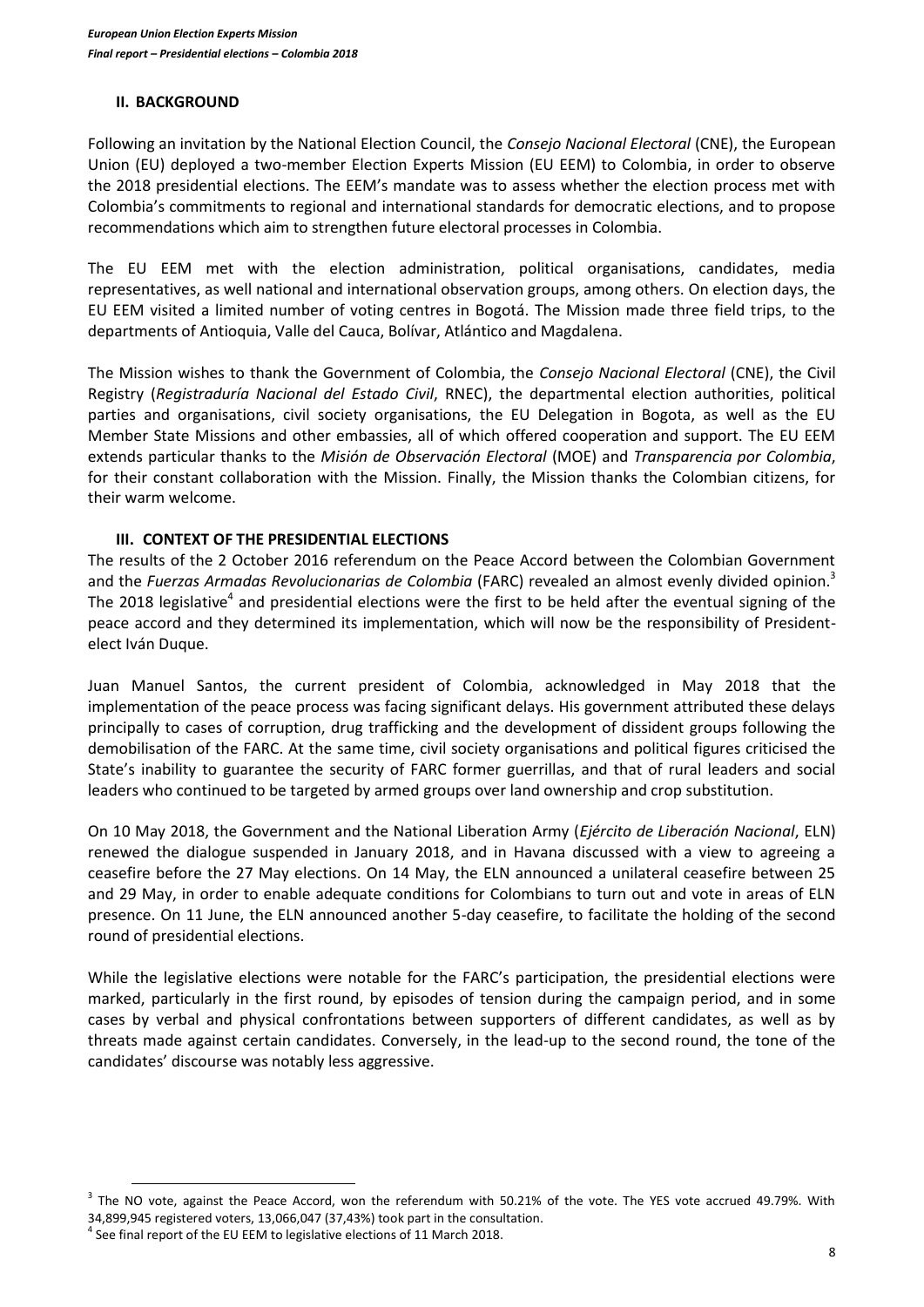## II. BACKGROUND

Following an invitation by the National Election Council, the *Consejo Nacional Electoral* (CNE), the European Union (EU) deployed a two-member Election Experts Mission (EU EEM) to Colombia, in order to observe the 2018 presidential elections. The EEM's mandate was to assess whether the election process met with Colombia's commitments to regional and international standards for democratic elections, and to propose recommendations which aim to strengthen future electoral processes in Colombia.

The EU EEM met with the election administration, political organisations, candidates, media representatives, as well national and international observation groups, among others. On election days, the EU EEM visited a limited number of voting centres in Bogotá. The Mission made three field trips, to the departments of Antioquia, Valle del Cauca, Bolívar, Atlántico and Magdalena.

The Mission wishes to thank the Government of Colombia, the *Consejo Nacional Electoral* (CNE), the Civil Registry (*Registraduría Nacional del Estado Civil*, RNEC), the departmental election authorities, political parties and organisations, civil society organisations, the EU Delegation in Bogota, as well as the EU Member State Missions and other embassies, all of which offered cooperation and support. The EU EEM extends particular thanks to the *Misión de Observación Electoral* (MOE) and *Transparencia por Colombia*, for their constant collaboration with the Mission. Finally, the Mission thanks the Colombian citizens, for their warm welcome.

## III. CONTEXT OF THE PRESIDENTIAL ELECTIONS

The results of the 2 October 2016 referendum on the Peace Accord between the Colombian Government and the *Fuerzas Armadas Revolucionarias de Colombia* (FARC) revealed an almost evenly divided opinion.[3] The 2018 legislative[4] and presidential elections were the first to be held after the eventual signing of the peace accord and they determined its implementation, which will now be the responsibility of President-elect Iván Duque.

Juan Manuel Santos, the current president of Colombia, acknowledged in May 2018 that the implementation of the peace process was facing significant delays. His government attributed these delays principally to cases of corruption, drug trafficking and the development of dissident groups following the demobilisation of the FARC. At the same time, civil society organisations and political figures criticised the State's inability to guarantee the security of FARC former guerrillas, and that of rural leaders and social leaders who continued to be targeted by armed groups over land ownership and crop substitution.

On 10 May 2018, the Government and the National Liberation Army (*Ejército de Liberación Nacional*, ELN) renewed the dialogue suspended in January 2018, and in Havana discussed with a view to agreeing a ceasefire before the 27 May elections. On 14 May, the ELN announced a unilateral ceasefire between 25 and 29 May, in order to enable adequate conditions for Colombians to turn out and vote in areas of ELN presence. On 11 June, the ELN announced another 5-day ceasefire, to facilitate the holding of the second round of presidential elections.

While the legislative elections were notable for the FARC's participation, the presidential elections were marked, particularly in the first round, by episodes of tension during the campaign period, and in some cases by verbal and physical confrontations between supporters of different candidates, as well as by threats made against certain candidates. Conversely, in the lead-up to the second round, the tone of the candidates' discourse was notably less aggressive.

---

[3] The NO vote, against the Peace Accord, won the referendum with 50.21% of the vote. The YES vote accrued 49.79%. With 34,899,945 registered voters, 13,066,047 (37,43%) took part in the consultation.

[4] See final report of the EU EEM to legislative elections of 11 March 2018.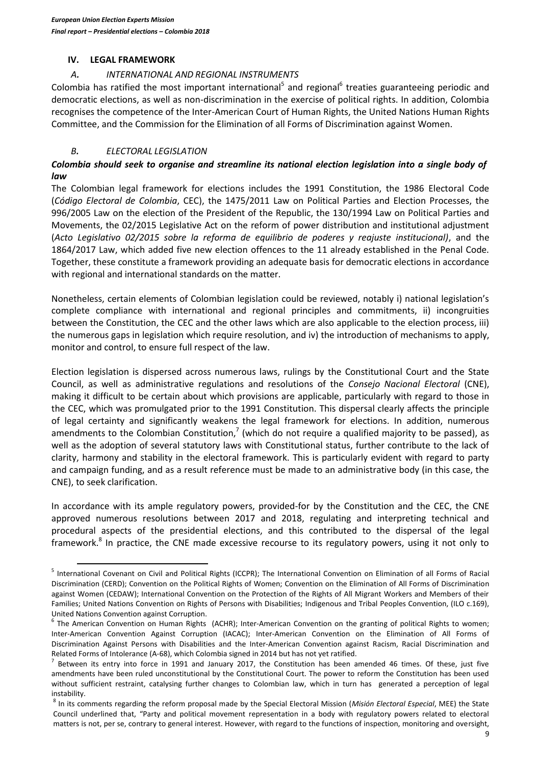## IV. LEGAL FRAMEWORK

### *A. INTERNATIONAL AND REGIONAL INSTRUMENTS*

Colombia has ratified the most important international[5] and regional[6] treaties guaranteeing periodic and democratic elections, as well as non-discrimination in the exercise of political rights. In addition, Colombia recognises the competence of the Inter-American Court of Human Rights, the United Nations Human Rights Committee, and the Commission for the Elimination of all Forms of Discrimination against Women.

### *B. ELECTORAL LEGISLATION*

***Colombia should seek to organise and streamline its national election legislation into a single body of law***

The Colombian legal framework for elections includes the 1991 Constitution, the 1986 Electoral Code (*Código Electoral de Colombia*, CEC), the 1475/2011 Law on Political Parties and Election Processes, the 996/2005 Law on the election of the President of the Republic, the 130/1994 Law on Political Parties and Movements, the 02/2015 Legislative Act on the reform of power distribution and institutional adjustment (*Acto Legislativo 02/2015 sobre la reforma de equilibrio de poderes y reajuste institucional)*, and the 1864/2017 Law, which added five new election offences to the 11 already established in the Penal Code. Together, these constitute a framework providing an adequate basis for democratic elections in accordance with regional and international standards on the matter.

Nonetheless, certain elements of Colombian legislation could be reviewed, notably i) national legislation's complete compliance with international and regional principles and commitments, ii) incongruities between the Constitution, the CEC and the other laws which are also applicable to the election process, iii) the numerous gaps in legislation which require resolution, and iv) the introduction of mechanisms to apply, monitor and control, to ensure full respect of the law.

Election legislation is dispersed across numerous laws, rulings by the Constitutional Court and the State Council, as well as administrative regulations and resolutions of the *Consejo Nacional Electoral* (CNE), making it difficult to be certain about which provisions are applicable, particularly with regard to those in the CEC, which was promulgated prior to the 1991 Constitution. This dispersal clearly affects the principle of legal certainty and significantly weakens the legal framework for elections. In addition, numerous amendments to the Colombian Constitution,[7] (which do not require a qualified majority to be passed), as well as the adoption of several statutory laws with Constitutional status, further contribute to the lack of clarity, harmony and stability in the electoral framework. This is particularly evident with regard to party and campaign funding, and as a result reference must be made to an administrative body (in this case, the CNE), to seek clarification.

In accordance with its ample regulatory powers, provided-for by the Constitution and the CEC, the CNE approved numerous resolutions between 2017 and 2018, regulating and interpreting technical and procedural aspects of the presidential elections, and this contributed to the dispersal of the legal framework.[8] In practice, the CNE made excessive recourse to its regulatory powers, using it not only to

---

[5] International Covenant on Civil and Political Rights (ICCPR); The International Convention on Elimination of all Forms of Racial Discrimination (CERD); Convention on the Political Rights of Women; Convention on the Elimination of All Forms of Discrimination against Women (CEDAW); International Convention on the Protection of the Rights of All Migrant Workers and Members of their Families; United Nations Convention on Rights of Persons with Disabilities; Indigenous and Tribal Peoples Convention, (ILO c.169), United Nations Convention against Corruption.

[6] The American Convention on Human Rights (ACHR); Inter-American Convention on the granting of political Rights to women; Inter-American Convention Against Corruption (IACAC); Inter-American Convention on the Elimination of All Forms of Discrimination Against Persons with Disabilities and the Inter-American Convention against Racism, Racial Discrimination and Related Forms of Intolerance (A-68), which Colombia signed in 2014 but has not yet ratified.

[7] Between its entry into force in 1991 and January 2017, the Constitution has been amended 46 times. Of these, just five amendments have been ruled unconstitutional by the Constitutional Court. The power to reform the Constitution has been used without sufficient restraint, catalysing further changes to Colombian law, which in turn has generated a perception of legal instability.

[8] In its comments regarding the reform proposal made by the Special Electoral Mission (*Misión Electoral Especial*, MEE) the State Council underlined that, "Party and political movement representation in a body with regulatory powers related to electoral matters is not, per se, contrary to general interest. However, with regard to the functions of inspection, monitoring and oversight,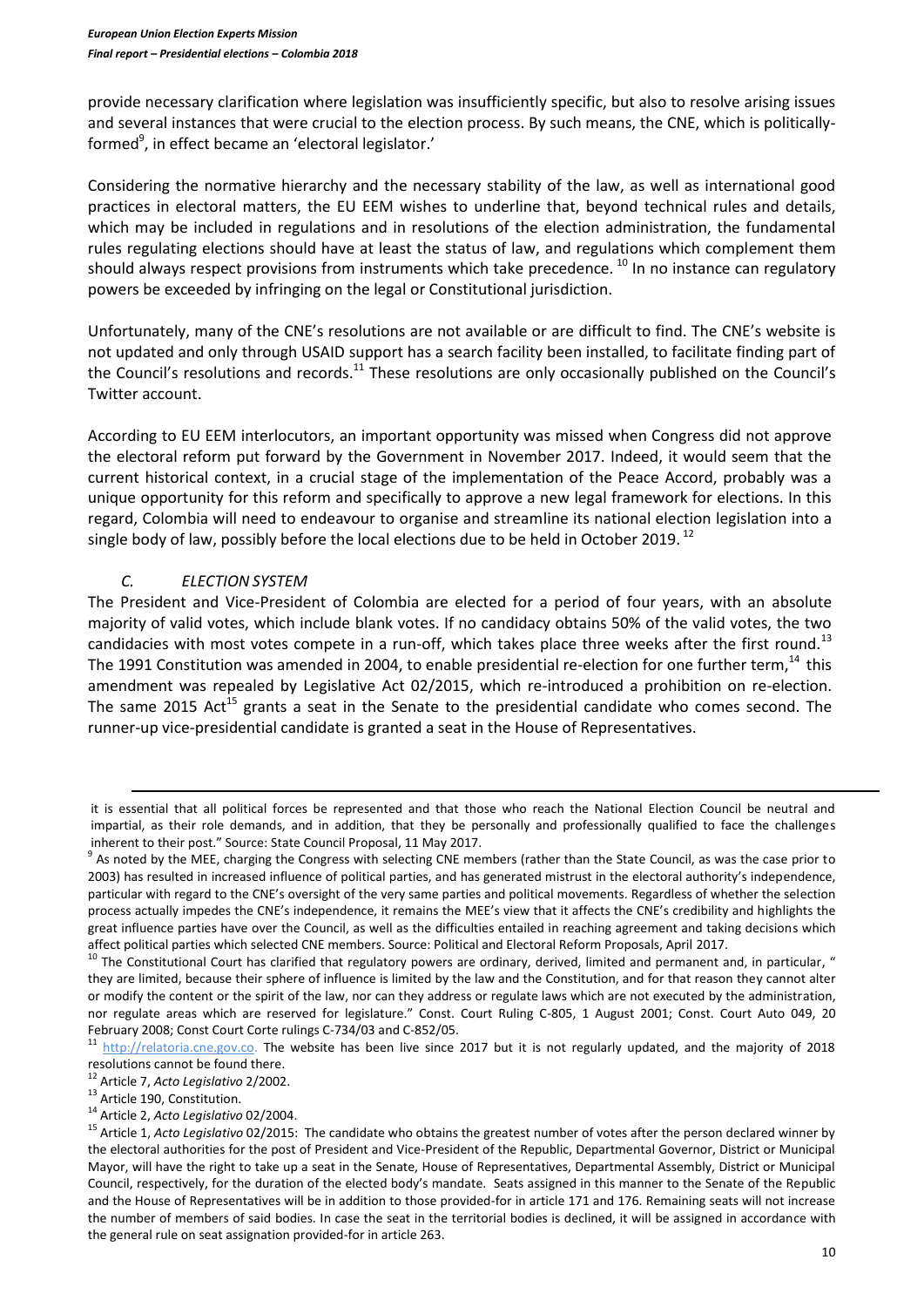provide necessary clarification where legislation was insufficiently specific, but also to resolve arising issues and several instances that were crucial to the election process. By such means, the CNE, which is politically-formed[9], in effect became an 'electoral legislator.'

Considering the normative hierarchy and the necessary stability of the law, as well as international good practices in electoral matters, the EU EEM wishes to underline that, beyond technical rules and details, which may be included in regulations and in resolutions of the election administration, the fundamental rules regulating elections should have at least the status of law, and regulations which complement them should always respect provisions from instruments which take precedence. [10] In no instance can regulatory powers be exceeded by infringing on the legal or Constitutional jurisdiction.

Unfortunately, many of the CNE's resolutions are not available or are difficult to find. The CNE's website is not updated and only through USAID support has a search facility been installed, to facilitate finding part of the Council's resolutions and records.[11] These resolutions are only occasionally published on the Council's Twitter account.

According to EU EEM interlocutors, an important opportunity was missed when Congress did not approve the electoral reform put forward by the Government in November 2017. Indeed, it would seem that the current historical context, in a crucial stage of the implementation of the Peace Accord, probably was a unique opportunity for this reform and specifically to approve a new legal framework for elections. In this regard, Colombia will need to endeavour to organise and streamline its national election legislation into a single body of law, possibly before the local elections due to be held in October 2019. [12]

### *C. ELECTION SYSTEM*

The President and Vice-President of Colombia are elected for a period of four years, with an absolute majority of valid votes, which include blank votes. If no candidacy obtains 50% of the valid votes, the two candidacies with most votes compete in a run-off, which takes place three weeks after the first round.[13] The 1991 Constitution was amended in 2004, to enable presidential re-election for one further term,[14] this amendment was repealed by Legislative Act 02/2015, which re-introduced a prohibition on re-election. The same 2015 Act[15] grants a seat in the Senate to the presidential candidate who comes second. The runner-up vice-presidential candidate is granted a seat in the House of Representatives.

---

it is essential that all political forces be represented and that those who reach the National Election Council be neutral and impartial, as their role demands, and in addition, that they be personally and professionally qualified to face the challenges inherent to their post." Source: State Council Proposal, 11 May 2017.

[9] As noted by the MEE, charging the Congress with selecting CNE members (rather than the State Council, as was the case prior to 2003) has resulted in increased influence of political parties, and has generated mistrust in the electoral authority's independence, particular with regard to the CNE's oversight of the very same parties and political movements. Regardless of whether the selection process actually impedes the CNE's independence, it remains the MEE's view that it affects the CNE's credibility and highlights the great influence parties have over the Council, as well as the difficulties entailed in reaching agreement and taking decisions which affect political parties which selected CNE members. Source: Political and Electoral Reform Proposals, April 2017.

[10] The Constitutional Court has clarified that regulatory powers are ordinary, derived, limited and permanent and, in particular, " they are limited, because their sphere of influence is limited by the law and the Constitution, and for that reason they cannot alter or modify the content or the spirit of the law, nor can they address or regulate laws which are not executed by the administration, nor regulate areas which are reserved for legislature." Const. Court Ruling C-805, 1 August 2001; Const. Court Auto 049, 20 February 2008; Const Court Corte rulings C-734/03 and C-852/05.

[11] http://relatoria.cne.gov.co. The website has been live since 2017 but it is not regularly updated, and the majority of 2018 resolutions cannot be found there.

[12] Article 7, *Acto Legislativo* 2/2002.

[13] Article 190, Constitution.

[14] Article 2, *Acto Legislativo* 02/2004.

[15] Article 1, *Acto Legislativo* 02/2015: The candidate who obtains the greatest number of votes after the person declared winner by the electoral authorities for the post of President and Vice-President of the Republic, Departmental Governor, District or Municipal Mayor, will have the right to take up a seat in the Senate, House of Representatives, Departmental Assembly, District or Municipal Council, respectively, for the duration of the elected body's mandate. Seats assigned in this manner to the Senate of the Republic and the House of Representatives will be in addition to those provided-for in article 171 and 176. Remaining seats will not increase the number of members of said bodies. In case the seat in the territorial bodies is declined, it will be assigned in accordance with the general rule on seat assignation provided-for in article 263.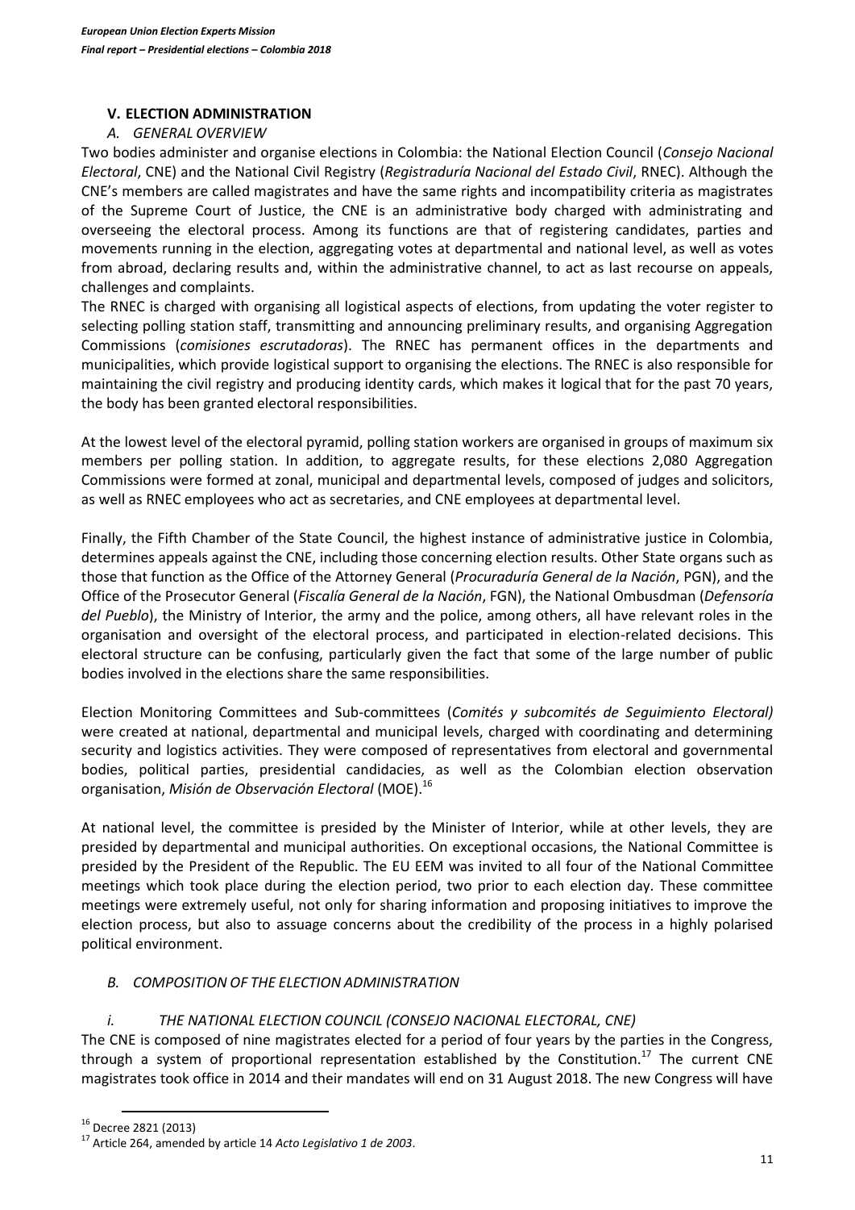## V. ELECTION ADMINISTRATION

### *A. GENERAL OVERVIEW*

Two bodies administer and organise elections in Colombia: the National Election Council (*Consejo Nacional Electoral*, CNE) and the National Civil Registry (*Registraduría Nacional del Estado Civil*, RNEC). Although the CNE's members are called magistrates and have the same rights and incompatibility criteria as magistrates of the Supreme Court of Justice, the CNE is an administrative body charged with administrating and overseeing the electoral process. Among its functions are that of registering candidates, parties and movements running in the election, aggregating votes at departmental and national level, as well as votes from abroad, declaring results and, within the administrative channel, to act as last recourse on appeals, challenges and complaints.

The RNEC is charged with organising all logistical aspects of elections, from updating the voter register to selecting polling station staff, transmitting and announcing preliminary results, and organising Aggregation Commissions (*comisiones escrutadoras*). The RNEC has permanent offices in the departments and municipalities, which provide logistical support to organising the elections. The RNEC is also responsible for maintaining the civil registry and producing identity cards, which makes it logical that for the past 70 years, the body has been granted electoral responsibilities.

At the lowest level of the electoral pyramid, polling station workers are organised in groups of maximum six members per polling station. In addition, to aggregate results, for these elections 2,080 Aggregation Commissions were formed at zonal, municipal and departmental levels, composed of judges and solicitors, as well as RNEC employees who act as secretaries, and CNE employees at departmental level.

Finally, the Fifth Chamber of the State Council, the highest instance of administrative justice in Colombia, determines appeals against the CNE, including those concerning election results. Other State organs such as those that function as the Office of the Attorney General (*Procuraduría General de la Nación*, PGN), and the Office of the Prosecutor General (*Fiscalía General de la Nación*, FGN), the National Ombudsman (*Defensoría del Pueblo*), the Ministry of Interior, the army and the police, among others, all have relevant roles in the organisation and oversight of the electoral process, and participated in election-related decisions. This electoral structure can be confusing, particularly given the fact that some of the large number of public bodies involved in the elections share the same responsibilities.

Election Monitoring Committees and Sub-committees (*Comités y subcomités de Seguimiento Electoral)* were created at national, departmental and municipal levels, charged with coordinating and determining security and logistics activities. They were composed of representatives from electoral and governmental bodies, political parties, presidential candidacies, as well as the Colombian election observation organisation, *Misión de Observación Electoral* (MOE).[16]

At national level, the committee is presided by the Minister of Interior, while at other levels, they are presided by departmental and municipal authorities. On exceptional occasions, the National Committee is presided by the President of the Republic. The EU EEM was invited to all four of the National Committee meetings which took place during the election period, two prior to each election day. These committee meetings were extremely useful, not only for sharing information and proposing initiatives to improve the election process, but also to assuage concerns about the credibility of the process in a highly polarised political environment.

### *B. COMPOSITION OF THE ELECTION ADMINISTRATION*

#### *i. THE NATIONAL ELECTION COUNCIL (CONSEJO NACIONAL ELECTORAL, CNE)*

The CNE is composed of nine magistrates elected for a period of four years by the parties in the Congress, through a system of proportional representation established by the Constitution.[17] The current CNE magistrates took office in 2014 and their mandates will end on 31 August 2018. The new Congress will have

---

[16] Decree 2821 (2013)

[17] Article 264, amended by article 14 *Acto Legislativo 1 de 2003*.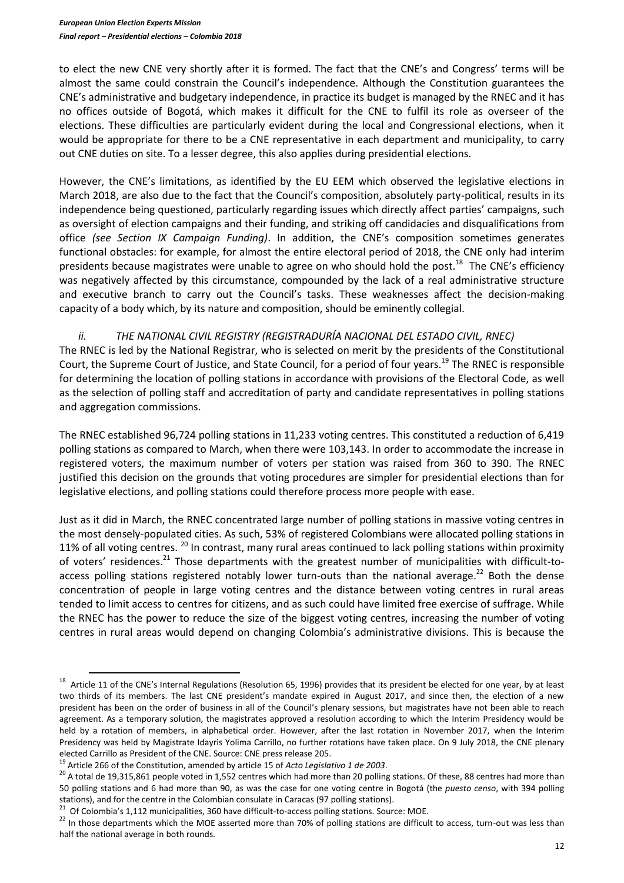to elect the new CNE very shortly after it is formed. The fact that the CNE's and Congress' terms will be almost the same could constrain the Council's independence. Although the Constitution guarantees the CNE's administrative and budgetary independence, in practice its budget is managed by the RNEC and it has no offices outside of Bogotá, which makes it difficult for the CNE to fulfil its role as overseer of the elections. These difficulties are particularly evident during the local and Congressional elections, when it would be appropriate for there to be a CNE representative in each department and municipality, to carry out CNE duties on site. To a lesser degree, this also applies during presidential elections.

However, the CNE's limitations, as identified by the EU EEM which observed the legislative elections in March 2018, are also due to the fact that the Council's composition, absolutely party-political, results in its independence being questioned, particularly regarding issues which directly affect parties' campaigns, such as oversight of election campaigns and their funding, and striking off candidacies and disqualifications from office *(see Section IX Campaign Funding)*. In addition, the CNE's composition sometimes generates functional obstacles: for example, for almost the entire electoral period of 2018, the CNE only had interim presidents because magistrates were unable to agree on who should hold the post.[18] The CNE's efficiency was negatively affected by this circumstance, compounded by the lack of a real administrative structure and executive branch to carry out the Council's tasks. These weaknesses affect the decision-making capacity of a body which, by its nature and composition, should be eminently collegial.

### *ii. THE NATIONAL CIVIL REGISTRY (REGISTRADURÍA NACIONAL DEL ESTADO CIVIL, RNEC)*

The RNEC is led by the National Registrar, who is selected on merit by the presidents of the Constitutional Court, the Supreme Court of Justice, and State Council, for a period of four years.[19] The RNEC is responsible for determining the location of polling stations in accordance with provisions of the Electoral Code, as well as the selection of polling staff and accreditation of party and candidate representatives in polling stations and aggregation commissions.

The RNEC established 96,724 polling stations in 11,233 voting centres. This constituted a reduction of 6,419 polling stations as compared to March, when there were 103,143. In order to accommodate the increase in registered voters, the maximum number of voters per station was raised from 360 to 390. The RNEC justified this decision on the grounds that voting procedures are simpler for presidential elections than for legislative elections, and polling stations could therefore process more people with ease.

Just as it did in March, the RNEC concentrated large number of polling stations in massive voting centres in the most densely-populated cities. As such, 53% of registered Colombians were allocated polling stations in 11% of all voting centres.[20] In contrast, many rural areas continued to lack polling stations within proximity of voters' residences.[21] Those departments with the greatest number of municipalities with difficult-to-access polling stations registered notably lower turn-outs than the national average.[22] Both the dense concentration of people in large voting centres and the distance between voting centres in rural areas tended to limit access to centres for citizens, and as such could have limited free exercise of suffrage. While the RNEC has the power to reduce the size of the biggest voting centres, increasing the number of voting centres in rural areas would depend on changing Colombia's administrative divisions. This is because the

---

[18] Article 11 of the CNE's Internal Regulations (Resolution 65, 1996) provides that its president be elected for one year, by at least two thirds of its members. The last CNE president's mandate expired in August 2017, and since then, the election of a new president has been on the order of business in all of the Council's plenary sessions, but magistrates have not been able to reach agreement. As a temporary solution, the magistrates approved a resolution according to which the Interim Presidency would be held by a rotation of members, in alphabetical order. However, after the last rotation in November 2017, when the Interim Presidency was held by Magistrate Idayris Yolima Carrillo, no further rotations have taken place. On 9 July 2018, the CNE plenary elected Carrillo as President of the CNE. Source: CNE press release 205.

[19] Article 266 of the Constitution, amended by article 15 of *Acto Legislativo 1 de 2003*.

[20] A total de 19,315,861 people voted in 1,552 centres which had more than 20 polling stations. Of these, 88 centres had more than 50 polling stations and 6 had more than 90, as was the case for one voting centre in Bogotá (the *puesto censo*, with 394 polling stations), and for the centre in the Colombian consulate in Caracas (97 polling stations).

[21] Of Colombia's 1,112 municipalities, 360 have difficult-to-access polling stations. Source: MOE.

[22] In those departments which the MOE asserted more than 70% of polling stations are difficult to access, turn-out was less than half the national average in both rounds.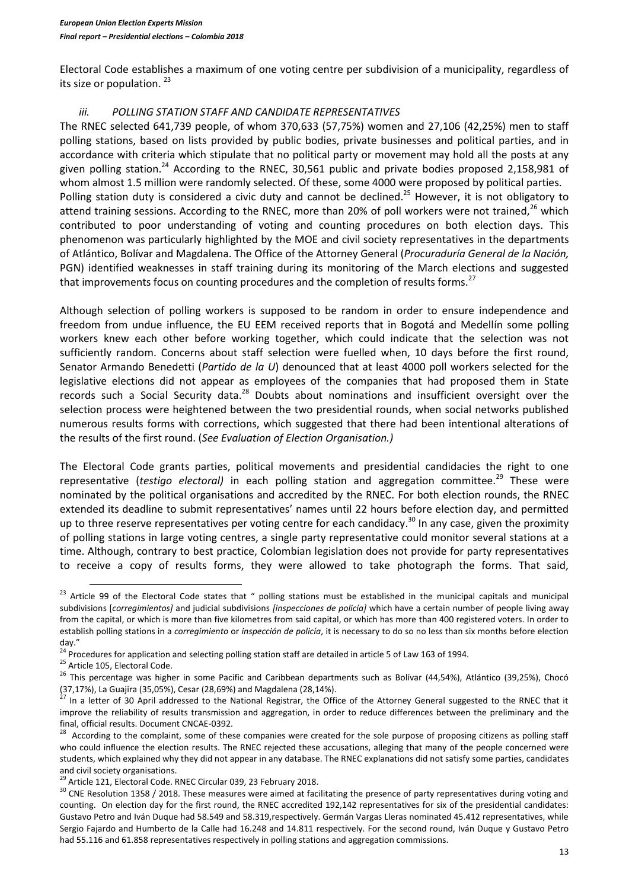Electoral Code establishes a maximum of one voting centre per subdivision of a municipality, regardless of its size or population. [23]

### *iii. POLLING STATION STAFF AND CANDIDATE REPRESENTATIVES*

The RNEC selected 641,739 people, of whom 370,633 (57,75%) women and 27,106 (42,25%) men to staff polling stations, based on lists provided by public bodies, private businesses and political parties, and in accordance with criteria which stipulate that no political party or movement may hold all the posts at any given polling station.[24] According to the RNEC, 30,561 public and private bodies proposed 2,158,981 of whom almost 1.5 million were randomly selected. Of these, some 4000 were proposed by political parties. Polling station duty is considered a civic duty and cannot be declined.[25] However, it is not obligatory to attend training sessions. According to the RNEC, more than 20% of poll workers were not trained,[26] which contributed to poor understanding of voting and counting procedures on both election days. This phenomenon was particularly highlighted by the MOE and civil society representatives in the departments of Atlántico, Bolívar and Magdalena. The Office of the Attorney General (*Procuraduría General de la Nación,* PGN) identified weaknesses in staff training during its monitoring of the March elections and suggested that improvements focus on counting procedures and the completion of results forms.[27]

Although selection of polling workers is supposed to be random in order to ensure independence and freedom from undue influence, the EU EEM received reports that in Bogotá and Medellín some polling workers knew each other before working together, which could indicate that the selection was not sufficiently random. Concerns about staff selection were fuelled when, 10 days before the first round, Senator Armando Benedetti (*Partido de la U*) denounced that at least 4000 poll workers selected for the legislative elections did not appear as employees of the companies that had proposed them in State records such a Social Security data.[28] Doubts about nominations and insufficient oversight over the selection process were heightened between the two presidential rounds, when social networks published numerous results forms with corrections, which suggested that there had been intentional alterations of the results of the first round. (*See Evaluation of Election Organisation.)*

The Electoral Code grants parties, political movements and presidential candidacies the right to one representative (*testigo electoral)* in each polling station and aggregation committee.[29] These were nominated by the political organisations and accredited by the RNEC. For both election rounds, the RNEC extended its deadline to submit representatives' names until 22 hours before election day, and permitted up to three reserve representatives per voting centre for each candidacy.[30] In any case, given the proximity of polling stations in large voting centres, a single party representative could monitor several stations at a time. Although, contrary to best practice, Colombian legislation does not provide for party representatives to receive a copy of results forms, they were allowed to take photograph the forms. That said,

---

[23] Article 99 of the Electoral Code states that " polling stations must be established in the municipal capitals and municipal subdivisions [*corregimientos]* and judicial subdivisions *[inspecciones de policía]* which have a certain number of people living away from the capital, or which is more than five kilometres from said capital, or which has more than 400 registered voters. In order to establish polling stations in a *corregimiento* or *inspección de policía*, it is necessary to do so no less than six months before election day."

[24] Procedures for application and selecting polling station staff are detailed in article 5 of Law 163 of 1994.

[25] Article 105, Electoral Code.

[26] This percentage was higher in some Pacific and Caribbean departments such as Bolívar (44,54%), Atlántico (39,25%), Chocó (37,17%), La Guajira (35,05%), Cesar (28,69%) and Magdalena (28,14%).

[27] In a letter of 30 April addressed to the National Registrar, the Office of the Attorney General suggested to the RNEC that it improve the reliability of results transmission and aggregation, in order to reduce differences between the preliminary and the final, official results. Document CNCAE-0392.

[28] According to the complaint, some of these companies were created for the sole purpose of proposing citizens as polling staff who could influence the election results. The RNEC rejected these accusations, alleging that many of the people concerned were students, which explained why they did not appear in any database. The RNEC explanations did not satisfy some parties, candidates and civil society organisations.

[29] Article 121, Electoral Code. RNEC Circular 039, 23 February 2018.

[30] CNE Resolution 1358 / 2018. These measures were aimed at facilitating the presence of party representatives during voting and counting. On election day for the first round, the RNEC accredited 192,142 representatives for six of the presidential candidates: Gustavo Petro and Iván Duque had 58.549 and 58.319,respectively. Germán Vargas Lleras nominated 45.412 representatives, while Sergio Fajardo and Humberto de la Calle had 16.248 and 14.811 respectively. For the second round, Iván Duque y Gustavo Petro had 55.116 and 61.858 representatives respectively in polling stations and aggregation commissions.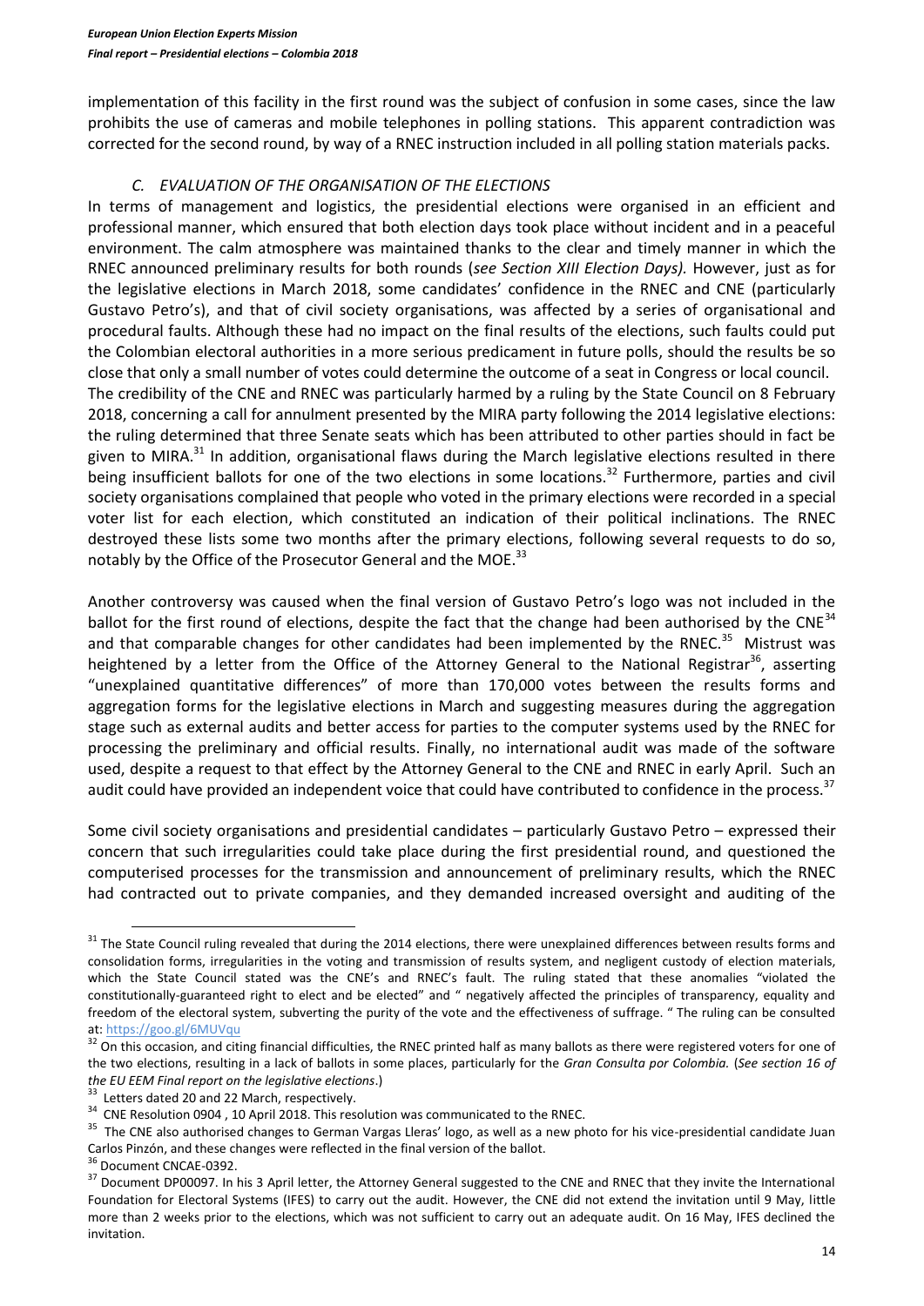implementation of this facility in the first round was the subject of confusion in some cases, since the law prohibits the use of cameras and mobile telephones in polling stations. This apparent contradiction was corrected for the second round, by way of a RNEC instruction included in all polling station materials packs.

### *C. EVALUATION OF THE ORGANISATION OF THE ELECTIONS*

In terms of management and logistics, the presidential elections were organised in an efficient and professional manner, which ensured that both election days took place without incident and in a peaceful environment. The calm atmosphere was maintained thanks to the clear and timely manner in which the RNEC announced preliminary results for both rounds (*see Section XIII Election Days).* However, just as for the legislative elections in March 2018, some candidates' confidence in the RNEC and CNE (particularly Gustavo Petro's), and that of civil society organisations, was affected by a series of organisational and procedural faults. Although these had no impact on the final results of the elections, such faults could put the Colombian electoral authorities in a more serious predicament in future polls, should the results be so close that only a small number of votes could determine the outcome of a seat in Congress or local council.

The credibility of the CNE and RNEC was particularly harmed by a ruling by the State Council on 8 February 2018, concerning a call for annulment presented by the MIRA party following the 2014 legislative elections: the ruling determined that three Senate seats which has been attributed to other parties should in fact be given to MIRA.[31] In addition, organisational flaws during the March legislative elections resulted in there being insufficient ballots for one of the two elections in some locations.[32] Furthermore, parties and civil society organisations complained that people who voted in the primary elections were recorded in a special voter list for each election, which constituted an indication of their political inclinations. The RNEC destroyed these lists some two months after the primary elections, following several requests to do so, notably by the Office of the Prosecutor General and the MOE.[33]

Another controversy was caused when the final version of Gustavo Petro's logo was not included in the ballot for the first round of elections, despite the fact that the change had been authorised by the CNE[34] and that comparable changes for other candidates had been implemented by the RNEC.[35] Mistrust was heightened by a letter from the Office of the Attorney General to the National Registrar[36], asserting "unexplained quantitative differences" of more than 170,000 votes between the results forms and aggregation forms for the legislative elections in March and suggesting measures during the aggregation stage such as external audits and better access for parties to the computer systems used by the RNEC for processing the preliminary and official results. Finally, no international audit was made of the software used, despite a request to that effect by the Attorney General to the CNE and RNEC in early April. Such an audit could have provided an independent voice that could have contributed to confidence in the process.[37]

Some civil society organisations and presidential candidates – particularly Gustavo Petro – expressed their concern that such irregularities could take place during the first presidential round, and questioned the computerised processes for the transmission and announcement of preliminary results, which the RNEC had contracted out to private companies, and they demanded increased oversight and auditing of the

---

[31] The State Council ruling revealed that during the 2014 elections, there were unexplained differences between results forms and consolidation forms, irregularities in the voting and transmission of results system, and negligent custody of election materials, which the State Council stated was the CNE's and RNEC's fault. The ruling stated that these anomalies "violated the constitutionally-guaranteed right to elect and be elected" and " negatively affected the principles of transparency, equality and freedom of the electoral system, subverting the purity of the vote and the effectiveness of suffrage. " The ruling can be consulted at: https://goo.gl/6MUVqu

[32] On this occasion, and citing financial difficulties, the RNEC printed half as many ballots as there were registered voters for one of the two elections, resulting in a lack of ballots in some places, particularly for the *Gran Consulta por Colombia.* (*See section 16 of the EU EEM Final report on the legislative elections*.)

[33] Letters dated 20 and 22 March, respectively.

[34] CNE Resolution 0904 , 10 April 2018. This resolution was communicated to the RNEC.

[35] The CNE also authorised changes to German Vargas Lleras' logo, as well as a new photo for his vice-presidential candidate Juan Carlos Pinzón, and these changes were reflected in the final version of the ballot.

[36] Document CNCAE-0392.

[37] Document DP00097. In his 3 April letter, the Attorney General suggested to the CNE and RNEC that they invite the International Foundation for Electoral Systems (IFES) to carry out the audit. However, the CNE did not extend the invitation until 9 May, little more than 2 weeks prior to the elections, which was not sufficient to carry out an adequate audit. On 16 May, IFES declined the invitation.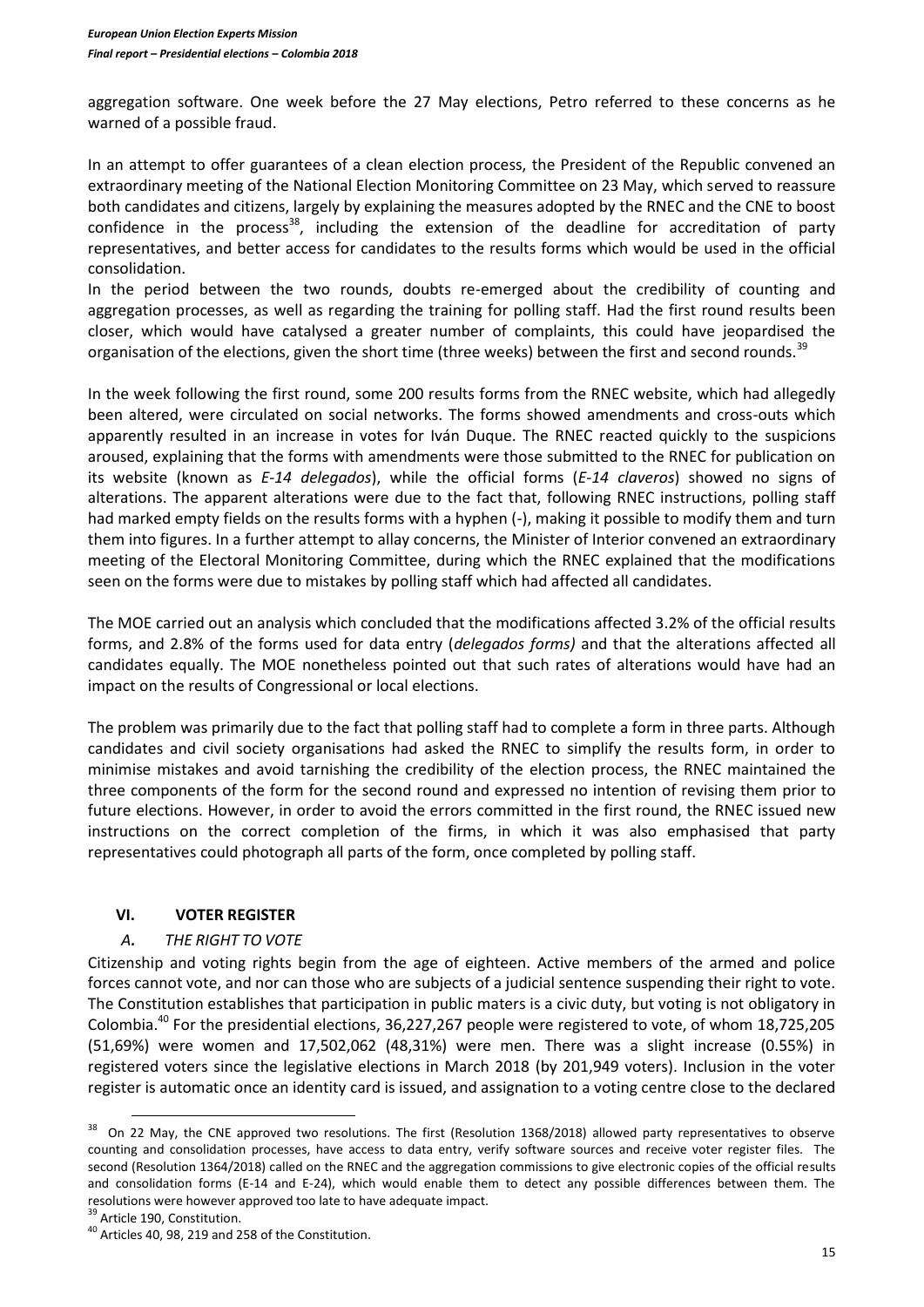aggregation software. One week before the 27 May elections, Petro referred to these concerns as he warned of a possible fraud.

In an attempt to offer guarantees of a clean election process, the President of the Republic convened an extraordinary meeting of the National Election Monitoring Committee on 23 May, which served to reassure both candidates and citizens, largely by explaining the measures adopted by the RNEC and the CNE to boost confidence in the process[38], including the extension of the deadline for accreditation of party representatives, and better access for candidates to the results forms which would be used in the official consolidation.

In the period between the two rounds, doubts re-emerged about the credibility of counting and aggregation processes, as well as regarding the training for polling staff. Had the first round results been closer, which would have catalysed a greater number of complaints, this could have jeopardised the organisation of the elections, given the short time (three weeks) between the first and second rounds.[39]

In the week following the first round, some 200 results forms from the RNEC website, which had allegedly been altered, were circulated on social networks. The forms showed amendments and cross-outs which apparently resulted in an increase in votes for Iván Duque. The RNEC reacted quickly to the suspicions aroused, explaining that the forms with amendments were those submitted to the RNEC for publication on its website (known as *E-14 delegados*), while the official forms (*E-14 claveros*) showed no signs of alterations. The apparent alterations were due to the fact that, following RNEC instructions, polling staff had marked empty fields on the results forms with a hyphen (-), making it possible to modify them and turn them into figures. In a further attempt to allay concerns, the Minister of Interior convened an extraordinary meeting of the Electoral Monitoring Committee, during which the RNEC explained that the modifications seen on the forms were due to mistakes by polling staff which had affected all candidates.

The MOE carried out an analysis which concluded that the modifications affected 3.2% of the official results forms, and 2.8% of the forms used for data entry (*delegados forms)* and that the alterations affected all candidates equally. The MOE nonetheless pointed out that such rates of alterations would have had an impact on the results of Congressional or local elections.

The problem was primarily due to the fact that polling staff had to complete a form in three parts. Although candidates and civil society organisations had asked the RNEC to simplify the results form, in order to minimise mistakes and avoid tarnishing the credibility of the election process, the RNEC maintained the three components of the form for the second round and expressed no intention of revising them prior to future elections. However, in order to avoid the errors committed in the first round, the RNEC issued new instructions on the correct completion of the firms, in which it was also emphasised that party representatives could photograph all parts of the form, once completed by polling staff.

## VI. VOTER REGISTER

### *A. THE RIGHT TO VOTE*

Citizenship and voting rights begin from the age of eighteen. Active members of the armed and police forces cannot vote, and nor can those who are subjects of a judicial sentence suspending their right to vote. The Constitution establishes that participation in public maters is a civic duty, but voting is not obligatory in Colombia.[40] For the presidential elections, 36,227,267 people were registered to vote, of whom 18,725,205 (51,69%) were women and 17,502,062 (48,31%) were men. There was a slight increase (0.55%) in registered voters since the legislative elections in March 2018 (by 201,949 voters). Inclusion in the voter register is automatic once an identity card is issued, and assignation to a voting centre close to the declared

---

[38] On 22 May, the CNE approved two resolutions. The first (Resolution 1368/2018) allowed party representatives to observe counting and consolidation processes, have access to data entry, verify software sources and receive voter register files. The second (Resolution 1364/2018) called on the RNEC and the aggregation commissions to give electronic copies of the official results and consolidation forms (E-14 and E-24), which would enable them to detect any possible differences between them. The resolutions were however approved too late to have adequate impact.

[39] Article 190, Constitution.

[40] Articles 40, 98, 219 and 258 of the Constitution.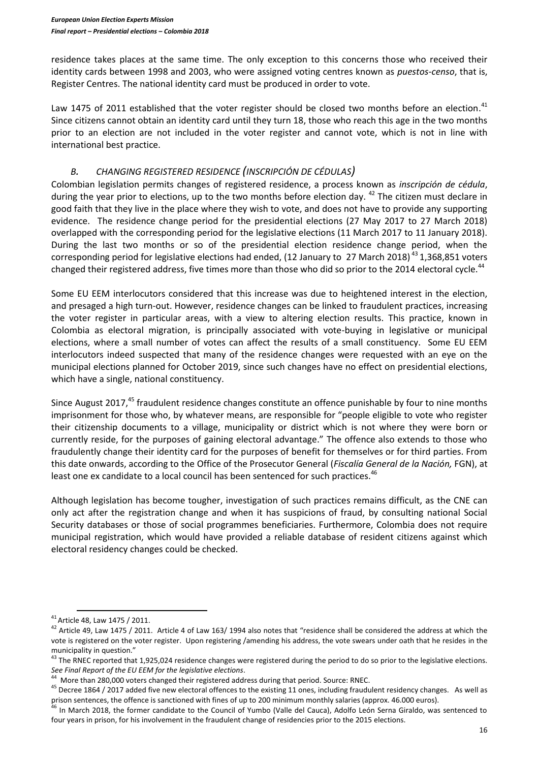residence takes places at the same time. The only exception to this concerns those who received their identity cards between 1998 and 2003, who were assigned voting centres known as *puestos-censo*, that is, Register Centres. The national identity card must be produced in order to vote.

Law 1475 of 2011 established that the voter register should be closed two months before an election.[41] Since citizens cannot obtain an identity card until they turn 18, those who reach this age in the two months prior to an election are not included in the voter register and cannot vote, which is not in line with international best practice.

### *B. CHANGING REGISTERED RESIDENCE (INSCRIPCIÓN DE CÉDULAS)*

Colombian legislation permits changes of registered residence, a process known as *inscripción de cédula*, during the year prior to elections, up to the two months before election day. [42] The citizen must declare in good faith that they live in the place where they wish to vote, and does not have to provide any supporting evidence. The residence change period for the presidential elections (27 May 2017 to 27 March 2018) overlapped with the corresponding period for the legislative elections (11 March 2017 to 11 January 2018). During the last two months or so of the presidential election residence change period, when the corresponding period for legislative elections had ended, (12 January to 27 March 2018) [43] 1,368,851 voters changed their registered address, five times more than those who did so prior to the 2014 electoral cycle.[44]

Some EU EEM interlocutors considered that this increase was due to heightened interest in the election, and presaged a high turn-out. However, residence changes can be linked to fraudulent practices, increasing the voter register in particular areas, with a view to altering election results. This practice, known in Colombia as electoral migration, is principally associated with vote-buying in legislative or municipal elections, where a small number of votes can affect the results of a small constituency. Some EU EEM interlocutors indeed suspected that many of the residence changes were requested with an eye on the municipal elections planned for October 2019, since such changes have no effect on presidential elections, which have a single, national constituency.

Since August 2017,[45] fraudulent residence changes constitute an offence punishable by four to nine months imprisonment for those who, by whatever means, are responsible for "people eligible to vote who register their citizenship documents to a village, municipality or district which is not where they were born or currently reside, for the purposes of gaining electoral advantage." The offence also extends to those who fraudulently change their identity card for the purposes of benefit for themselves or for third parties. From this date onwards, according to the Office of the Prosecutor General (*Fiscalía General de la Nación,* FGN), at least one ex candidate to a local council has been sentenced for such practices.[46]

Although legislation has become tougher, investigation of such practices remains difficult, as the CNE can only act after the registration change and when it has suspicions of fraud, by consulting national Social Security databases or those of social programmes beneficiaries. Furthermore, Colombia does not require municipal registration, which would have provided a reliable database of resident citizens against which electoral residency changes could be checked.

---

[41] Article 48, Law 1475 / 2011.

[42] Article 49, Law 1475 / 2011. Article 4 of Law 163/ 1994 also notes that "residence shall be considered the address at which the vote is registered on the voter register. Upon registering /amending his address, the vote swears under oath that he resides in the municipality in question."

[43] The RNEC reported that 1,925,024 residence changes were registered during the period to do so prior to the legislative elections. *See Final Report of the EU EEM for the legislative elections*.

[44] More than 280,000 voters changed their registered address during that period. Source: RNEC.

[45] Decree 1864 / 2017 added five new electoral offences to the existing 11 ones, including fraudulent residency changes. As well as prison sentences, the offence is sanctioned with fines of up to 200 minimum monthly salaries (approx. 46.000 euros).

[46] In March 2018, the former candidate to the Council of Yumbo (Valle del Cauca), Adolfo León Serna Giraldo, was sentenced to four years in prison, for his involvement in the fraudulent change of residencies prior to the 2015 elections.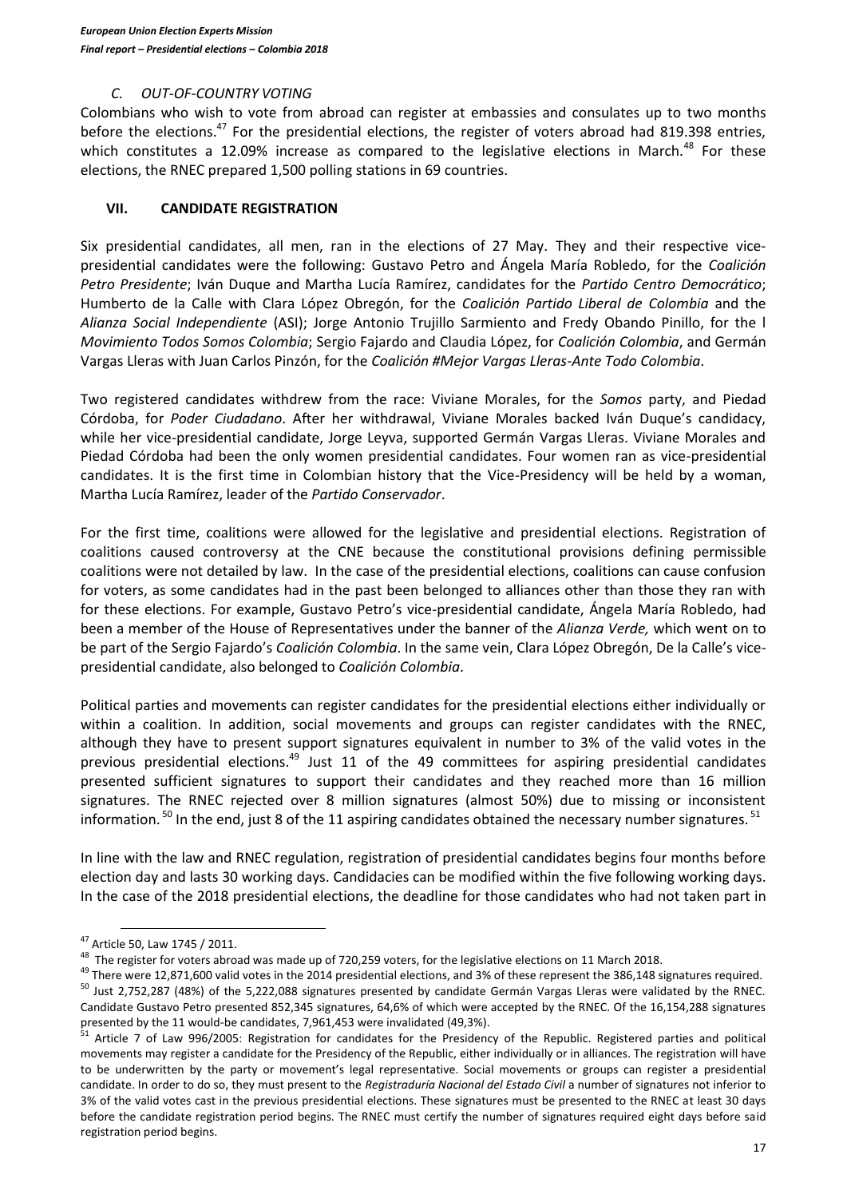### *C. OUT-OF-COUNTRY VOTING*

Colombians who wish to vote from abroad can register at embassies and consulates up to two months before the elections.[47] For the presidential elections, the register of voters abroad had 819.398 entries, which constitutes a 12.09% increase as compared to the legislative elections in March.[48] For these elections, the RNEC prepared 1,500 polling stations in 69 countries.

## VII. CANDIDATE REGISTRATION

Six presidential candidates, all men, ran in the elections of 27 May. They and their respective vice-presidential candidates were the following: Gustavo Petro and Ángela María Robledo, for the *Coalición Petro Presidente*; Iván Duque and Martha Lucía Ramírez, candidates for the *Partido Centro Democrático*; Humberto de la Calle with Clara López Obregón, for the *Coalición Partido Liberal de Colombia* and the *Alianza Social Independiente* (ASI); Jorge Antonio Trujillo Sarmiento and Fredy Obando Pinillo, for the l *Movimiento Todos Somos Colombia*; Sergio Fajardo and Claudia López, for *Coalición Colombia*, and Germán Vargas Lleras with Juan Carlos Pinzón, for the *Coalición #Mejor Vargas Lleras-Ante Todo Colombia*.

Two registered candidates withdrew from the race: Viviane Morales, for the *Somos* party, and Piedad Córdoba, for *Poder Ciudadano*. After her withdrawal, Viviane Morales backed Iván Duque's candidacy, while her vice-presidential candidate, Jorge Leyva, supported Germán Vargas Lleras. Viviane Morales and Piedad Córdoba had been the only women presidential candidates. Four women ran as vice-presidential candidates. It is the first time in Colombian history that the Vice-Presidency will be held by a woman, Martha Lucía Ramírez, leader of the *Partido Conservador*.

For the first time, coalitions were allowed for the legislative and presidential elections. Registration of coalitions caused controversy at the CNE because the constitutional provisions defining permissible coalitions were not detailed by law. In the case of the presidential elections, coalitions can cause confusion for voters, as some candidates had in the past been belonged to alliances other than those they ran with for these elections. For example, Gustavo Petro's vice-presidential candidate, Ángela María Robledo, had been a member of the House of Representatives under the banner of the *Alianza Verde,* which went on to be part of the Sergio Fajardo's *Coalición Colombia*. In the same vein, Clara López Obregón, De la Calle's vice-presidential candidate, also belonged to *Coalición Colombia*.

Political parties and movements can register candidates for the presidential elections either individually or within a coalition. In addition, social movements and groups can register candidates with the RNEC, although they have to present support signatures equivalent in number to 3% of the valid votes in the previous presidential elections.[49] Just 11 of the 49 committees for aspiring presidential candidates presented sufficient signatures to support their candidates and they reached more than 16 million signatures. The RNEC rejected over 8 million signatures (almost 50%) due to missing or inconsistent information.[50] In the end, just 8 of the 11 aspiring candidates obtained the necessary number signatures.[51]

In line with the law and RNEC regulation, registration of presidential candidates begins four months before election day and lasts 30 working days. Candidacies can be modified within the five following working days. In the case of the 2018 presidential elections, the deadline for those candidates who had not taken part in

---

[47] Article 50, Law 1745 / 2011.

[48] The register for voters abroad was made up of 720,259 voters, for the legislative elections on 11 March 2018.

[49] There were 12,871,600 valid votes in the 2014 presidential elections, and 3% of these represent the 386,148 signatures required.

[50] Just 2,752,287 (48%) of the 5,222,088 signatures presented by candidate Germán Vargas Lleras were validated by the RNEC. Candidate Gustavo Petro presented 852,345 signatures, 64,6% of which were accepted by the RNEC. Of the 16,154,288 signatures presented by the 11 would-be candidates, 7,961,453 were invalidated (49,3%).

[51] Article 7 of Law 996/2005: Registration for candidates for the Presidency of the Republic. Registered parties and political movements may register a candidate for the Presidency of the Republic, either individually or in alliances. The registration will have to be underwritten by the party or movement's legal representative. Social movements or groups can register a presidential candidate. In order to do so, they must present to the *Registraduría Nacional del Estado Civil* a number of signatures not inferior to 3% of the valid votes cast in the previous presidential elections. These signatures must be presented to the RNEC at least 30 days before the candidate registration period begins. The RNEC must certify the number of signatures required eight days before said registration period begins.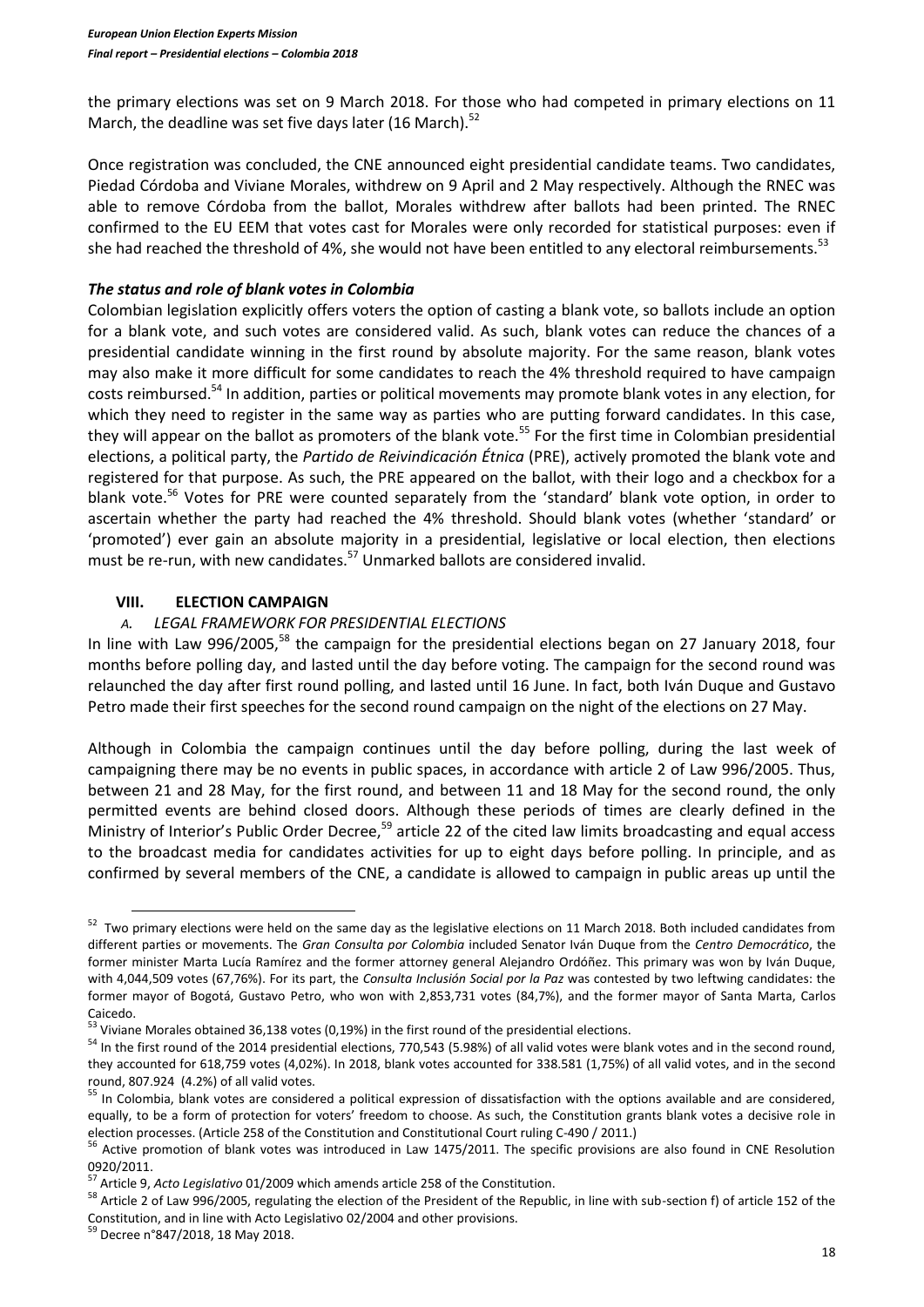the primary elections was set on 9 March 2018. For those who had competed in primary elections on 11 March, the deadline was set five days later (16 March).[52]

Once registration was concluded, the CNE announced eight presidential candidate teams. Two candidates, Piedad Córdoba and Viviane Morales, withdrew on 9 April and 2 May respectively. Although the RNEC was able to remove Córdoba from the ballot, Morales withdrew after ballots had been printed. The RNEC confirmed to the EU EEM that votes cast for Morales were only recorded for statistical purposes: even if she had reached the threshold of 4%, she would not have been entitled to any electoral reimbursements.[53]

### *The status and role of blank votes in Colombia*

Colombian legislation explicitly offers voters the option of casting a blank vote, so ballots include an option for a blank vote, and such votes are considered valid. As such, blank votes can reduce the chances of a presidential candidate winning in the first round by absolute majority. For the same reason, blank votes may also make it more difficult for some candidates to reach the 4% threshold required to have campaign costs reimbursed.[54] In addition, parties or political movements may promote blank votes in any election, for which they need to register in the same way as parties who are putting forward candidates. In this case, they will appear on the ballot as promoters of the blank vote.[55] For the first time in Colombian presidential elections, a political party, the *Partido de Reivindicación Étnica* (PRE), actively promoted the blank vote and registered for that purpose. As such, the PRE appeared on the ballot, with their logo and a checkbox for a blank vote.[56] Votes for PRE were counted separately from the 'standard' blank vote option, in order to ascertain whether the party had reached the 4% threshold. Should blank votes (whether 'standard' or 'promoted') ever gain an absolute majority in a presidential, legislative or local election, then elections must be re-run, with new candidates.[57] Unmarked ballots are considered invalid.

## VIII. ELECTION CAMPAIGN

### *A. LEGAL FRAMEWORK FOR PRESIDENTIAL ELECTIONS*

In line with Law 996/2005,[58] the campaign for the presidential elections began on 27 January 2018, four months before polling day, and lasted until the day before voting. The campaign for the second round was relaunched the day after first round polling, and lasted until 16 June. In fact, both Iván Duque and Gustavo Petro made their first speeches for the second round campaign on the night of the elections on 27 May.

Although in Colombia the campaign continues until the day before polling, during the last week of campaigning there may be no events in public spaces, in accordance with article 2 of Law 996/2005. Thus, between 21 and 28 May, for the first round, and between 11 and 18 May for the second round, the only permitted events are behind closed doors. Although these periods of times are clearly defined in the Ministry of Interior's Public Order Decree,[59] article 22 of the cited law limits broadcasting and equal access to the broadcast media for candidates activities for up to eight days before polling. In principle, and as confirmed by several members of the CNE, a candidate is allowed to campaign in public areas up until the

---

[52] Two primary elections were held on the same day as the legislative elections on 11 March 2018. Both included candidates from different parties or movements. The *Gran Consulta por Colombia* included Senator Iván Duque from the *Centro Democrático*, the former minister Marta Lucía Ramírez and the former attorney general Alejandro Ordóñez. This primary was won by Iván Duque, with 4,044,509 votes (67,76%). For its part, the *Consulta Inclusión Social por la Paz* was contested by two leftwing candidates: the former mayor of Bogotá, Gustavo Petro, who won with 2,853,731 votes (84,7%), and the former mayor of Santa Marta, Carlos Caicedo.

[53] Viviane Morales obtained 36,138 votes (0,19%) in the first round of the presidential elections.

[54] In the first round of the 2014 presidential elections, 770,543 (5.98%) of all valid votes were blank votes and in the second round, they accounted for 618,759 votes (4,02%). In 2018, blank votes accounted for 338.581 (1,75%) of all valid votes, and in the second round, 807.924 (4.2%) of all valid votes.

[55] In Colombia, blank votes are considered a political expression of dissatisfaction with the options available and are considered, equally, to be a form of protection for voters' freedom to choose. As such, the Constitution grants blank votes a decisive role in election processes. (Article 258 of the Constitution and Constitutional Court ruling C-490 / 2011.)

[56] Active promotion of blank votes was introduced in Law 1475/2011. The specific provisions are also found in CNE Resolution 0920/2011.

[57] Article 9, *Acto Legislativo* 01/2009 which amends article 258 of the Constitution.

[58] Article 2 of Law 996/2005, regulating the election of the President of the Republic, in line with sub-section f) of article 152 of the Constitution, and in line with Acto Legislativo 02/2004 and other provisions.

[59] Decree n°847/2018, 18 May 2018.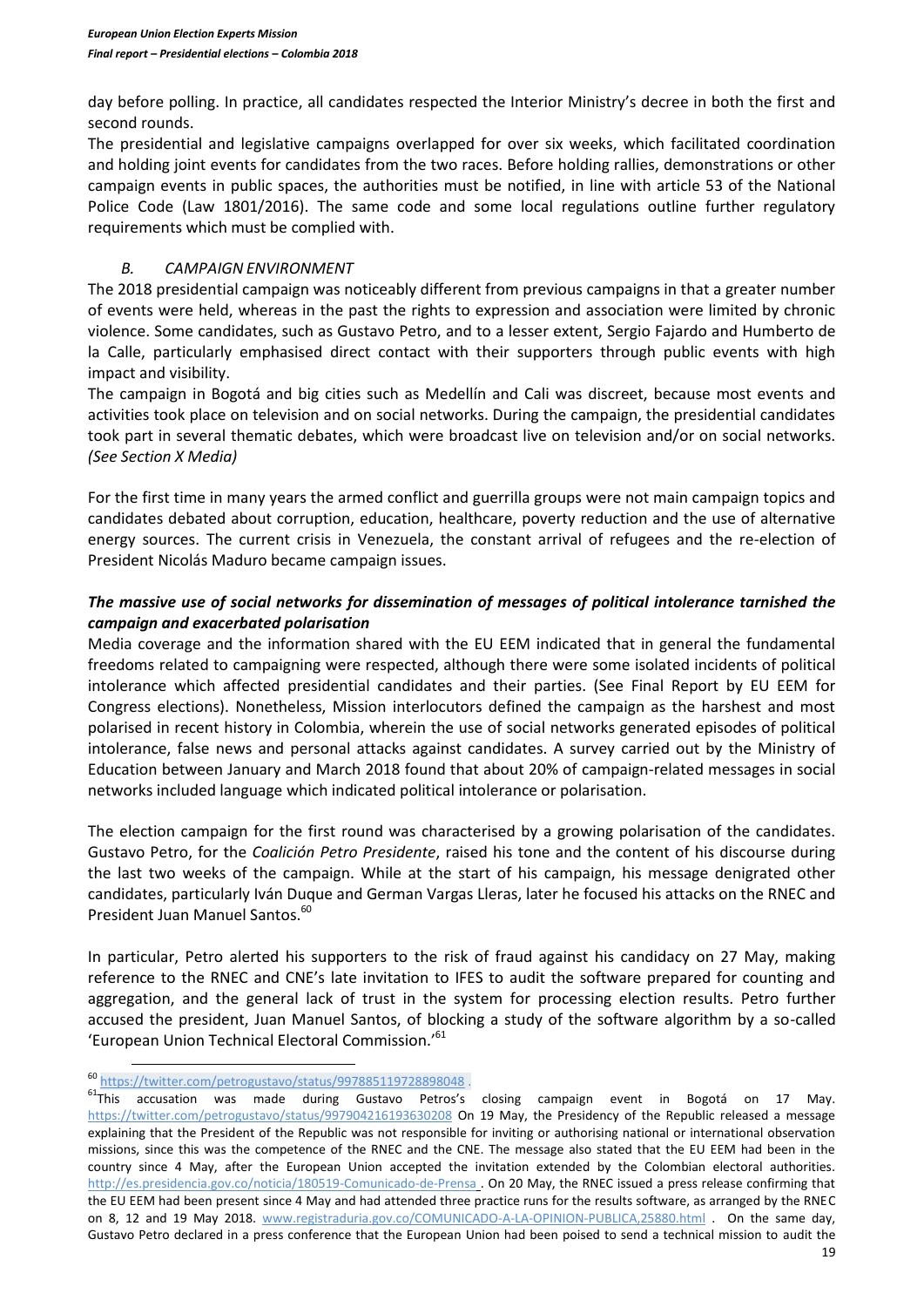day before polling. In practice, all candidates respected the Interior Ministry's decree in both the first and second rounds.

The presidential and legislative campaigns overlapped for over six weeks, which facilitated coordination and holding joint events for candidates from the two races. Before holding rallies, demonstrations or other campaign events in public spaces, the authorities must be notified, in line with article 53 of the National Police Code (Law 1801/2016). The same code and some local regulations outline further regulatory requirements which must be complied with.

### *B. CAMPAIGN ENVIRONMENT*

The 2018 presidential campaign was noticeably different from previous campaigns in that a greater number of events were held, whereas in the past the rights to expression and association were limited by chronic violence. Some candidates, such as Gustavo Petro, and to a lesser extent, Sergio Fajardo and Humberto de la Calle, particularly emphasised direct contact with their supporters through public events with high impact and visibility.

The campaign in Bogotá and big cities such as Medellín and Cali was discreet, because most events and activities took place on television and on social networks. During the campaign, the presidential candidates took part in several thematic debates, which were broadcast live on television and/or on social networks. *(See Section X Media)*

For the first time in many years the armed conflict and guerrilla groups were not main campaign topics and candidates debated about corruption, education, healthcare, poverty reduction and the use of alternative energy sources. The current crisis in Venezuela, the constant arrival of refugees and the re-election of President Nicolás Maduro became campaign issues.

***The massive use of social networks for dissemination of messages of political intolerance tarnished the campaign and exacerbated polarisation***

Media coverage and the information shared with the EU EEM indicated that in general the fundamental freedoms related to campaigning were respected, although there were some isolated incidents of political intolerance which affected presidential candidates and their parties. (See Final Report by EU EEM for Congress elections). Nonetheless, Mission interlocutors defined the campaign as the harshest and most polarised in recent history in Colombia, wherein the use of social networks generated episodes of political intolerance, false news and personal attacks against candidates. A survey carried out by the Ministry of Education between January and March 2018 found that about 20% of campaign-related messages in social networks included language which indicated political intolerance or polarisation.

The election campaign for the first round was characterised by a growing polarisation of the candidates. Gustavo Petro, for the *Coalición Petro Presidente*, raised his tone and the content of his discourse during the last two weeks of the campaign. While at the start of his campaign, his message denigrated other candidates, particularly Iván Duque and German Vargas Lleras, later he focused his attacks on the RNEC and President Juan Manuel Santos.[60]

In particular, Petro alerted his supporters to the risk of fraud against his candidacy on 27 May, making reference to the RNEC and CNE's late invitation to IFES to audit the software prepared for counting and aggregation, and the general lack of trust in the system for processing election results. Petro further accused the president, Juan Manuel Santos, of blocking a study of the software algorithm by a so-called 'European Union Technical Electoral Commission.'[61]

---

[60] https://twitter.com/petrogustavo/status/997885119728898048 .

[61] This accusation was made during Gustavo Petros's closing campaign event in Bogotá on 17 May. https://twitter.com/petrogustavo/status/997904216193630208 On 19 May, the Presidency of the Republic released a message explaining that the President of the Republic was not responsible for inviting or authorising national or international observation missions, since this was the competence of the RNEC and the CNE. The message also stated that the EU EEM had been in the country since 4 May, after the European Union accepted the invitation extended by the Colombian electoral authorities. http://es.presidencia.gov.co/noticia/180519-Comunicado-de-Prensa . On 20 May, the RNEC issued a press release confirming that the EU EEM had been present since 4 May and had attended three practice runs for the results software, as arranged by the RNEC on 8, 12 and 19 May 2018. www.registraduria.gov.co/COMUNICADO-A-LA-OPINION-PUBLICA,25880.html . On the same day, Gustavo Petro declared in a press conference that the European Union had been poised to send a technical mission to audit the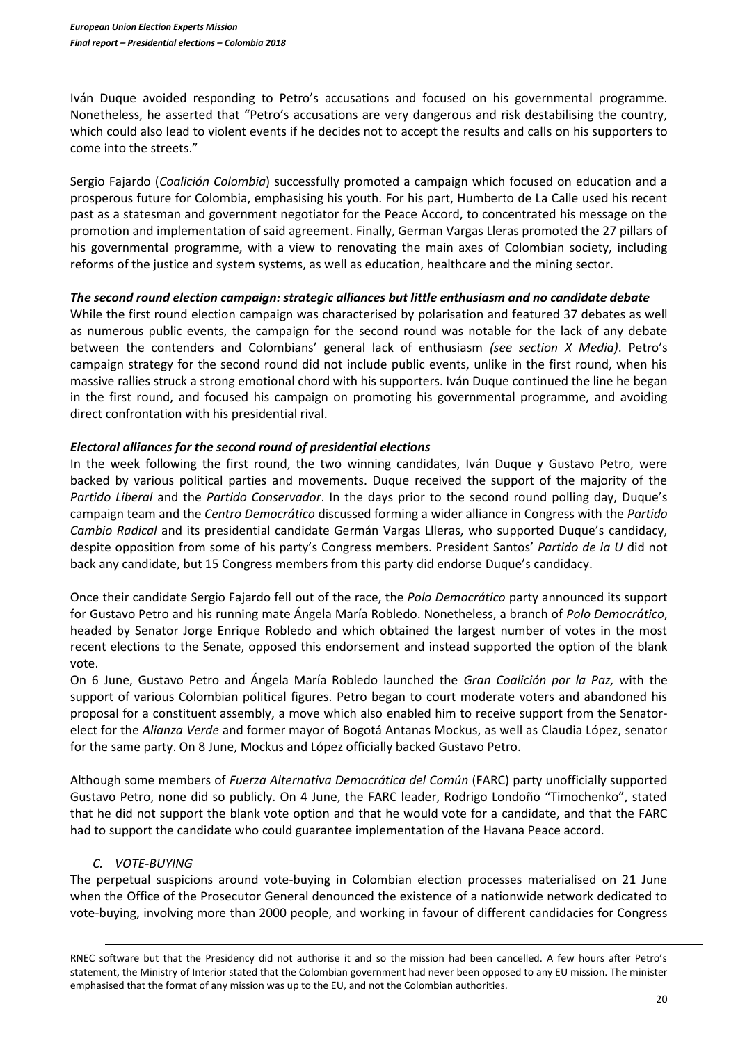Iván Duque avoided responding to Petro's accusations and focused on his governmental programme. Nonetheless, he asserted that "Petro's accusations are very dangerous and risk destabilising the country, which could also lead to violent events if he decides not to accept the results and calls on his supporters to come into the streets."

Sergio Fajardo (*Coalición Colombia*) successfully promoted a campaign which focused on education and a prosperous future for Colombia, emphasising his youth. For his part, Humberto de La Calle used his recent past as a statesman and government negotiator for the Peace Accord, to concentrated his message on the promotion and implementation of said agreement. Finally, German Vargas Lleras promoted the 27 pillars of his governmental programme, with a view to renovating the main axes of Colombian society, including reforms of the justice and system systems, as well as education, healthcare and the mining sector.

***The second round election campaign: strategic alliances but little enthusiasm and no candidate debate***

While the first round election campaign was characterised by polarisation and featured 37 debates as well as numerous public events, the campaign for the second round was notable for the lack of any debate between the contenders and Colombians' general lack of enthusiasm *(see section X Media)*. Petro's campaign strategy for the second round did not include public events, unlike in the first round, when his massive rallies struck a strong emotional chord with his supporters. Iván Duque continued the line he began in the first round, and focused his campaign on promoting his governmental programme, and avoiding direct confrontation with his presidential rival.

***Electoral alliances for the second round of presidential elections***

In the week following the first round, the two winning candidates, Iván Duque y Gustavo Petro, were backed by various political parties and movements. Duque received the support of the majority of the *Partido Liberal* and the *Partido Conservador*. In the days prior to the second round polling day, Duque's campaign team and the *Centro Democrático* discussed forming a wider alliance in Congress with the *Partido Cambio Radical* and its presidential candidate Germán Vargas Llleras, who supported Duque's candidacy, despite opposition from some of his party's Congress members. President Santos' *Partido de la U* did not back any candidate, but 15 Congress members from this party did endorse Duque's candidacy.

Once their candidate Sergio Fajardo fell out of the race, the *Polo Democrático* party announced its support for Gustavo Petro and his running mate Ángela María Robledo. Nonetheless, a branch of *Polo Democrático*, headed by Senator Jorge Enrique Robledo and which obtained the largest number of votes in the most recent elections to the Senate, opposed this endorsement and instead supported the option of the blank vote.

On 6 June, Gustavo Petro and Ángela María Robledo launched the *Gran Coalición por la Paz,* with the support of various Colombian political figures. Petro began to court moderate voters and abandoned his proposal for a constituent assembly, a move which also enabled him to receive support from the Senator-elect for the *Alianza Verde* and former mayor of Bogotá Antanas Mockus, as well as Claudia López, senator for the same party. On 8 June, Mockus and López officially backed Gustavo Petro.

Although some members of *Fuerza Alternativa Democrática del Común* (FARC) party unofficially supported Gustavo Petro, none did so publicly. On 4 June, the FARC leader, Rodrigo Londoño "Timochenko", stated that he did not support the blank vote option and that he would vote for a candidate, and that the FARC had to support the candidate who could guarantee implementation of the Havana Peace accord.

### *C. VOTE-BUYING*

The perpetual suspicions around vote-buying in Colombian election processes materialised on 21 June when the Office of the Prosecutor General denounced the existence of a nationwide network dedicated to vote-buying, involving more than 2000 people, and working in favour of different candidacies for Congress

RNEC software but that the Presidency did not authorise it and so the mission had been cancelled. A few hours after Petro's statement, the Ministry of Interior stated that the Colombian government had never been opposed to any EU mission. The minister emphasised that the format of any mission was up to the EU, and not the Colombian authorities.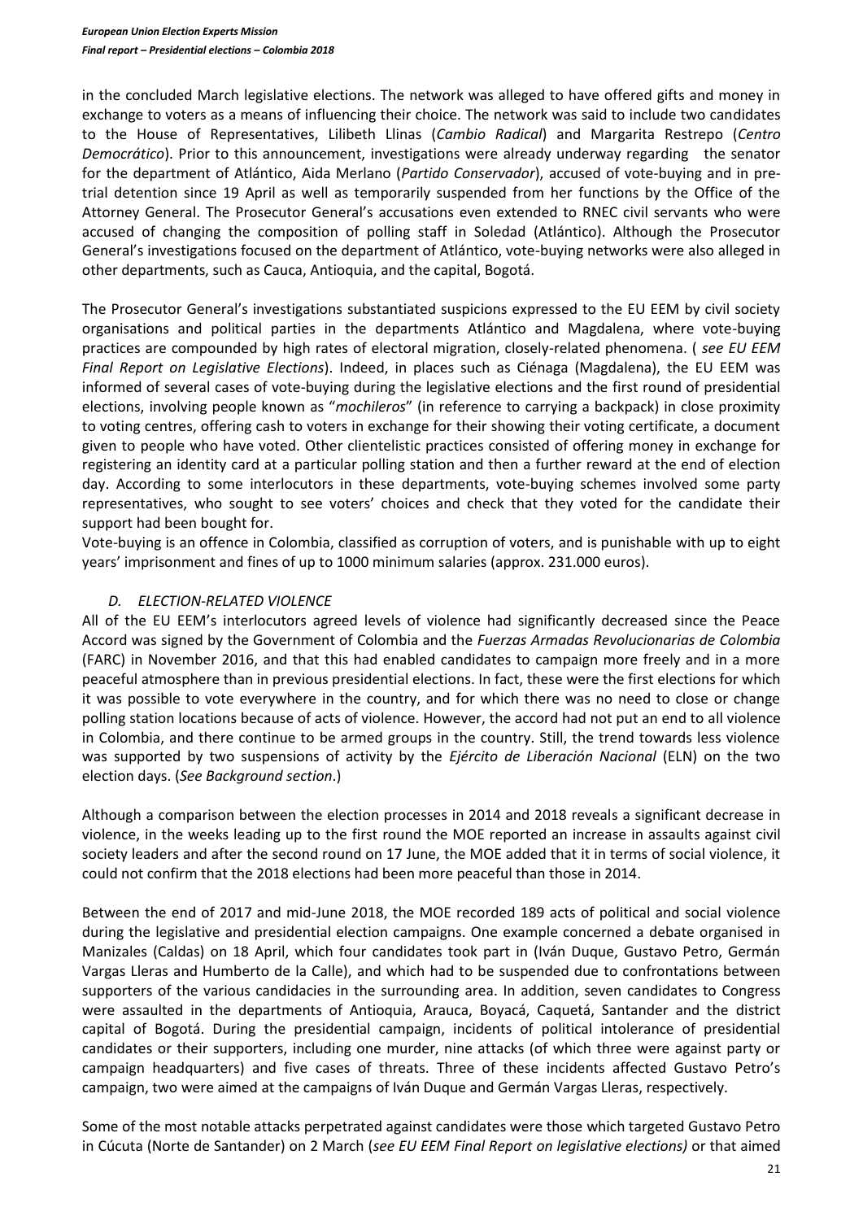in the concluded March legislative elections. The network was alleged to have offered gifts and money in exchange to voters as a means of influencing their choice. The network was said to include two candidates to the House of Representatives, Lilibeth Llinas (*Cambio Radical*) and Margarita Restrepo (*Centro Democrático*). Prior to this announcement, investigations were already underway regarding the senator for the department of Atlántico, Aida Merlano (*Partido Conservador*), accused of vote-buying and in pre-trial detention since 19 April as well as temporarily suspended from her functions by the Office of the Attorney General. The Prosecutor General's accusations even extended to RNEC civil servants who were accused of changing the composition of polling staff in Soledad (Atlántico). Although the Prosecutor General's investigations focused on the department of Atlántico, vote-buying networks were also alleged in other departments, such as Cauca, Antioquia, and the capital, Bogotá.

The Prosecutor General's investigations substantiated suspicions expressed to the EU EEM by civil society organisations and political parties in the departments Atlántico and Magdalena, where vote-buying practices are compounded by high rates of electoral migration, closely-related phenomena. ( *see EU EEM Final Report on Legislative Elections*). Indeed, in places such as Ciénaga (Magdalena), the EU EEM was informed of several cases of vote-buying during the legislative elections and the first round of presidential elections, involving people known as "*mochileros*" (in reference to carrying a backpack) in close proximity to voting centres, offering cash to voters in exchange for their showing their voting certificate, a document given to people who have voted. Other clientelistic practices consisted of offering money in exchange for registering an identity card at a particular polling station and then a further reward at the end of election day. According to some interlocutors in these departments, vote-buying schemes involved some party representatives, who sought to see voters' choices and check that they voted for the candidate their support had been bought for.

Vote-buying is an offence in Colombia, classified as corruption of voters, and is punishable with up to eight years' imprisonment and fines of up to 1000 minimum salaries (approx. 231.000 euros).

### *D. ELECTION-RELATED VIOLENCE*

All of the EU EEM's interlocutors agreed levels of violence had significantly decreased since the Peace Accord was signed by the Government of Colombia and the *Fuerzas Armadas Revolucionarias de Colombia* (FARC) in November 2016, and that this had enabled candidates to campaign more freely and in a more peaceful atmosphere than in previous presidential elections. In fact, these were the first elections for which it was possible to vote everywhere in the country, and for which there was no need to close or change polling station locations because of acts of violence. However, the accord had not put an end to all violence in Colombia, and there continue to be armed groups in the country. Still, the trend towards less violence was supported by two suspensions of activity by the *Ejército de Liberación Nacional* (ELN) on the two election days. (*See Background section*.)

Although a comparison between the election processes in 2014 and 2018 reveals a significant decrease in violence, in the weeks leading up to the first round the MOE reported an increase in assaults against civil society leaders and after the second round on 17 June, the MOE added that it in terms of social violence, it could not confirm that the 2018 elections had been more peaceful than those in 2014.

Between the end of 2017 and mid-June 2018, the MOE recorded 189 acts of political and social violence during the legislative and presidential election campaigns. One example concerned a debate organised in Manizales (Caldas) on 18 April, which four candidates took part in (Iván Duque, Gustavo Petro, Germán Vargas Lleras and Humberto de la Calle), and which had to be suspended due to confrontations between supporters of the various candidacies in the surrounding area. In addition, seven candidates to Congress were assaulted in the departments of Antioquia, Arauca, Boyacá, Caquetá, Santander and the district capital of Bogotá. During the presidential campaign, incidents of political intolerance of presidential candidates or their supporters, including one murder, nine attacks (of which three were against party or campaign headquarters) and five cases of threats. Three of these incidents affected Gustavo Petro's campaign, two were aimed at the campaigns of Iván Duque and Germán Vargas Lleras, respectively.

Some of the most notable attacks perpetrated against candidates were those which targeted Gustavo Petro in Cúcuta (Norte de Santander) on 2 March (*see EU EEM Final Report on legislative elections)* or that aimed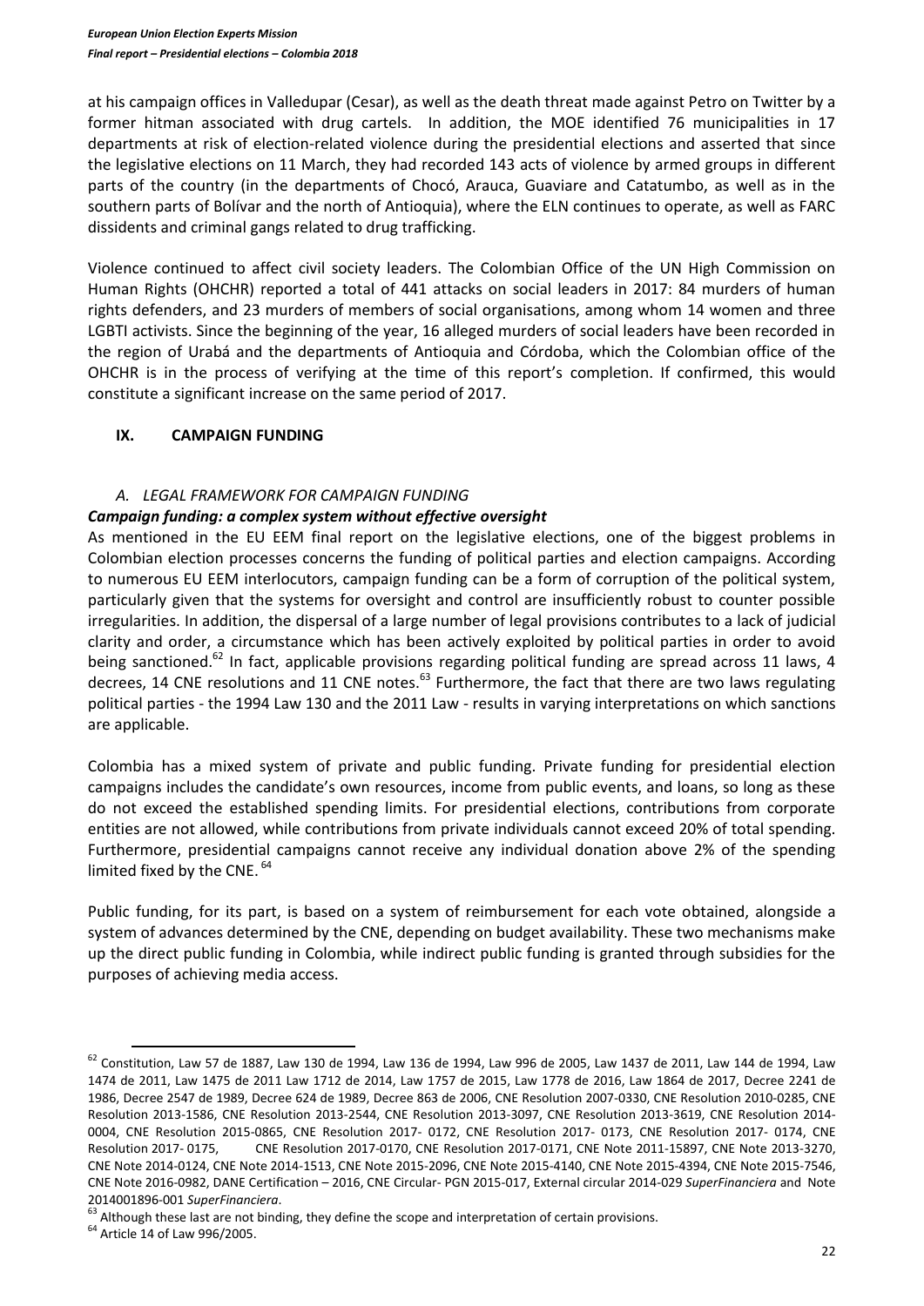at his campaign offices in Valledupar (Cesar), as well as the death threat made against Petro on Twitter by a former hitman associated with drug cartels. In addition, the MOE identified 76 municipalities in 17 departments at risk of election-related violence during the presidential elections and asserted that since the legislative elections on 11 March, they had recorded 143 acts of violence by armed groups in different parts of the country (in the departments of Chocó, Arauca, Guaviare and Catatumbo, as well as in the southern parts of Bolívar and the north of Antioquia), where the ELN continues to operate, as well as FARC dissidents and criminal gangs related to drug trafficking.

Violence continued to affect civil society leaders. The Colombian Office of the UN High Commission on Human Rights (OHCHR) reported a total of 441 attacks on social leaders in 2017: 84 murders of human rights defenders, and 23 murders of members of social organisations, among whom 14 women and three LGBTI activists. Since the beginning of the year, 16 alleged murders of social leaders have been recorded in the region of Urabá and the departments of Antioquia and Córdoba, which the Colombian office of the OHCHR is in the process of verifying at the time of this report's completion. If confirmed, this would constitute a significant increase on the same period of 2017.

## IX. CAMPAIGN FUNDING

### A. *LEGAL FRAMEWORK FOR CAMPAIGN FUNDING*

***Campaign funding: a complex system without effective oversight***

As mentioned in the EU EEM final report on the legislative elections, one of the biggest problems in Colombian election processes concerns the funding of political parties and election campaigns. According to numerous EU EEM interlocutors, campaign funding can be a form of corruption of the political system, particularly given that the systems for oversight and control are insufficiently robust to counter possible irregularities. In addition, the dispersal of a large number of legal provisions contributes to a lack of judicial clarity and order, a circumstance which has been actively exploited by political parties in order to avoid being sanctioned.[62] In fact, applicable provisions regarding political funding are spread across 11 laws, 4 decrees, 14 CNE resolutions and 11 CNE notes.[63] Furthermore, the fact that there are two laws regulating political parties - the 1994 Law 130 and the 2011 Law - results in varying interpretations on which sanctions are applicable.

Colombia has a mixed system of private and public funding. Private funding for presidential election campaigns includes the candidate's own resources, income from public events, and loans, so long as these do not exceed the established spending limits. For presidential elections, contributions from corporate entities are not allowed, while contributions from private individuals cannot exceed 20% of total spending. Furthermore, presidential campaigns cannot receive any individual donation above 2% of the spending limited fixed by the CNE.[64]

Public funding, for its part, is based on a system of reimbursement for each vote obtained, alongside a system of advances determined by the CNE, depending on budget availability. These two mechanisms make up the direct public funding in Colombia, while indirect public funding is granted through subsidies for the purposes of achieving media access.

---

[62] Constitution, Law 57 de 1887, Law 130 de 1994, Law 136 de 1994, Law 996 de 2005, Law 1437 de 2011, Law 144 de 1994, Law 1474 de 2011, Law 1475 de 2011 Law 1712 de 2014, Law 1757 de 2015, Law 1778 de 2016, Law 1864 de 2017, Decree 2241 de 1986, Decree 2547 de 1989, Decree 624 de 1989, Decree 863 de 2006, CNE Resolution 2007-0330, CNE Resolution 2010-0285, CNE Resolution 2013-1586, CNE Resolution 2013-2544, CNE Resolution 2013-3097, CNE Resolution 2013-3619, CNE Resolution 2014-0004, CNE Resolution 2015-0865, CNE Resolution 2017- 0172, CNE Resolution 2017- 0173, CNE Resolution 2017- 0174, CNE Resolution 2017- 0175, CNE Resolution 2017-0170, CNE Resolution 2017-0171, CNE Note 2011-15897, CNE Note 2013-3270, CNE Note 2014-0124, CNE Note 2014-1513, CNE Note 2015-2096, CNE Note 2015-4140, CNE Note 2015-4394, CNE Note 2015-7546, CNE Note 2016-0982, DANE Certification – 2016, CNE Circular- PGN 2015-017, External circular 2014-029 *SuperFinanciera* and Note 2014001896-001 *SuperFinanciera*.

[63] Although these last are not binding, they define the scope and interpretation of certain provisions.

[64] Article 14 of Law 996/2005.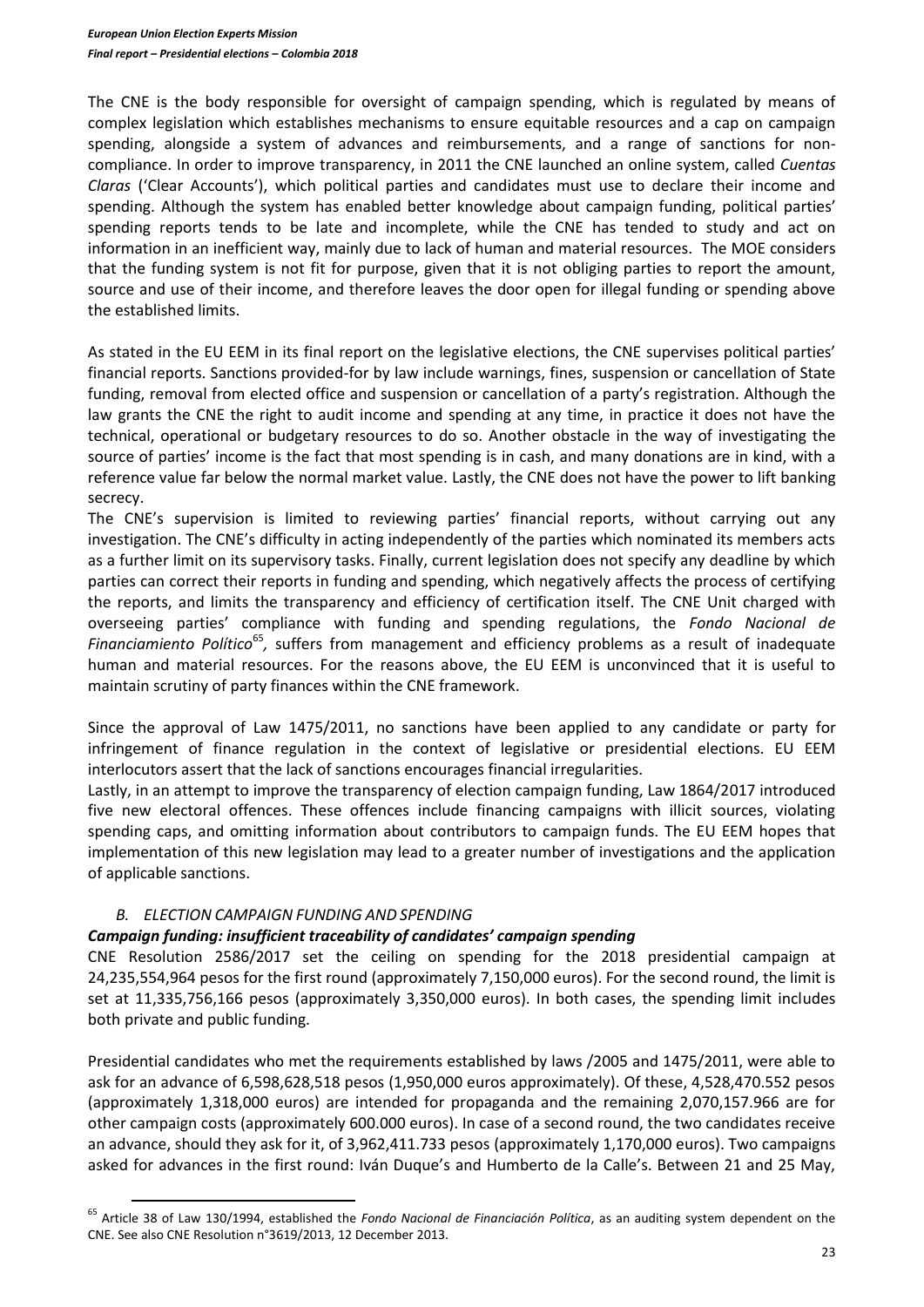The CNE is the body responsible for oversight of campaign spending, which is regulated by means of complex legislation which establishes mechanisms to ensure equitable resources and a cap on campaign spending, alongside a system of advances and reimbursements, and a range of sanctions for non-compliance. In order to improve transparency, in 2011 the CNE launched an online system, called *Cuentas Claras* ('Clear Accounts'), which political parties and candidates must use to declare their income and spending. Although the system has enabled better knowledge about campaign funding, political parties' spending reports tends to be late and incomplete, while the CNE has tended to study and act on information in an inefficient way, mainly due to lack of human and material resources. The MOE considers that the funding system is not fit for purpose, given that it is not obliging parties to report the amount, source and use of their income, and therefore leaves the door open for illegal funding or spending above the established limits.

As stated in the EU EEM in its final report on the legislative elections, the CNE supervises political parties' financial reports. Sanctions provided-for by law include warnings, fines, suspension or cancellation of State funding, removal from elected office and suspension or cancellation of a party's registration. Although the law grants the CNE the right to audit income and spending at any time, in practice it does not have the technical, operational or budgetary resources to do so. Another obstacle in the way of investigating the source of parties' income is the fact that most spending is in cash, and many donations are in kind, with a reference value far below the normal market value. Lastly, the CNE does not have the power to lift banking secrecy.

The CNE's supervision is limited to reviewing parties' financial reports, without carrying out any investigation. The CNE's difficulty in acting independently of the parties which nominated its members acts as a further limit on its supervisory tasks. Finally, current legislation does not specify any deadline by which parties can correct their reports in funding and spending, which negatively affects the process of certifying the reports, and limits the transparency and efficiency of certification itself. The CNE Unit charged with overseeing parties' compliance with funding and spending regulations, the *Fondo Nacional de Financiamiento Político*[65], suffers from management and efficiency problems as a result of inadequate human and material resources. For the reasons above, the EU EEM is unconvinced that it is useful to maintain scrutiny of party finances within the CNE framework.

Since the approval of Law 1475/2011, no sanctions have been applied to any candidate or party for infringement of finance regulation in the context of legislative or presidential elections. EU EEM interlocutors assert that the lack of sanctions encourages financial irregularities.

Lastly, in an attempt to improve the transparency of election campaign funding, Law 1864/2017 introduced five new electoral offences. These offences include financing campaigns with illicit sources, violating spending caps, and omitting information about contributors to campaign funds. The EU EEM hopes that implementation of this new legislation may lead to a greater number of investigations and the application of applicable sanctions.

### *B. ELECTION CAMPAIGN FUNDING AND SPENDING*

#### ***Campaign funding: insufficient traceability of candidates' campaign spending***

CNE Resolution 2586/2017 set the ceiling on spending for the 2018 presidential campaign at 24,235,554,964 pesos for the first round (approximately 7,150,000 euros). For the second round, the limit is set at 11,335,756,166 pesos (approximately 3,350,000 euros). In both cases, the spending limit includes both private and public funding.

Presidential candidates who met the requirements established by laws /2005 and 1475/2011, were able to ask for an advance of 6,598,628,518 pesos (1,950,000 euros approximately). Of these, 4,528,470.552 pesos (approximately 1,318,000 euros) are intended for propaganda and the remaining 2,070,157.966 are for other campaign costs (approximately 600.000 euros). In case of a second round, the two candidates receive an advance, should they ask for it, of 3,962,411.733 pesos (approximately 1,170,000 euros). Two campaigns asked for advances in the first round: Iván Duque's and Humberto de la Calle's. Between 21 and 25 May,

---

[65] Article 38 of Law 130/1994, established the *Fondo Nacional de Financiación Política*, as an auditing system dependent on the CNE. See also CNE Resolution n°3619/2013, 12 December 2013.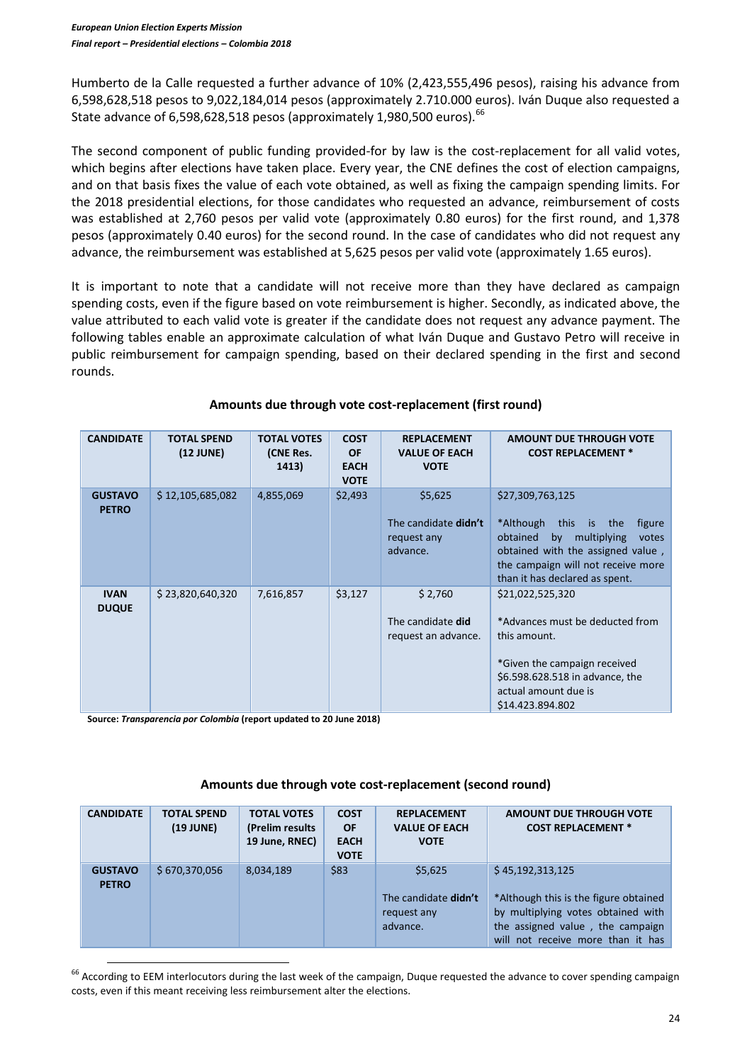Humberto de la Calle requested a further advance of 10% (2,423,555,496 pesos), raising his advance from 6,598,628,518 pesos to 9,022,184,014 pesos (approximately 2.710.000 euros). Iván Duque also requested a State advance of 6,598,628,518 pesos (approximately 1,980,500 euros).[66]

The second component of public funding provided-for by law is the cost-replacement for all valid votes, which begins after elections have taken place. Every year, the CNE defines the cost of election campaigns, and on that basis fixes the value of each vote obtained, as well as fixing the campaign spending limits. For the 2018 presidential elections, for those candidates who requested an advance, reimbursement of costs was established at 2,760 pesos per valid vote (approximately 0.80 euros) for the first round, and 1,378 pesos (approximately 0.40 euros) for the second round. In the case of candidates who did not request any advance, the reimbursement was established at 5,625 pesos per valid vote (approximately 1.65 euros).

It is important to note that a candidate will not receive more than they have declared as campaign spending costs, even if the figure based on vote reimbursement is higher. Secondly, as indicated above, the value attributed to each valid vote is greater if the candidate does not request any advance payment. The following tables enable an approximate calculation of what Iván Duque and Gustavo Petro will receive in public reimbursement for campaign spending, based on their declared spending in the first and second rounds.

**Amounts due through vote cost-replacement (first round)**

| CANDIDATE | TOTAL SPEND (12 JUNE) | TOTAL VOTES (CNE Res. 1413) | COST OF EACH VOTE | REPLACEMENT VALUE OF EACH VOTE | AMOUNT DUE THROUGH VOTE COST REPLACEMENT * |
|---|---|---|---|---|---|
| **GUSTAVO PETRO** | $ 12,105,685,082 | 4,855,069 | $2,493 | $5,625<br><br>The candidate **didn't** request any advance. | $27,309,763,125<br><br>*Although this is the figure obtained by multiplying votes obtained with the assigned value , the campaign will not receive more than it has declared as spent. |
| **IVAN DUQUE** | $ 23,820,640,320 | 7,616,857 | $3,127 | $ 2,760<br><br>The candidate **did** request an advance. | $21,022,525,320<br><br>*Advances must be deducted from this amount.<br><br>*Given the campaign received $6.598.628.518 in advance, the actual amount due is $14.423.894.802 |

**Source:** ***Transparencia por Colombia*** **(report updated to 20 June 2018)**

**Amounts due through vote cost-replacement (second round)**

| CANDIDATE | TOTAL SPEND (19 JUNE) | TOTAL VOTES (Prelim results 19 June, RNEC) | COST OF EACH VOTE | REPLACEMENT VALUE OF EACH VOTE | AMOUNT DUE THROUGH VOTE COST REPLACEMENT * |
|---|---|---|---|---|---|
| **GUSTAVO PETRO** | $ 670,370,056 | 8,034,189 | $83 | $5,625<br><br>The candidate **didn't** request any advance. | $ 45,192,313,125<br><br>*Although this is the figure obtained by multiplying votes obtained with the assigned value , the campaign will not receive more than it has |

[66] According to EEM interlocutors during the last week of the campaign, Duque requested the advance to cover spending campaign costs, even if this meant receiving less reimbursement alter the elections.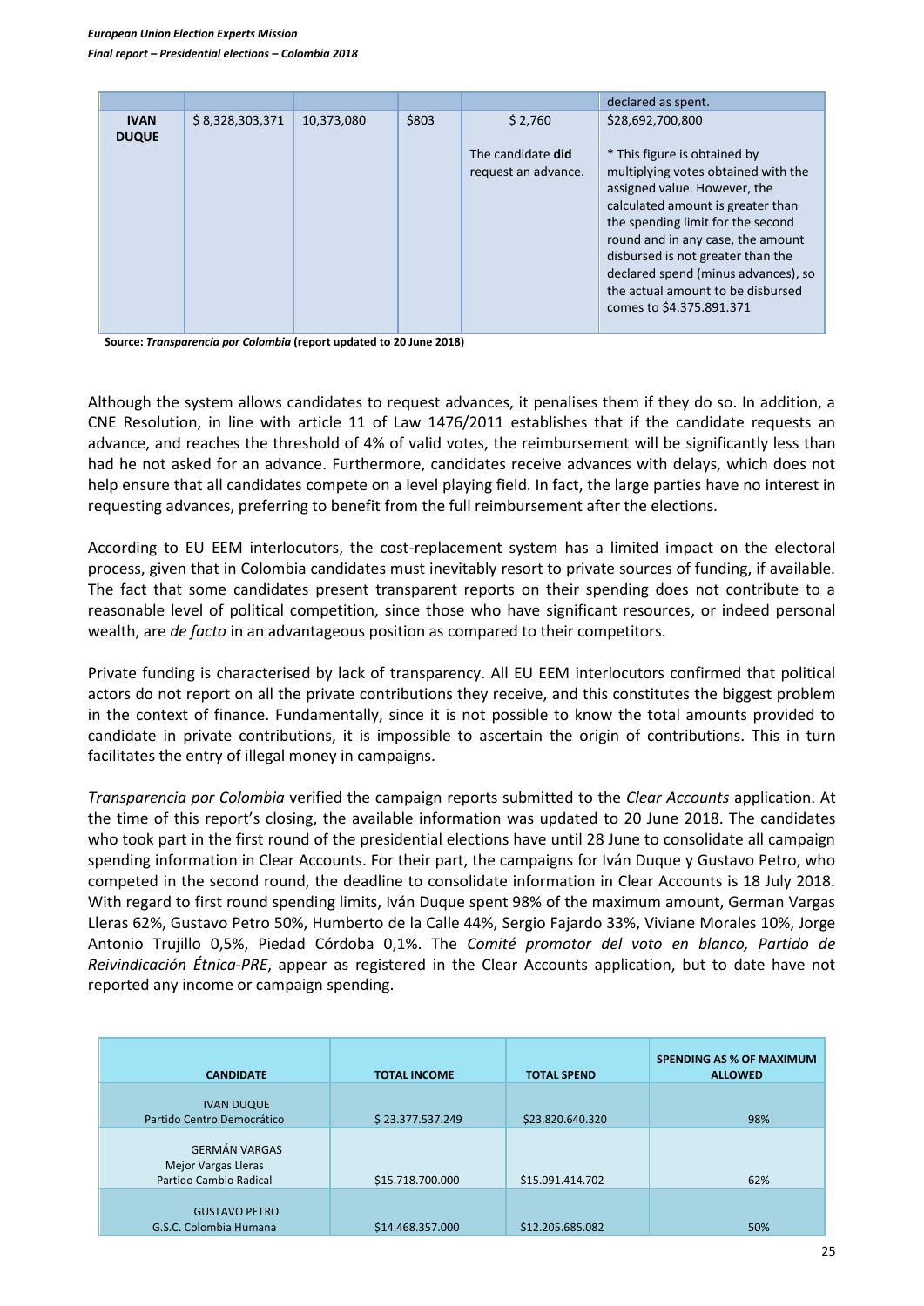| | | | | | declared as spent. |
|---|---|---|---|---|---|
| **IVAN DUQUE** | $ 8,328,303,371 | 10,373,080 | $803 | $ 2,760<br><br>The candidate **did** request an advance. | $28,692,700,800<br><br>* This figure is obtained by multiplying votes obtained with the assigned value. However, the calculated amount is greater than the spending limit for the second round and in any case, the amount disbursed is not greater than the declared spend (minus advances), so the actual amount to be disbursed comes to $4.375.891.371 |

**Source:** ***Transparencia por Colombia*** **(report updated to 20 June 2018)**

Although the system allows candidates to request advances, it penalises them if they do so. In addition, a CNE Resolution, in line with article 11 of Law 1476/2011 establishes that if the candidate requests an advance, and reaches the threshold of 4% of valid votes, the reimbursement will be significantly less than had he not asked for an advance. Furthermore, candidates receive advances with delays, which does not help ensure that all candidates compete on a level playing field. In fact, the large parties have no interest in requesting advances, preferring to benefit from the full reimbursement after the elections.

According to EU EEM interlocutors, the cost-replacement system has a limited impact on the electoral process, given that in Colombia candidates must inevitably resort to private sources of funding, if available. The fact that some candidates present transparent reports on their spending does not contribute to a reasonable level of political competition, since those who have significant resources, or indeed personal wealth, are *de facto* in an advantageous position as compared to their competitors.

Private funding is characterised by lack of transparency. All EU EEM interlocutors confirmed that political actors do not report on all the private contributions they receive, and this constitutes the biggest problem in the context of finance. Fundamentally, since it is not possible to know the total amounts provided to candidate in private contributions, it is impossible to ascertain the origin of contributions. This in turn facilitates the entry of illegal money in campaigns.

*Transparencia por Colombia* verified the campaign reports submitted to the *Clear Accounts* application. At the time of this report's closing, the available information was updated to 20 June 2018. The candidates who took part in the first round of the presidential elections have until 28 June to consolidate all campaign spending information in Clear Accounts. For their part, the campaigns for Iván Duque y Gustavo Petro, who competed in the second round, the deadline to consolidate information in Clear Accounts is 18 July 2018. With regard to first round spending limits, Iván Duque spent 98% of the maximum amount, German Vargas Lleras 62%, Gustavo Petro 50%, Humberto de la Calle 44%, Sergio Fajardo 33%, Viviane Morales 10%, Jorge Antonio Trujillo 0,5%, Piedad Córdoba 0,1%. The *Comité promotor del voto en blanco, Partido de Reivindicación Étnica-PRE*, appear as registered in the Clear Accounts application, but to date have not reported any income or campaign spending.

| CANDIDATE | TOTAL INCOME | TOTAL SPEND | SPENDING AS % OF MAXIMUM ALLOWED |
|---|---|---|---|
| IVAN DUQUE<br>Partido Centro Democrático | $ 23.377.537.249 | $23.820.640.320 | 98% |
| GERMÁN VARGAS<br>Mejor Vargas Lleras<br>Partido Cambio Radical | $15.718.700.000 | $15.091.414.702 | 62% |
| GUSTAVO PETRO<br>G.S.C. Colombia Humana | $14.468.357.000 | $12.205.685.082 | 50% |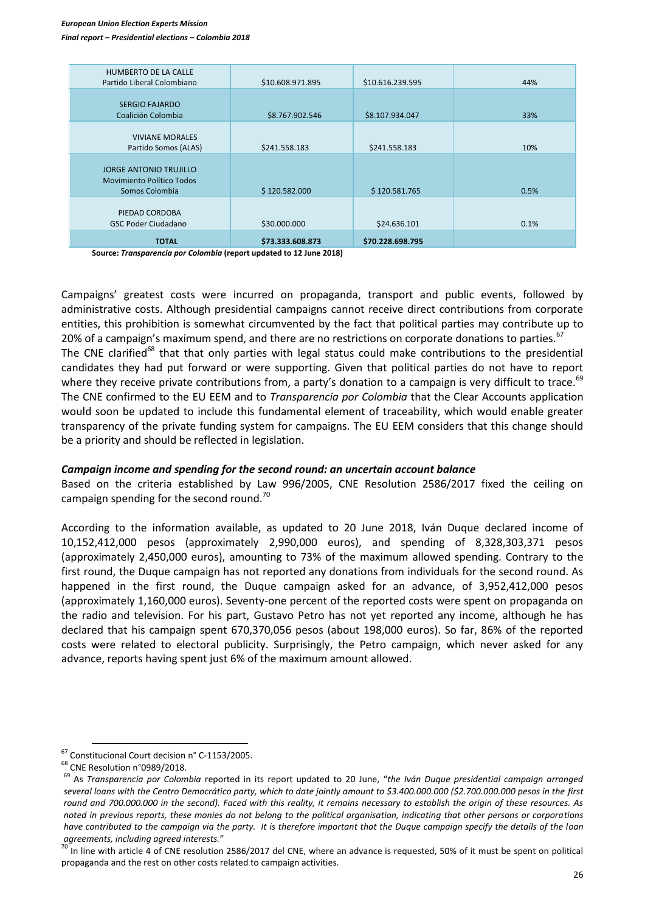| | | | |
|---|---|---|---|
| HUMBERTO DE LA CALLE<br>Partido Liberal Colombiano | $10.608.971.895 | $10.616.239.595 | 44% |
| SERGIO FAJARDO<br>Coalición Colombia | $8.767.902.546 | $8.107.934.047 | 33% |
| VIVIANE MORALES<br>Partido Somos (ALAS) | $241.558.183 | $241.558.183 | 10% |
| JORGE ANTONIO TRUJILLO<br>Movimiento Político Todos Somos Colombia | $ 120.582.000 | $ 120.581.765 | 0.5% |
| PIEDAD CORDOBA<br>GSC Poder Ciudadano | $30.000.000 | $24.636.101 | 0.1% |
| **TOTAL** | **$73.333.608.873** | **$70.228.698.795** | |

**Source:** ***Transparencia por Colombia*** **(report updated to 12 June 2018)**

Campaigns' greatest costs were incurred on propaganda, transport and public events, followed by administrative costs. Although presidential campaigns cannot receive direct contributions from corporate entities, this prohibition is somewhat circumvented by the fact that political parties may contribute up to 20% of a campaign's maximum spend, and there are no restrictions on corporate donations to parties.[67]

The CNE clarified[68] that that only parties with legal status could make contributions to the presidential candidates they had put forward or were supporting. Given that political parties do not have to report where they receive private contributions from, a party's donation to a campaign is very difficult to trace.[69] The CNE confirmed to the EU EEM and to *Transparencia por Colombia* that the Clear Accounts application would soon be updated to include this fundamental element of traceability, which would enable greater transparency of the private funding system for campaigns. The EU EEM considers that this change should be a priority and should be reflected in legislation.

### *Campaign income and spending for the second round: an uncertain account balance*

Based on the criteria established by Law 996/2005, CNE Resolution 2586/2017 fixed the ceiling on campaign spending for the second round.[70]

According to the information available, as updated to 20 June 2018, Iván Duque declared income of 10,152,412,000 pesos (approximately 2,990,000 euros), and spending of 8,328,303,371 pesos (approximately 2,450,000 euros), amounting to 73% of the maximum allowed spending. Contrary to the first round, the Duque campaign has not reported any donations from individuals for the second round. As happened in the first round, the Duque campaign asked for an advance, of 3,952,412,000 pesos (approximately 1,160,000 euros). Seventy-one percent of the reported costs were spent on propaganda on the radio and television. For his part, Gustavo Petro has not yet reported any income, although he has declared that his campaign spent 670,370,056 pesos (about 198,000 euros). So far, 86% of the reported costs were related to electoral publicity. Surprisingly, the Petro campaign, which never asked for any advance, reports having spent just 6% of the maximum amount allowed.

---

[67] Constitucional Court decision n° C-1153/2005.

[68] CNE Resolution n°0989/2018.

[69] As *Transparencia por Colombia* reported in its report updated to 20 June, "*the Iván Duque presidential campaign arranged several loans with the Centro Democrático party, which to date jointly amount to $3.400.000.000 ($2.700.000.000 pesos in the first round and 700.000.000 in the second). Faced with this reality, it remains necessary to establish the origin of these resources. As noted in previous reports, these monies do not belong to the political organisation, indicating that other persons or corporations have contributed to the campaign via the party. It is therefore important that the Duque campaign specify the details of the loan agreements, including agreed interests.*"

[70] In line with article 4 of CNE resolution 2586/2017 del CNE, where an advance is requested, 50% of it must be spent on political propaganda and the rest on other costs related to campaign activities.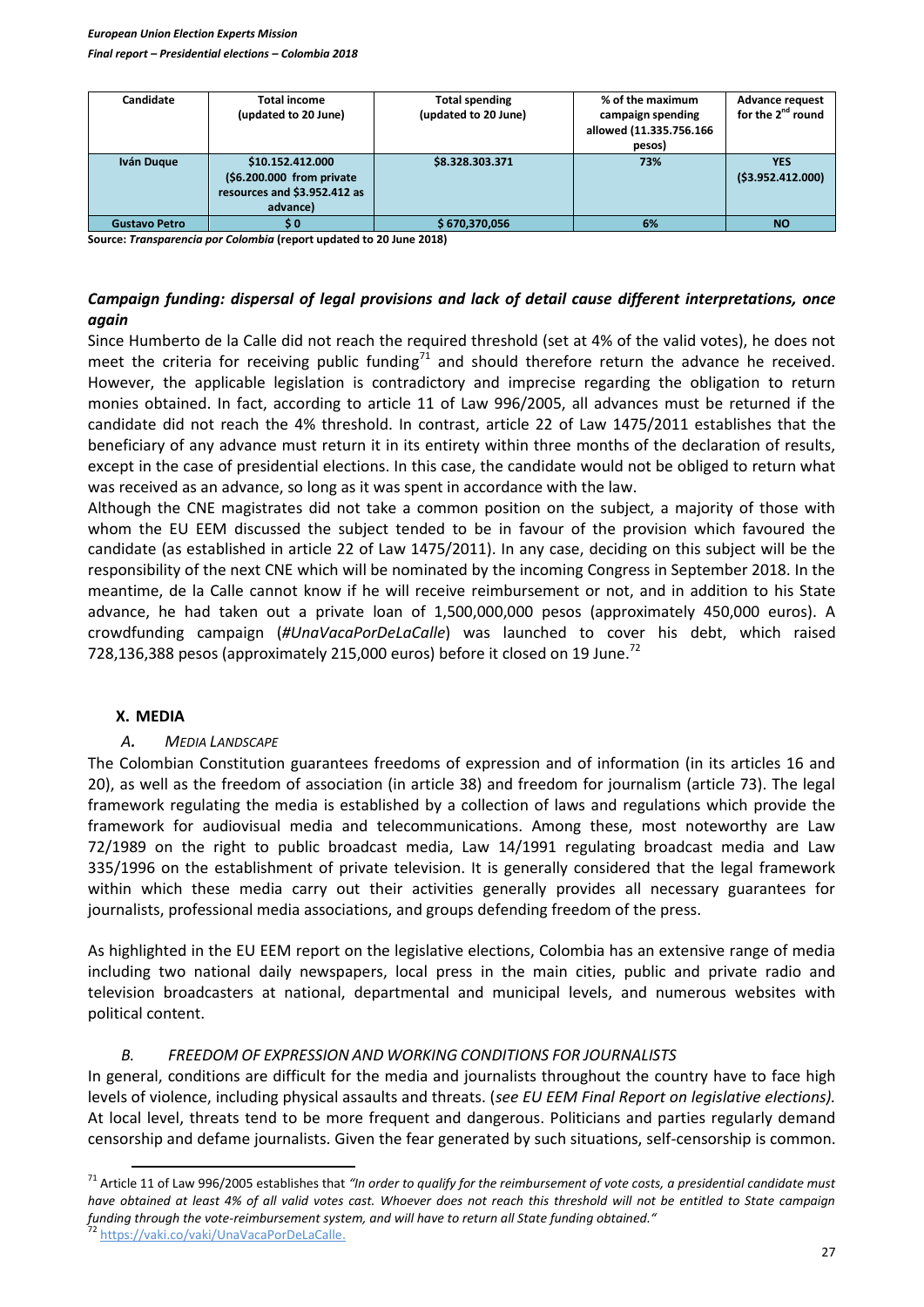| Candidate | Total income (updated to 20 June) | Total spending (updated to 20 June) | % of the maximum campaign spending allowed (11.335.756.166 pesos) | Advance request for the 2nd round |
|---|---|---|---|---|
| **Iván Duque** | **$10.152.412.000 ($6.200.000 from private resources and $3.952.412 as advance)** | **$8.328.303.371** | **73%** | **YES ($3.952.412.000)** |
| **Gustavo Petro** | **$ 0** | **$ 670,370,056** | **6%** | **NO** |

**Source:** ***Transparencia por Colombia*** **(report updated to 20 June 2018)**

### *Campaign funding: dispersal of legal provisions and lack of detail cause different interpretations, once again*

Since Humberto de la Calle did not reach the required threshold (set at 4% of the valid votes), he does not meet the criteria for receiving public funding[71] and should therefore return the advance he received. However, the applicable legislation is contradictory and imprecise regarding the obligation to return monies obtained. In fact, according to article 11 of Law 996/2005, all advances must be returned if the candidate did not reach the 4% threshold. In contrast, article 22 of Law 1475/2011 establishes that the beneficiary of any advance must return it in its entirety within three months of the declaration of results, except in the case of presidential elections. In this case, the candidate would not be obliged to return what was received as an advance, so long as it was spent in accordance with the law.

Although the CNE magistrates did not take a common position on the subject, a majority of those with whom the EU EEM discussed the subject tended to be in favour of the provision which favoured the candidate (as established in article 22 of Law 1475/2011). In any case, deciding on this subject will be the responsibility of the next CNE which will be nominated by the incoming Congress in September 2018. In the meantime, de la Calle cannot know if he will receive reimbursement or not, and in addition to his State advance, he had taken out a private loan of 1,500,000,000 pesos (approximately 450,000 euros). A crowdfunding campaign (*#UnaVacaPorDeLaCalle*) was launched to cover his debt, which raised 728,136,388 pesos (approximately 215,000 euros) before it closed on 19 June.[72]

## X. MEDIA

### A. *MEDIA LANDSCAPE*

The Colombian Constitution guarantees freedoms of expression and of information (in its articles 16 and 20), as well as the freedom of association (in article 38) and freedom for journalism (article 73). The legal framework regulating the media is established by a collection of laws and regulations which provide the framework for audiovisual media and telecommunications. Among these, most noteworthy are Law 72/1989 on the right to public broadcast media, Law 14/1991 regulating broadcast media and Law 335/1996 on the establishment of private television. It is generally considered that the legal framework within which these media carry out their activities generally provides all necessary guarantees for journalists, professional media associations, and groups defending freedom of the press.

As highlighted in the EU EEM report on the legislative elections, Colombia has an extensive range of media including two national daily newspapers, local press in the main cities, public and private radio and television broadcasters at national, departmental and municipal levels, and numerous websites with political content.

### B. *FREEDOM OF EXPRESSION AND WORKING CONDITIONS FOR JOURNALISTS*

In general, conditions are difficult for the media and journalists throughout the country have to face high levels of violence, including physical assaults and threats. (*see EU EEM Final Report on legislative elections).* At local level, threats tend to be more frequent and dangerous. Politicians and parties regularly demand censorship and defame journalists. Given the fear generated by such situations, self-censorship is common.

---

[71] Article 11 of Law 996/2005 establishes that *"In order to qualify for the reimbursement of vote costs, a presidential candidate must have obtained at least 4% of all valid votes cast. Whoever does not reach this threshold will not be entitled to State campaign funding through the vote-reimbursement system, and will have to return all State funding obtained."*

[72] https://vaki.co/vaki/UnaVacaPorDeLaCalle.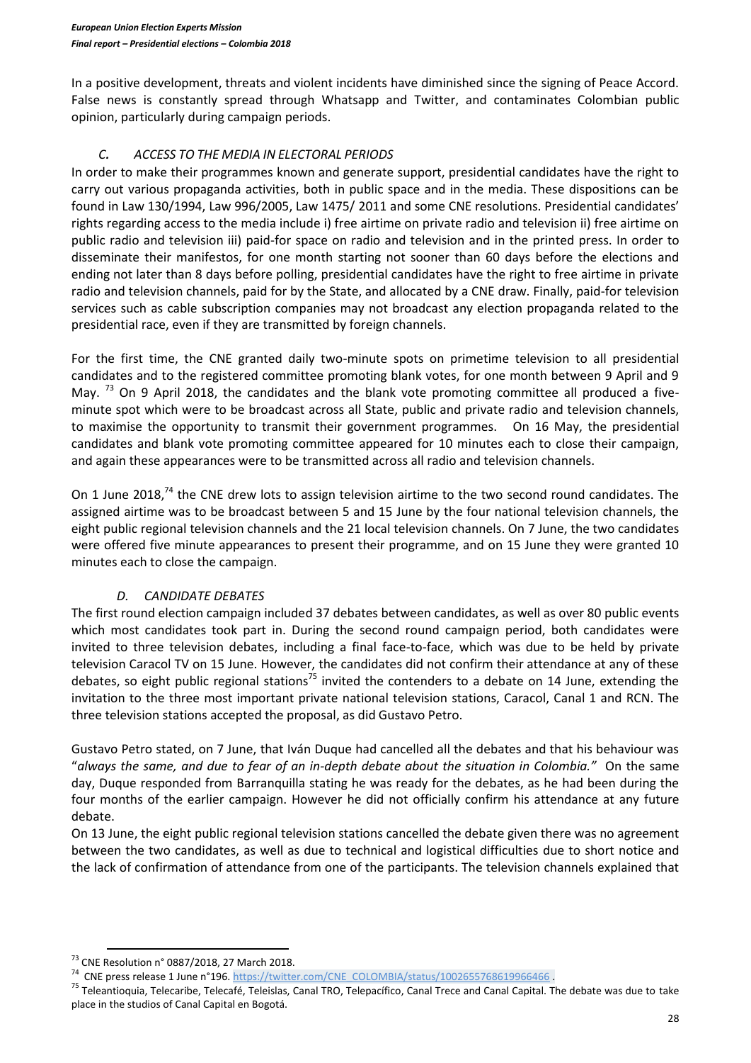In a positive development, threats and violent incidents have diminished since the signing of Peace Accord. False news is constantly spread through Whatsapp and Twitter, and contaminates Colombian public opinion, particularly during campaign periods.

### *C. ACCESS TO THE MEDIA IN ELECTORAL PERIODS*

In order to make their programmes known and generate support, presidential candidates have the right to carry out various propaganda activities, both in public space and in the media. These dispositions can be found in Law 130/1994, Law 996/2005, Law 1475/ 2011 and some CNE resolutions. Presidential candidates' rights regarding access to the media include i) free airtime on private radio and television ii) free airtime on public radio and television iii) paid-for space on radio and television and in the printed press. In order to disseminate their manifestos, for one month starting not sooner than 60 days before the elections and ending not later than 8 days before polling, presidential candidates have the right to free airtime in private radio and television channels, paid for by the State, and allocated by a CNE draw. Finally, paid-for television services such as cable subscription companies may not broadcast any election propaganda related to the presidential race, even if they are transmitted by foreign channels.

For the first time, the CNE granted daily two-minute spots on primetime television to all presidential candidates and to the registered committee promoting blank votes, for one month between 9 April and 9 May. [73] On 9 April 2018, the candidates and the blank vote promoting committee all produced a five-minute spot which were to be broadcast across all State, public and private radio and television channels, to maximise the opportunity to transmit their government programmes. On 16 May, the presidential candidates and blank vote promoting committee appeared for 10 minutes each to close their campaign, and again these appearances were to be transmitted across all radio and television channels.

On 1 June 2018,[74] the CNE drew lots to assign television airtime to the two second round candidates. The assigned airtime was to be broadcast between 5 and 15 June by the four national television channels, the eight public regional television channels and the 21 local television channels. On 7 June, the two candidates were offered five minute appearances to present their programme, and on 15 June they were granted 10 minutes each to close the campaign.

### *D. CANDIDATE DEBATES*

The first round election campaign included 37 debates between candidates, as well as over 80 public events which most candidates took part in. During the second round campaign period, both candidates were invited to three television debates, including a final face-to-face, which was due to be held by private television Caracol TV on 15 June. However, the candidates did not confirm their attendance at any of these debates, so eight public regional stations[75] invited the contenders to a debate on 14 June, extending the invitation to the three most important private national television stations, Caracol, Canal 1 and RCN. The three television stations accepted the proposal, as did Gustavo Petro.

Gustavo Petro stated, on 7 June, that Iván Duque had cancelled all the debates and that his behaviour was "*always the same, and due to fear of an in-depth debate about the situation in Colombia.*" On the same day, Duque responded from Barranquilla stating he was ready for the debates, as he had been during the four months of the earlier campaign. However he did not officially confirm his attendance at any future debate.

On 13 June, the eight public regional television stations cancelled the debate given there was no agreement between the two candidates, as well as due to technical and logistical difficulties due to short notice and the lack of confirmation of attendance from one of the participants. The television channels explained that

---

[73] CNE Resolution n° 0887/2018, 27 March 2018.

[74] CNE press release 1 June n°196. https://twitter.com/CNE_COLOMBIA/status/1002655768619966466 .

[75] Teleantioquia, Telecaribe, Telecafé, Teleislas, Canal TRO, Telepacífico, Canal Trece and Canal Capital. The debate was due to take place in the studios of Canal Capital en Bogotá.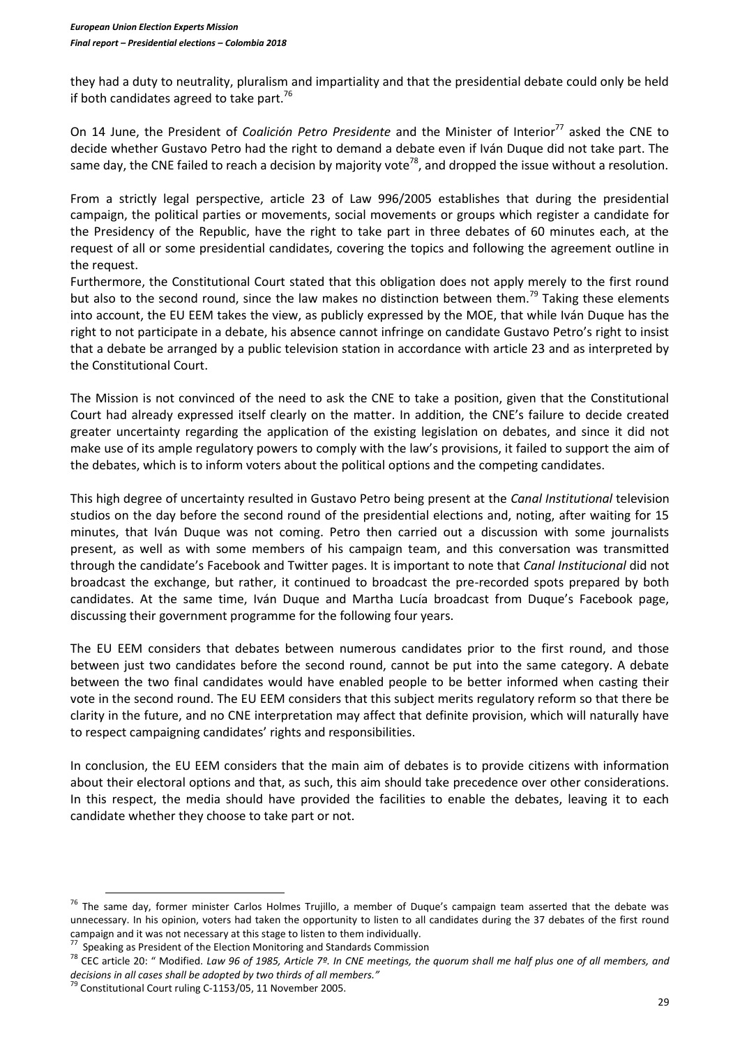they had a duty to neutrality, pluralism and impartiality and that the presidential debate could only be held if both candidates agreed to take part.[76]

On 14 June, the President of *Coalición Petro Presidente* and the Minister of Interior[77] asked the CNE to decide whether Gustavo Petro had the right to demand a debate even if Iván Duque did not take part. The same day, the CNE failed to reach a decision by majority vote[78], and dropped the issue without a resolution.

From a strictly legal perspective, article 23 of Law 996/2005 establishes that during the presidential campaign, the political parties or movements, social movements or groups which register a candidate for the Presidency of the Republic, have the right to take part in three debates of 60 minutes each, at the request of all or some presidential candidates, covering the topics and following the agreement outline in the request.

Furthermore, the Constitutional Court stated that this obligation does not apply merely to the first round but also to the second round, since the law makes no distinction between them.[79] Taking these elements into account, the EU EEM takes the view, as publicly expressed by the MOE, that while Iván Duque has the right to not participate in a debate, his absence cannot infringe on candidate Gustavo Petro's right to insist that a debate be arranged by a public television station in accordance with article 23 and as interpreted by the Constitutional Court.

The Mission is not convinced of the need to ask the CNE to take a position, given that the Constitutional Court had already expressed itself clearly on the matter. In addition, the CNE's failure to decide created greater uncertainty regarding the application of the existing legislation on debates, and since it did not make use of its ample regulatory powers to comply with the law's provisions, it failed to support the aim of the debates, which is to inform voters about the political options and the competing candidates.

This high degree of uncertainty resulted in Gustavo Petro being present at the *Canal Institutional* television studios on the day before the second round of the presidential elections and, noting, after waiting for 15 minutes, that Iván Duque was not coming. Petro then carried out a discussion with some journalists present, as well as with some members of his campaign team, and this conversation was transmitted through the candidate's Facebook and Twitter pages. It is important to note that *Canal Institucional* did not broadcast the exchange, but rather, it continued to broadcast the pre-recorded spots prepared by both candidates. At the same time, Iván Duque and Martha Lucía broadcast from Duque's Facebook page, discussing their government programme for the following four years.

The EU EEM considers that debates between numerous candidates prior to the first round, and those between just two candidates before the second round, cannot be put into the same category. A debate between the two final candidates would have enabled people to be better informed when casting their vote in the second round. The EU EEM considers that this subject merits regulatory reform so that there be clarity in the future, and no CNE interpretation may affect that definite provision, which will naturally have to respect campaigning candidates' rights and responsibilities.

In conclusion, the EU EEM considers that the main aim of debates is to provide citizens with information about their electoral options and that, as such, this aim should take precedence over other considerations. In this respect, the media should have provided the facilities to enable the debates, leaving it to each candidate whether they choose to take part or not.

---

[76] The same day, former minister Carlos Holmes Trujillo, a member of Duque's campaign team asserted that the debate was unnecessary. In his opinion, voters had taken the opportunity to listen to all candidates during the 37 debates of the first round campaign and it was not necessary at this stage to listen to them individually.

[77] Speaking as President of the Election Monitoring and Standards Commission

[78] CEC article 20: " Modified. *Law 96 of 1985, Article 7º. In CNE meetings, the quorum shall me half plus one of all members, and decisions in all cases shall be adopted by two thirds of all members."*

[79] Constitutional Court ruling C-1153/05, 11 November 2005.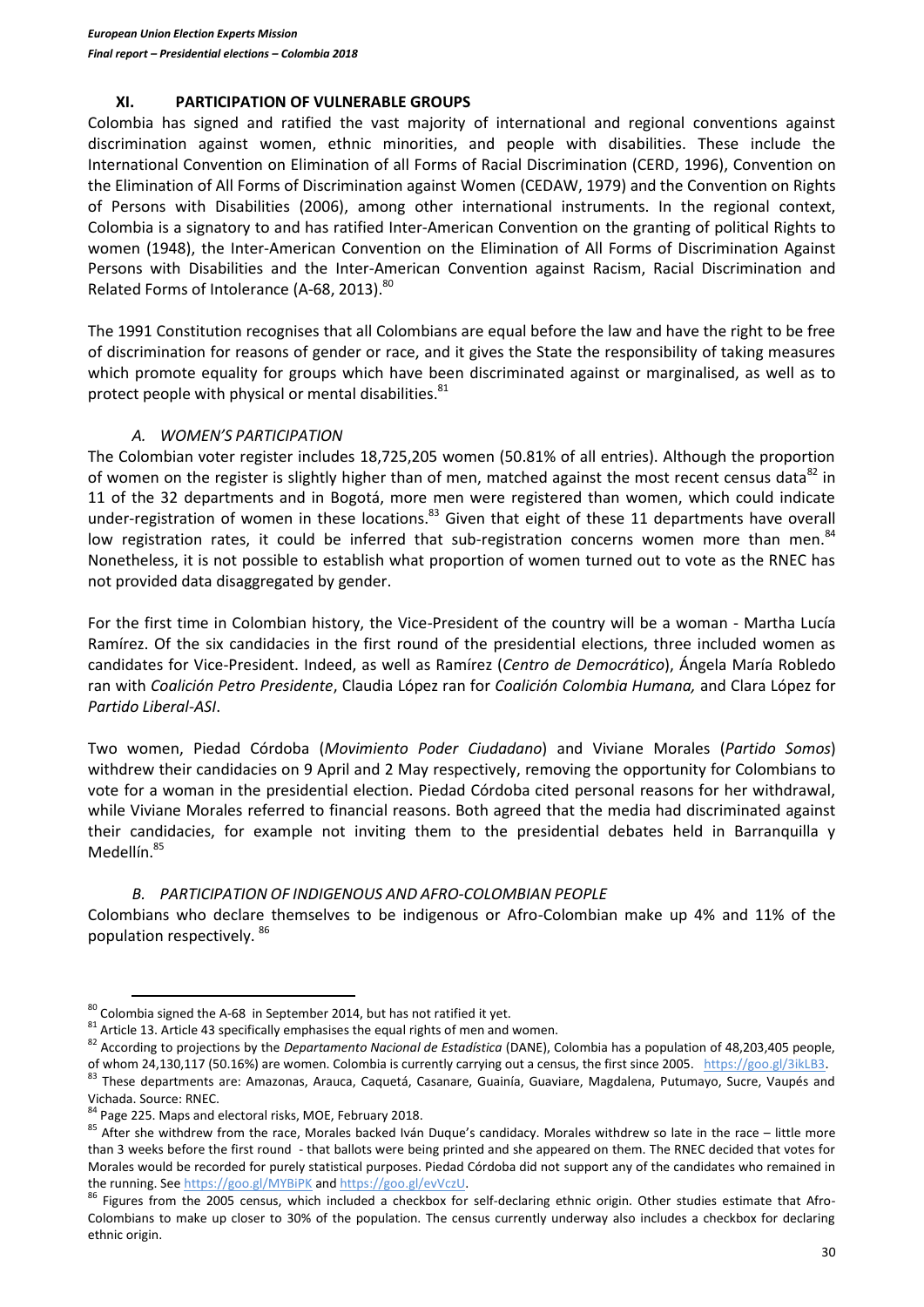## XI. PARTICIPATION OF VULNERABLE GROUPS

Colombia has signed and ratified the vast majority of international and regional conventions against discrimination against women, ethnic minorities, and people with disabilities. These include the International Convention on Elimination of all Forms of Racial Discrimination (CERD, 1996), Convention on the Elimination of All Forms of Discrimination against Women (CEDAW, 1979) and the Convention on Rights of Persons with Disabilities (2006), among other international instruments. In the regional context, Colombia is a signatory to and has ratified Inter-American Convention on the granting of political Rights to women (1948), the Inter-American Convention on the Elimination of All Forms of Discrimination Against Persons with Disabilities and the Inter-American Convention against Racism, Racial Discrimination and Related Forms of Intolerance (A-68, 2013).[80]

The 1991 Constitution recognises that all Colombians are equal before the law and have the right to be free of discrimination for reasons of gender or race, and it gives the State the responsibility of taking measures which promote equality for groups which have been discriminated against or marginalised, as well as to protect people with physical or mental disabilities.[81]

### A. *WOMEN'S PARTICIPATION*

The Colombian voter register includes 18,725,205 women (50.81% of all entries). Although the proportion of women on the register is slightly higher than of men, matched against the most recent census data[82] in 11 of the 32 departments and in Bogotá, more men were registered than women, which could indicate under-registration of women in these locations.[83] Given that eight of these 11 departments have overall low registration rates, it could be inferred that sub-registration concerns women more than men.[84] Nonetheless, it is not possible to establish what proportion of women turned out to vote as the RNEC has not provided data disaggregated by gender.

For the first time in Colombian history, the Vice-President of the country will be a woman - Martha Lucía Ramírez. Of the six candidacies in the first round of the presidential elections, three included women as candidates for Vice-President. Indeed, as well as Ramírez (*Centro de Democrático*), Ángela María Robledo ran with *Coalición Petro Presidente*, Claudia López ran for *Coalición Colombia Humana,* and Clara López for *Partido Liberal-ASI*.

Two women, Piedad Córdoba (*Movimiento Poder Ciudadano*) and Viviane Morales (*Partido Somos*) withdrew their candidacies on 9 April and 2 May respectively, removing the opportunity for Colombians to vote for a woman in the presidential election. Piedad Córdoba cited personal reasons for her withdrawal, while Viviane Morales referred to financial reasons. Both agreed that the media had discriminated against their candidacies, for example not inviting them to the presidential debates held in Barranquilla y Medellín.[85]

### B. *PARTICIPATION OF INDIGENOUS AND AFRO-COLOMBIAN PEOPLE*

Colombians who declare themselves to be indigenous or Afro-Colombian make up 4% and 11% of the population respectively. [86]

---

[80] Colombia signed the A-68 in September 2014, but has not ratified it yet.

[81] Article 13. Article 43 specifically emphasises the equal rights of men and women.

[82] According to projections by the *Departamento Nacional de Estadística* (DANE), Colombia has a population of 48,203,405 people, of whom 24,130,117 (50.16%) are women. Colombia is currently carrying out a census, the first since 2005. https://goo.gl/3ikLB3.

[83] These departments are: Amazonas, Arauca, Caquetá, Casanare, Guainía, Guaviare, Magdalena, Putumayo, Sucre, Vaupés and Vichada. Source: RNEC.

[84] Page 225. Maps and electoral risks, MOE, February 2018.

[85] After she withdrew from the race, Morales backed Iván Duque's candidacy. Morales withdrew so late in the race – little more than 3 weeks before the first round - that ballots were being printed and she appeared on them. The RNEC decided that votes for Morales would be recorded for purely statistical purposes. Piedad Córdoba did not support any of the candidates who remained in the running. See https://goo.gl/MYBiPK and https://goo.gl/evVczU.

[86] Figures from the 2005 census, which included a checkbox for self-declaring ethnic origin. Other studies estimate that Afro-Colombians to make up closer to 30% of the population. The census currently underway also includes a checkbox for declaring ethnic origin.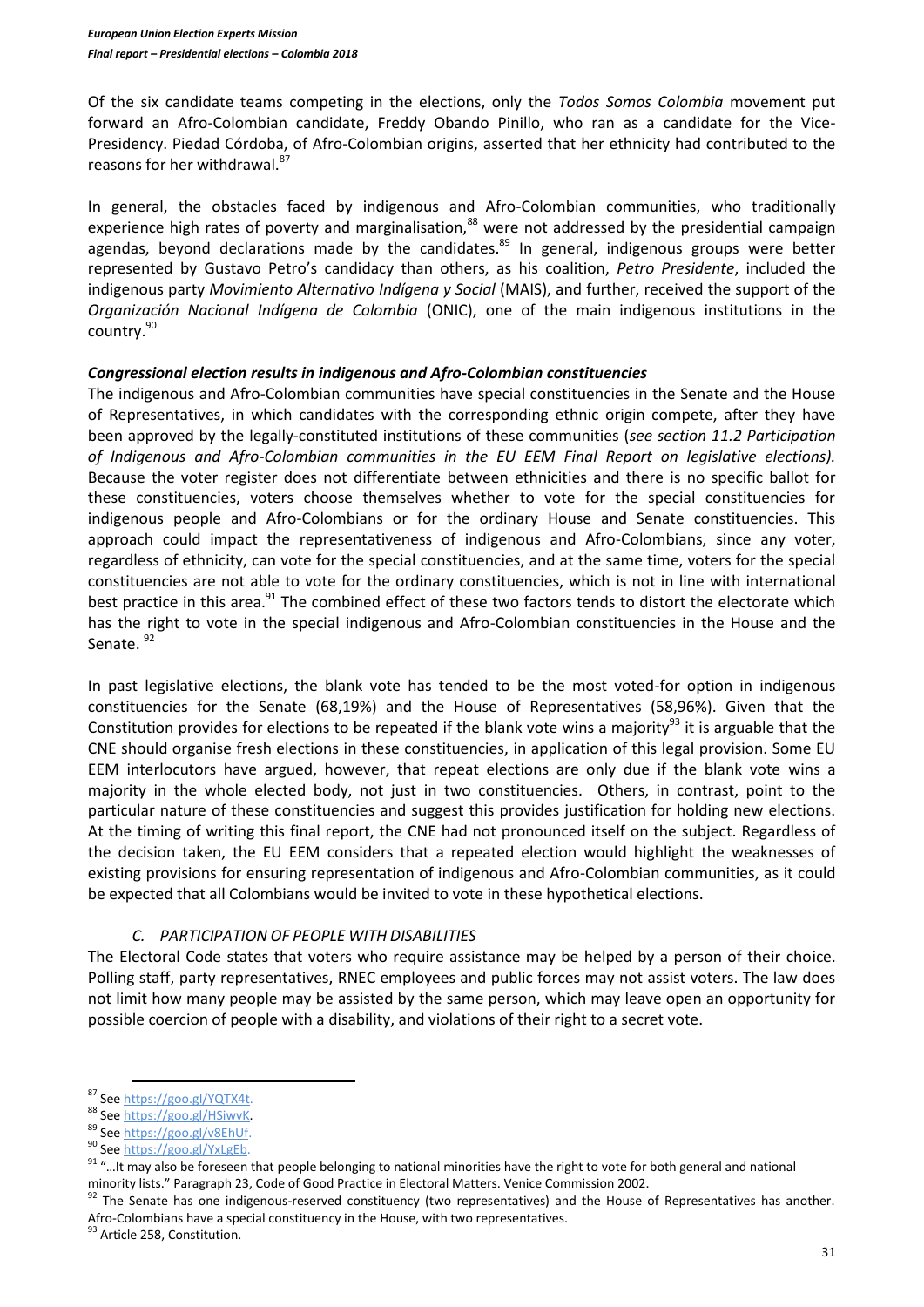Of the six candidate teams competing in the elections, only the *Todos Somos Colombia* movement put forward an Afro-Colombian candidate, Freddy Obando Pinillo, who ran as a candidate for the Vice-Presidency. Piedad Córdoba, of Afro-Colombian origins, asserted that her ethnicity had contributed to the reasons for her withdrawal.[87]

In general, the obstacles faced by indigenous and Afro-Colombian communities, who traditionally experience high rates of poverty and marginalisation,[88] were not addressed by the presidential campaign agendas, beyond declarations made by the candidates.[89] In general, indigenous groups were better represented by Gustavo Petro's candidacy than others, as his coalition, *Petro Presidente*, included the indigenous party *Movimiento Alternativo Indígena y Social* (MAIS), and further, received the support of the *Organización Nacional Indígena de Colombia* (ONIC), one of the main indigenous institutions in the country.[90]

***Congressional election results in indigenous and Afro-Colombian constituencies***

The indigenous and Afro-Colombian communities have special constituencies in the Senate and the House of Representatives, in which candidates with the corresponding ethnic origin compete, after they have been approved by the legally-constituted institutions of these communities (*see section 11.2 Participation of Indigenous and Afro-Colombian communities in the EU EEM Final Report on legislative elections).* Because the voter register does not differentiate between ethnicities and there is no specific ballot for these constituencies, voters choose themselves whether to vote for the special constituencies for indigenous people and Afro-Colombians or for the ordinary House and Senate constituencies. This approach could impact the representativeness of indigenous and Afro-Colombians, since any voter, regardless of ethnicity, can vote for the special constituencies, and at the same time, voters for the special constituencies are not able to vote for the ordinary constituencies, which is not in line with international best practice in this area.[91] The combined effect of these two factors tends to distort the electorate which has the right to vote in the special indigenous and Afro-Colombian constituencies in the House and the Senate. [92]

In past legislative elections, the blank vote has tended to be the most voted-for option in indigenous constituencies for the Senate (68,19%) and the House of Representatives (58,96%). Given that the Constitution provides for elections to be repeated if the blank vote wins a majority[93] it is arguable that the CNE should organise fresh elections in these constituencies, in application of this legal provision. Some EU EEM interlocutors have argued, however, that repeat elections are only due if the blank vote wins a majority in the whole elected body, not just in two constituencies. Others, in contrast, point to the particular nature of these constituencies and suggest this provides justification for holding new elections. At the timing of writing this final report, the CNE had not pronounced itself on the subject. Regardless of the decision taken, the EU EEM considers that a repeated election would highlight the weaknesses of existing provisions for ensuring representation of indigenous and Afro-Colombian communities, as it could be expected that all Colombians would be invited to vote in these hypothetical elections.

### *C. PARTICIPATION OF PEOPLE WITH DISABILITIES*

The Electoral Code states that voters who require assistance may be helped by a person of their choice. Polling staff, party representatives, RNEC employees and public forces may not assist voters. The law does not limit how many people may be assisted by the same person, which may leave open an opportunity for possible coercion of people with a disability, and violations of their right to a secret vote.

---

[87] See https://goo.gl/YQTX4t.

[88] See https://goo.gl/HSiwvK.

[89] See https://goo.gl/v8EhUf.

[90] See https://goo.gl/YxLgEb.

[91] "…It may also be foreseen that people belonging to national minorities have the right to vote for both general and national minority lists." Paragraph 23, Code of Good Practice in Electoral Matters. Venice Commission 2002.

[92] The Senate has one indigenous-reserved constituency (two representatives) and the House of Representatives has another. Afro-Colombians have a special constituency in the House, with two representatives.

[93] Article 258, Constitution.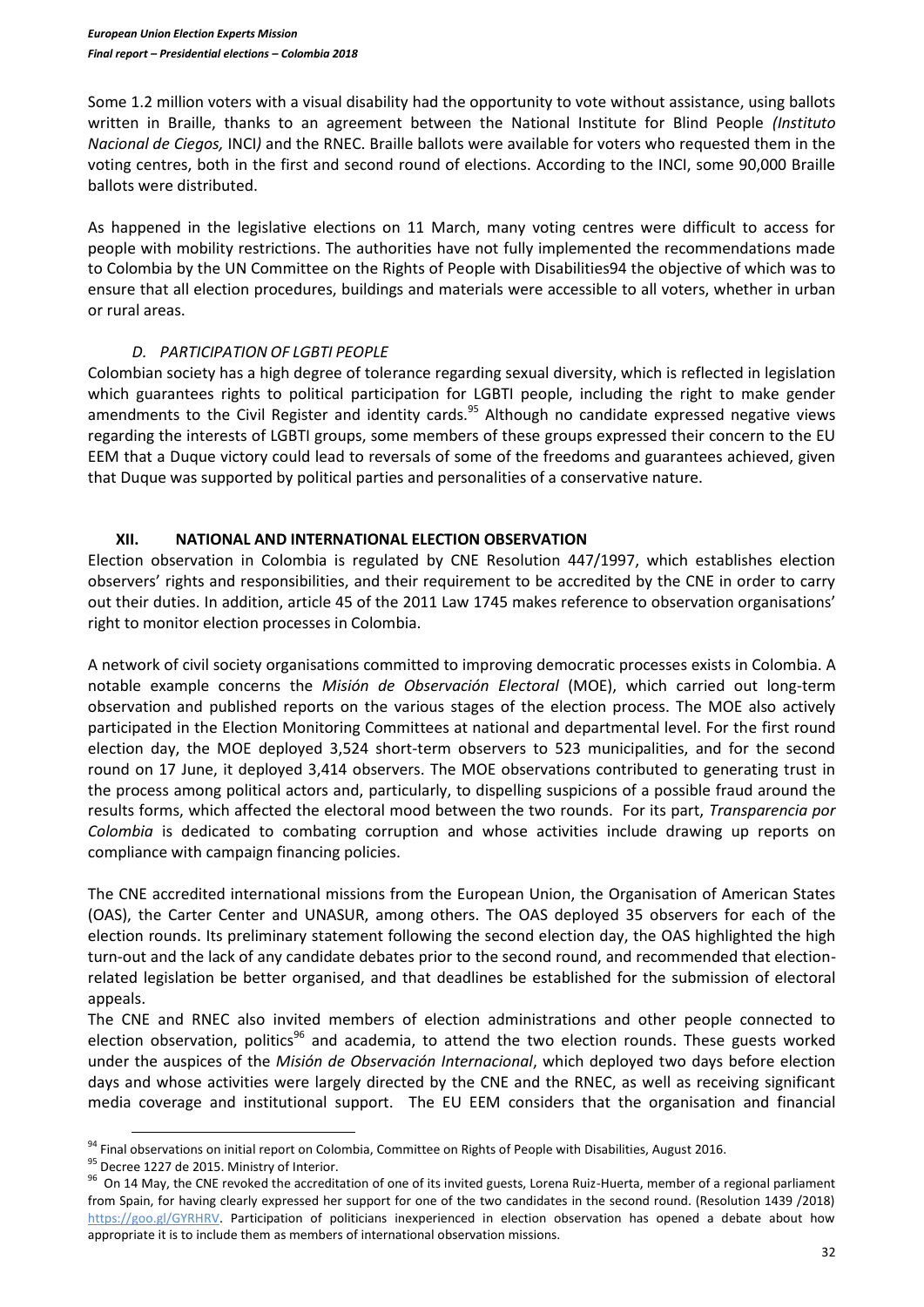Some 1.2 million voters with a visual disability had the opportunity to vote without assistance, using ballots written in Braille, thanks to an agreement between the National Institute for Blind People *(Instituto Nacional de Ciegos,* INCI*)* and the RNEC. Braille ballots were available for voters who requested them in the voting centres, both in the first and second round of elections. According to the INCI, some 90,000 Braille ballots were distributed.

As happened in the legislative elections on 11 March, many voting centres were difficult to access for people with mobility restrictions. The authorities have not fully implemented the recommendations made to Colombia by the UN Committee on the Rights of People with Disabilities94 the objective of which was to ensure that all election procedures, buildings and materials were accessible to all voters, whether in urban or rural areas.

### *D. PARTICIPATION OF LGBTI PEOPLE*

Colombian society has a high degree of tolerance regarding sexual diversity, which is reflected in legislation which guarantees rights to political participation for LGBTI people, including the right to make gender amendments to the Civil Register and identity cards.[95] Although no candidate expressed negative views regarding the interests of LGBTI groups, some members of these groups expressed their concern to the EU EEM that a Duque victory could lead to reversals of some of the freedoms and guarantees achieved, given that Duque was supported by political parties and personalities of a conservative nature.

## XII. NATIONAL AND INTERNATIONAL ELECTION OBSERVATION

Election observation in Colombia is regulated by CNE Resolution 447/1997, which establishes election observers' rights and responsibilities, and their requirement to be accredited by the CNE in order to carry out their duties. In addition, article 45 of the 2011 Law 1745 makes reference to observation organisations' right to monitor election processes in Colombia.

A network of civil society organisations committed to improving democratic processes exists in Colombia. A notable example concerns the *Misión de Observación Electoral* (MOE), which carried out long-term observation and published reports on the various stages of the election process. The MOE also actively participated in the Election Monitoring Committees at national and departmental level. For the first round election day, the MOE deployed 3,524 short-term observers to 523 municipalities, and for the second round on 17 June, it deployed 3,414 observers. The MOE observations contributed to generating trust in the process among political actors and, particularly, to dispelling suspicions of a possible fraud around the results forms, which affected the electoral mood between the two rounds. For its part, *Transparencia por Colombia* is dedicated to combating corruption and whose activities include drawing up reports on compliance with campaign financing policies.

The CNE accredited international missions from the European Union, the Organisation of American States (OAS), the Carter Center and UNASUR, among others. The OAS deployed 35 observers for each of the election rounds. Its preliminary statement following the second election day, the OAS highlighted the high turn-out and the lack of any candidate debates prior to the second round, and recommended that election-related legislation be better organised, and that deadlines be established for the submission of electoral appeals.

The CNE and RNEC also invited members of election administrations and other people connected to election observation, politics[96] and academia, to attend the two election rounds. These guests worked under the auspices of the *Misión de Observación Internacional*, which deployed two days before election days and whose activities were largely directed by the CNE and the RNEC, as well as receiving significant media coverage and institutional support. The EU EEM considers that the organisation and financial

---

[94] Final observations on initial report on Colombia, Committee on Rights of People with Disabilities, August 2016.

[95] Decree 1227 de 2015. Ministry of Interior.

[96] On 14 May, the CNE revoked the accreditation of one of its invited guests, Lorena Ruiz-Huerta, member of a regional parliament from Spain, for having clearly expressed her support for one of the two candidates in the second round. (Resolution 1439 /2018) https://goo.gl/GYRHRV. Participation of politicians inexperienced in election observation has opened a debate about how appropriate it is to include them as members of international observation missions.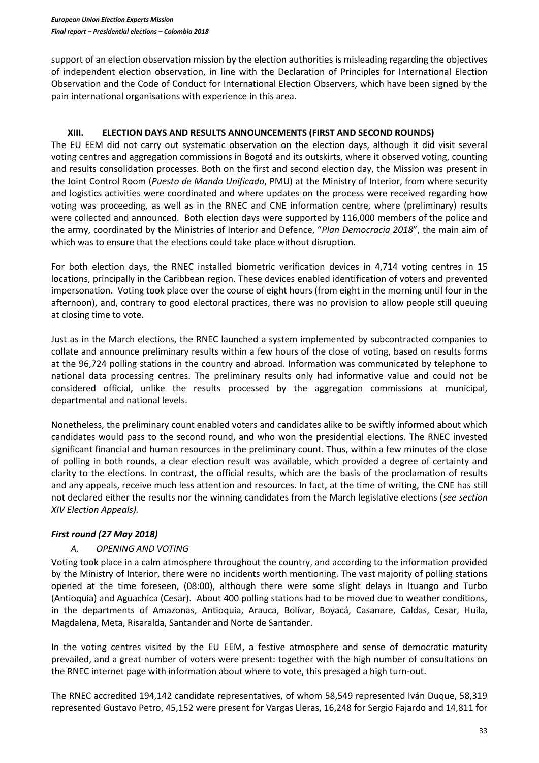support of an election observation mission by the election authorities is misleading regarding the objectives of independent election observation, in line with the Declaration of Principles for International Election Observation and the Code of Conduct for International Election Observers, which have been signed by the pain international organisations with experience in this area.

## XIII. ELECTION DAYS AND RESULTS ANNOUNCEMENTS (FIRST AND SECOND ROUNDS)

The EU EEM did not carry out systematic observation on the election days, although it did visit several voting centres and aggregation commissions in Bogotá and its outskirts, where it observed voting, counting and results consolidation processes. Both on the first and second election day, the Mission was present in the Joint Control Room (*Puesto de Mando Unificado*, PMU) at the Ministry of Interior, from where security and logistics activities were coordinated and where updates on the process were received regarding how voting was proceeding, as well as in the RNEC and CNE information centre, where (preliminary) results were collected and announced. Both election days were supported by 116,000 members of the police and the army, coordinated by the Ministries of Interior and Defence, "*Plan Democracia 2018*", the main aim of which was to ensure that the elections could take place without disruption.

For both election days, the RNEC installed biometric verification devices in 4,714 voting centres in 15 locations, principally in the Caribbean region. These devices enabled identification of voters and prevented impersonation. Voting took place over the course of eight hours (from eight in the morning until four in the afternoon), and, contrary to good electoral practices, there was no provision to allow people still queuing at closing time to vote.

Just as in the March elections, the RNEC launched a system implemented by subcontracted companies to collate and announce preliminary results within a few hours of the close of voting, based on results forms at the 96,724 polling stations in the country and abroad. Information was communicated by telephone to national data processing centres. The preliminary results only had informative value and could not be considered official, unlike the results processed by the aggregation commissions at municipal, departmental and national levels.

Nonetheless, the preliminary count enabled voters and candidates alike to be swiftly informed about which candidates would pass to the second round, and who won the presidential elections. The RNEC invested significant financial and human resources in the preliminary count. Thus, within a few minutes of the close of polling in both rounds, a clear election result was available, which provided a degree of certainty and clarity to the elections. In contrast, the official results, which are the basis of the proclamation of results and any appeals, receive much less attention and resources. In fact, at the time of writing, the CNE has still not declared either the results nor the winning candidates from the March legislative elections (*see section XIV Election Appeals).*

### *First round (27 May 2018)*

#### *A. OPENING AND VOTING*

Voting took place in a calm atmosphere throughout the country, and according to the information provided by the Ministry of Interior, there were no incidents worth mentioning. The vast majority of polling stations opened at the time foreseen, (08:00), although there were some slight delays in Ituango and Turbo (Antioquia) and Aguachica (Cesar). About 400 polling stations had to be moved due to weather conditions, in the departments of Amazonas, Antioquia, Arauca, Bolívar, Boyacá, Casanare, Caldas, Cesar, Huila, Magdalena, Meta, Risaralda, Santander and Norte de Santander.

In the voting centres visited by the EU EEM, a festive atmosphere and sense of democratic maturity prevailed, and a great number of voters were present: together with the high number of consultations on the RNEC internet page with information about where to vote, this presaged a high turn-out.

The RNEC accredited 194,142 candidate representatives, of whom 58,549 represented Iván Duque, 58,319 represented Gustavo Petro, 45,152 were present for Vargas Lleras, 16,248 for Sergio Fajardo and 14,811 for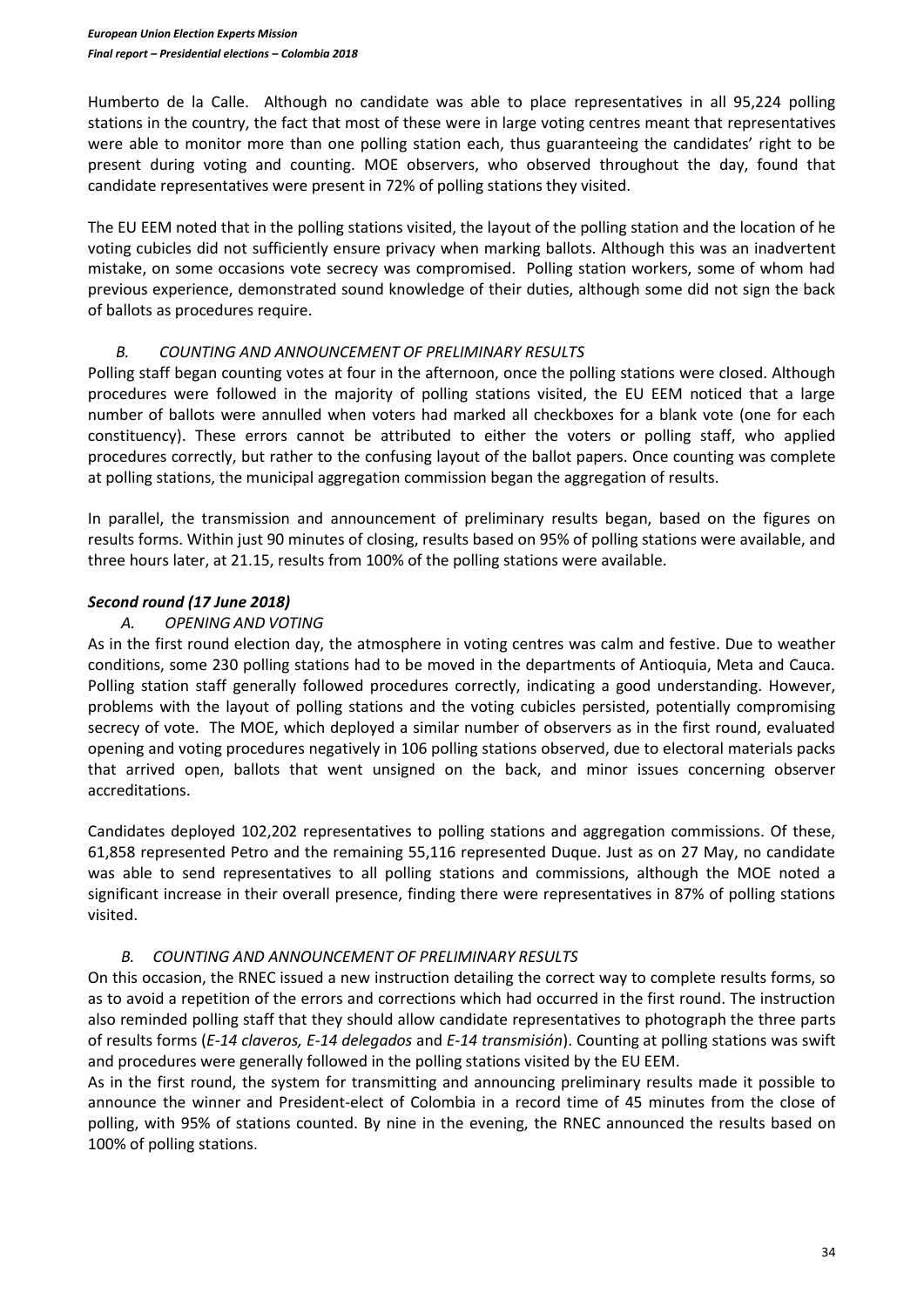Humberto de la Calle. Although no candidate was able to place representatives in all 95,224 polling stations in the country, the fact that most of these were in large voting centres meant that representatives were able to monitor more than one polling station each, thus guaranteeing the candidates' right to be present during voting and counting. MOE observers, who observed throughout the day, found that candidate representatives were present in 72% of polling stations they visited.

The EU EEM noted that in the polling stations visited, the layout of the polling station and the location of he voting cubicles did not sufficiently ensure privacy when marking ballots. Although this was an inadvertent mistake, on some occasions vote secrecy was compromised. Polling station workers, some of whom had previous experience, demonstrated sound knowledge of their duties, although some did not sign the back of ballots as procedures require.

### *B. COUNTING AND ANNOUNCEMENT OF PRELIMINARY RESULTS*

Polling staff began counting votes at four in the afternoon, once the polling stations were closed. Although procedures were followed in the majority of polling stations visited, the EU EEM noticed that a large number of ballots were annulled when voters had marked all checkboxes for a blank vote (one for each constituency). These errors cannot be attributed to either the voters or polling staff, who applied procedures correctly, but rather to the confusing layout of the ballot papers. Once counting was complete at polling stations, the municipal aggregation commission began the aggregation of results.

In parallel, the transmission and announcement of preliminary results began, based on the figures on results forms. Within just 90 minutes of closing, results based on 95% of polling stations were available, and three hours later, at 21.15, results from 100% of the polling stations were available.

## *Second round (17 June 2018)*

### *A. OPENING AND VOTING*

As in the first round election day, the atmosphere in voting centres was calm and festive. Due to weather conditions, some 230 polling stations had to be moved in the departments of Antioquia, Meta and Cauca. Polling station staff generally followed procedures correctly, indicating a good understanding. However, problems with the layout of polling stations and the voting cubicles persisted, potentially compromising secrecy of vote. The MOE, which deployed a similar number of observers as in the first round, evaluated opening and voting procedures negatively in 106 polling stations observed, due to electoral materials packs that arrived open, ballots that went unsigned on the back, and minor issues concerning observer accreditations.

Candidates deployed 102,202 representatives to polling stations and aggregation commissions. Of these, 61,858 represented Petro and the remaining 55,116 represented Duque. Just as on 27 May, no candidate was able to send representatives to all polling stations and commissions, although the MOE noted a significant increase in their overall presence, finding there were representatives in 87% of polling stations visited.

### *B. COUNTING AND ANNOUNCEMENT OF PRELIMINARY RESULTS*

On this occasion, the RNEC issued a new instruction detailing the correct way to complete results forms, so as to avoid a repetition of the errors and corrections which had occurred in the first round. The instruction also reminded polling staff that they should allow candidate representatives to photograph the three parts of results forms (*E-14 claveros, E-14 delegados* and *E-14 transmisión*). Counting at polling stations was swift and procedures were generally followed in the polling stations visited by the EU EEM.

As in the first round, the system for transmitting and announcing preliminary results made it possible to announce the winner and President-elect of Colombia in a record time of 45 minutes from the close of polling, with 95% of stations counted. By nine in the evening, the RNEC announced the results based on 100% of polling stations.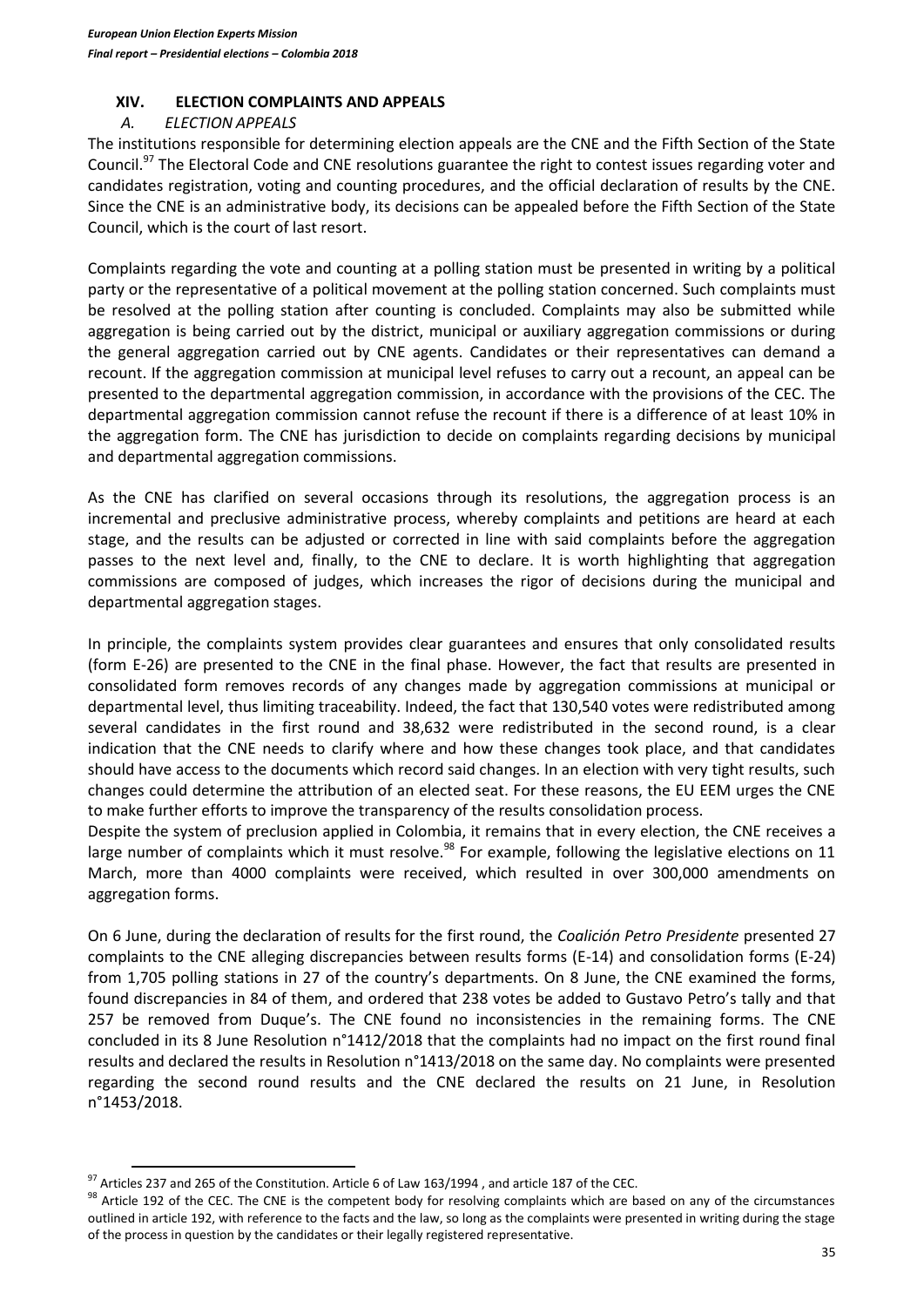## XIV. ELECTION COMPLAINTS AND APPEALS

### A. ELECTION APPEALS

The institutions responsible for determining election appeals are the CNE and the Fifth Section of the State Council.[97] The Electoral Code and CNE resolutions guarantee the right to contest issues regarding voter and candidates registration, voting and counting procedures, and the official declaration of results by the CNE. Since the CNE is an administrative body, its decisions can be appealed before the Fifth Section of the State Council, which is the court of last resort.

Complaints regarding the vote and counting at a polling station must be presented in writing by a political party or the representative of a political movement at the polling station concerned. Such complaints must be resolved at the polling station after counting is concluded. Complaints may also be submitted while aggregation is being carried out by the district, municipal or auxiliary aggregation commissions or during the general aggregation carried out by CNE agents. Candidates or their representatives can demand a recount. If the aggregation commission at municipal level refuses to carry out a recount, an appeal can be presented to the departmental aggregation commission, in accordance with the provisions of the CEC. The departmental aggregation commission cannot refuse the recount if there is a difference of at least 10% in the aggregation form. The CNE has jurisdiction to decide on complaints regarding decisions by municipal and departmental aggregation commissions.

As the CNE has clarified on several occasions through its resolutions, the aggregation process is an incremental and preclusive administrative process, whereby complaints and petitions are heard at each stage, and the results can be adjusted or corrected in line with said complaints before the aggregation passes to the next level and, finally, to the CNE to declare. It is worth highlighting that aggregation commissions are composed of judges, which increases the rigor of decisions during the municipal and departmental aggregation stages.

In principle, the complaints system provides clear guarantees and ensures that only consolidated results (form E-26) are presented to the CNE in the final phase. However, the fact that results are presented in consolidated form removes records of any changes made by aggregation commissions at municipal or departmental level, thus limiting traceability. Indeed, the fact that 130,540 votes were redistributed among several candidates in the first round and 38,632 were redistributed in the second round, is a clear indication that the CNE needs to clarify where and how these changes took place, and that candidates should have access to the documents which record said changes. In an election with very tight results, such changes could determine the attribution of an elected seat. For these reasons, the EU EEM urges the CNE to make further efforts to improve the transparency of the results consolidation process.

Despite the system of preclusion applied in Colombia, it remains that in every election, the CNE receives a large number of complaints which it must resolve.[98] For example, following the legislative elections on 11 March, more than 4000 complaints were received, which resulted in over 300,000 amendments on aggregation forms.

On 6 June, during the declaration of results for the first round, the *Coalición Petro Presidente* presented 27 complaints to the CNE alleging discrepancies between results forms (E-14) and consolidation forms (E-24) from 1,705 polling stations in 27 of the country's departments. On 8 June, the CNE examined the forms, found discrepancies in 84 of them, and ordered that 238 votes be added to Gustavo Petro's tally and that 257 be removed from Duque's. The CNE found no inconsistencies in the remaining forms. The CNE concluded in its 8 June Resolution n°1412/2018 that the complaints had no impact on the first round final results and declared the results in Resolution n°1413/2018 on the same day. No complaints were presented regarding the second round results and the CNE declared the results on 21 June, in Resolution n°1453/2018.

---

[97] Articles 237 and 265 of the Constitution. Article 6 of Law 163/1994 , and article 187 of the CEC.

[98] Article 192 of the CEC. The CNE is the competent body for resolving complaints which are based on any of the circumstances outlined in article 192, with reference to the facts and the law, so long as the complaints were presented in writing during the stage of the process in question by the candidates or their legally registered representative.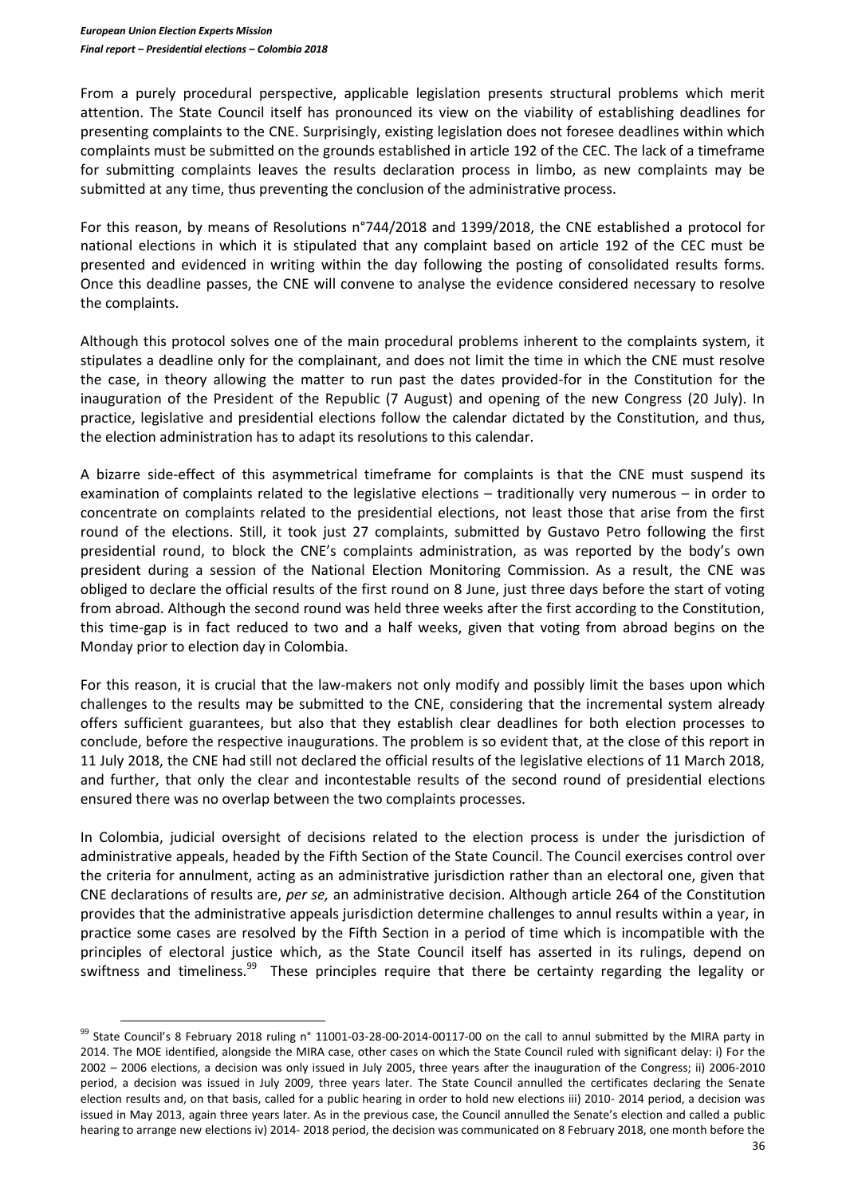From a purely procedural perspective, applicable legislation presents structural problems which merit attention. The State Council itself has pronounced its view on the viability of establishing deadlines for presenting complaints to the CNE. Surprisingly, existing legislation does not foresee deadlines within which complaints must be submitted on the grounds established in article 192 of the CEC. The lack of a timeframe for submitting complaints leaves the results declaration process in limbo, as new complaints may be submitted at any time, thus preventing the conclusion of the administrative process.

For this reason, by means of Resolutions n°744/2018 and 1399/2018, the CNE established a protocol for national elections in which it is stipulated that any complaint based on article 192 of the CEC must be presented and evidenced in writing within the day following the posting of consolidated results forms. Once this deadline passes, the CNE will convene to analyse the evidence considered necessary to resolve the complaints.

Although this protocol solves one of the main procedural problems inherent to the complaints system, it stipulates a deadline only for the complainant, and does not limit the time in which the CNE must resolve the case, in theory allowing the matter to run past the dates provided-for in the Constitution for the inauguration of the President of the Republic (7 August) and opening of the new Congress (20 July). In practice, legislative and presidential elections follow the calendar dictated by the Constitution, and thus, the election administration has to adapt its resolutions to this calendar.

A bizarre side-effect of this asymmetrical timeframe for complaints is that the CNE must suspend its examination of complaints related to the legislative elections – traditionally very numerous – in order to concentrate on complaints related to the presidential elections, not least those that arise from the first round of the elections. Still, it took just 27 complaints, submitted by Gustavo Petro following the first presidential round, to block the CNE's complaints administration, as was reported by the body's own president during a session of the National Election Monitoring Commission. As a result, the CNE was obliged to declare the official results of the first round on 8 June, just three days before the start of voting from abroad. Although the second round was held three weeks after the first according to the Constitution, this time-gap is in fact reduced to two and a half weeks, given that voting from abroad begins on the Monday prior to election day in Colombia.

For this reason, it is crucial that the law-makers not only modify and possibly limit the bases upon which challenges to the results may be submitted to the CNE, considering that the incremental system already offers sufficient guarantees, but also that they establish clear deadlines for both election processes to conclude, before the respective inaugurations. The problem is so evident that, at the close of this report in 11 July 2018, the CNE had still not declared the official results of the legislative elections of 11 March 2018, and further, that only the clear and incontestable results of the second round of presidential elections ensured there was no overlap between the two complaints processes.

In Colombia, judicial oversight of decisions related to the election process is under the jurisdiction of administrative appeals, headed by the Fifth Section of the State Council. The Council exercises control over the criteria for annulment, acting as an administrative jurisdiction rather than an electoral one, given that CNE declarations of results are, *per se,* an administrative decision. Although article 264 of the Constitution provides that the administrative appeals jurisdiction determine challenges to annul results within a year, in practice some cases are resolved by the Fifth Section in a period of time which is incompatible with the principles of electoral justice which, as the State Council itself has asserted in its rulings, depend on swiftness and timeliness.[99] These principles require that there be certainty regarding the legality or

---

[99] State Council's 8 February 2018 ruling n° 11001-03-28-00-2014-00117-00 on the call to annul submitted by the MIRA party in 2014. The MOE identified, alongside the MIRA case, other cases on which the State Council ruled with significant delay: i) For the 2002 – 2006 elections, a decision was only issued in July 2005, three years after the inauguration of the Congress; ii) 2006-2010 period, a decision was issued in July 2009, three years later. The State Council annulled the certificates declaring the Senate election results and, on that basis, called for a public hearing in order to hold new elections iii) 2010- 2014 period, a decision was issued in May 2013, again three years later. As in the previous case, the Council annulled the Senate's election and called a public hearing to arrange new elections iv) 2014- 2018 period, the decision was communicated on 8 February 2018, one month before the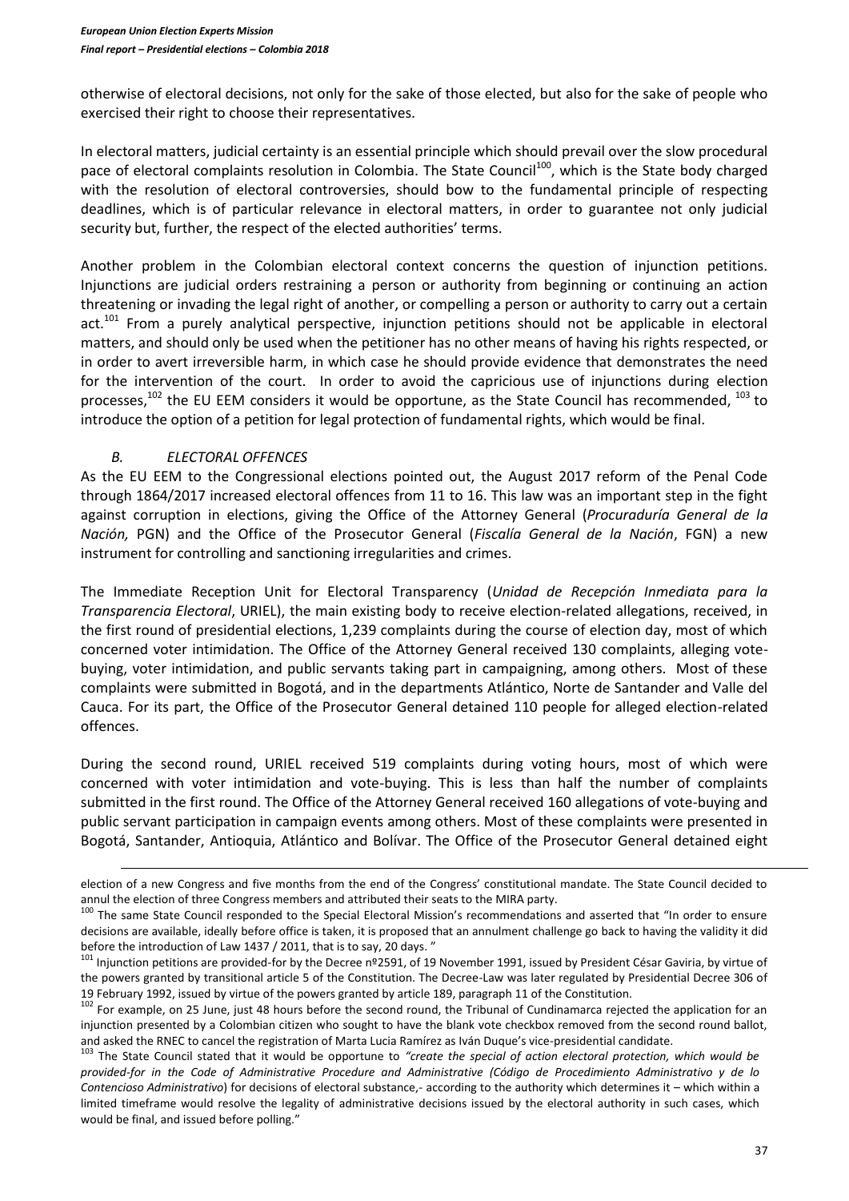otherwise of electoral decisions, not only for the sake of those elected, but also for the sake of people who exercised their right to choose their representatives.

In electoral matters, judicial certainty is an essential principle which should prevail over the slow procedural pace of electoral complaints resolution in Colombia. The State Council[100], which is the State body charged with the resolution of electoral controversies, should bow to the fundamental principle of respecting deadlines, which is of particular relevance in electoral matters, in order to guarantee not only judicial security but, further, the respect of the elected authorities' terms.

Another problem in the Colombian electoral context concerns the question of injunction petitions. Injunctions are judicial orders restraining a person or authority from beginning or continuing an action threatening or invading the legal right of another, or compelling a person or authority to carry out a certain act.[101] From a purely analytical perspective, injunction petitions should not be applicable in electoral matters, and should only be used when the petitioner has no other means of having his rights respected, or in order to avert irreversible harm, in which case he should provide evidence that demonstrates the need for the intervention of the court. In order to avoid the capricious use of injunctions during election processes,[102] the EU EEM considers it would be opportune, as the State Council has recommended, [103] to introduce the option of a petition for legal protection of fundamental rights, which would be final.

### *B. ELECTORAL OFFENCES*

As the EU EEM to the Congressional elections pointed out, the August 2017 reform of the Penal Code through 1864/2017 increased electoral offences from 11 to 16. This law was an important step in the fight against corruption in elections, giving the Office of the Attorney General (*Procuraduría General de la Nación,* PGN) and the Office of the Prosecutor General (*Fiscalía General de la Nación*, FGN) a new instrument for controlling and sanctioning irregularities and crimes.

The Immediate Reception Unit for Electoral Transparency (*Unidad de Recepción Inmediata para la Transparencia Electoral*, URIEL), the main existing body to receive election-related allegations, received, in the first round of presidential elections, 1,239 complaints during the course of election day, most of which concerned voter intimidation. The Office of the Attorney General received 130 complaints, alleging vote-buying, voter intimidation, and public servants taking part in campaigning, among others. Most of these complaints were submitted in Bogotá, and in the departments Atlántico, Norte de Santander and Valle del Cauca. For its part, the Office of the Prosecutor General detained 110 people for alleged election-related offences.

During the second round, URIEL received 519 complaints during voting hours, most of which were concerned with voter intimidation and vote-buying. This is less than half the number of complaints submitted in the first round. The Office of the Attorney General received 160 allegations of vote-buying and public servant participation in campaign events among others. Most of these complaints were presented in Bogotá, Santander, Antioquia, Atlántico and Bolívar. The Office of the Prosecutor General detained eight

---

election of a new Congress and five months from the end of the Congress' constitutional mandate. The State Council decided to annul the election of three Congress members and attributed their seats to the MIRA party.

[100] The same State Council responded to the Special Electoral Mission's recommendations and asserted that "In order to ensure decisions are available, ideally before office is taken, it is proposed that an annulment challenge go back to having the validity it did before the introduction of Law 1437 / 2011, that is to say, 20 days. "

[101] Injunction petitions are provided-for by the Decree nº2591, of 19 November 1991, issued by President César Gaviria, by virtue of the powers granted by transitional article 5 of the Constitution. The Decree-Law was later regulated by Presidential Decree 306 of 19 February 1992, issued by virtue of the powers granted by article 189, paragraph 11 of the Constitution.

[102] For example, on 25 June, just 48 hours before the second round, the Tribunal of Cundinamarca rejected the application for an injunction presented by a Colombian citizen who sought to have the blank vote checkbox removed from the second round ballot, and asked the RNEC to cancel the registration of Marta Lucia Ramírez as Iván Duque's vice-presidential candidate.

[103] The State Council stated that it would be opportune to *"create the special of action electoral protection, which would be provided-for in the Code of Administrative Procedure and Administrative (Código de Procedimiento Administrativo y de lo Contencioso Administrativo*) for decisions of electoral substance,- according to the authority which determines it – which within a limited timeframe would resolve the legality of administrative decisions issued by the electoral authority in such cases, which would be final, and issued before polling."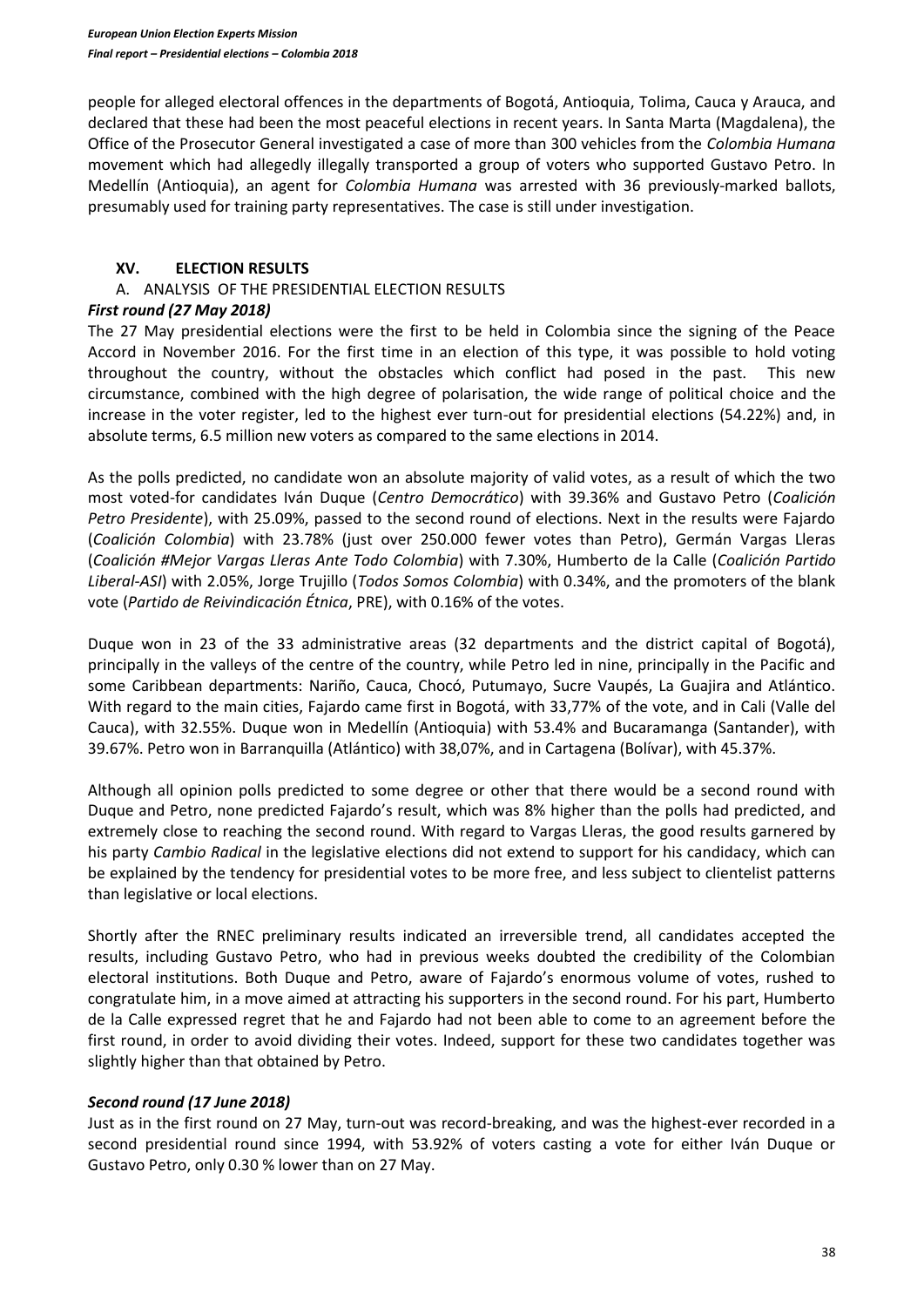people for alleged electoral offences in the departments of Bogotá, Antioquia, Tolima, Cauca y Arauca, and declared that these had been the most peaceful elections in recent years. In Santa Marta (Magdalena), the Office of the Prosecutor General investigated a case of more than 300 vehicles from the *Colombia Humana* movement which had allegedly illegally transported a group of voters who supported Gustavo Petro. In Medellín (Antioquia), an agent for *Colombia Humana* was arrested with 36 previously-marked ballots, presumably used for training party representatives. The case is still under investigation.

## XV. ELECTION RESULTS

### A. ANALYSIS OF THE PRESIDENTIAL ELECTION RESULTS

#### *First round (27 May 2018)*

The 27 May presidential elections were the first to be held in Colombia since the signing of the Peace Accord in November 2016. For the first time in an election of this type, it was possible to hold voting throughout the country, without the obstacles which conflict had posed in the past. This new circumstance, combined with the high degree of polarisation, the wide range of political choice and the increase in the voter register, led to the highest ever turn-out for presidential elections (54.22%) and, in absolute terms, 6.5 million new voters as compared to the same elections in 2014.

As the polls predicted, no candidate won an absolute majority of valid votes, as a result of which the two most voted-for candidates Iván Duque (*Centro Democrático*) with 39.36% and Gustavo Petro (*Coalición Petro Presidente*), with 25.09%, passed to the second round of elections. Next in the results were Fajardo (*Coalición Colombia*) with 23.78% (just over 250.000 fewer votes than Petro), Germán Vargas Lleras (*Coalición #Mejor Vargas Lleras Ante Todo Colombia*) with 7.30%, Humberto de la Calle (*Coalición Partido Liberal-ASI*) with 2.05%, Jorge Trujillo (*Todos Somos Colombia*) with 0.34%, and the promoters of the blank vote (*Partido de Reivindicación Étnica*, PRE), with 0.16% of the votes.

Duque won in 23 of the 33 administrative areas (32 departments and the district capital of Bogotá), principally in the valleys of the centre of the country, while Petro led in nine, principally in the Pacific and some Caribbean departments: Nariño, Cauca, Chocó, Putumayo, Sucre Vaupés, La Guajira and Atlántico. With regard to the main cities, Fajardo came first in Bogotá, with 33,77% of the vote, and in Cali (Valle del Cauca), with 32.55%. Duque won in Medellín (Antioquia) with 53.4% and Bucaramanga (Santander), with 39.67%. Petro won in Barranquilla (Atlántico) with 38,07%, and in Cartagena (Bolívar), with 45.37%.

Although all opinion polls predicted to some degree or other that there would be a second round with Duque and Petro, none predicted Fajardo's result, which was 8% higher than the polls had predicted, and extremely close to reaching the second round. With regard to Vargas Lleras, the good results garnered by his party *Cambio Radical* in the legislative elections did not extend to support for his candidacy, which can be explained by the tendency for presidential votes to be more free, and less subject to clientelist patterns than legislative or local elections.

Shortly after the RNEC preliminary results indicated an irreversible trend, all candidates accepted the results, including Gustavo Petro, who had in previous weeks doubted the credibility of the Colombian electoral institutions. Both Duque and Petro, aware of Fajardo's enormous volume of votes, rushed to congratulate him, in a move aimed at attracting his supporters in the second round. For his part, Humberto de la Calle expressed regret that he and Fajardo had not been able to come to an agreement before the first round, in order to avoid dividing their votes. Indeed, support for these two candidates together was slightly higher than that obtained by Petro.

#### *Second round (17 June 2018)*

Just as in the first round on 27 May, turn-out was record-breaking, and was the highest-ever recorded in a second presidential round since 1994, with 53.92% of voters casting a vote for either Iván Duque or Gustavo Petro, only 0.30 % lower than on 27 May.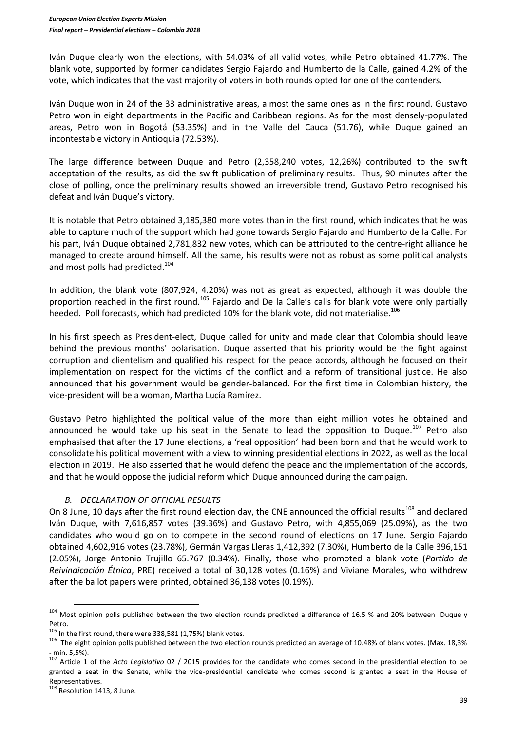Iván Duque clearly won the elections, with 54.03% of all valid votes, while Petro obtained 41.77%. The blank vote, supported by former candidates Sergio Fajardo and Humberto de la Calle, gained 4.2% of the vote, which indicates that the vast majority of voters in both rounds opted for one of the contenders.

Iván Duque won in 24 of the 33 administrative areas, almost the same ones as in the first round. Gustavo Petro won in eight departments in the Pacific and Caribbean regions. As for the most densely-populated areas, Petro won in Bogotá (53.35%) and in the Valle del Cauca (51.76), while Duque gained an incontestable victory in Antioquia (72.53%).

The large difference between Duque and Petro (2,358,240 votes, 12,26%) contributed to the swift acceptation of the results, as did the swift publication of preliminary results. Thus, 90 minutes after the close of polling, once the preliminary results showed an irreversible trend, Gustavo Petro recognised his defeat and Iván Duque's victory.

It is notable that Petro obtained 3,185,380 more votes than in the first round, which indicates that he was able to capture much of the support which had gone towards Sergio Fajardo and Humberto de la Calle. For his part, Iván Duque obtained 2,781,832 new votes, which can be attributed to the centre-right alliance he managed to create around himself. All the same, his results were not as robust as some political analysts and most polls had predicted.[104]

In addition, the blank vote (807,924, 4.20%) was not as great as expected, although it was double the proportion reached in the first round.[105] Fajardo and De la Calle's calls for blank vote were only partially heeded. Poll forecasts, which had predicted 10% for the blank vote, did not materialise.[106]

In his first speech as President-elect, Duque called for unity and made clear that Colombia should leave behind the previous months' polarisation. Duque asserted that his priority would be the fight against corruption and clientelism and qualified his respect for the peace accords, although he focused on their implementation on respect for the victims of the conflict and a reform of transitional justice. He also announced that his government would be gender-balanced. For the first time in Colombian history, the vice-president will be a woman, Martha Lucía Ramírez.

Gustavo Petro highlighted the political value of the more than eight million votes he obtained and announced he would take up his seat in the Senate to lead the opposition to Duque.[107] Petro also emphasised that after the 17 June elections, a 'real opposition' had been born and that he would work to consolidate his political movement with a view to winning presidential elections in 2022, as well as the local election in 2019. He also asserted that he would defend the peace and the implementation of the accords, and that he would oppose the judicial reform which Duque announced during the campaign.

### *B. DECLARATION OF OFFICIAL RESULTS*

On 8 June, 10 days after the first round election day, the CNE announced the official results[108] and declared Iván Duque, with 7,616,857 votes (39.36%) and Gustavo Petro, with 4,855,069 (25.09%), as the two candidates who would go on to compete in the second round of elections on 17 June. Sergio Fajardo obtained 4,602,916 votes (23.78%), Germán Vargas Lleras 1,412,392 (7.30%), Humberto de la Calle 396,151 (2.05%), Jorge Antonio Trujillo 65.767 (0.34%). Finally, those who promoted a blank vote (*Partido de Reivindicación Étnica*, PRE) received a total of 30,128 votes (0.16%) and Viviane Morales, who withdrew after the ballot papers were printed, obtained 36,138 votes (0.19%).

---

[104] Most opinion polls published between the two election rounds predicted a difference of 16.5 % and 20% between Duque y Petro.

[105] In the first round, there were 338,581 (1,75%) blank votes.

[106] The eight opinion polls published between the two election rounds predicted an average of 10.48% of blank votes. (Max. 18,3% - min. 5,5%).

[107] Article 1 of the *Acto Legislativo* 02 / 2015 provides for the candidate who comes second in the presidential election to be granted a seat in the Senate, while the vice-presidential candidate who comes second is granted a seat in the House of Representatives.

[108] Resolution 1413, 8 June.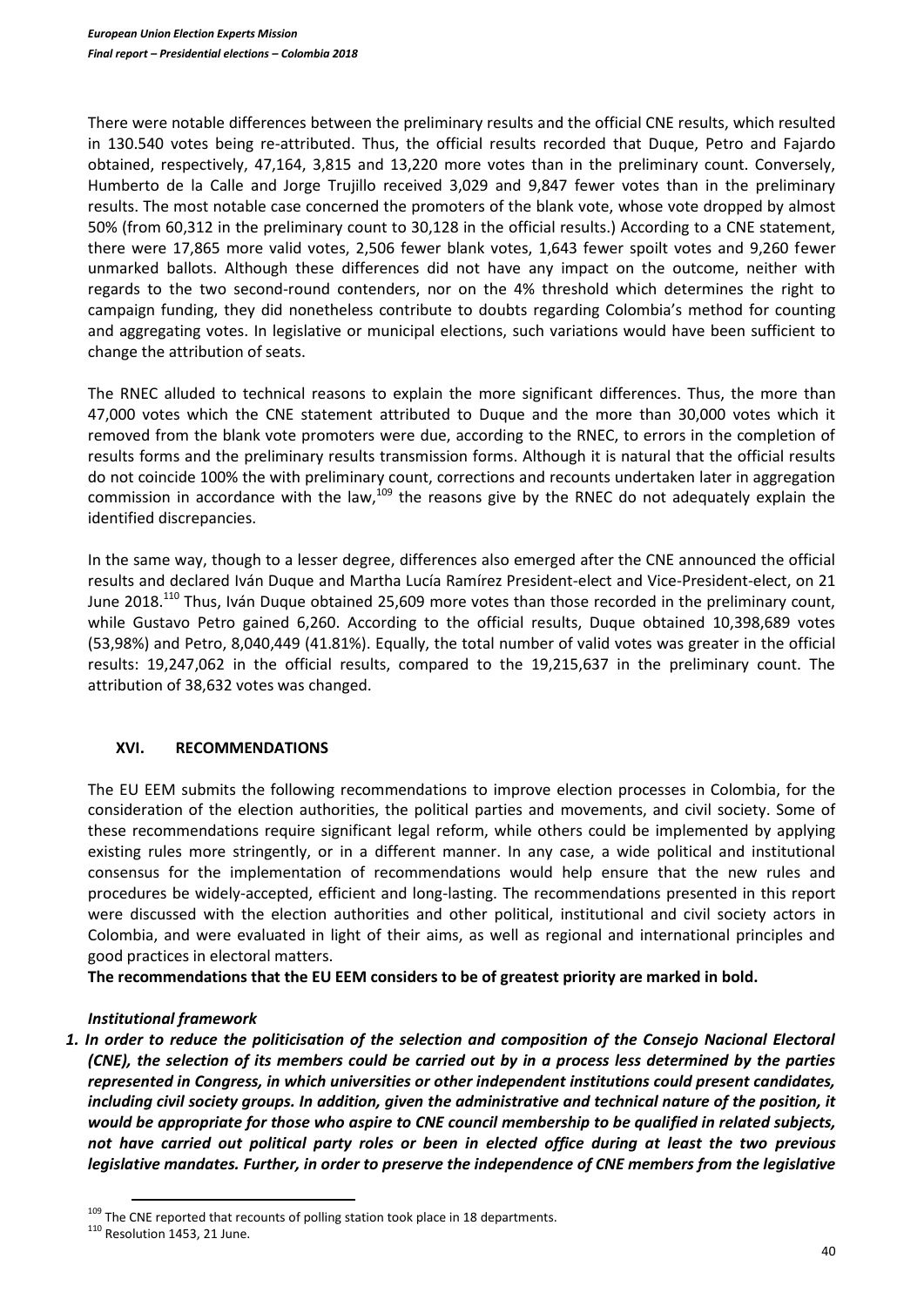There were notable differences between the preliminary results and the official CNE results, which resulted in 130.540 votes being re-attributed. Thus, the official results recorded that Duque, Petro and Fajardo obtained, respectively, 47,164, 3,815 and 13,220 more votes than in the preliminary count. Conversely, Humberto de la Calle and Jorge Trujillo received 3,029 and 9,847 fewer votes than in the preliminary results. The most notable case concerned the promoters of the blank vote, whose vote dropped by almost 50% (from 60,312 in the preliminary count to 30,128 in the official results.) According to a CNE statement, there were 17,865 more valid votes, 2,506 fewer blank votes, 1,643 fewer spoilt votes and 9,260 fewer unmarked ballots. Although these differences did not have any impact on the outcome, neither with regards to the two second-round contenders, nor on the 4% threshold which determines the right to campaign funding, they did nonetheless contribute to doubts regarding Colombia's method for counting and aggregating votes. In legislative or municipal elections, such variations would have been sufficient to change the attribution of seats.

The RNEC alluded to technical reasons to explain the more significant differences. Thus, the more than 47,000 votes which the CNE statement attributed to Duque and the more than 30,000 votes which it removed from the blank vote promoters were due, according to the RNEC, to errors in the completion of results forms and the preliminary results transmission forms. Although it is natural that the official results do not coincide 100% the with preliminary count, corrections and recounts undertaken later in aggregation commission in accordance with the law,[109] the reasons give by the RNEC do not adequately explain the identified discrepancies.

In the same way, though to a lesser degree, differences also emerged after the CNE announced the official results and declared Iván Duque and Martha Lucía Ramírez President-elect and Vice-President-elect, on 21 June 2018.[110] Thus, Iván Duque obtained 25,609 more votes than those recorded in the preliminary count, while Gustavo Petro gained 6,260. According to the official results, Duque obtained 10,398,689 votes (53,98%) and Petro, 8,040,449 (41.81%). Equally, the total number of valid votes was greater in the official results: 19,247,062 in the official results, compared to the 19,215,637 in the preliminary count. The attribution of 38,632 votes was changed.

## XVI. RECOMMENDATIONS

The EU EEM submits the following recommendations to improve election processes in Colombia, for the consideration of the election authorities, the political parties and movements, and civil society. Some of these recommendations require significant legal reform, while others could be implemented by applying existing rules more stringently, or in a different manner. In any case, a wide political and institutional consensus for the implementation of recommendations would help ensure that the new rules and procedures be widely-accepted, efficient and long-lasting. The recommendations presented in this report were discussed with the election authorities and other political, institutional and civil society actors in Colombia, and were evaluated in light of their aims, as well as regional and international principles and good practices in electoral matters.

**The recommendations that the EU EEM considers to be of greatest priority are marked in bold.**

### *Institutional framework*

1. ***In order to reduce the politicisation of the selection and composition of the Consejo Nacional Electoral (CNE), the selection of its members could be carried out by in a process less determined by the parties represented in Congress, in which universities or other independent institutions could present candidates, including civil society groups. In addition, given the administrative and technical nature of the position, it would be appropriate for those who aspire to CNE council membership to be qualified in related subjects, not have carried out political party roles or been in elected office during at least the two previous legislative mandates. Further, in order to preserve the independence of CNE members from the legislative***

[109] The CNE reported that recounts of polling station took place in 18 departments.

[110] Resolution 1453, 21 June.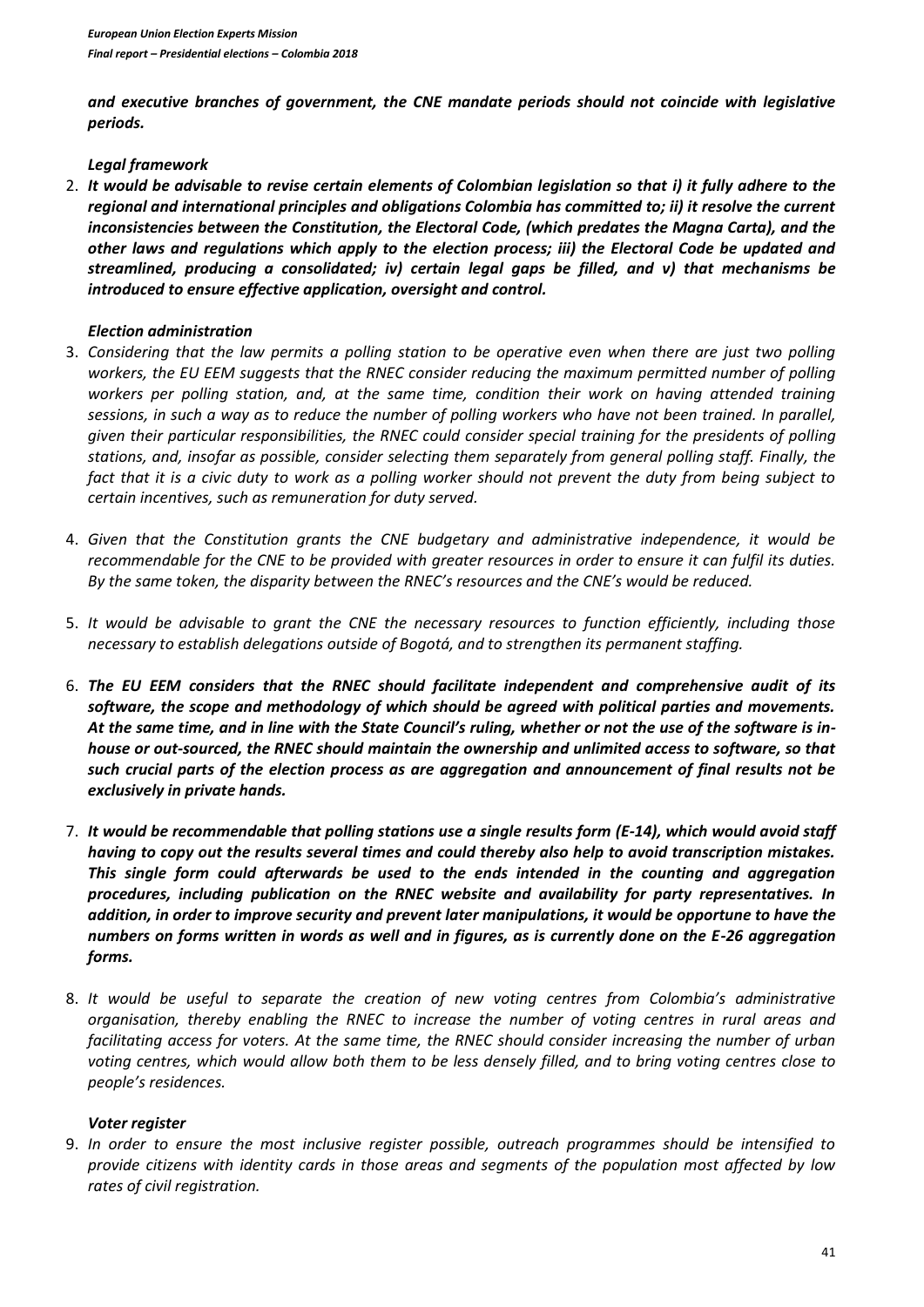***and executive branches of government, the CNE mandate periods should not coincide with legislative periods.***

***Legal framework***

2. ***It would be advisable to revise certain elements of Colombian legislation so that i) it fully adhere to the regional and international principles and obligations Colombia has committed to; ii) it resolve the current inconsistencies between the Constitution, the Electoral Code, (which predates the Magna Carta), and the other laws and regulations which apply to the election process; iii) the Electoral Code be updated and streamlined, producing a consolidated; iv) certain legal gaps be filled, and v) that mechanisms be introduced to ensure effective application, oversight and control.***

***Election administration***

3. *Considering that the law permits a polling station to be operative even when there are just two polling workers, the EU EEM suggests that the RNEC consider reducing the maximum permitted number of polling workers per polling station, and, at the same time, condition their work on having attended training sessions, in such a way as to reduce the number of polling workers who have not been trained. In parallel, given their particular responsibilities, the RNEC could consider special training for the presidents of polling stations, and, insofar as possible, consider selecting them separately from general polling staff. Finally, the fact that it is a civic duty to work as a polling worker should not prevent the duty from being subject to certain incentives, such as remuneration for duty served.*

4. *Given that the Constitution grants the CNE budgetary and administrative independence, it would be recommendable for the CNE to be provided with greater resources in order to ensure it can fulfil its duties. By the same token, the disparity between the RNEC's resources and the CNE's would be reduced.*

5. *It would be advisable to grant the CNE the necessary resources to function efficiently, including those necessary to establish delegations outside of Bogotá, and to strengthen its permanent staffing.*

6. ***The EU EEM considers that the RNEC should facilitate independent and comprehensive audit of its software, the scope and methodology of which should be agreed with political parties and movements. At the same time, and in line with the State Council's ruling, whether or not the use of the software is in-house or out-sourced, the RNEC should maintain the ownership and unlimited access to software, so that such crucial parts of the election process as are aggregation and announcement of final results not be exclusively in private hands.***

7. ***It would be recommendable that polling stations use a single results form (E-14), which would avoid staff having to copy out the results several times and could thereby also help to avoid transcription mistakes. This single form could afterwards be used to the ends intended in the counting and aggregation procedures, including publication on the RNEC website and availability for party representatives. In addition, in order to improve security and prevent later manipulations, it would be opportune to have the numbers on forms written in words as well and in figures, as is currently done on the E-26 aggregation forms.***

8. *It would be useful to separate the creation of new voting centres from Colombia's administrative organisation, thereby enabling the RNEC to increase the number of voting centres in rural areas and facilitating access for voters. At the same time, the RNEC should consider increasing the number of urban voting centres, which would allow both them to be less densely filled, and to bring voting centres close to people's residences.*

***Voter register***

9. *In order to ensure the most inclusive register possible, outreach programmes should be intensified to provide citizens with identity cards in those areas and segments of the population most affected by low rates of civil registration.*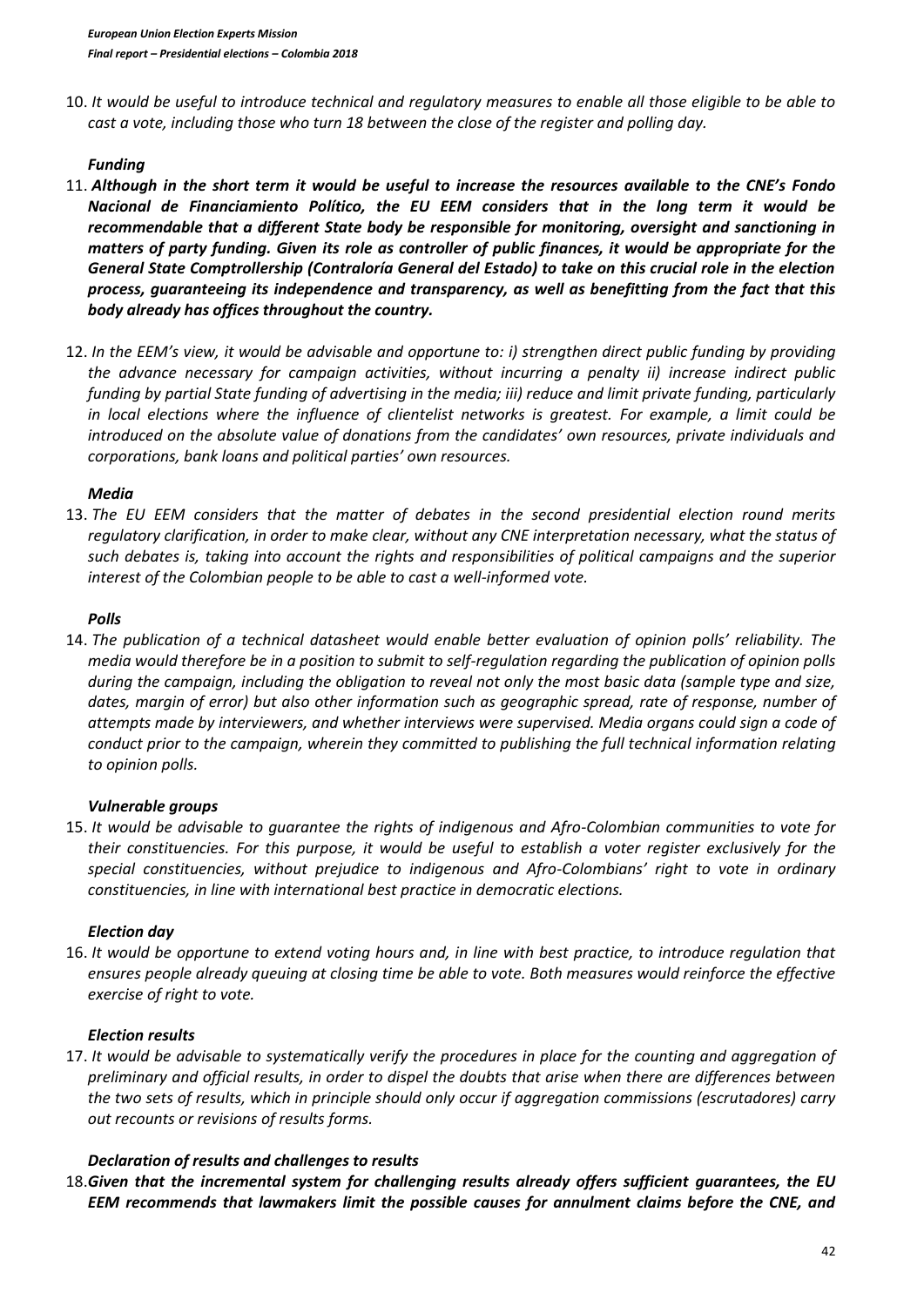10. *It would be useful to introduce technical and regulatory measures to enable all those eligible to be able to cast a vote, including those who turn 18 between the close of the register and polling day.*

***Funding***

11. ***Although in the short term it would be useful to increase the resources available to the CNE's Fondo Nacional de Financiamiento Político, the EU EEM considers that in the long term it would be recommendable that a different State body be responsible for monitoring, oversight and sanctioning in matters of party funding. Given its role as controller of public finances, it would be appropriate for the General State Comptrollership (Contraloría General del Estado) to take on this crucial role in the election process, guaranteeing its independence and transparency, as well as benefitting from the fact that this body already has offices throughout the country.***

12. *In the EEM's view, it would be advisable and opportune to: i) strengthen direct public funding by providing the advance necessary for campaign activities, without incurring a penalty ii) increase indirect public funding by partial State funding of advertising in the media; iii) reduce and limit private funding, particularly in local elections where the influence of clientelist networks is greatest. For example, a limit could be introduced on the absolute value of donations from the candidates' own resources, private individuals and corporations, bank loans and political parties' own resources.*

***Media***

13. *The EU EEM considers that the matter of debates in the second presidential election round merits regulatory clarification, in order to make clear, without any CNE interpretation necessary, what the status of such debates is, taking into account the rights and responsibilities of political campaigns and the superior interest of the Colombian people to be able to cast a well-informed vote.*

***Polls***

14. *The publication of a technical datasheet would enable better evaluation of opinion polls' reliability. The media would therefore be in a position to submit to self-regulation regarding the publication of opinion polls during the campaign, including the obligation to reveal not only the most basic data (sample type and size, dates, margin of error) but also other information such as geographic spread, rate of response, number of attempts made by interviewers, and whether interviews were supervised. Media organs could sign a code of conduct prior to the campaign, wherein they committed to publishing the full technical information relating to opinion polls.*

***Vulnerable groups***

15. *It would be advisable to guarantee the rights of indigenous and Afro-Colombian communities to vote for their constituencies. For this purpose, it would be useful to establish a voter register exclusively for the special constituencies, without prejudice to indigenous and Afro-Colombians' right to vote in ordinary constituencies, in line with international best practice in democratic elections.*

***Election day***

16. *It would be opportune to extend voting hours and, in line with best practice, to introduce regulation that ensures people already queuing at closing time be able to vote. Both measures would reinforce the effective exercise of right to vote.*

***Election results***

17. *It would be advisable to systematically verify the procedures in place for the counting and aggregation of preliminary and official results, in order to dispel the doubts that arise when there are differences between the two sets of results, which in principle should only occur if aggregation commissions (escrutadores) carry out recounts or revisions of results forms.*

***Declaration of results and challenges to results***

18. ***Given that the incremental system for challenging results already offers sufficient guarantees, the EU EEM recommends that lawmakers limit the possible causes for annulment claims before the CNE, and***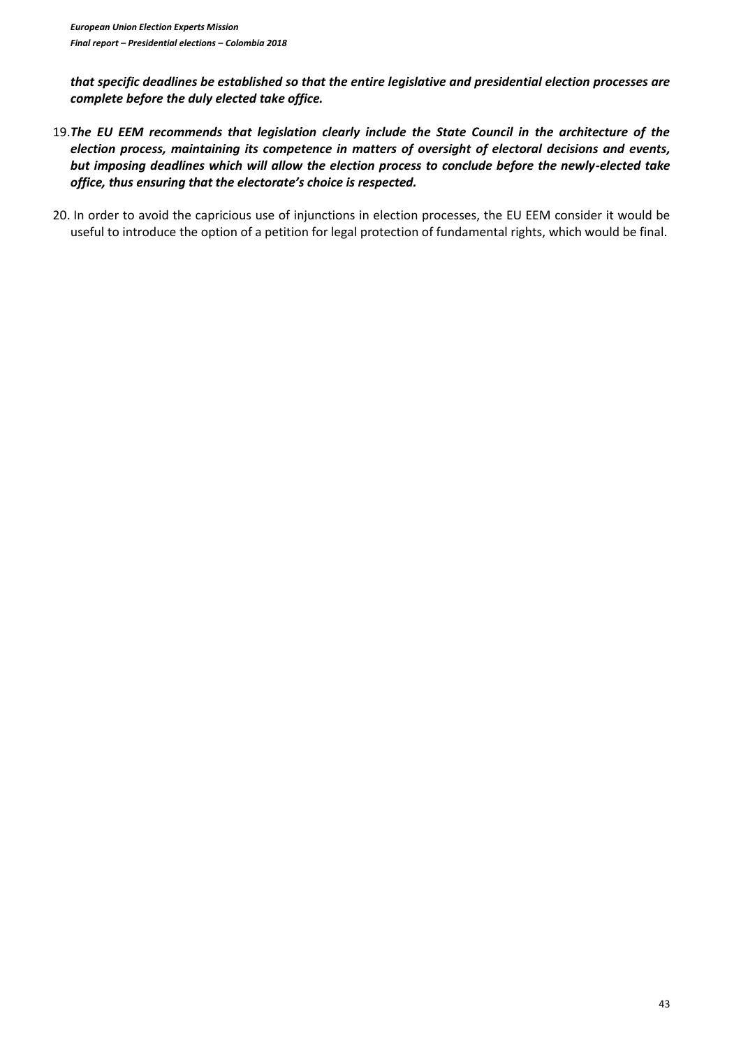***that specific deadlines be established so that the entire legislative and presidential election processes are complete before the duly elected take office.***

19. ***The EU EEM recommends that legislation clearly include the State Council in the architecture of the election process, maintaining its competence in matters of oversight of electoral decisions and events, but imposing deadlines which will allow the election process to conclude before the newly-elected take office, thus ensuring that the electorate's choice is respected.***

20. In order to avoid the capricious use of injunctions in election processes, the EU EEM consider it would be useful to introduce the option of a petition for legal protection of fundamental rights, which would be final.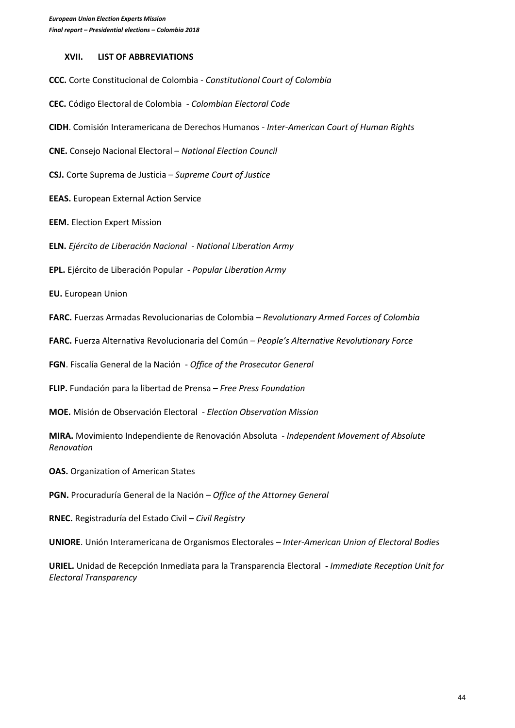## XVII. LIST OF ABBREVIATIONS

**CCC.** Corte Constitucional de Colombia - *Constitutional Court of Colombia*

**CEC.** Código Electoral de Colombia - *Colombian Electoral Code*

**CIDH**. Comisión Interamericana de Derechos Humanos - *Inter-American Court of Human Rights*

**CNE.** Consejo Nacional Electoral – *National Election Council*

**CSJ.** Corte Suprema de Justicia – *Supreme Court of Justice*

**EEAS.** European External Action Service

**EEM.** Election Expert Mission

**ELN.** *Ejército de Liberación Nacional* - *National Liberation Army*

**EPL.** Ejército de Liberación Popular - *Popular Liberation Army*

**EU.** European Union

**FARC.** Fuerzas Armadas Revolucionarias de Colombia – *Revolutionary Armed Forces of Colombia*

**FARC.** Fuerza Alternativa Revolucionaria del Común – *People's Alternative Revolutionary Force*

**FGN**. Fiscalía General de la Nación - *Office of the Prosecutor General*

**FLIP.** Fundación para la libertad de Prensa – *Free Press Foundation*

**MOE.** Misión de Observación Electoral - *Election Observation Mission*

**MIRA.** Movimiento Independiente de Renovación Absoluta - *Independent Movement of Absolute Renovation*

**OAS.** Organization of American States

**PGN.** Procuraduría General de la Nación – *Office of the Attorney General*

**RNEC.** Registraduría del Estado Civil – *Civil Registry*

**UNIORE**. Unión Interamericana de Organismos Electorales – *Inter-American Union of Electoral Bodies*

**URIEL.** Unidad de Recepción Inmediata para la Transparencia Electoral **-** *Immediate Reception Unit for Electoral Transparency*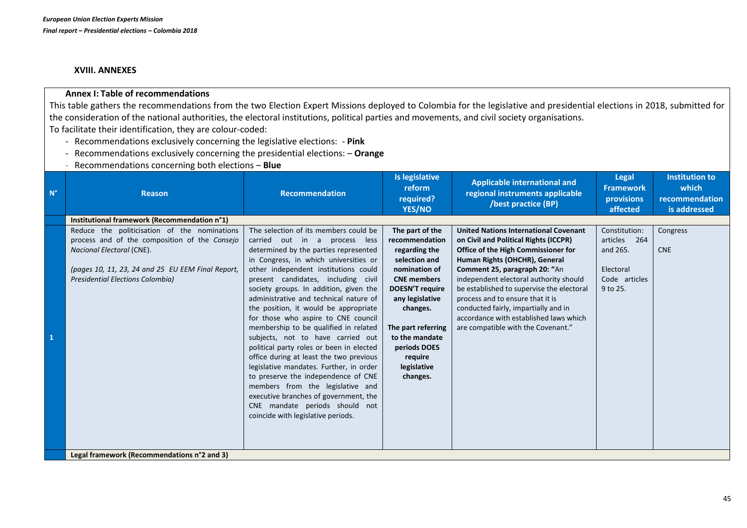## XVIII. ANNEXES

### Annex I: Table of recommendations

This table gathers the recommendations from the two Election Expert Missions deployed to Colombia for the legislative and presidential elections in 2018, submitted for the consideration of the national authorities, the electoral institutions, political parties and movements, and civil society organisations.

To facilitate their identification, they are colour-coded:

- Recommendations exclusively concerning the legislative elections: - **Pink**
- Recommendations exclusively concerning the presidential elections: – **Orange**
- Recommendations concerning both elections – **Blue**

| N° | Reason | Recommendation | Is legislative reform required? YES/NO | Applicable international and regional instruments applicable /best practice (BP) | Legal Framework provisions affected | Institution to which recommendation is addressed |
|---|---|---|---|---|---|---|
| | **Institutional framework (Recommendation n°1)** | | | | | |
| 1 | Reduce the politicisation of the nominations process and of the composition of the *Consejo Nacional Electoral* (CNE).<br><br>*(pages 10, 11, 23, 24 and 25 EU EEM Final Report, Presidential Elections Colombia)* | The selection of its members could be carried out in a process less determined by the parties represented in Congress, in which universities or other independent institutions could present candidates, including civil society groups. In addition, given the administrative and technical nature of the position, it would be appropriate for those who aspire to CNE council membership to be qualified in related subjects, not to have carried out political party roles or been in elected office during at least the two previous legislative mandates. Further, in order to preserve the independence of CNE members from the legislative and executive branches of government, the CNE mandate periods should not coincide with legislative periods. | **The part of the recommendation regarding the selection and nomination of CNE members DOESN'T require any legislative changes.**<br><br>**The part referring to the mandate periods DOES require legislative changes.** | **United Nations International Covenant on Civil and Political Rights (ICCPR) Office of the High Commissioner for Human Rights (OHCHR), General Comment 25, paragraph 20: "**An independent electoral authority should be established to supervise the electoral process and to ensure that it is conducted fairly, impartially and in accordance with established laws which are compatible with the Covenant." | Constitution: articles 264 and 265.<br><br>Electoral Code articles 9 to 25. | Congress<br><br>CNE |
| | **Legal framework (Recommendations n°2 and 3)** | | | | | |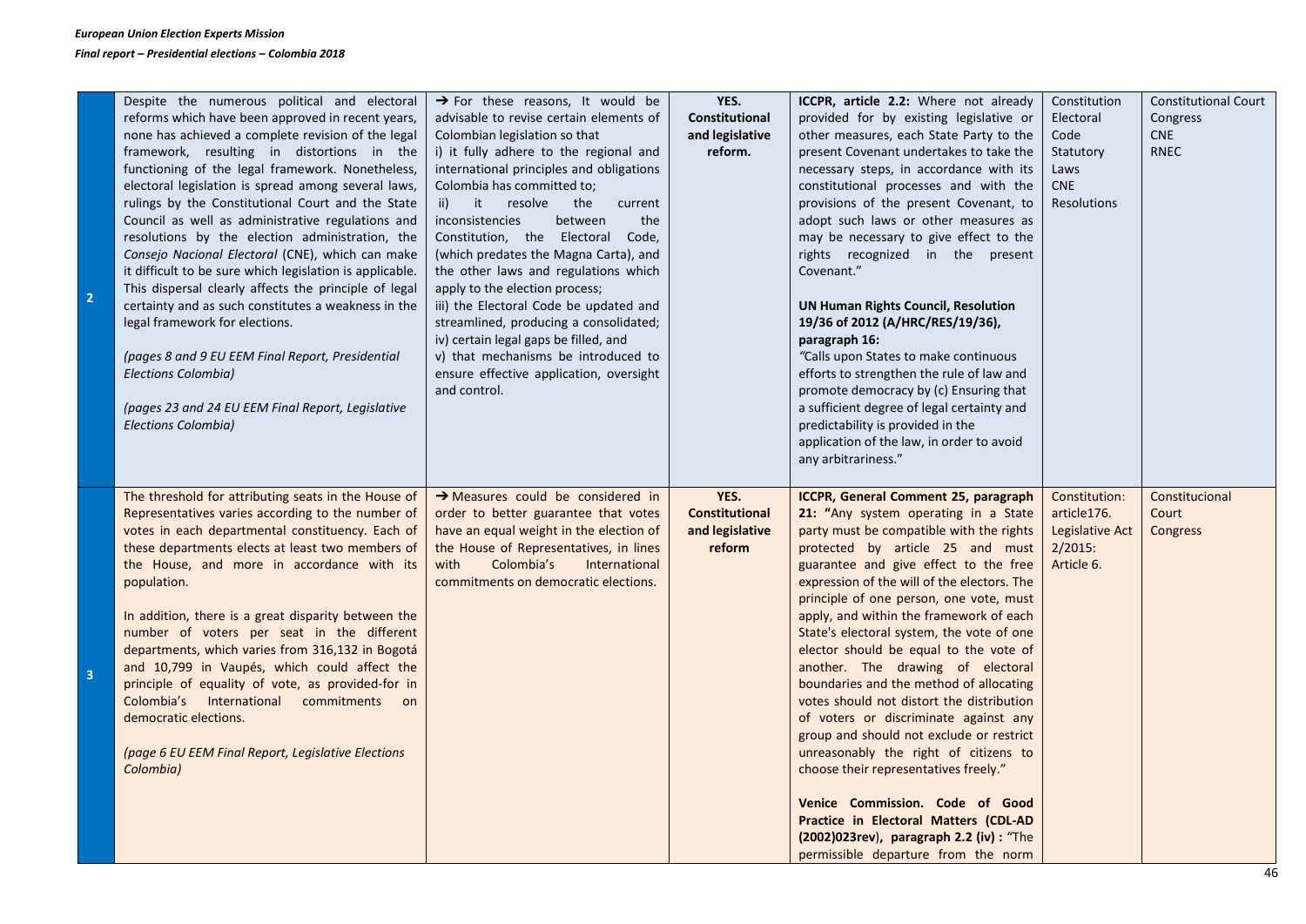| | | | | | | |
|---|---|---|---|---|---|---|
| 2 | Despite the numerous political and electoral reforms which have been approved in recent years, none has achieved a complete revision of the legal framework, resulting in distortions in the functioning of the legal framework. Nonetheless, electoral legislation is spread among several laws, rulings by the Constitutional Court and the State Council as well as administrative regulations and resolutions by the election administration, the *Consejo Nacional Electoral* (CNE), which can make it difficult to be sure which legislation is applicable. This dispersal clearly affects the principle of legal certainty and as such constitutes a weakness in the legal framework for elections.<br><br>*(pages 8 and 9 EU EEM Final Report, Presidential Elections Colombia)*<br><br>*(pages 23 and 24 EU EEM Final Report, Legislative Elections Colombia)* | → For these reasons, It would be advisable to revise certain elements of Colombian legislation so that<br>i) it fully adhere to the regional and international principles and obligations Colombia has committed to;<br>ii) it resolve the current inconsistencies between the Constitution, the Electoral Code, (which predates the Magna Carta), and the other laws and regulations which apply to the election process;<br>iii) the Electoral Code be updated and streamlined, producing a consolidated;<br>iv) certain legal gaps be filled, and<br>v) that mechanisms be introduced to ensure effective application, oversight and control. | **YES. Constitutional and legislative reform.** | **ICCPR, article 2.2:** Where not already provided for by existing legislative or other measures, each State Party to the present Covenant undertakes to take the necessary steps, in accordance with its constitutional processes and with the provisions of the present Covenant, to adopt such laws or other measures as may be necessary to give effect to the rights recognized in the present Covenant."<br><br>**UN Human Rights Council, Resolution 19/36 of 2012 (A/HRC/RES/19/36), paragraph 16:**<br>*"*Calls upon States to make continuous efforts to strengthen the rule of law and promote democracy by (c) Ensuring that a sufficient degree of legal certainty and predictability is provided in the application of the law, in order to avoid any arbitrariness." | Constitution<br>Electoral Code<br>Statutory Laws<br>CNE Resolutions | Constitutional Court<br>Congress<br>CNE<br>RNEC |
| 3 | The threshold for attributing seats in the House of Representatives varies according to the number of votes in each departmental constituency. Each of these departments elects at least two members of the House, and more in accordance with its population.<br><br>In addition, there is a great disparity between the number of voters per seat in the different departments, which varies from 316,132 in Bogotá and 10,799 in Vaupés, which could affect the principle of equality of vote, as provided-for in Colombia's International commitments on democratic elections.<br><br>*(page 6 EU EEM Final Report, Legislative Elections Colombia)* | → Measures could be considered in order to better guarantee that votes have an equal weight in the election of the House of Representatives, in lines with Colombia's International commitments on democratic elections. | **YES. Constitutional and legislative reform** | **ICCPR, General Comment 25, paragraph 21: "**Any system operating in a State party must be compatible with the rights protected by article 25 and must guarantee and give effect to the free expression of the will of the electors. The principle of one person, one vote, must apply, and within the framework of each State's electoral system, the vote of one elector should be equal to the vote of another. The drawing of electoral boundaries and the method of allocating votes should not distort the distribution of voters or discriminate against any group and should not exclude or restrict unreasonably the right of citizens to choose their representatives freely."<br><br>**Venice Commission. Code of Good Practice in Electoral Matters (CDL-AD (2002)023rev), paragraph 2.2 (iv) :** "The permissible departure from the norm | Constitution: article176.<br>Legislative Act 2/2015: Article 6. | Constitucional Court<br>Congress |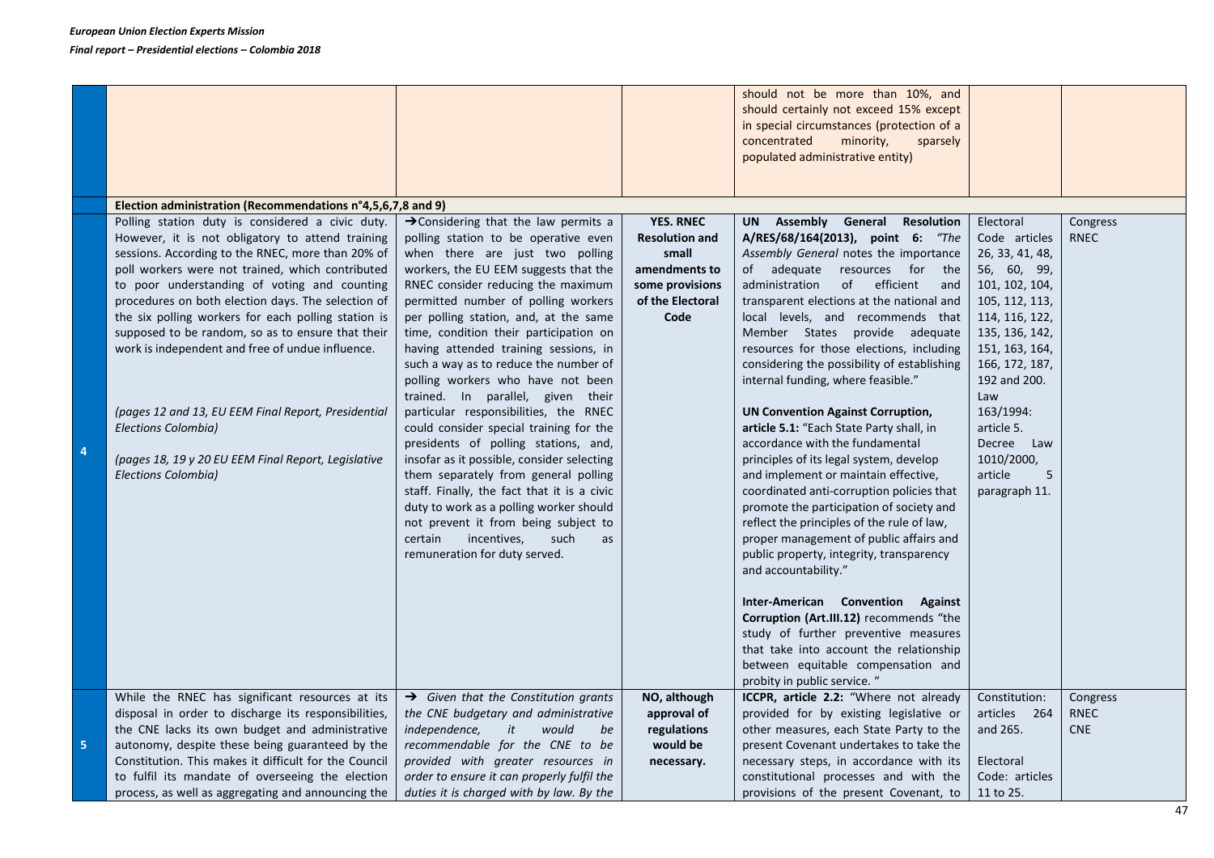| | | | | | | |
|---|---|---|---|---|---|---|
| | | | | should not be more than 10%, and should certainly not exceed 15% except in special circumstances (protection of a concentrated minority, sparsely populated administrative entity) | | |
| | **Election administration (Recommendations n°4,5,6,7,8 and 9)** | | | | | |
| 4 | Polling station duty is considered a civic duty. However, it is not obligatory to attend training sessions. According to the RNEC, more than 20% of poll workers were not trained, which contributed to poor understanding of voting and counting procedures on both election days. The selection of the six polling workers for each polling station is supposed to be random, so as to ensure that their work is independent and free of undue influence.<br><br>*(pages 12 and 13, EU EEM Final Report, Presidential Elections Colombia)*<br><br>*(pages 18, 19 y 20 EU EEM Final Report, Legislative Elections Colombia)* | →Considering that the law permits a polling station to be operative even when there are just two polling workers, the EU EEM suggests that the RNEC consider reducing the maximum permitted number of polling workers per polling station, and, at the same time, condition their participation on having attended training sessions, in such a way as to reduce the number of polling workers who have not been trained. In parallel, given their particular responsibilities, the RNEC could consider special training for the presidents of polling stations, and, insofar as it possible, consider selecting them separately from general polling staff. Finally, the fact that it is a civic duty to work as a polling worker should not prevent it from being subject to certain incentives, such as remuneration for duty served. | **YES. RNEC Resolution and small amendments to some provisions of the Electoral Code** | **UN Assembly General Resolution A/RES/68/164(2013), point 6:** *"The Assembly General* notes the importance of adequate resources for the administration of efficient and transparent elections at the national and local levels, and recommends that Member States provide adequate resources for those elections, including considering the possibility of establishing internal funding, where feasible."<br><br>**UN Convention Against Corruption, article 5.1:** "Each State Party shall, in accordance with the fundamental principles of its legal system, develop and implement or maintain effective, coordinated anti-corruption policies that promote the participation of society and reflect the principles of the rule of law, proper management of public affairs and public property, integrity, transparency and accountability."<br><br>**Inter-American Convention Against Corruption (Art.III.12)** recommends "the study of further preventive measures that take into account the relationship between equitable compensation and probity in public service. " | Electoral Code articles 26, 33, 41, 48, 56, 60, 99, 101, 102, 104, 105, 112, 113, 114, 116, 122, 135, 136, 142, 151, 163, 164, 166, 172, 187, 192 and 200.<br>Law 163/1994: article 5.<br>Decree Law 1010/2000, article 5 paragraph 11. | Congress<br>RNEC |
| 5 | While the RNEC has significant resources at its disposal in order to discharge its responsibilities, the CNE lacks its own budget and administrative autonomy, despite these being guaranteed by the Constitution. This makes it difficult for the Council to fulfil its mandate of overseeing the election process, as well as aggregating and announcing the | → *Given that the Constitution grants the CNE budgetary and administrative independence, it would be recommendable for the CNE to be provided with greater resources in order to ensure it can properly fulfil the duties it is charged with by law. By the* | **NO, although approval of regulations would be necessary.** | **ICCPR, article 2.2:** "Where not already provided for by existing legislative or other measures, each State Party to the present Covenant undertakes to take the necessary steps, in accordance with its constitutional processes and with the provisions of the present Covenant, to | Constitution: articles 264 and 265.<br><br>Electoral Code: articles 11 to 25. | Congress<br>RNEC<br>CNE |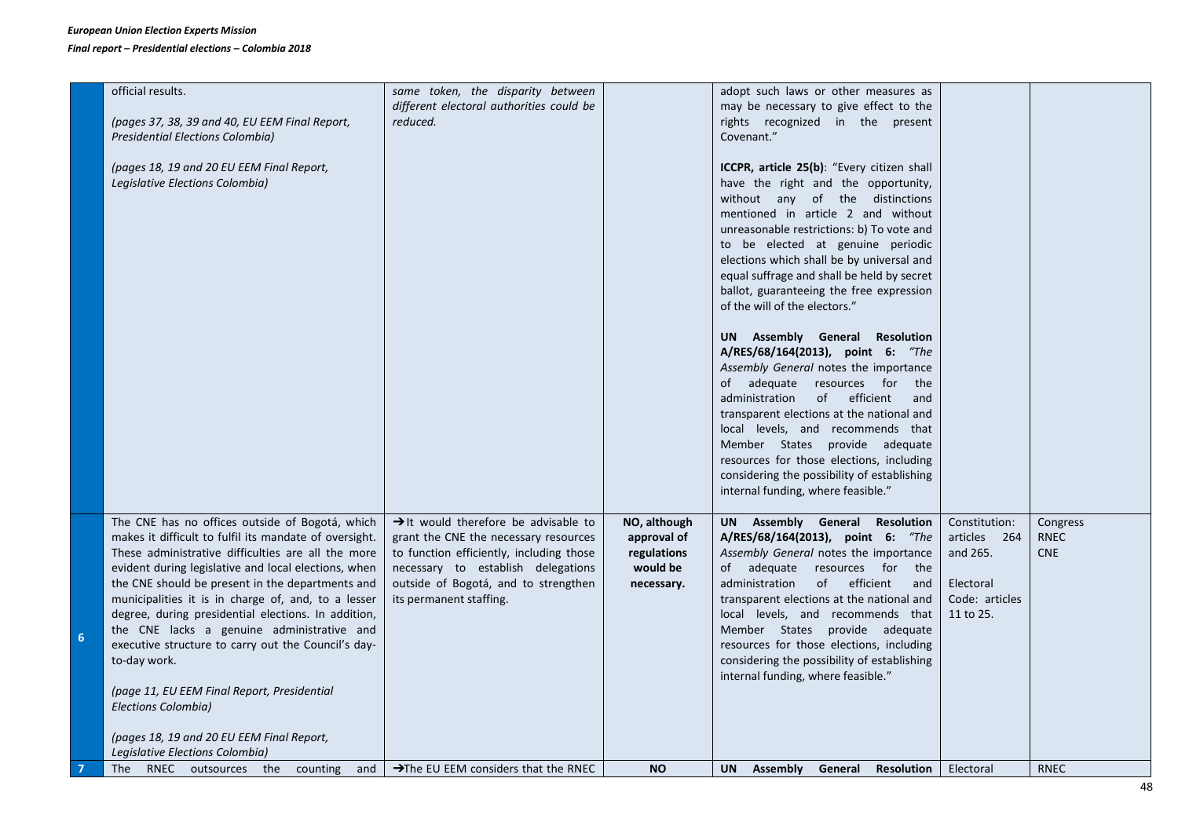| | | | | | | |
|---|---|---|---|---|---|---|
| | official results.<br><br>*(pages 37, 38, 39 and 40, EU EEM Final Report, Presidential Elections Colombia)*<br><br>*(pages 18, 19 and 20 EU EEM Final Report, Legislative Elections Colombia)* | *same token, the disparity between different electoral authorities could be reduced.* | | adopt such laws or other measures as may be necessary to give effect to the rights recognized in the present Covenant."<br><br>**ICCPR, article 25(b)**: "Every citizen shall have the right and the opportunity, without any of the distinctions mentioned in article 2 and without unreasonable restrictions: b) To vote and to be elected at genuine periodic elections which shall be by universal and equal suffrage and shall be held by secret ballot, guaranteeing the free expression of the will of the electors."<br><br>**UN Assembly General Resolution A/RES/68/164(2013), point 6:** *"The Assembly General* notes the importance of adequate resources for the administration of efficient and transparent elections at the national and local levels, and recommends that Member States provide adequate resources for those elections, including considering the possibility of establishing internal funding, where feasible." | | |
| 6 | The CNE has no offices outside of Bogotá, which makes it difficult to fulfil its mandate of oversight. These administrative difficulties are all the more evident during legislative and local elections, when the CNE should be present in the departments and municipalities it is in charge of, and, to a lesser degree, during presidential elections. In addition, the CNE lacks a genuine administrative and executive structure to carry out the Council's day-to-day work.<br><br>*(page 11, EU EEM Final Report, Presidential Elections Colombia)*<br><br>*(pages 18, 19 and 20 EU EEM Final Report, Legislative Elections Colombia)* | →It would therefore be advisable to grant the CNE the necessary resources to function efficiently, including those necessary to establish delegations outside of Bogotá, and to strengthen its permanent staffing. | **NO, although approval of regulations would be necessary.** | **UN Assembly General Resolution A/RES/68/164(2013), point 6:** *"The Assembly General* notes the importance of adequate resources for the administration of efficient and transparent elections at the national and local levels, and recommends that Member States provide adequate resources for those elections, including considering the possibility of establishing internal funding, where feasible." | Constitution: articles 264 and 265.<br><br>Electoral Code: articles 11 to 25. | Congress<br>RNEC<br>CNE |
| 7 | The RNEC outsources the counting and | →The EU EEM considers that the RNEC | **NO** | **UN Assembly General Resolution** | Electoral | RNEC |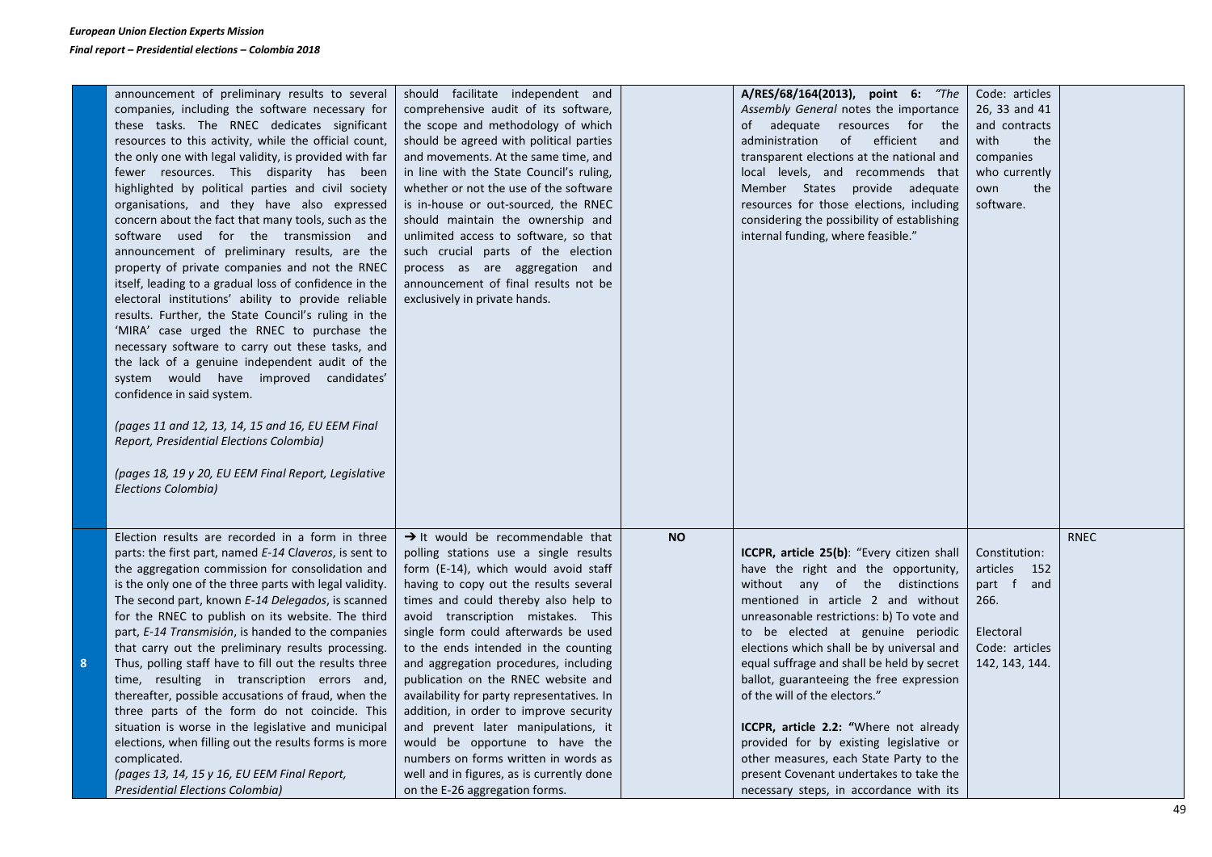| | | | | | | |
|---|---|---|---|---|---|---|
| | announcement of preliminary results to several companies, including the software necessary for these tasks. The RNEC dedicates significant resources to this activity, while the official count, the only one with legal validity, is provided with far fewer resources. This disparity has been highlighted by political parties and civil society organisations, and they have also expressed concern about the fact that many tools, such as the software used for the transmission and announcement of preliminary results, are the property of private companies and not the RNEC itself, leading to a gradual loss of confidence in the electoral institutions' ability to provide reliable results. Further, the State Council's ruling in the 'MIRA' case urged the RNEC to purchase the necessary software to carry out these tasks, and the lack of a genuine independent audit of the system would have improved candidates' confidence in said system.<br><br>*(pages 11 and 12, 13, 14, 15 and 16, EU EEM Final Report, Presidential Elections Colombia)*<br><br>*(pages 18, 19 y 20, EU EEM Final Report, Legislative Elections Colombia)* | should facilitate independent and comprehensive audit of its software, the scope and methodology of which should be agreed with political parties and movements. At the same time, and in line with the State Council's ruling, whether or not the use of the software is in-house or out-sourced, the RNEC should maintain the ownership and unlimited access to software, so that such crucial parts of the election process as are aggregation and announcement of final results not be exclusively in private hands. | | **A/RES/68/164(2013), point 6:** *"The Assembly General* notes the importance of adequate resources for the administration of efficient and transparent elections at the national and local levels, and recommends that Member States provide adequate resources for those elections, including considering the possibility of establishing internal funding, where feasible." | Code: articles 26, 33 and 41 and contracts with the companies who currently own the software. | |
| 8 | Election results are recorded in a form in three parts: the first part, named *E-14 Claveros*, is sent to the aggregation commission for consolidation and is the only one of the three parts with legal validity. The second part, known *E-14 Delegados*, is scanned for the RNEC to publish on its website. The third part, *E-14 Transmisión*, is handed to the companies that carry out the preliminary results processing. Thus, polling staff have to fill out the results three time, resulting in transcription errors and, thereafter, possible accusations of fraud, when the three parts of the form do not coincide. This situation is worse in the legislative and municipal elections, when filling out the results forms is more complicated.<br>*(pages 13, 14, 15 y 16, EU EEM Final Report, Presidential Elections Colombia)* | → It would be recommendable that polling stations use a single results form (E-14), which would avoid staff having to copy out the results several times and could thereby also help to avoid transcription mistakes. This single form could afterwards be used to the ends intended in the counting and aggregation procedures, including publication on the RNEC website and availability for party representatives. In addition, in order to improve security and prevent later manipulations, it would be opportune to have the numbers on forms written in words as well and in figures, as is currently done on the E-26 aggregation forms. | **NO** | **ICCPR, article 25(b)**: "Every citizen shall have the right and the opportunity, without any of the distinctions mentioned in article 2 and without unreasonable restrictions: b) To vote and to be elected at genuine periodic elections which shall be by universal and equal suffrage and shall be held by secret ballot, guaranteeing the free expression of the will of the electors."<br><br>**ICCPR, article 2.2: "**Where not already provided for by existing legislative or other measures, each State Party to the present Covenant undertakes to take the necessary steps, in accordance with its | Constitution: articles 152 part f and 266.<br><br>Electoral Code: articles 142, 143, 144. | RNEC |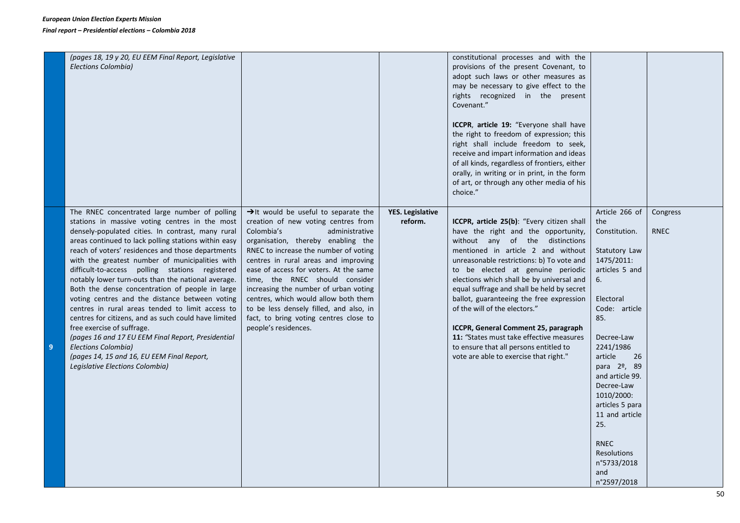| | | | | | | |
|---|---|---|---|---|---|---|
| | *(pages 18, 19 y 20, EU EEM Final Report, Legislative Elections Colombia)* | | | constitutional processes and with the provisions of the present Covenant, to adopt such laws or other measures as may be necessary to give effect to the rights recognized in the present Covenant."<br><br>**ICCPR, article 19:** "Everyone shall have the right to freedom of expression; this right shall include freedom to seek, receive and impart information and ideas of all kinds, regardless of frontiers, either orally, in writing or in print, in the form of art, or through any other media of his choice." | | |
| 9 | The RNEC concentrated large number of polling stations in massive voting centres in the most densely-populated cities. In contrast, many rural areas continued to lack polling stations within easy reach of voters' residences and those departments with the greatest number of municipalities with difficult-to-access polling stations registered notably lower turn-outs than the national average. Both the dense concentration of people in large voting centres and the distance between voting centres in rural areas tended to limit access to centres for citizens, and as such could have limited free exercise of suffrage.<br>*(pages 16 and 17 EU EEM Final Report, Presidential Elections Colombia)*<br>*(pages 14, 15 and 16, EU EEM Final Report, Legislative Elections Colombia)* | →It would be useful to separate the creation of new voting centres from Colombia's administrative organisation, thereby enabling the RNEC to increase the number of voting centres in rural areas and improving ease of access for voters. At the same time, the RNEC should consider increasing the number of urban voting centres, which would allow both them to be less densely filled, and also, in fact, to bring voting centres close to people's residences. | **YES. Legislative reform.** | **ICCPR, article 25(b)**: "Every citizen shall have the right and the opportunity, without any of the distinctions mentioned in article 2 and without unreasonable restrictions: b) To vote and to be elected at genuine periodic elections which shall be by universal and equal suffrage and shall be held by secret ballot, guaranteeing the free expression of the will of the electors."<br><br>**ICCPR, General Comment 25, paragraph 11:** "States must take effective measures to ensure that all persons entitled to vote are able to exercise that right." | Article 266 of the Constitution.<br><br>Statutory Law 1475/2011: articles 5 and 6.<br><br>Electoral Code: article 85.<br><br>Decree-Law 2241/1986 article 26 para 2º, 89 and article 99. Decree-Law 1010/2000: articles 5 para 11 and article 25.<br><br>RNEC Resolutions n°5733/2018 and n°2597/2018 | Congress<br><br>RNEC |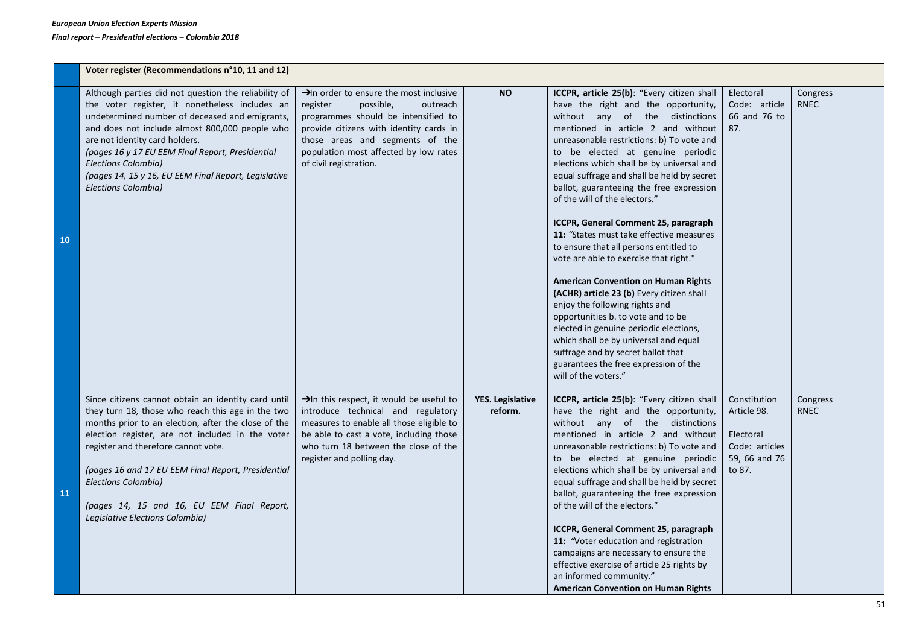| | Voter register (Recommendations n°10, 11 and 12) | | | | | |
|---|---|---|---|---|---|---|
| 10 | Although parties did not question the reliability of the voter register, it nonetheless includes an undetermined number of deceased and emigrants, and does not include almost 800,000 people who are not identity card holders.<br>*(pages 16 y 17 EU EEM Final Report, Presidential Elections Colombia)*<br>*(pages 14, 15 y 16, EU EEM Final Report, Legislative Elections Colombia)* | →In order to ensure the most inclusive register possible, outreach programmes should be intensified to provide citizens with identity cards in those areas and segments of the population most affected by low rates of civil registration. | **NO** | **ICCPR, article 25(b)**: "Every citizen shall have the right and the opportunity, without any of the distinctions mentioned in article 2 and without unreasonable restrictions: b) To vote and to be elected at genuine periodic elections which shall be by universal and equal suffrage and shall be held by secret ballot, guaranteeing the free expression of the will of the electors."<br><br>**ICCPR, General Comment 25, paragraph 11:** "States must take effective measures to ensure that all persons entitled to vote are able to exercise that right."<br><br>**American Convention on Human Rights (ACHR) article 23 (b)** Every citizen shall enjoy the following rights and opportunities b. to vote and to be elected in genuine periodic elections, which shall be by universal and equal suffrage and by secret ballot that guarantees the free expression of the will of the voters." | Electoral Code: article 66 and 76 to 87. | Congress RNEC |
| 11 | Since citizens cannot obtain an identity card until they turn 18, those who reach this age in the two months prior to an election, after the close of the election register, are not included in the voter register and therefore cannot vote.<br><br>*(pages 16 and 17 EU EEM Final Report, Presidential Elections Colombia)*<br><br>*(pages 14, 15 and 16, EU EEM Final Report, Legislative Elections Colombia)* | →In this respect, it would be useful to introduce technical and regulatory measures to enable all those eligible to be able to cast a vote, including those who turn 18 between the close of the register and polling day. | **YES. Legislative reform.** | **ICCPR, article 25(b)**: "Every citizen shall have the right and the opportunity, without any of the distinctions mentioned in article 2 and without unreasonable restrictions: b) To vote and to be elected at genuine periodic elections which shall be by universal and equal suffrage and shall be held by secret ballot, guaranteeing the free expression of the will of the electors."<br><br>**ICCPR, General Comment 25, paragraph 11:** "Voter education and registration campaigns are necessary to ensure the effective exercise of article 25 rights by an informed community."<br>**American Convention on Human Rights** | Constitution Article 98.<br><br>Electoral Code: articles 59, 66 and 76 to 87. | Congress RNEC |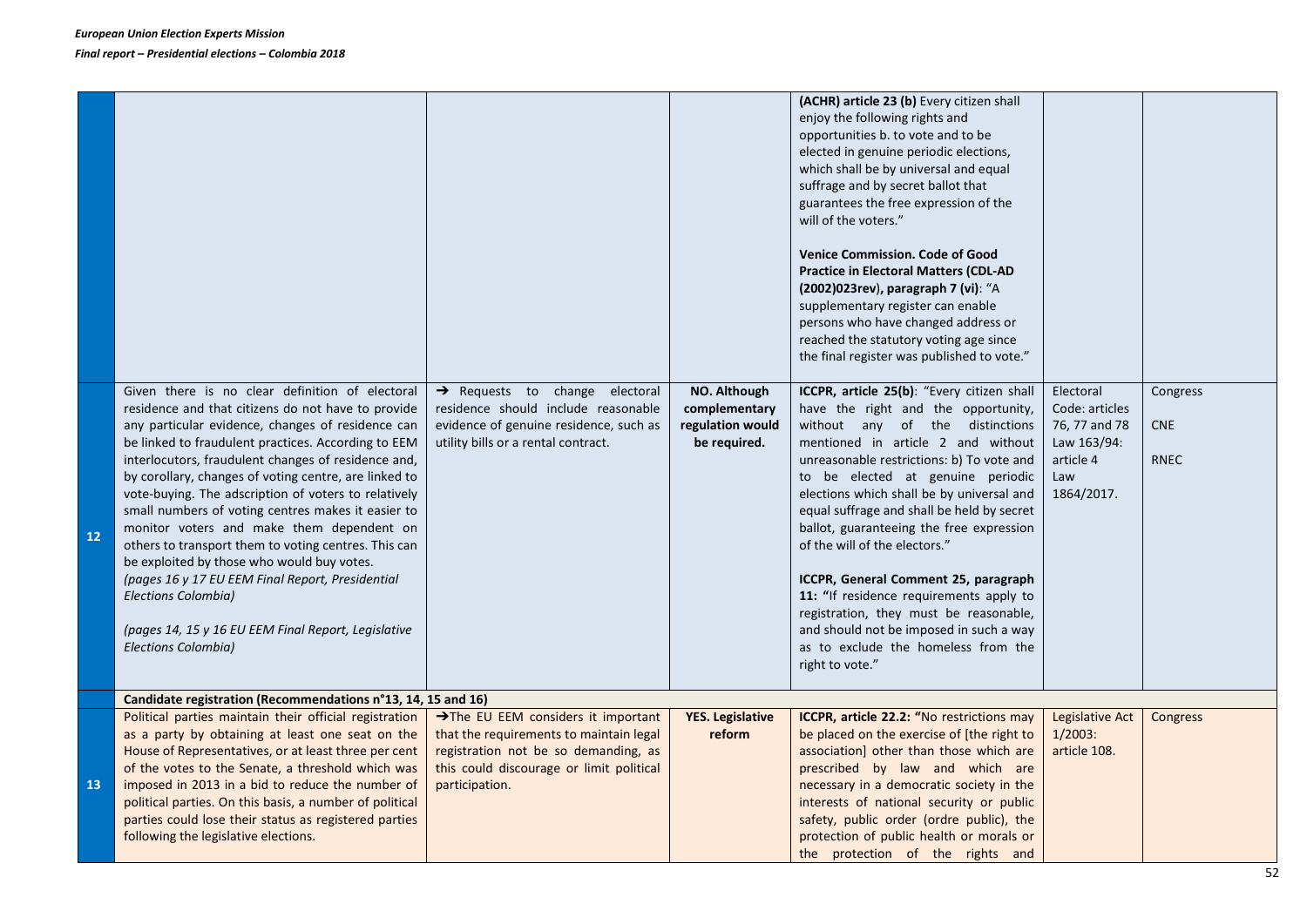| | | | | | | |
|---|---|---|---|---|---|---|
| | | | | **(ACHR) article 23 (b)** Every citizen shall enjoy the following rights and opportunities b. to vote and to be elected in genuine periodic elections, which shall be by universal and equal suffrage and by secret ballot that guarantees the free expression of the will of the voters."<br><br>**Venice Commission. Code of Good Practice in Electoral Matters (CDL-AD (2002)023rev), paragraph 7 (vi)**: "A supplementary register can enable persons who have changed address or reached the statutory voting age since the final register was published to vote." | | |
| **12** | Given there is no clear definition of electoral residence and that citizens do not have to provide any particular evidence, changes of residence can be linked to fraudulent practices. According to EEM interlocutors, fraudulent changes of residence and, by corollary, changes of voting centre, are linked to vote-buying. The adscription of voters to relatively small numbers of voting centres makes it easier to monitor voters and make them dependent on others to transport them to voting centres. This can be exploited by those who would buy votes.<br>*(pages 16 y 17 EU EEM Final Report, Presidential Elections Colombia)*<br><br>*(pages 14, 15 y 16 EU EEM Final Report, Legislative Elections Colombia)* | → Requests to change electoral residence should include reasonable evidence of genuine residence, such as utility bills or a rental contract. | **NO. Although complementary regulation would be required.** | **ICCPR, article 25(b)**: "Every citizen shall have the right and the opportunity, without any of the distinctions mentioned in article 2 and without unreasonable restrictions: b) To vote and to be elected at genuine periodic elections which shall be by universal and equal suffrage and shall be held by secret ballot, guaranteeing the free expression of the will of the electors."<br><br>**ICCPR, General Comment 25, paragraph 11: "**If residence requirements apply to registration, they must be reasonable, and should not be imposed in such a way as to exclude the homeless from the right to vote." | Electoral Code: articles 76, 77 and 78 Law 163/94: article 4 Law 1864/2017. | Congress<br><br>CNE<br><br>RNEC |
| | **Candidate registration (Recommendations n°13, 14, 15 and 16)** | | | | | |
| **13** | Political parties maintain their official registration as a party by obtaining at least one seat on the House of Representatives, or at least three per cent of the votes to the Senate, a threshold which was imposed in 2013 in a bid to reduce the number of political parties. On this basis, a number of political parties could lose their status as registered parties following the legislative elections. | →The EU EEM considers it important that the requirements to maintain legal registration not be so demanding, as this could discourage or limit political participation. | **YES. Legislative reform** | **ICCPR, article 22.2: "**No restrictions may be placed on the exercise of [the right to association] other than those which are prescribed by law and which are necessary in a democratic society in the interests of national security or public safety, public order (ordre public), the protection of public health or morals or the protection of the rights and | Legislative Act 1/2003: article 108. | Congress |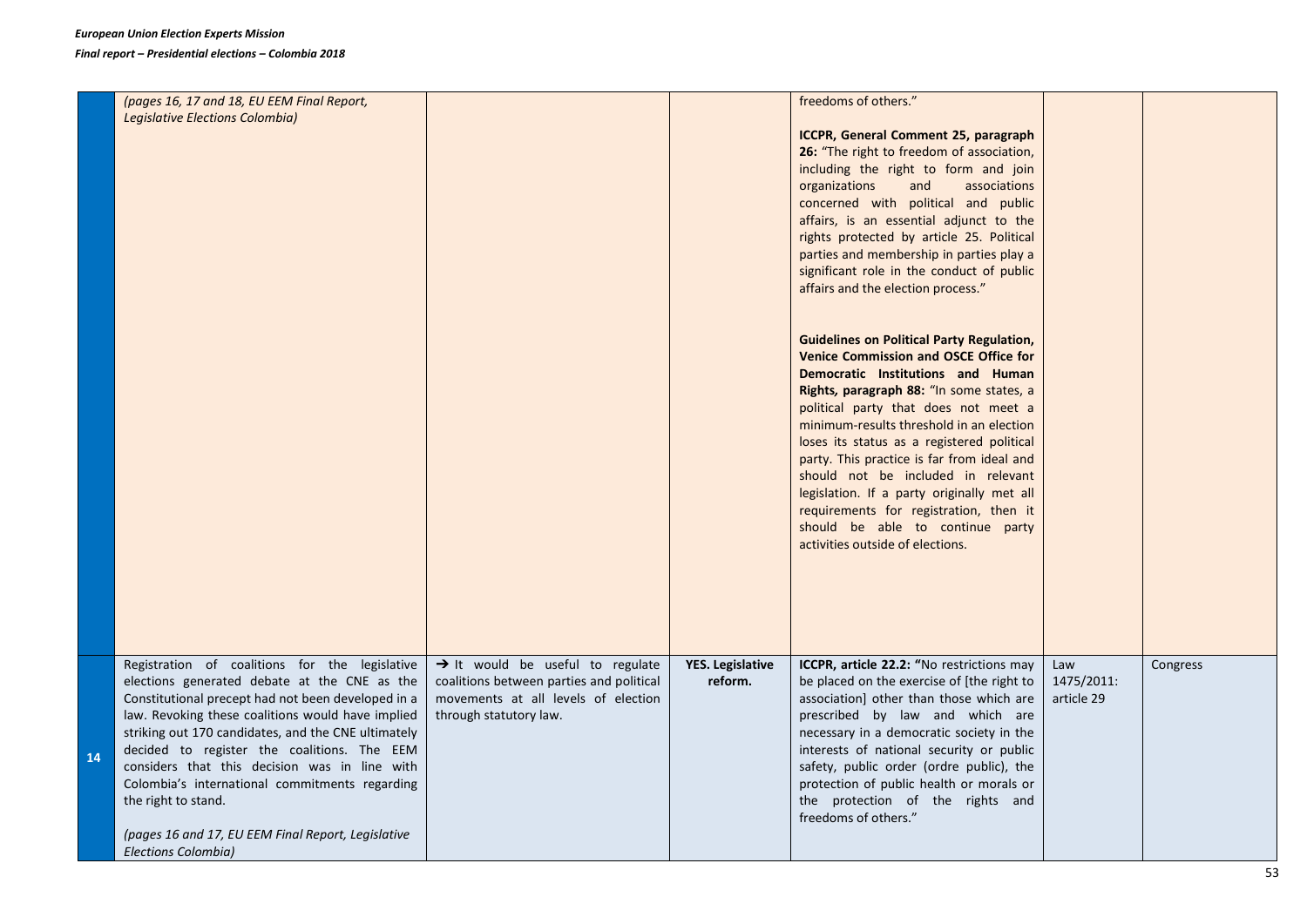| | | | | | | |
|---|---|---|---|---|---|---|
| | *(pages 16, 17 and 18, EU EEM Final Report, Legislative Elections Colombia)* | | | freedoms of others."<br><br>**ICCPR, General Comment 25, paragraph 26:** "The right to freedom of association, including the right to form and join organizations and associations concerned with political and public affairs, is an essential adjunct to the rights protected by article 25. Political parties and membership in parties play a significant role in the conduct of public affairs and the election process."<br><br>**Guidelines on Political Party Regulation, Venice Commission and OSCE Office for Democratic Institutions and Human Rights, paragraph 88:** "In some states, a political party that does not meet a minimum-results threshold in an election loses its status as a registered political party. This practice is far from ideal and should not be included in relevant legislation. If a party originally met all requirements for registration, then it should be able to continue party activities outside of elections. | | |
| **14** | Registration of coalitions for the legislative elections generated debate at the CNE as the Constitutional precept had not been developed in a law. Revoking these coalitions would have implied striking out 170 candidates, and the CNE ultimately decided to register the coalitions. The EEM considers that this decision was in line with Colombia's international commitments regarding the right to stand.<br><br>*(pages 16 and 17, EU EEM Final Report, Legislative Elections Colombia)* | → It would be useful to regulate coalitions between parties and political movements at all levels of election through statutory law. | **YES. Legislative reform.** | **ICCPR, article 22.2: "**No restrictions may be placed on the exercise of [the right to association] other than those which are prescribed by law and which are necessary in a democratic society in the interests of national security or public safety, public order (ordre public), the protection of public health or morals or the protection of the rights and freedoms of others." | Law 1475/2011: article 29 | Congress |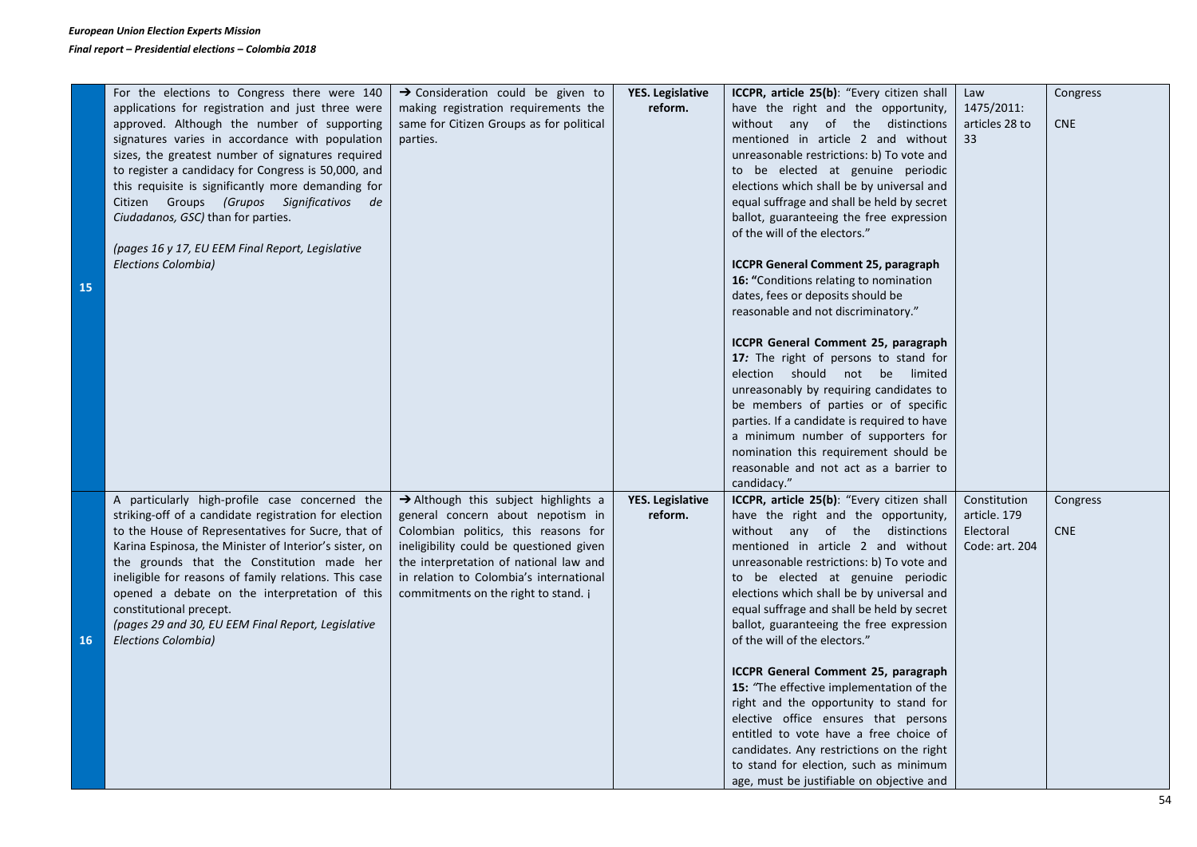| 15 | For the elections to Congress there were 140 applications for registration and just three were approved. Although the number of supporting signatures varies in accordance with population sizes, the greatest number of signatures required to register a candidacy for Congress is 50,000, and this requisite is significantly more demanding for Citizen Groups *(Grupos Significativos de Ciudadanos, GSC)* than for parties.<br><br>*(pages 16 y 17, EU EEM Final Report, Legislative Elections Colombia)* | → Consideration could be given to making registration requirements the same for Citizen Groups as for political parties. | **YES. Legislative reform.** | **ICCPR, article 25(b)**: "Every citizen shall have the right and the opportunity, without any of the distinctions mentioned in article 2 and without unreasonable restrictions: b) To vote and to be elected at genuine periodic elections which shall be by universal and equal suffrage and shall be held by secret ballot, guaranteeing the free expression of the will of the electors."<br><br>**ICCPR General Comment 25, paragraph 16: "**Conditions relating to nomination dates, fees or deposits should be reasonable and not discriminatory."<br><br>**ICCPR General Comment 25, paragraph 17***:* The right of persons to stand for election should not be limited unreasonably by requiring candidates to be members of parties or of specific parties. If a candidate is required to have a minimum number of supporters for nomination this requirement should be reasonable and not act as a barrier to candidacy." | Law 1475/2011: articles 28 to 33 | Congress<br><br>CNE |
|---|---|---|---|---|---|---|
| 16 | A particularly high-profile case concerned the striking-off of a candidate registration for election to the House of Representatives for Sucre, that of Karina Espinosa, the Minister of Interior's sister, on the grounds that the Constitution made her ineligible for reasons of family relations. This case opened a debate on the interpretation of this constitutional precept.<br>*(pages 29 and 30, EU EEM Final Report, Legislative Elections Colombia)* | → Although this subject highlights a general concern about nepotism in Colombian politics, this reasons for ineligibility could be questioned given the interpretation of national law and in relation to Colombia's international commitments on the right to stand. ¡ | **YES. Legislative reform.** | **ICCPR, article 25(b)**: "Every citizen shall have the right and the opportunity, without any of the distinctions mentioned in article 2 and without unreasonable restrictions: b) To vote and to be elected at genuine periodic elections which shall be by universal and equal suffrage and shall be held by secret ballot, guaranteeing the free expression of the will of the electors."<br><br>**ICCPR General Comment 25, paragraph 15:** *"*The effective implementation of the right and the opportunity to stand for elective office ensures that persons entitled to vote have a free choice of candidates. Any restrictions on the right to stand for election, such as minimum age, must be justifiable on objective and | Constitution article. 179<br>Electoral Code: art. 204 | Congress<br><br>CNE |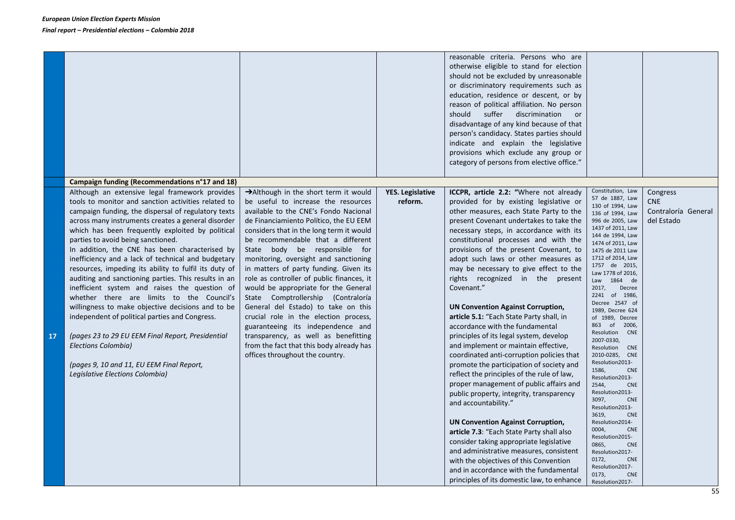| | | | | | | |
|---|---|---|---|---|---|---|
| | | | | reasonable criteria. Persons who are otherwise eligible to stand for election should not be excluded by unreasonable or discriminatory requirements such as education, residence or descent, or by reason of political affiliation. No person should suffer discrimination or disadvantage of any kind because of that person's candidacy. States parties should indicate and explain the legislative provisions which exclude any group or category of persons from elective office." | | |
| | **Campaign funding (Recommendations n°17 and 18)** | | | | | |
| **17** | Although an extensive legal framework provides tools to monitor and sanction activities related to campaign funding, the dispersal of regulatory texts across many instruments creates a general disorder which has been frequently exploited by political parties to avoid being sanctioned.<br>In addition, the CNE has been characterised by inefficiency and a lack of technical and budgetary resources, impeding its ability to fulfil its duty of auditing and sanctioning parties. This results in an inefficient system and raises the question of whether there are limits to the Council's willingness to make objective decisions and to be independent of political parties and Congress.<br><br>*(pages 23 to 29 EU EEM Final Report, Presidential Elections Colombia)*<br><br>*(pages 9, 10 and 11, EU EEM Final Report, Legislative Elections Colombia)* | →Although in the short term it would be useful to increase the resources available to the CNE's Fondo Nacional de Financiamiento Político, the EU EEM considers that in the long term it would be recommendable that a different State body be responsible for monitoring, oversight and sanctioning in matters of party funding. Given its role as controller of public finances, it would be appropriate for the General State Comptrollership (Contraloría General del Estado) to take on this crucial role in the election process, guaranteeing its independence and transparency, as well as benefitting from the fact that this body already has offices throughout the country. | **YES. Legislative reform.** | **ICCPR, article 2.2:** "Where not already provided for by existing legislative or other measures, each State Party to the present Covenant undertakes to take the necessary steps, in accordance with its constitutional processes and with the provisions of the present Covenant, to adopt such laws or other measures as may be necessary to give effect to the rights recognized in the present Covenant."<br><br>**UN Convention Against Corruption, article 5.1:** "Each State Party shall, in accordance with the fundamental principles of its legal system, develop and implement or maintain effective, coordinated anti-corruption policies that promote the participation of society and reflect the principles of the rule of law, proper management of public affairs and public property, integrity, transparency and accountability."<br><br>**UN Convention Against Corruption, article 7.3**: "Each State Party shall also consider taking appropriate legislative and administrative measures, consistent with the objectives of this Convention and in accordance with the fundamental principles of its domestic law, to enhance | Constitution, Law 57 de 1887, Law 130 of 1994, Law 136 of 1994, Law 996 de 2005, Law 1437 of 2011, Law 144 de 1994, Law 1474 of 2011, Law 1475 de 2011 Law 1712 of 2014, Law 1757 de 2015, Law 1778 of 2016, Law 1864 de 2017, Decree 2241 of 1986, Decree 2547 of 1989, Decree 624 of 1989, Decree 863 of 2006, Resolution CNE 2007-0330, Resolution CNE 2010-0285, CNE Resolution2013-1586, CNE Resolution2013-2544, CNE Resolution2013-3097, CNE Resolution2013-3619, CNE Resolution2014-0004, CNE Resolution2015-0865, CNE Resolution2017-0172, CNE Resolution2017-0173, CNE Resolution2017- | Congress<br>CNE<br>Contraloría General del Estado |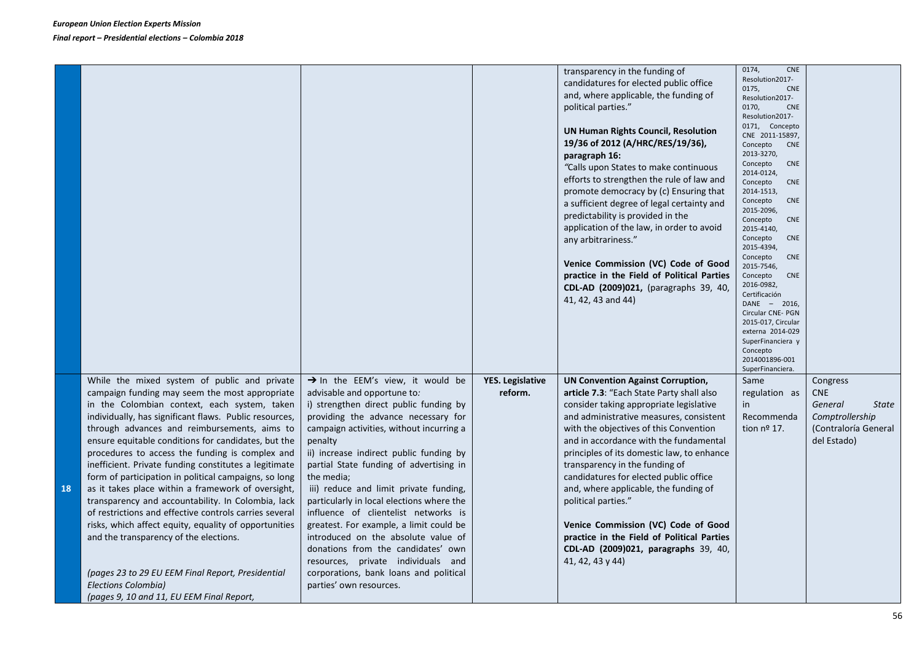| | | | | | | |
|---|---|---|---|---|---|---|
| | | | | transparency in the funding of candidatures for elected public office and, where applicable, the funding of political parties."<br><br>**UN Human Rights Council, Resolution 19/36 of 2012 (A/HRC/RES/19/36), paragraph 16:**<br>"Calls upon States to make continuous efforts to strengthen the rule of law and promote democracy by (c) Ensuring that a sufficient degree of legal certainty and predictability is provided in the application of the law, in order to avoid any arbitrariness."<br><br>**Venice Commission (VC) Code of Good practice in the Field of Political Parties CDL-AD (2009)021,** (paragraphs 39, 40, 41, 42, 43 and 44) | 0174, CNE Resolution2017-0175, CNE Resolution2017-0170, CNE Resolution2017-0171, Concepto CNE 2011-15897, Concepto CNE 2013-3270, Concepto CNE 2014-0124, Concepto CNE 2014-1513, Concepto CNE 2015-2096, Concepto CNE 2015-4140, Concepto CNE 2015-4394, Concepto CNE 2015-7546, Concepto CNE 2016-0982, Certificación DANE – 2016, Circular CNE- PGN 2015-017, Circular externa 2014-029 SuperFinanciera y Concepto 2014001896-001 SuperFinanciera. | |
| **18** | While the mixed system of public and private campaign funding may seem the most appropriate in the Colombian context, each system, taken individually, has significant flaws. Public resources, through advances and reimbursements, aims to ensure equitable conditions for candidates, but the procedures to access the funding is complex and inefficient. Private funding constitutes a legitimate form of participation in political campaigns, so long as it takes place within a framework of oversight, transparency and accountability. In Colombia, lack of restrictions and effective controls carries several risks, which affect equity, equality of opportunities and the transparency of the elections.<br><br>*(pages 23 to 29 EU EEM Final Report, Presidential Elections Colombia)*<br>*(pages 9, 10 and 11, EU EEM Final Report,* | → In the EEM's view, it would be advisable and opportune to*:*<br>i) strengthen direct public funding by providing the advance necessary for campaign activities, without incurring a penalty<br>ii) increase indirect public funding by partial State funding of advertising in the media;<br>iii) reduce and limit private funding, particularly in local elections where the influence of clientelist networks is greatest. For example, a limit could be introduced on the absolute value of donations from the candidates' own resources, private individuals and corporations, bank loans and political parties' own resources. | **YES. Legislative reform.** | **UN Convention Against Corruption, article 7.3**: "Each State Party shall also consider taking appropriate legislative and administrative measures, consistent with the objectives of this Convention and in accordance with the fundamental principles of its domestic law, to enhance transparency in the funding of candidatures for elected public office and, where applicable, the funding of political parties."<br><br>**Venice Commission (VC) Code of Good practice in the Field of Political Parties CDL-AD (2009)021, paragraphs** 39, 40, 41, 42, 43 y 44) | Same regulation as in Recommendation nº 17. | Congress<br>CNE<br>*General State Comptrollership* (Contraloría General del Estado) |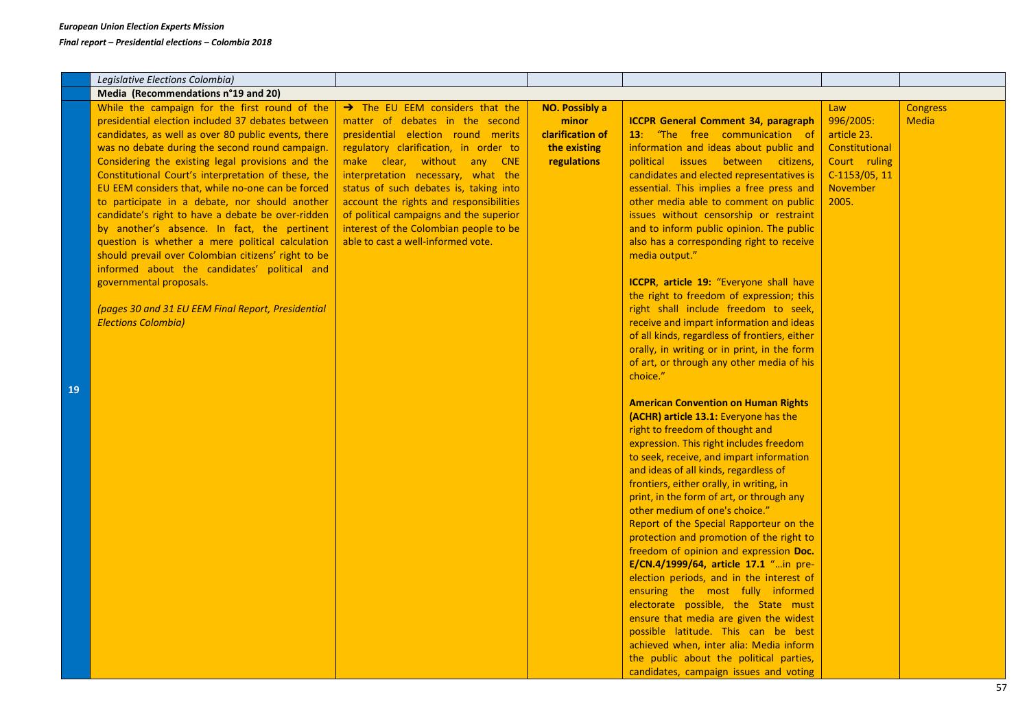| | | | | | | |
|---|---|---|---|---|---|---|
| | *Legislative Elections Colombia)* | | | | | |
| | **Media (Recommendations n°19 and 20)** | | | | | |
| 19 | While the campaign for the first round of the presidential election included 37 debates between candidates, as well as over 80 public events, there was no debate during the second round campaign. Considering the existing legal provisions and the Constitutional Court's interpretation of these, the EU EEM considers that, while no-one can be forced to participate in a debate, nor should another candidate's right to have a debate be over-ridden by another's absence. In fact, the pertinent question is whether a mere political calculation should prevail over Colombian citizens' right to be informed about the candidates' political and governmental proposals.<br><br>*(pages 30 and 31 EU EEM Final Report, Presidential Elections Colombia)* | → The EU EEM considers that the matter of debates in the second presidential election round merits regulatory clarification, in order to make clear, without any CNE interpretation necessary, what the status of such debates is, taking into account the rights and responsibilities of political campaigns and the superior interest of the Colombian people to be able to cast a well-informed vote. | **NO. Possibly a minor clarification of the existing regulations** | **ICCPR General Comment 34, paragraph 13**: "The free communication of information and ideas about public and political issues between citizens, candidates and elected representatives is essential. This implies a free press and other media able to comment on public issues without censorship or restraint and to inform public opinion. The public also has a corresponding right to receive media output."<br><br>**ICCPR**, **article 19:** "Everyone shall have the right to freedom of expression; this right shall include freedom to seek, receive and impart information and ideas of all kinds, regardless of frontiers, either orally, in writing or in print, in the form of art, or through any other media of his choice."<br><br>**American Convention on Human Rights (ACHR) article 13.1:** Everyone has the right to freedom of thought and expression. This right includes freedom to seek, receive, and impart information and ideas of all kinds, regardless of frontiers, either orally, in writing, in print, in the form of art, or through any other medium of one's choice."<br>Report of the Special Rapporteur on the protection and promotion of the right to freedom of opinion and expression **Doc. E/CN.4/1999/64, article 17.1** "…in pre-election periods, and in the interest of ensuring the most fully informed electorate possible, the State must ensure that media are given the widest possible latitude. This can be best achieved when, inter alia: Media inform the public about the political parties, candidates, campaign issues and voting | Law 996/2005: article 23. Constitutional Court ruling C-1153/05, 11 November 2005. | Congress Media |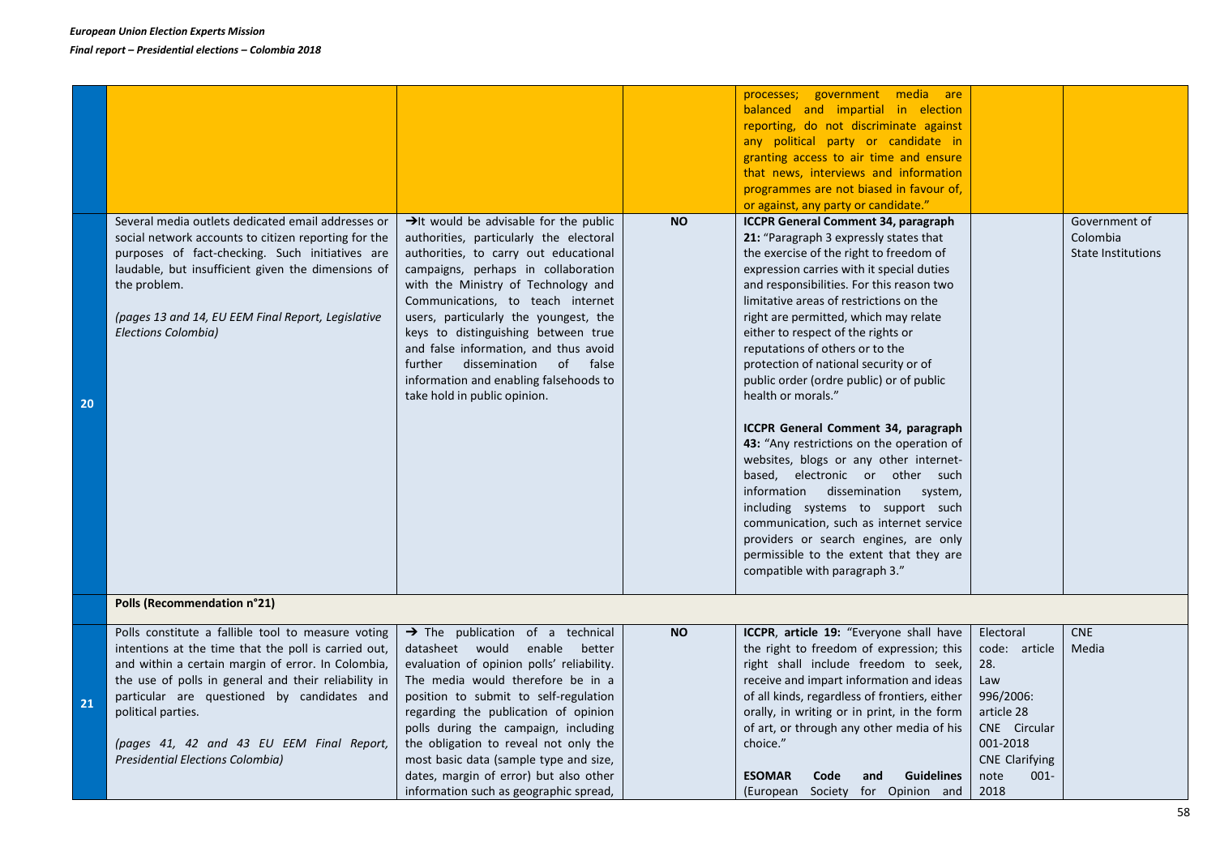| | | | | | | |
|---|---|---|---|---|---|---|
| | | | | processes; government media are balanced and impartial in election reporting, do not discriminate against any political party or candidate in granting access to air time and ensure that news, interviews and information programmes are not biased in favour of, or against, any party or candidate." | | |
| 20 | Several media outlets dedicated email addresses or social network accounts to citizen reporting for the purposes of fact-checking. Such initiatives are laudable, but insufficient given the dimensions of the problem.<br><br>*(pages 13 and 14, EU EEM Final Report, Legislative Elections Colombia)* | →It would be advisable for the public authorities, particularly the electoral authorities, to carry out educational campaigns, perhaps in collaboration with the Ministry of Technology and Communications, to teach internet users, particularly the youngest, the keys to distinguishing between true and false information, and thus avoid further dissemination of false information and enabling falsehoods to take hold in public opinion. | **NO** | **ICCPR General Comment 34, paragraph 21:** "Paragraph 3 expressly states that the exercise of the right to freedom of expression carries with it special duties and responsibilities. For this reason two limitative areas of restrictions on the right are permitted, which may relate either to respect of the rights or reputations of others or to the protection of national security or of public order (ordre public) or of public health or morals."<br><br>**ICCPR General Comment 34, paragraph 43:** "Any restrictions on the operation of websites, blogs or any other internet-based, electronic or other such information dissemination system, including systems to support such communication, such as internet service providers or search engines, are only permissible to the extent that they are compatible with paragraph 3." | | Government of Colombia<br>State Institutions |
| | **Polls (Recommendation n°21)** | | | | | |
| 21 | Polls constitute a fallible tool to measure voting intentions at the time that the poll is carried out, and within a certain margin of error. In Colombia, the use of polls in general and their reliability in particular are questioned by candidates and political parties.<br><br>*(pages 41, 42 and 43 EU EEM Final Report, Presidential Elections Colombia)* | → The publication of a technical datasheet would enable better evaluation of opinion polls' reliability. The media would therefore be in a position to submit to self-regulation regarding the publication of opinion polls during the campaign, including the obligation to reveal not only the most basic data (sample type and size, dates, margin of error) but also other information such as geographic spread, | **NO** | **ICCPR, article 19:** "Everyone shall have the right to freedom of expression; this right shall include freedom to seek, receive and impart information and ideas of all kinds, regardless of frontiers, either orally, in writing or in print, in the form of art, or through any other media of his choice."<br><br>**ESOMAR Code and Guidelines** (European Society for Opinion and | Electoral code: article 28.<br>Law 996/2006: article 28<br>CNE Circular 001-2018<br>CNE Clarifying note 001-2018 | CNE<br>Media |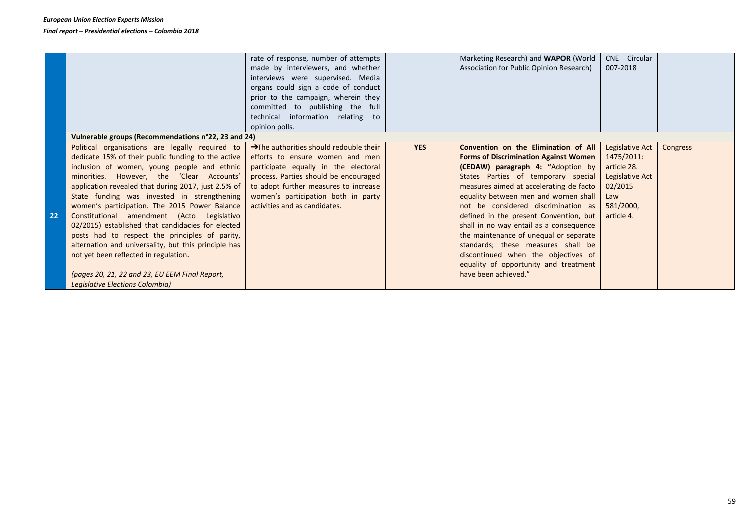| | | | | | | |
|---|---|---|---|---|---|---|
| | | rate of response, number of attempts made by interviewers, and whether interviews were supervised. Media organs could sign a code of conduct prior to the campaign, wherein they committed to publishing the full technical information relating to opinion polls. | | Marketing Research) and **WAPOR** (World Association for Public Opinion Research) | CNE Circular 007-2018 | |
| | **Vulnerable groups (Recommendations n°22, 23 and 24)** | | | | | |
| 22 | Political organisations are legally required to dedicate 15% of their public funding to the active inclusion of women, young people and ethnic minorities. However, the 'Clear Accounts' application revealed that during 2017, just 2.5% of State funding was invested in strengthening women's participation. The 2015 Power Balance Constitutional amendment (Acto Legislativo 02/2015) established that candidacies for elected posts had to respect the principles of parity, alternation and universality, but this principle has not yet been reflected in regulation. *(pages 20, 21, 22 and 23, EU EEM Final Report, Legislative Elections Colombia)* | →The authorities should redouble their efforts to ensure women and men participate equally in the electoral process. Parties should be encouraged to adopt further measures to increase women's participation both in party activities and as candidates. | **YES** | **Convention on the Elimination of All Forms of Discrimination Against Women (CEDAW) paragraph 4:** "Adoption by States Parties of temporary special measures aimed at accelerating de facto equality between men and women shall not be considered discrimination as defined in the present Convention, but shall in no way entail as a consequence the maintenance of unequal or separate standards; these measures shall be discontinued when the objectives of equality of opportunity and treatment have been achieved." | Legislative Act 1475/2011: article 28. Legislative Act 02/2015 Law 581/2000, article 4. | Congress |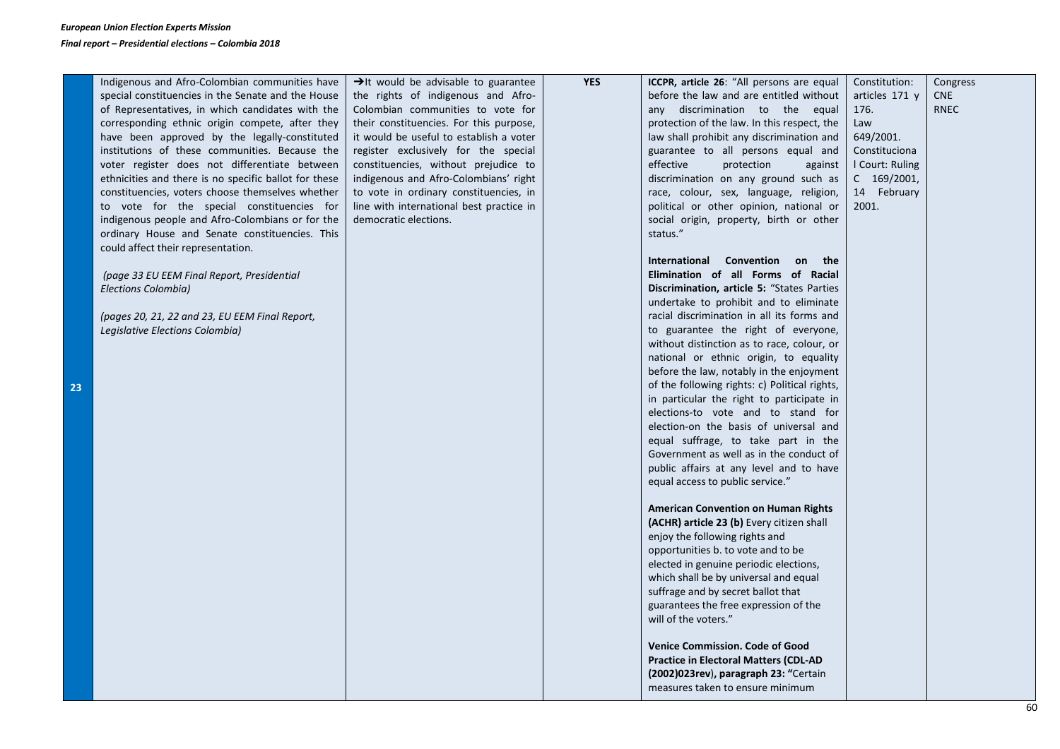| | | | | | | |
|---|---|---|---|---|---|---|
| 23 | Indigenous and Afro-Colombian communities have special constituencies in the Senate and the House of Representatives, in which candidates with the corresponding ethnic origin compete, after they have been approved by the legally-constituted institutions of these communities. Because the voter register does not differentiate between ethnicities and there is no specific ballot for these constituencies, voters choose themselves whether to vote for the special constituencies for indigenous people and Afro-Colombians or for the ordinary House and Senate constituencies. This could affect their representation.<br><br>*(page 33 EU EEM Final Report, Presidential Elections Colombia)*<br><br>*(pages 20, 21, 22 and 23, EU EEM Final Report, Legislative Elections Colombia)* | →It would be advisable to guarantee the rights of indigenous and Afro-Colombian communities to vote for their constituencies. For this purpose, it would be useful to establish a voter register exclusively for the special constituencies, without prejudice to indigenous and Afro-Colombians' right to vote in ordinary constituencies, in line with international best practice in democratic elections. | **YES** | **ICCPR, article 26**: "All persons are equal before the law and are entitled without any discrimination to the equal protection of the law. In this respect, the law shall prohibit any discrimination and guarantee to all persons equal and effective protection against discrimination on any ground such as race, colour, sex, language, religion, political or other opinion, national or social origin, property, birth or other status."<br><br>**International Convention on the Elimination of all Forms of Racial Discrimination, article 5:** "States Parties undertake to prohibit and to eliminate racial discrimination in all its forms and to guarantee the right of everyone, without distinction as to race, colour, or national or ethnic origin, to equality before the law, notably in the enjoyment of the following rights: c) Political rights, in particular the right to participate in elections-to vote and to stand for election-on the basis of universal and equal suffrage, to take part in the Government as well as in the conduct of public affairs at any level and to have equal access to public service."<br><br>**American Convention on Human Rights (ACHR) article 23 (b)** Every citizen shall enjoy the following rights and opportunities b. to vote and to be elected in genuine periodic elections, which shall be by universal and equal suffrage and by secret ballot that guarantees the free expression of the will of the voters."<br><br>**Venice Commission. Code of Good Practice in Electoral Matters (CDL-AD (2002)023rev), paragraph 23: "**Certain measures taken to ensure minimum | Constitution: articles 171 y 176.<br>Law 649/2001.<br>Constitucional Court: Ruling C 169/2001, 14 February 2001. | Congress<br>CNE<br>RNEC |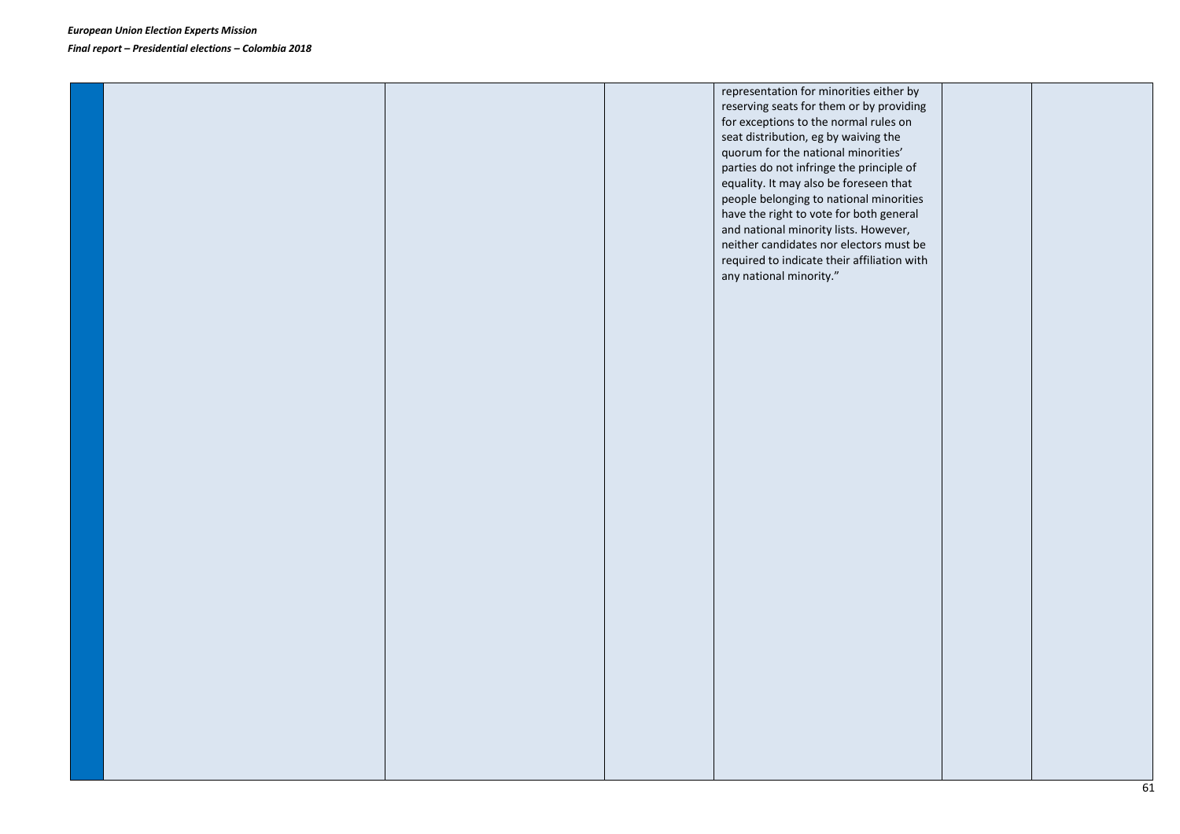| | | | | | | |
|---|---|---|---|---|---|---|
| | | | | representation for minorities either by reserving seats for them or by providing for exceptions to the normal rules on seat distribution, eg by waiving the quorum for the national minorities' parties do not infringe the principle of equality. It may also be foreseen that people belonging to national minorities have the right to vote for both general and national minority lists. However, neither candidates nor electors must be required to indicate their affiliation with any national minority." | | |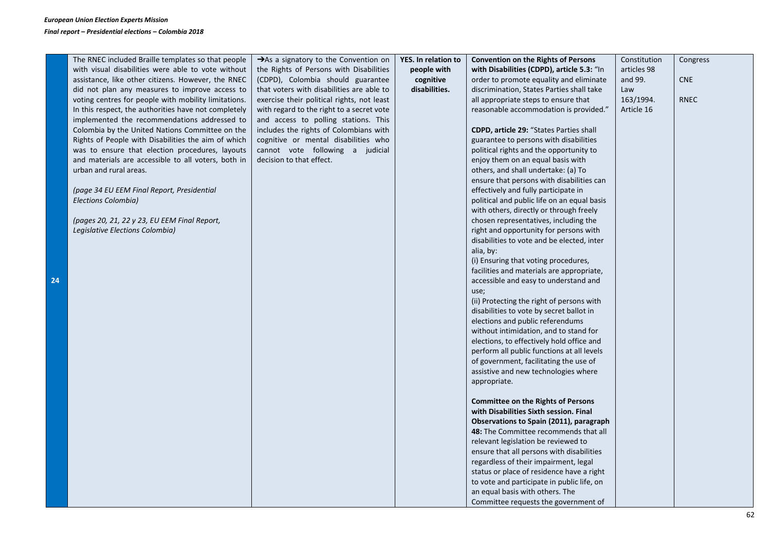| 24 | The RNEC included Braille templates so that people with visual disabilities were able to vote without assistance, like other citizens. However, the RNEC did not plan any measures to improve access to voting centres for people with mobility limitations. In this respect, the authorities have not completely implemented the recommendations addressed to Colombia by the United Nations Committee on the Rights of People with Disabilities the aim of which was to ensure that election procedures, layouts and materials are accessible to all voters, both in urban and rural areas.<br><br>*(page 34 EU EEM Final Report, Presidential Elections Colombia)*<br><br>*(pages 20, 21, 22 y 23, EU EEM Final Report, Legislative Elections Colombia)* | →As a signatory to the Convention on the Rights of Persons with Disabilities (CDPD), Colombia should guarantee that voters with disabilities are able to exercise their political rights, not least with regard to the right to a secret vote and access to polling stations. This includes the rights of Colombians with cognitive or mental disabilities who cannot vote following a judicial decision to that effect. | **YES. In relation to people with cognitive disabilities.** | **Convention on the Rights of Persons with Disabilities (CDPD), article 5.3:** "In order to promote equality and eliminate discrimination, States Parties shall take all appropriate steps to ensure that reasonable accommodation is provided."<br><br>**CDPD, article 29:** "States Parties shall guarantee to persons with disabilities political rights and the opportunity to enjoy them on an equal basis with others, and shall undertake: (a) To ensure that persons with disabilities can effectively and fully participate in political and public life on an equal basis with others, directly or through freely chosen representatives, including the right and opportunity for persons with disabilities to vote and be elected, inter alia, by:<br>(i) Ensuring that voting procedures, facilities and materials are appropriate, accessible and easy to understand and use;<br>(ii) Protecting the right of persons with disabilities to vote by secret ballot in elections and public referendums without intimidation, and to stand for elections, to effectively hold office and perform all public functions at all levels of government, facilitating the use of assistive and new technologies where appropriate.<br><br>**Committee on the Rights of Persons with Disabilities Sixth session. Final Observations to Spain (2011), paragraph 48:** The Committee recommends that all relevant legislation be reviewed to ensure that all persons with disabilities regardless of their impairment, legal status or place of residence have a right to vote and participate in public life, on an equal basis with others. The Committee requests the government of | Constitution articles 98 and 99.<br>Law 163/1994. Article 16 | Congress<br><br>CNE<br><br>RNEC |
|---|---|---|---|---|---|---|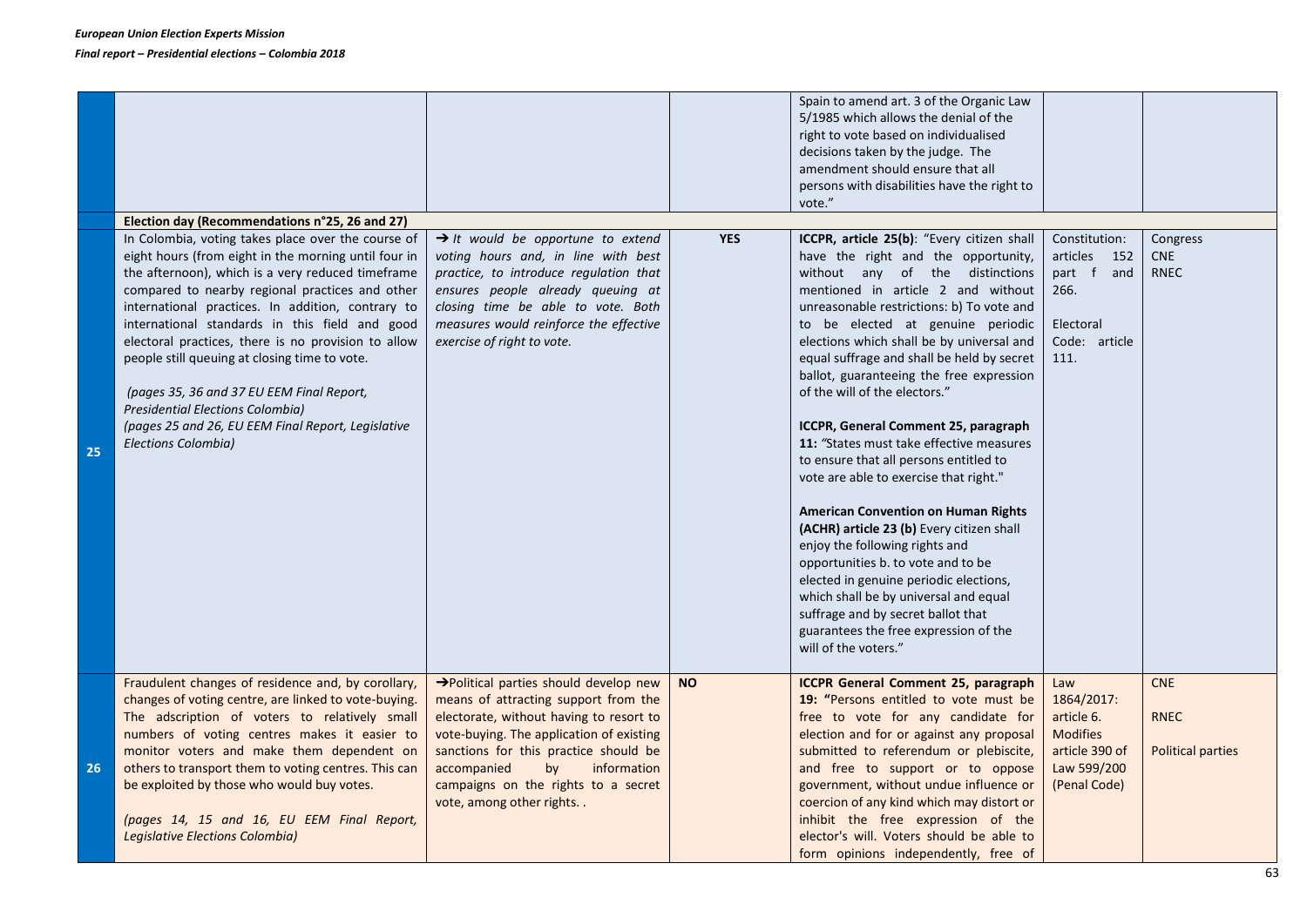| | | | | | | |
|---|---|---|---|---|---|---|
| | | | | Spain to amend art. 3 of the Organic Law 5/1985 which allows the denial of the right to vote based on individualised decisions taken by the judge. The amendment should ensure that all persons with disabilities have the right to vote." | | |
| | **Election day (Recommendations n°25, 26 and 27)** | | | | | |
| 25 | In Colombia, voting takes place over the course of eight hours (from eight in the morning until four in the afternoon), which is a very reduced timeframe compared to nearby regional practices and other international practices. In addition, contrary to international standards in this field and good electoral practices, there is no provision to allow people still queuing at closing time to vote.<br><br>*(pages 35, 36 and 37 EU EEM Final Report, Presidential Elections Colombia)*<br>*(pages 25 and 26, EU EEM Final Report, Legislative Elections Colombia)* | → *It would be opportune to extend voting hours and, in line with best practice, to introduce regulation that ensures people already queuing at closing time be able to vote. Both measures would reinforce the effective exercise of right to vote.* | **YES** | **ICCPR, article 25(b)**: "Every citizen shall have the right and the opportunity, without any of the distinctions mentioned in article 2 and without unreasonable restrictions: b) To vote and to be elected at genuine periodic elections which shall be by universal and equal suffrage and shall be held by secret ballot, guaranteeing the free expression of the will of the electors."<br><br>**ICCPR, General Comment 25, paragraph 11:** "States must take effective measures to ensure that all persons entitled to vote are able to exercise that right."<br><br>**American Convention on Human Rights (ACHR) article 23 (b)** Every citizen shall enjoy the following rights and opportunities b. to vote and to be elected in genuine periodic elections, which shall be by universal and equal suffrage and by secret ballot that guarantees the free expression of the will of the voters." | Constitution: articles 152 part f and 266.<br><br>Electoral Code: article 111. | Congress<br>CNE<br>RNEC |
| 26 | Fraudulent changes of residence and, by corollary, changes of voting centre, are linked to vote-buying. The adscription of voters to relatively small numbers of voting centres makes it easier to monitor voters and make them dependent on others to transport them to voting centres. This can be exploited by those who would buy votes.<br><br>*(pages 14, 15 and 16, EU EEM Final Report, Legislative Elections Colombia)* | →Political parties should develop new means of attracting support from the electorate, without having to resort to vote-buying. The application of existing sanctions for this practice should be accompanied by information campaigns on the rights to a secret vote, among other rights. . | **NO** | **ICCPR General Comment 25, paragraph 19: "**Persons entitled to vote must be free to vote for any candidate for election and for or against any proposal submitted to referendum or plebiscite, and free to support or to oppose government, without undue influence or coercion of any kind which may distort or inhibit the free expression of the elector's will. Voters should be able to form opinions independently, free of | Law 1864/2017: article 6. Modifies article 390 of Law 599/200 (Penal Code) | CNE<br><br>RNEC<br><br>Political parties |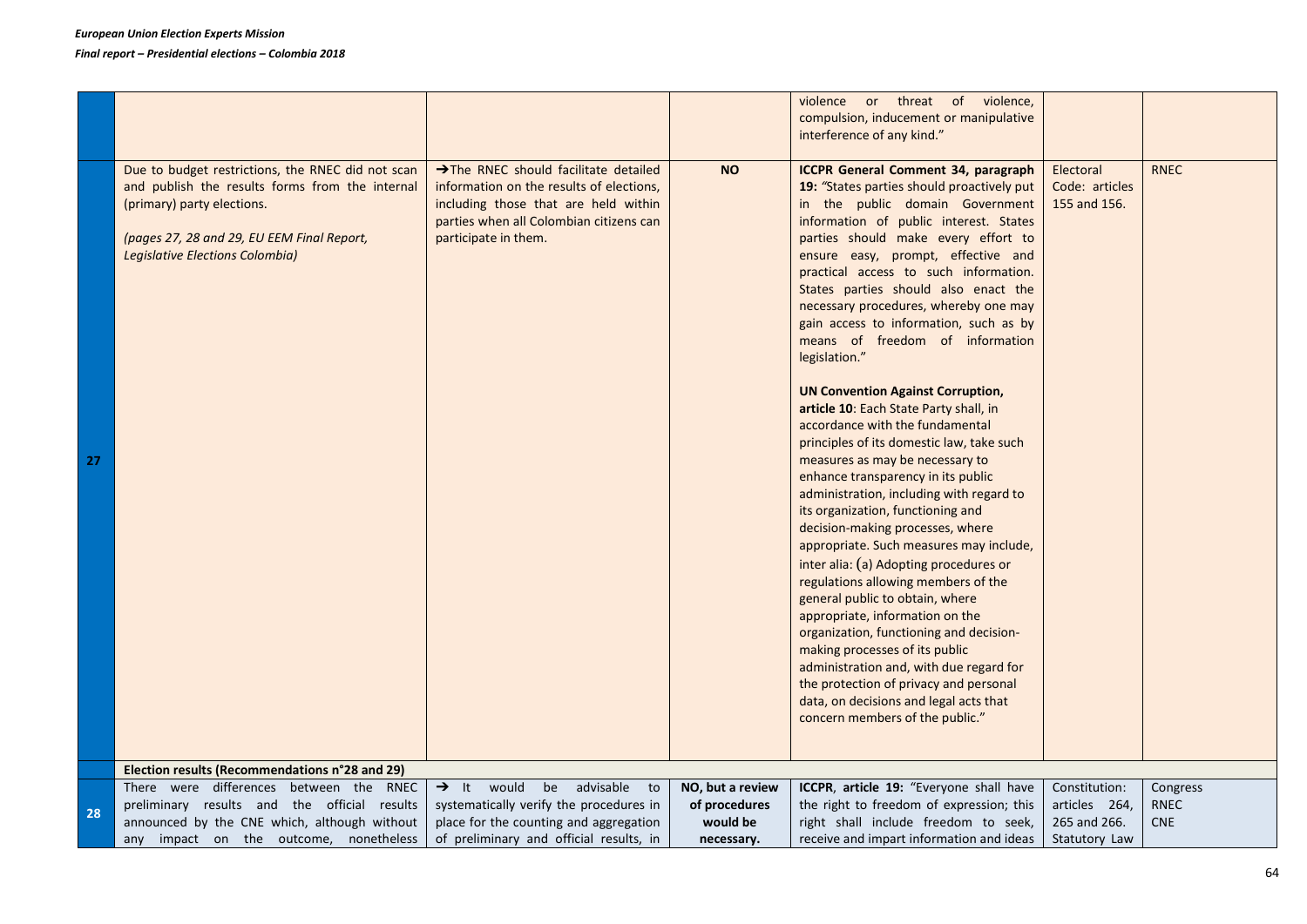| | | | | | | |
|---|---|---|---|---|---|---|
| | | | | violence or threat of violence, compulsion, inducement or manipulative interference of any kind." | | |
| 27 | Due to budget restrictions, the RNEC did not scan and publish the results forms from the internal (primary) party elections.<br><br>*(pages 27, 28 and 29, EU EEM Final Report, Legislative Elections Colombia)* | →The RNEC should facilitate detailed information on the results of elections, including those that are held within parties when all Colombian citizens can participate in them. | **NO** | **ICCPR General Comment 34, paragraph 19:** "States parties should proactively put in the public domain Government information of public interest. States parties should make every effort to ensure easy, prompt, effective and practical access to such information. States parties should also enact the necessary procedures, whereby one may gain access to information, such as by means of freedom of information legislation."<br><br>**UN Convention Against Corruption, article 10**: Each State Party shall, in accordance with the fundamental principles of its domestic law, take such measures as may be necessary to enhance transparency in its public administration, including with regard to its organization, functioning and decision-making processes, where appropriate. Such measures may include, inter alia: (a) Adopting procedures or regulations allowing members of the general public to obtain, where appropriate, information on the organization, functioning and decision-making processes of its public administration and, with due regard for the protection of privacy and personal data, on decisions and legal acts that concern members of the public." | Electoral Code: articles 155 and 156. | RNEC |
| | **Election results (Recommendations n°28 and 29)** | | | | | |
| 28 | There were differences between the RNEC preliminary results and the official results announced by the CNE which, although without any impact on the outcome, nonetheless | → It would be advisable to systematically verify the procedures in place for the counting and aggregation of preliminary and official results, in | **NO, but a review of procedures would be necessary.** | **ICCPR, article 19:** "Everyone shall have the right to freedom of expression; this right shall include freedom to seek, receive and impart information and ideas | Constitution: articles 264, 265 and 266. Statutory Law | Congress<br>RNEC<br>CNE |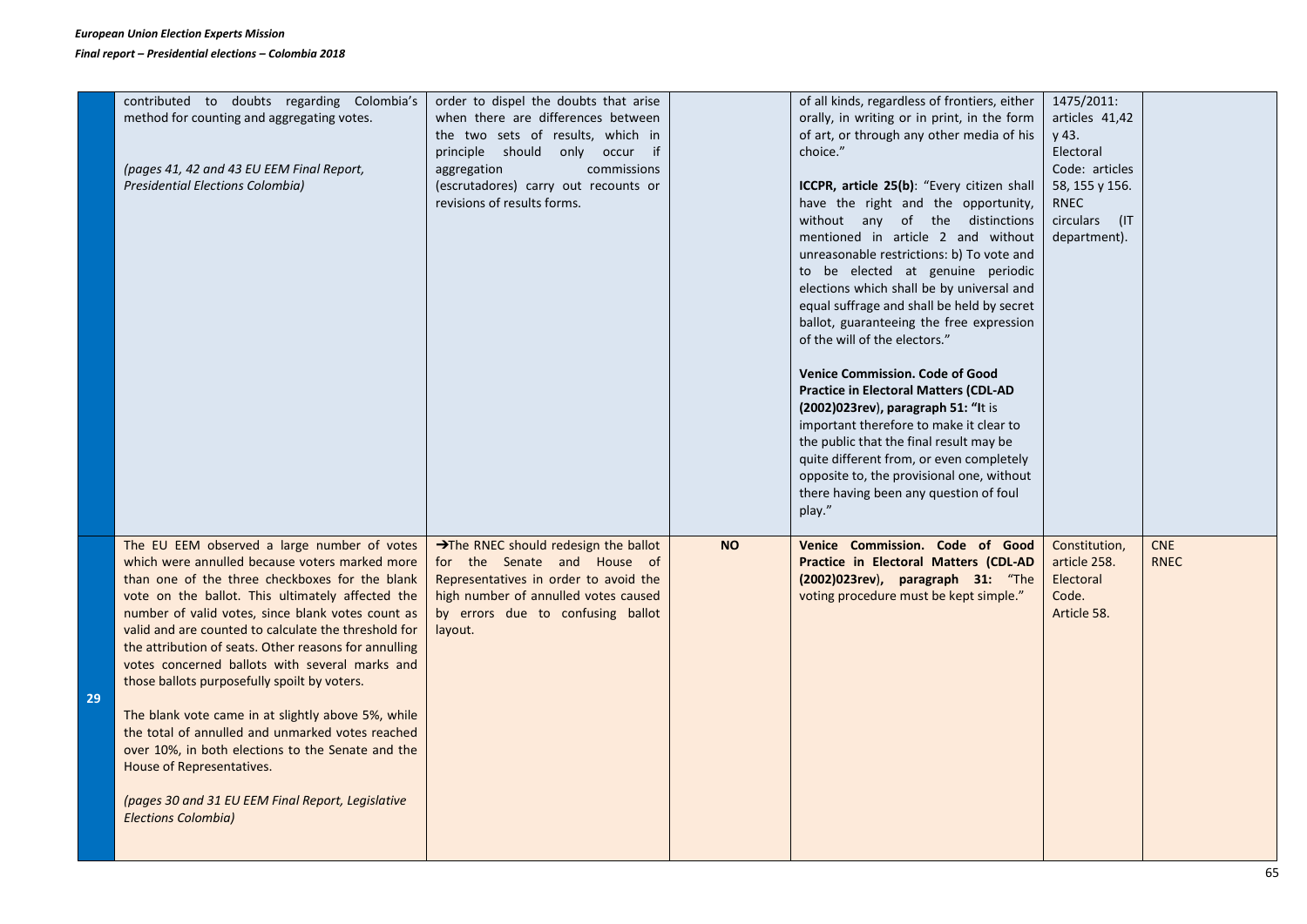| | | | | | | |
|---|---|---|---|---|---|---|
| | contributed to doubts regarding Colombia's method for counting and aggregating votes.<br><br>*(pages 41, 42 and 43 EU EEM Final Report, Presidential Elections Colombia)* | order to dispel the doubts that arise when there are differences between the two sets of results, which in principle should only occur if aggregation commissions (escrutadores) carry out recounts or revisions of results forms. | | of all kinds, regardless of frontiers, either orally, in writing or in print, in the form of art, or through any other media of his choice."<br><br>**ICCPR, article 25(b)**: "Every citizen shall have the right and the opportunity, without any of the distinctions mentioned in article 2 and without unreasonable restrictions: b) To vote and to be elected at genuine periodic elections which shall be by universal and equal suffrage and shall be held by secret ballot, guaranteeing the free expression of the will of the electors."<br><br>**Venice Commission. Code of Good Practice in Electoral Matters (CDL-AD (2002)023rev), paragraph 51: "**It is important therefore to make it clear to the public that the final result may be quite different from, or even completely opposite to, the provisional one, without there having been any question of foul play." | 1475/2011: articles 41,42 y 43. Electoral Code: articles 58, 155 y 156. RNEC circulars (IT department). | |
| **29** | The EU EEM observed a large number of votes which were annulled because voters marked more than one of the three checkboxes for the blank vote on the ballot. This ultimately affected the number of valid votes, since blank votes count as valid and are counted to calculate the threshold for the attribution of seats. Other reasons for annulling votes concerned ballots with several marks and those ballots purposefully spoilt by voters.<br><br>The blank vote came in at slightly above 5%, while the total of annulled and unmarked votes reached over 10%, in both elections to the Senate and the House of Representatives.<br><br>*(pages 30 and 31 EU EEM Final Report, Legislative Elections Colombia)* | →The RNEC should redesign the ballot for the Senate and House of Representatives in order to avoid the high number of annulled votes caused by errors due to confusing ballot layout. | **NO** | **Venice Commission. Code of Good Practice in Electoral Matters (CDL-AD (2002)023rev), paragraph 31:** "The voting procedure must be kept simple." | Constitution, article 258. Electoral Code. Article 58. | CNE RNEC |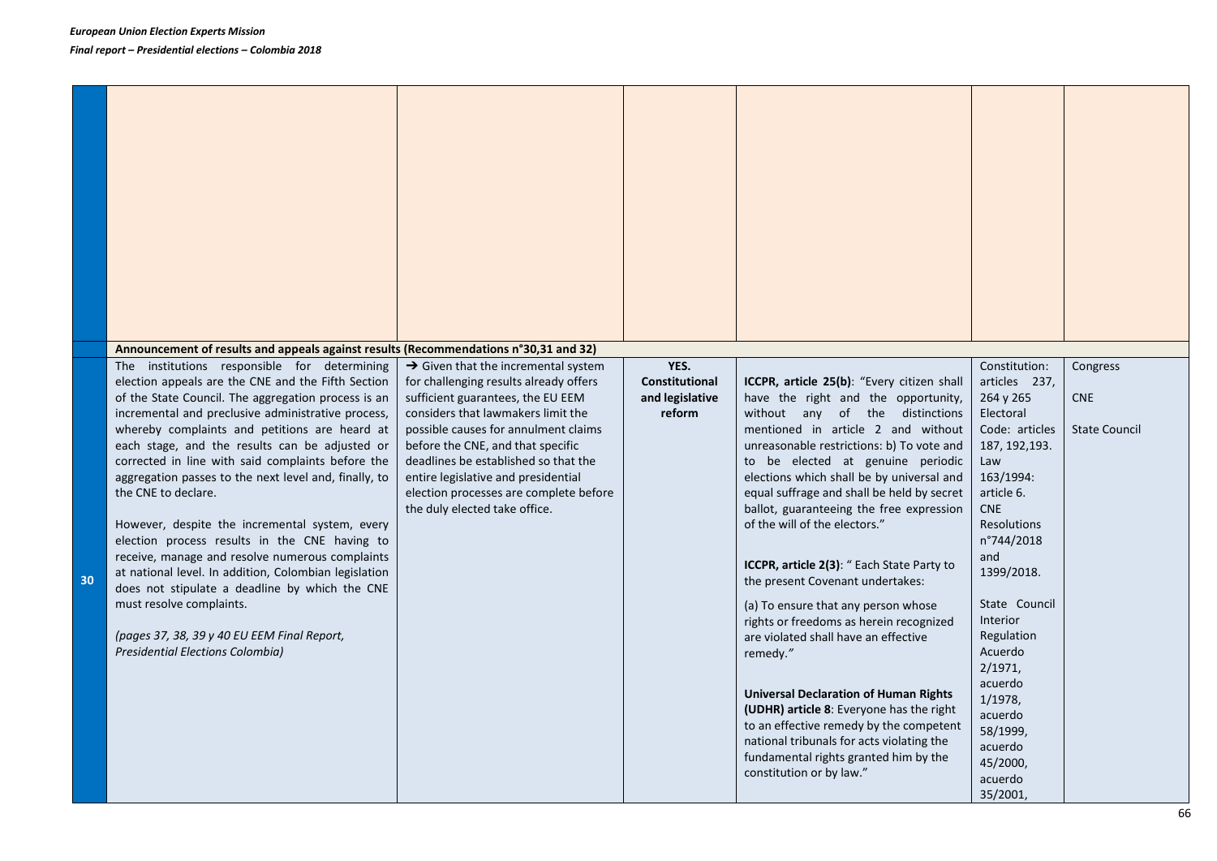| | | | | | | |
|---|---|---|---|---|---|---|
| | | | | | | |
| | **Announcement of results and appeals against results (Recommendations n°30,31 and 32)** | | | | | |
| **30** | The institutions responsible for determining election appeals are the CNE and the Fifth Section of the State Council. The aggregation process is an incremental and preclusive administrative process, whereby complaints and petitions are heard at each stage, and the results can be adjusted or corrected in line with said complaints before the aggregation passes to the next level and, finally, to the CNE to declare.<br><br>However, despite the incremental system, every election process results in the CNE having to receive, manage and resolve numerous complaints at national level. In addition, Colombian legislation does not stipulate a deadline by which the CNE must resolve complaints.<br><br>*(pages 37, 38, 39 y 40 EU EEM Final Report, Presidential Elections Colombia)* | → Given that the incremental system for challenging results already offers sufficient guarantees, the EU EEM considers that lawmakers limit the possible causes for annulment claims before the CNE, and that specific deadlines be established so that the entire legislative and presidential election processes are complete before the duly elected take office. | **YES. Constitutional and legislative reform** | **ICCPR, article 25(b)**: "Every citizen shall have the right and the opportunity, without any of the distinctions mentioned in article 2 and without unreasonable restrictions: b) To vote and to be elected at genuine periodic elections which shall be by universal and equal suffrage and shall be held by secret ballot, guaranteeing the free expression of the will of the electors."<br><br>**ICCPR, article 2(3)**: " Each State Party to the present Covenant undertakes:<br><br>(a) To ensure that any person whose rights or freedoms as herein recognized are violated shall have an effective remedy."<br><br>**Universal Declaration of Human Rights (UDHR) article 8**: Everyone has the right to an effective remedy by the competent national tribunals for acts violating the fundamental rights granted him by the constitution or by law." | Constitution: articles 237, 264 y 265 Electoral Code: articles 187, 192,193. Law 163/1994: article 6. CNE Resolutions n°744/2018 and 1399/2018.<br><br>State Council Interior Regulation Acuerdo 2/1971, acuerdo 1/1978, acuerdo 58/1999, acuerdo 45/2000, acuerdo 35/2001, | Congress<br><br>CNE<br><br>State Council |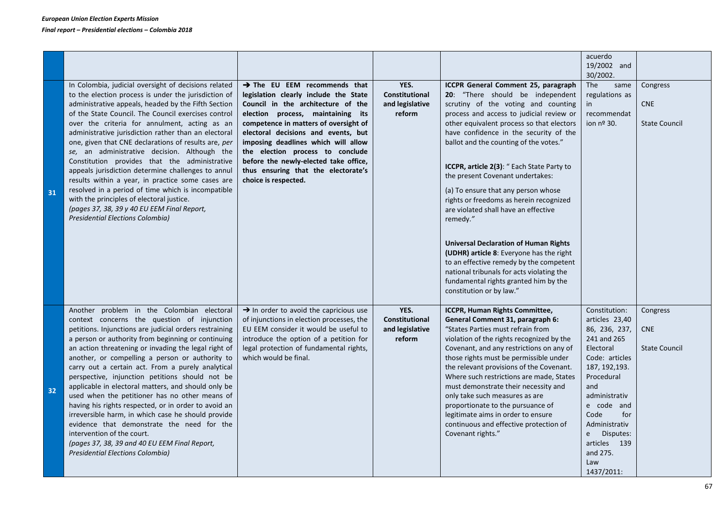| | | | | | | |
|---|---|---|---|---|---|---|
| | | | | | acuerdo 19/2002 and 30/2002. | |
| **31** | In Colombia, judicial oversight of decisions related to the election process is under the jurisdiction of administrative appeals, headed by the Fifth Section of the State Council. The Council exercises control over the criteria for annulment, acting as an administrative jurisdiction rather than an electoral one, given that CNE declarations of results are, *per se*, an administrative decision. Although the Constitution provides that the administrative appeals jurisdiction determine challenges to annul results within a year, in practice some cases are resolved in a period of time which is incompatible with the principles of electoral justice.<br>*(pages 37, 38, 39 y 40 EU EEM Final Report, Presidential Elections Colombia)* | **→ The EU EEM recommends that legislation clearly include the State Council in the architecture of the election process, maintaining its competence in matters of oversight of electoral decisions and events, but imposing deadlines which will allow the election process to conclude before the newly-elected take office, thus ensuring that the electorate's choice is respected.** | **YES. Constitutional and legislative reform** | **ICCPR General Comment 25, paragraph 20**: "There should be independent scrutiny of the voting and counting process and access to judicial review or other equivalent process so that electors have confidence in the security of the ballot and the counting of the votes."<br><br>**ICCPR, article 2(3)**: " Each State Party to the present Covenant undertakes:<br>(a) To ensure that any person whose rights or freedoms as herein recognized are violated shall have an effective remedy."<br><br>**Universal Declaration of Human Rights (UDHR) article 8**: Everyone has the right to an effective remedy by the competent national tribunals for acts violating the fundamental rights granted him by the constitution or by law." | The same regulations as in recommendation nº 30. | Congress<br>CNE<br>State Council |
| **32** | Another problem in the Colombian electoral context concerns the question of injunction petitions. Injunctions are judicial orders restraining a person or authority from beginning or continuing an action threatening or invading the legal right of another, or compelling a person or authority to carry out a certain act. From a purely analytical perspective, injunction petitions should not be applicable in electoral matters, and should only be used when the petitioner has no other means of having his rights respected, or in order to avoid an irreversible harm, in which case he should provide evidence that demonstrate the need for the intervention of the court.<br>*(pages 37, 38, 39 and 40 EU EEM Final Report, Presidential Elections Colombia)* | → In order to avoid the capricious use of injunctions in election processes, the EU EEM consider it would be useful to introduce the option of a petition for legal protection of fundamental rights, which would be final. | **YES. Constitutional and legislative reform** | **ICCPR, Human Rights Committee, General Comment 31, paragraph 6:** "States Parties must refrain from violation of the rights recognized by the Covenant, and any restrictions on any of those rights must be permissible under the relevant provisions of the Covenant. Where such restrictions are made, States must demonstrate their necessity and only take such measures as are proportionate to the pursuance of legitimate aims in order to ensure continuous and effective protection of Covenant rights." | Constitution: articles 23,40 86, 236, 237, 241 and 265<br>Electoral Code: articles 187, 192,193.<br>Procedural and administrative code and Code for Administrative Disputes: articles 139 and 275.<br>Law 1437/2011: | Congress<br>CNE<br>State Council |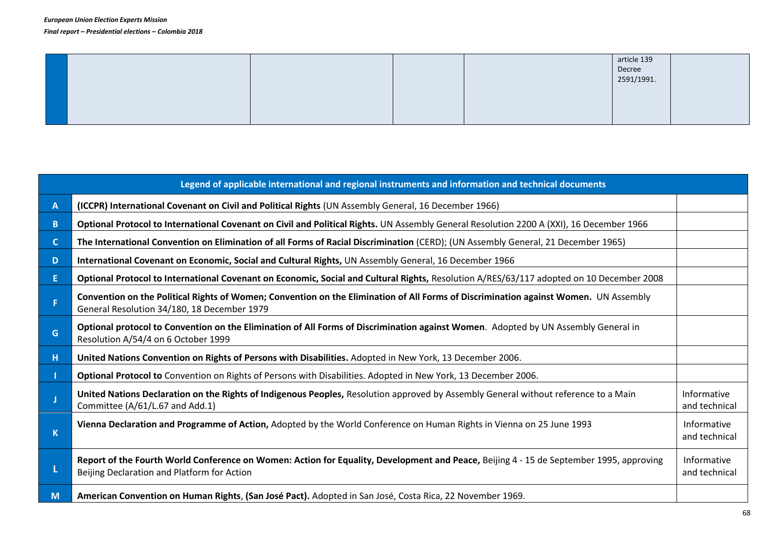|  |  |  |  |  | article 139 Decree 2591/1991. |  |
|---|---|---|---|---|---|---|

| Legend of applicable international and regional instruments and information and technical documents | | |
|---|---|---|
| A | **(ICCPR) International Covenant on Civil and Political Rights** (UN Assembly General, 16 December 1966) | |
| B | **Optional Protocol to International Covenant on Civil and Political Rights.** UN Assembly General Resolution 2200 A (XXI), 16 December 1966 | |
| C | **The International Convention on Elimination of all Forms of Racial Discrimination** (CERD); (UN Assembly General, 21 December 1965) | |
| D | **International Covenant on Economic, Social and Cultural Rights,** UN Assembly General, 16 December 1966 | |
| E | **Optional Protocol to International Covenant on Economic, Social and Cultural Rights,** Resolution A/RES/63/117 adopted on 10 December 2008 | |
| F | **Convention on the Political Rights of Women; Convention on the Elimination of All Forms of Discrimination against Women.** UN Assembly General Resolution 34/180, 18 December 1979 | |
| G | **Optional protocol to Convention on the Elimination of All Forms of Discrimination against Women**. Adopted by UN Assembly General in Resolution A/54/4 on 6 October 1999 | |
| H | **United Nations Convention on Rights of Persons with Disabilities.** Adopted in New York, 13 December 2006. | |
| I | **Optional Protocol to** Convention on Rights of Persons with Disabilities. Adopted in New York, 13 December 2006. | |
| J | **United Nations Declaration on the Rights of Indigenous Peoples,** Resolution approved by Assembly General without reference to a Main Committee (A/61/L.67 and Add.1) | Informative and technical |
| K | **Vienna Declaration and Programme of Action,** Adopted by the World Conference on Human Rights in Vienna on 25 June 1993 | Informative and technical |
| L | **Report of the Fourth World Conference on Women: Action for Equality, Development and Peace,** Beijing 4 - 15 de September 1995, approving Beijing Declaration and Platform for Action | Informative and technical |
| M | **American Convention on Human Rights**, **(San José Pact).** Adopted in San José, Costa Rica, 22 November 1969. | |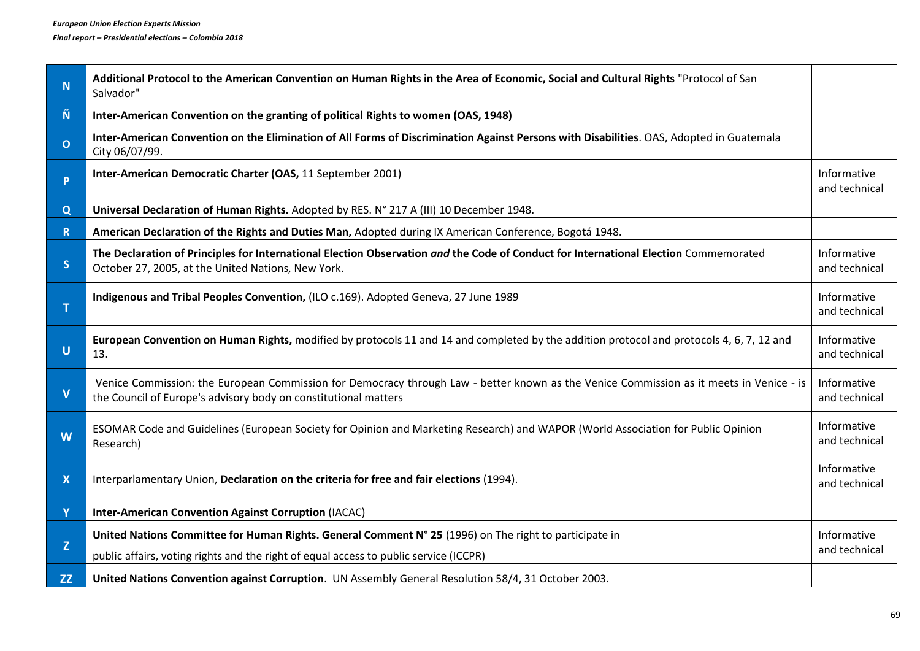| | | |
|---|---|---|
| **N** | **Additional Protocol to the American Convention on Human Rights in the Area of Economic, Social and Cultural Rights** "Protocol of San Salvador" | |
| **Ñ** | **Inter-American Convention on the granting of political Rights to women (OAS, 1948)** | |
| **O** | **Inter-American Convention on the Elimination of All Forms of Discrimination Against Persons with Disabilities**. OAS, Adopted in Guatemala City 06/07/99. | |
| **P** | **Inter-American Democratic Charter (OAS,** 11 September 2001) | Informative and technical |
| **Q** | **Universal Declaration of Human Rights.** Adopted by RES. N° 217 A (III) 10 December 1948. | |
| **R** | **American Declaration of the Rights and Duties Man,** Adopted during IX American Conference, Bogotá 1948. | |
| **S** | **The Declaration of Principles for International Election Observation *and* the Code of Conduct for International Election** Commemorated October 27, 2005, at the United Nations, New York. | Informative and technical |
| **T** | **Indigenous and Tribal Peoples Convention,** (ILO c.169). Adopted Geneva, 27 June 1989 | Informative and technical |
| **U** | **European Convention on Human Rights,** modified by protocols 11 and 14 and completed by the addition protocol and protocols 4, 6, 7, 12 and 13. | Informative and technical |
| **V** | Venice Commission: the European Commission for Democracy through Law - better known as the Venice Commission as it meets in Venice - is the Council of Europe's advisory body on constitutional matters | Informative and technical |
| **W** | ESOMAR Code and Guidelines (European Society for Opinion and Marketing Research) and WAPOR (World Association for Public Opinion Research) | Informative and technical |
| **X** | Interparlamentary Union, **Declaration on the criteria for free and fair elections** (1994). | Informative and technical |
| **Y** | **Inter-American Convention Against Corruption** (IACAC) | |
| **Z** | **United Nations Committee for Human Rights. General Comment N° 25** (1996) on The right to participate in public affairs, voting rights and the right of equal access to public service (ICCPR) | Informative and technical |
| **ZZ** | **United Nations Convention against Corruption**. UN Assembly General Resolution 58/4, 31 October 2003. | |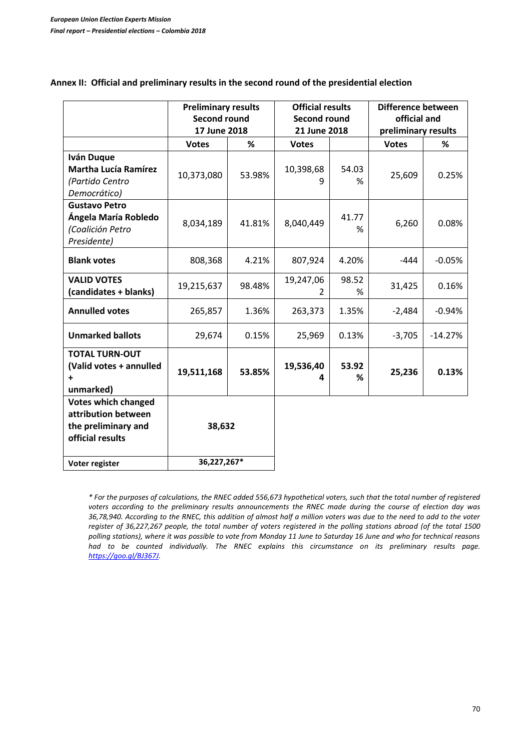## Annex II: Official and preliminary results in the second round of the presidential election

| | Preliminary results Second round 17 June 2018 | | Official results Second round 21 June 2018 | | Difference between official and preliminary results | |
|---|---|---|---|---|---|---|
| | **Votes** | **%** | **Votes** | | **Votes** | **%** |
| **Iván Duque Martha Lucía Ramírez** *(Partido Centro Democrático)* | 10,373,080 | 53.98% | 10,398,689 | 54.03% | 25,609 | 0.25% |
| **Gustavo Petro Ángela María Robledo** *(Coalición Petro Presidente)* | 8,034,189 | 41.81% | 8,040,449 | 41.77% | 6,260 | 0.08% |
| **Blank votes** | 808,368 | 4.21% | 807,924 | 4.20% | -444 | -0.05% |
| **VALID VOTES (candidates + blanks)** | 19,215,637 | 98.48% | 19,247,062 | 98.52% | 31,425 | 0.16% |
| **Annulled votes** | 265,857 | 1.36% | 263,373 | 1.35% | -2,484 | -0.94% |
| **Unmarked ballots** | 29,674 | 0.15% | 25,969 | 0.13% | -3,705 | -14.27% |
| **TOTAL TURN-OUT (Valid votes + annulled + unmarked)** | **19,511,168** | **53.85%** | **19,536,404** | **53.92%** | **25,236** | **0.13%** |
| **Votes which changed attribution between the preliminary and official results** | **38,632** | | | | | |
| **Voter register** | 36,227,267* | | | | | |

*\* For the purposes of calculations, the RNEC added 556,673 hypothetical voters, such that the total number of registered voters according to the preliminary results announcements the RNEC made during the course of election day was 36,78,940. According to the RNEC, this addition of almost half a million voters was due to the need to add to the voter register of 36,227,267 people, the total number of voters registered in the polling stations abroad (of the total 1500 polling stations), where it was possible to vote from Monday 11 June to Saturday 16 June and who for technical reasons had to be counted individually. The RNEC explains this circumstance on its preliminary results page. https://goo.gl/BJ367J.*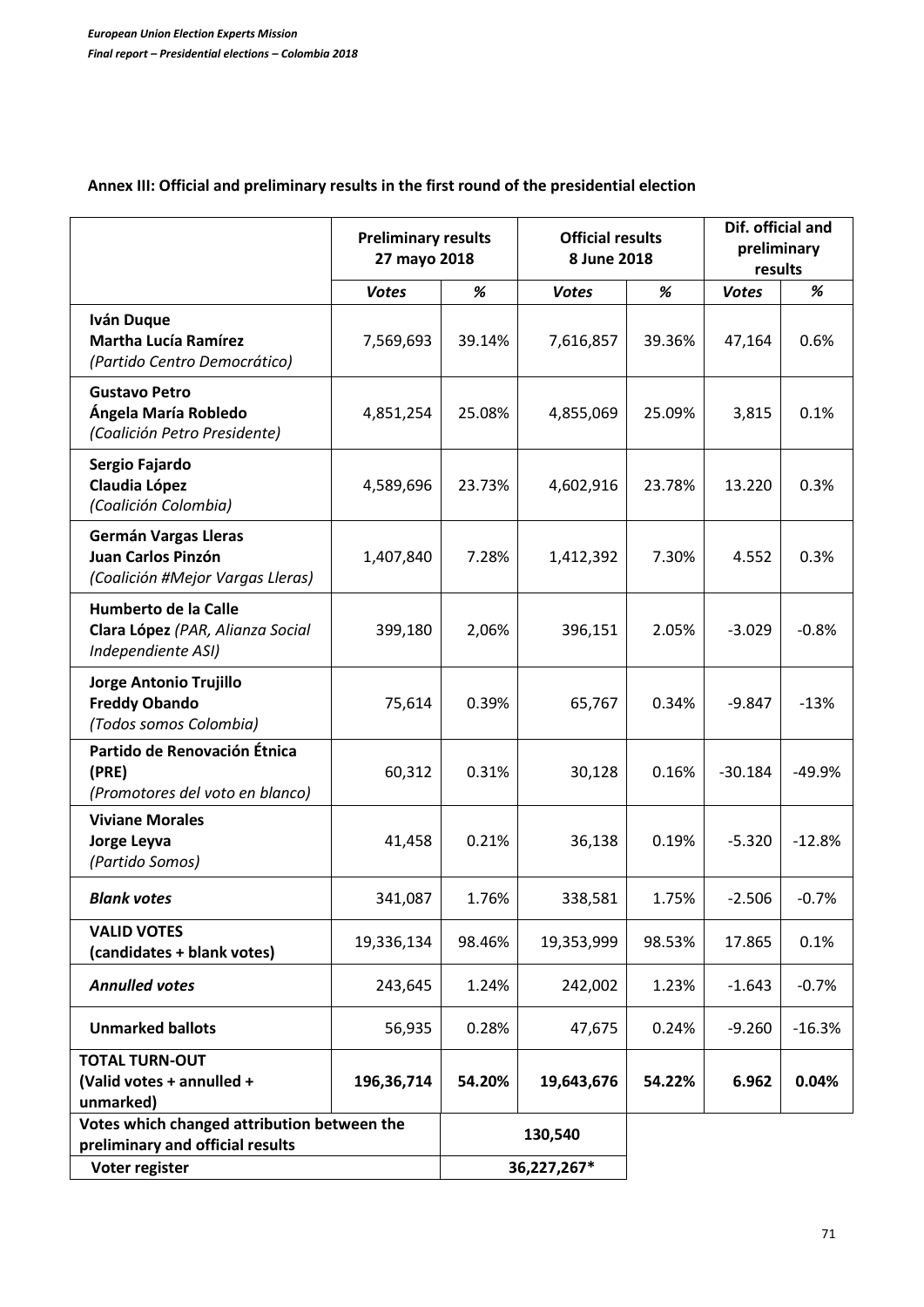**Annex III: Official and preliminary results in the first round of the presidential election**

| | Preliminary results 27 mayo 2018 | | Official results 8 June 2018 | | Dif. official and preliminary results | |
|---|---|---|---|---|---|---|
| | ***Votes*** | ***%*** | ***Votes*** | ***%*** | ***Votes*** | ***%*** |
| **Iván Duque**<br>**Martha Lucía Ramírez**<br>*(Partido Centro Democrático)* | 7,569,693 | 39.14% | 7,616,857 | 39.36% | 47,164 | 0.6% |
| **Gustavo Petro**<br>**Ángela María Robledo**<br>*(Coalición Petro Presidente)* | 4,851,254 | 25.08% | 4,855,069 | 25.09% | 3,815 | 0.1% |
| **Sergio Fajardo**<br>**Claudia López**<br>*(Coalición Colombia)* | 4,589,696 | 23.73% | 4,602,916 | 23.78% | 13.220 | 0.3% |
| **Germán Vargas Lleras**<br>**Juan Carlos Pinzón**<br>*(Coalición #Mejor Vargas Lleras)* | 1,407,840 | 7.28% | 1,412,392 | 7.30% | 4.552 | 0.3% |
| **Humberto de la Calle**<br>**Clara López** *(PAR, Alianza Social Independiente ASI)* | 399,180 | 2,06% | 396,151 | 2.05% | -3.029 | -0.8% |
| **Jorge Antonio Trujillo**<br>**Freddy Obando**<br>*(Todos somos Colombia)* | 75,614 | 0.39% | 65,767 | 0.34% | -9.847 | -13% |
| **Partido de Renovación Étnica (PRE)**<br>*(Promotores del voto en blanco)* | 60,312 | 0.31% | 30,128 | 0.16% | -30.184 | -49.9% |
| **Viviane Morales**<br>**Jorge Leyva**<br>*(Partido Somos)* | 41,458 | 0.21% | 36,138 | 0.19% | -5.320 | -12.8% |
| ***Blank votes*** | 341,087 | 1.76% | 338,581 | 1.75% | -2.506 | -0.7% |
| **VALID VOTES (candidates + blank votes)** | 19,336,134 | 98.46% | 19,353,999 | 98.53% | 17.865 | 0.1% |
| ***Annulled votes*** | 243,645 | 1.24% | 242,002 | 1.23% | -1.643 | -0.7% |
| **Unmarked ballots** | 56,935 | 0.28% | 47,675 | 0.24% | -9.260 | -16.3% |
| **TOTAL TURN-OUT (Valid votes + annulled + unmarked)** | **196,36,714** | **54.20%** | **19,643,676** | **54.22%** | **6.962** | **0.04%** |
| **Votes which changed attribution between the preliminary and official results** | | **130,540** | | | | |
| **Voter register** | | **36,227,267*** | | | | |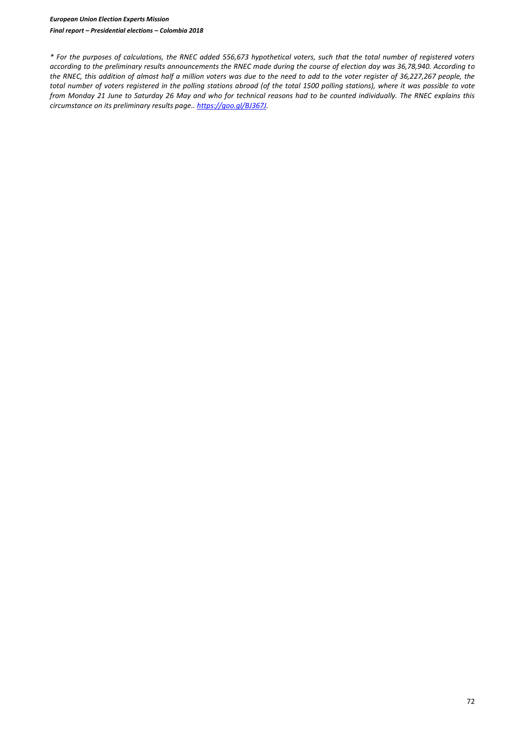*\* For the purposes of calculations, the RNEC added 556,673 hypothetical voters, such that the total number of registered voters according to the preliminary results announcements the RNEC made during the course of election day was 36,78,940. According to the RNEC, this addition of almost half a million voters was due to the need to add to the voter register of 36,227,267 people, the total number of voters registered in the polling stations abroad (of the total 1500 polling stations), where it was possible to vote from Monday 21 June to Saturday 26 May and who for technical reasons had to be counted individually. The RNEC explains this circumstance on its preliminary results page.. [https://goo.gl/BJ367J](https://goo.gl/BJ367J).*